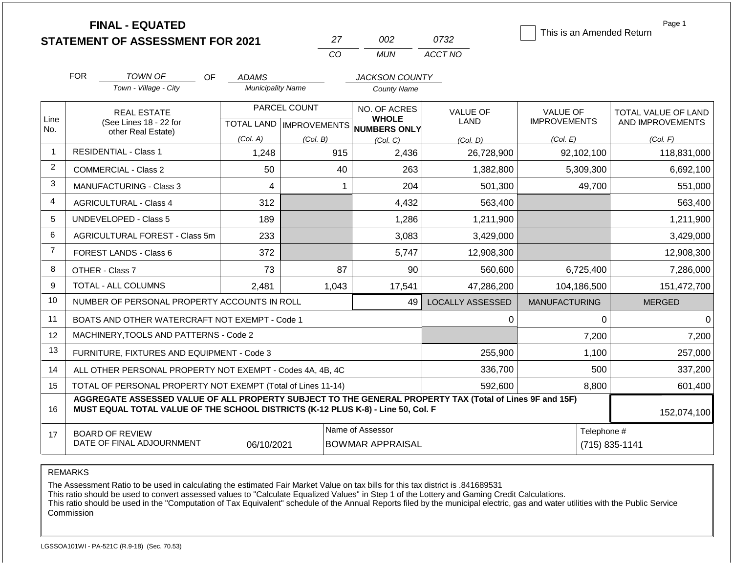# FINAL - EQUATED
# STATEMENT OF ASSESSMENT FOR 2021

| 27 | 002 | 0732 |
|---|---|---|
| CO | MUN | ACCT NO |

☐ This is an Amended Return

Page 1

FOR *TOWN OF* (Town - Village - City) OF *ADAMS* (Municipality Name) *JACKSON COUNTY* (County Name)

| Line No. | REAL ESTATE (See Lines 18 - 22 for other Real Estate) | PARCEL COUNT TOTAL LAND (Col. A) | PARCEL COUNT IMPROVEMENTS (Col. B) | NO. OF ACRES WHOLE NUMBERS ONLY (Col. C) | VALUE OF LAND (Col. D) | VALUE OF IMPROVEMENTS (Col. E) | TOTAL VALUE OF LAND AND IMPROVEMENTS (Col. F) |
|---|---|---|---|---|---|---|---|
| 1 | RESIDENTIAL - Class 1 | 1,248 | 915 | 2,436 | 26,728,900 | 92,102,100 | 118,831,000 |
| 2 | COMMERCIAL - Class 2 | 50 | 40 | 263 | 1,382,800 | 5,309,300 | 6,692,100 |
| 3 | MANUFACTURING - Class 3 | 4 | 1 | 204 | 501,300 | 49,700 | 551,000 |
| 4 | AGRICULTURAL - Class 4 | 312 | | 4,432 | 563,400 | | 563,400 |
| 5 | UNDEVELOPED - Class 5 | 189 | | 1,286 | 1,211,900 | | 1,211,900 |
| 6 | AGRICULTURAL FOREST - Class 5m | 233 | | 3,083 | 3,429,000 | | 3,429,000 |
| 7 | FOREST LANDS - Class 6 | 372 | | 5,747 | 12,908,300 | | 12,908,300 |
| 8 | OTHER - Class 7 | 73 | 87 | 90 | 560,600 | 6,725,400 | 7,286,000 |
| 9 | TOTAL - ALL COLUMNS | 2,481 | 1,043 | 17,541 | 47,286,200 | 104,186,500 | 151,472,700 |
| 10 | NUMBER OF PERSONAL PROPERTY ACCOUNTS IN ROLL | | | 49 | LOCALLY ASSESSED | MANUFACTURING | MERGED |
| 11 | BOATS AND OTHER WATERCRAFT NOT EXEMPT - Code 1 | | | | 0 | 0 | 0 |
| 12 | MACHINERY,TOOLS AND PATTERNS - Code 2 | | | | | 7,200 | 7,200 |
| 13 | FURNITURE, FIXTURES AND EQUIPMENT - Code 3 | | | | 255,900 | 1,100 | 257,000 |
| 14 | ALL OTHER PERSONAL PROPERTY NOT EXEMPT - Codes 4A, 4B, 4C | | | | 336,700 | 500 | 337,200 |
| 15 | TOTAL OF PERSONAL PROPERTY NOT EXEMPT (Total of Lines 11-14) | | | | 592,600 | 8,800 | 601,400 |
| 16 | **AGGREGATE ASSESSED VALUE OF ALL PROPERTY SUBJECT TO THE GENERAL PROPERTY TAX (Total of Lines 9F and 15F) MUST EQUAL TOTAL VALUE OF THE SCHOOL DISTRICTS (K-12 PLUS K-8) - Line 50, Col. F** | | | | | | 152,074,100 |
| 17 | BOARD OF REVIEW DATE OF FINAL ADJOURNMENT | 06/10/2021 | Name of Assessor | BOWMAR APPRAISAL | | Telephone # | (715) 835-1141 |

REMARKS

The Assessment Ratio to be used in calculating the estimated Fair Market Value on tax bills for this tax district is .841689531
This ratio should be used to convert assessed values to "Calculate Equalized Values" in Step 1 of the Lottery and Gaming Credit Calculations.
This ratio should be used in the "Computation of Tax Equivalent" schedule of the Annual Reports filed by the municipal electric, gas and water utilities with the Public Service Commission

LGSSOA101WI - PA-521C (R.9-18) (Sec. 70.53)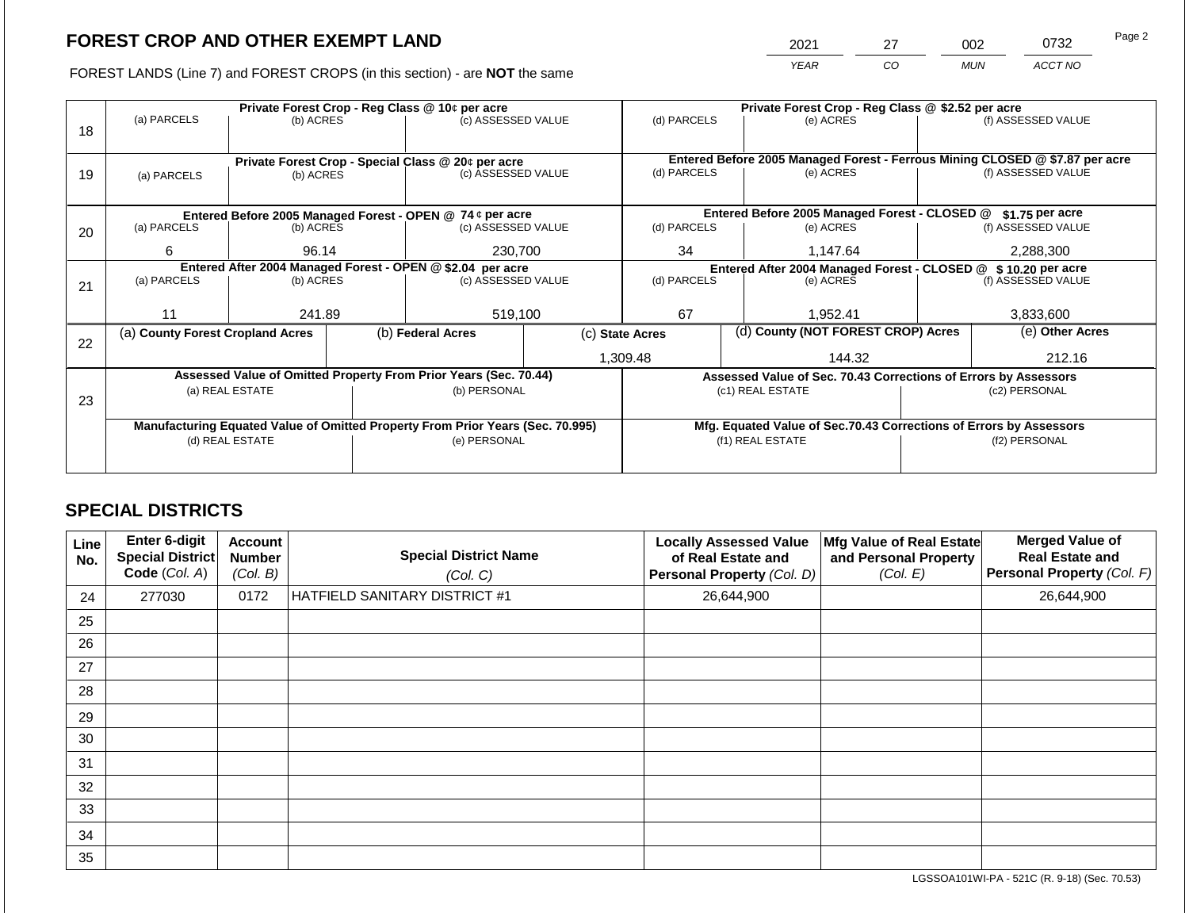## FOREST CROP AND OTHER EXEMPT LAND

| 2021 | 27 | 002 | 0732 |
|---|---|---|---|
| YEAR | CO | MUN | ACCT NO |

FOREST LANDS (Line 7) and FOREST CROPS (in this section) - are **NOT** the same

| Line | Private Forest Crop - Reg Class @ 10¢ per acre | | | Private Forest Crop - Reg Class @ $2.52 per acre | | |
|---|---|---|---|---|---|---|
| | (a) PARCELS | (b) ACRES | (c) ASSESSED VALUE | (d) PARCELS | (e) ACRES | (f) ASSESSED VALUE |
| 18 | | | | | | |
| | **Private Forest Crop - Special Class @ 20¢ per acre** | | | **Entered Before 2005 Managed Forest - Ferrous Mining CLOSED @ $7.87 per acre** | | |
| | (a) PARCELS | (b) ACRES | (c) ASSESSED VALUE | (d) PARCELS | (e) ACRES | (f) ASSESSED VALUE |
| 19 | | | | | | |
| | **Entered Before 2005 Managed Forest - OPEN @ 74 ¢ per acre** | | | **Entered Before 2005 Managed Forest - CLOSED @ $1.75 per acre** | | |
| | (a) PARCELS | (b) ACRES | (c) ASSESSED VALUE | (d) PARCELS | (e) ACRES | (f) ASSESSED VALUE |
| 20 | 6 | 96.14 | 230,700 | 34 | 1,147.64 | 2,288,300 |
| | **Entered After 2004 Managed Forest - OPEN @ $2.04 per acre** | | | **Entered After 2004 Managed Forest - CLOSED @ $ 10.20 per acre** | | |
| | (a) PARCELS | (b) ACRES | (c) ASSESSED VALUE | (d) PARCELS | (e) ACRES | (f) ASSESSED VALUE |
| 21 | 11 | 241.89 | 519,100 | 67 | 1,952.41 | 3,833,600 |

| Line | (a) County Forest Cropland Acres | (b) Federal Acres | (c) State Acres | (d) County (NOT FOREST CROP) Acres | (e) Other Acres |
|---|---|---|---|---|---|
| 22 | | | 1,309.48 | 144.32 | 212.16 |

| Line | Assessed Value of Omitted Property From Prior Years (Sec. 70.44) | | Assessed Value of Sec. 70.43 Corrections of Errors by Assessors | |
|---|---|---|---|---|
| | (a) REAL ESTATE | (b) PERSONAL | (c1) REAL ESTATE | (c2) PERSONAL |
| 23 | | | | |
| | **Manufacturing Equated Value of Omitted Property From Prior Years (Sec. 70.995)** | | **Mfg. Equated Value of Sec.70.43 Corrections of Errors by Assessors** | |
| | (d) REAL ESTATE | (e) PERSONAL | (f1) REAL ESTATE | (f2) PERSONAL |
| | | | | |

## SPECIAL DISTRICTS

| Line No. | Enter 6-digit Special District Code (Col. A) | Account Number (Col. B) | Special District Name (Col. C) | Locally Assessed Value of Real Estate and Personal Property (Col. D) | Mfg Value of Real Estate and Personal Property (Col. E) | Merged Value of Real Estate and Personal Property (Col. F) |
|---|---|---|---|---|---|---|
| 24 | 277030 | 0172 | HATFIELD SANITARY DISTRICT #1 | 26,644,900 | | 26,644,900 |
| 25 | | | | | | |
| 26 | | | | | | |
| 27 | | | | | | |
| 28 | | | | | | |
| 29 | | | | | | |
| 30 | | | | | | |
| 31 | | | | | | |
| 32 | | | | | | |
| 33 | | | | | | |
| 34 | | | | | | |
| 35 | | | | | | |

LGSSOA101WI-PA - 521C (R. 9-18) (Sec. 70.53)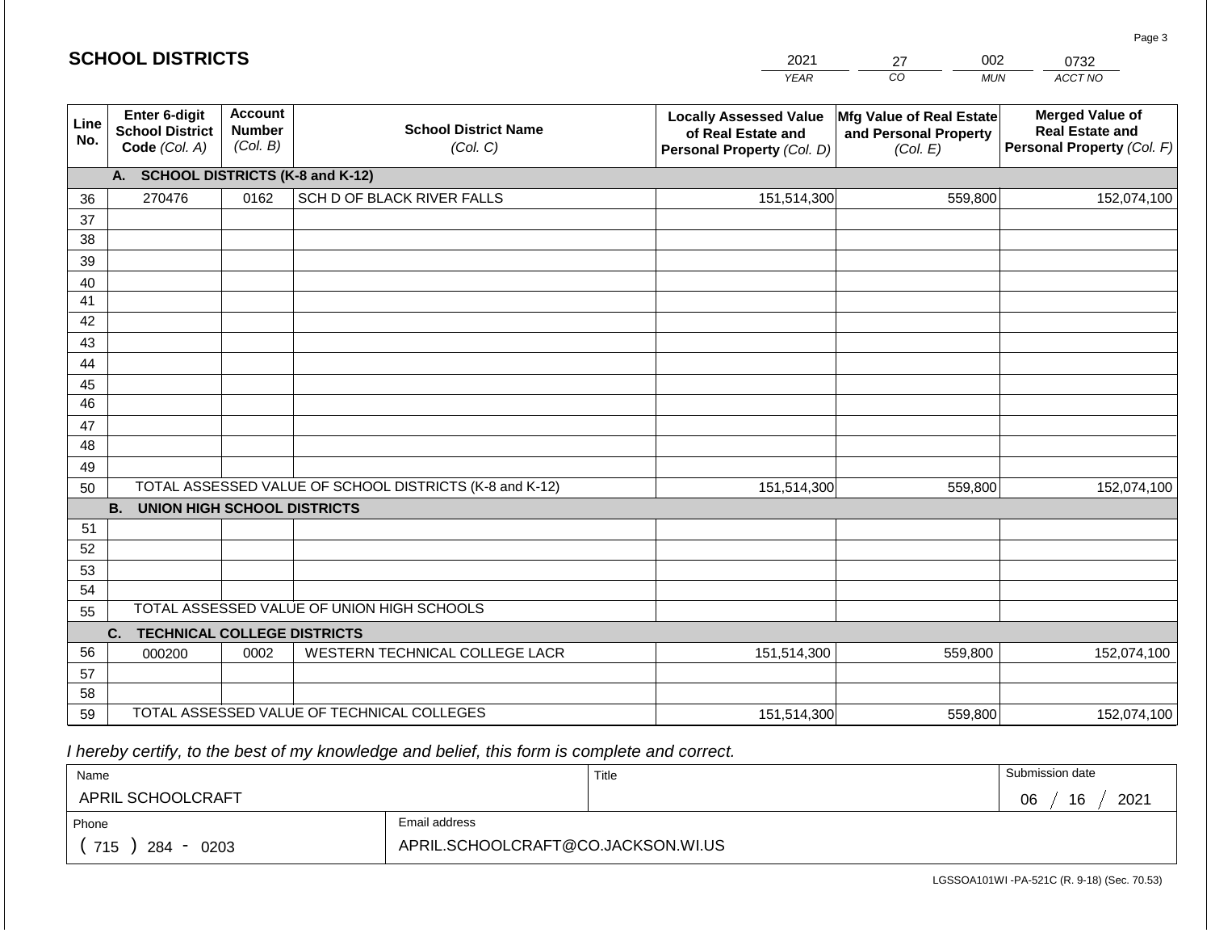## SCHOOL DISTRICTS

| 2021 | 27 | 002 | 0732 |
|---|---|---|---|
| *YEAR* | *CO* | *MUN* | *ACCT NO* |

| Line No. | Enter 6-digit School District Code *(Col. A)* | Account Number *(Col. B)* | School District Name *(Col. C)* | Locally Assessed Value of Real Estate and Personal Property *(Col. D)* | Mfg Value of Real Estate and Personal Property *(Col. E)* | Merged Value of Real Estate and Personal Property *(Col. F)* |
|---|---|---|---|---|---|---|
| | **A. SCHOOL DISTRICTS (K-8 and K-12)** | | | | | |
| 36 | 270476 | 0162 | SCH D OF BLACK RIVER FALLS | 151,514,300 | 559,800 | 152,074,100 |
| 37 | | | | | | |
| 38 | | | | | | |
| 39 | | | | | | |
| 40 | | | | | | |
| 41 | | | | | | |
| 42 | | | | | | |
| 43 | | | | | | |
| 44 | | | | | | |
| 45 | | | | | | |
| 46 | | | | | | |
| 47 | | | | | | |
| 48 | | | | | | |
| 49 | | | | | | |
| 50 | TOTAL ASSESSED VALUE OF SCHOOL DISTRICTS (K-8 and K-12) | | | 151,514,300 | 559,800 | 152,074,100 |
| | **B. UNION HIGH SCHOOL DISTRICTS** | | | | | |
| 51 | | | | | | |
| 52 | | | | | | |
| 53 | | | | | | |
| 54 | | | | | | |
| 55 | TOTAL ASSESSED VALUE OF UNION HIGH SCHOOLS | | | | | |
| | **C. TECHNICAL COLLEGE DISTRICTS** | | | | | |
| 56 | 000200 | 0002 | WESTERN TECHNICAL COLLEGE LACR | 151,514,300 | 559,800 | 152,074,100 |
| 57 | | | | | | |
| 58 | | | | | | |
| 59 | TOTAL ASSESSED VALUE OF TECHNICAL COLLEGES | | | 151,514,300 | 559,800 | 152,074,100 |

*I hereby certify, to the best of my knowledge and belief, this form is complete and correct.*

| Name | | Title | Submission date |
|---|---|---|---|
| APRIL SCHOOLCRAFT | | | 06 / 16 / 2021 |
| Phone | Email address | | |
| ( 715 ) 284 - 0203 | APRIL.SCHOOLCRAFT@CO.JACKSON.WI.US | | |

LGSSOA101WI -PA-521C (R. 9-18) (Sec. 70.53)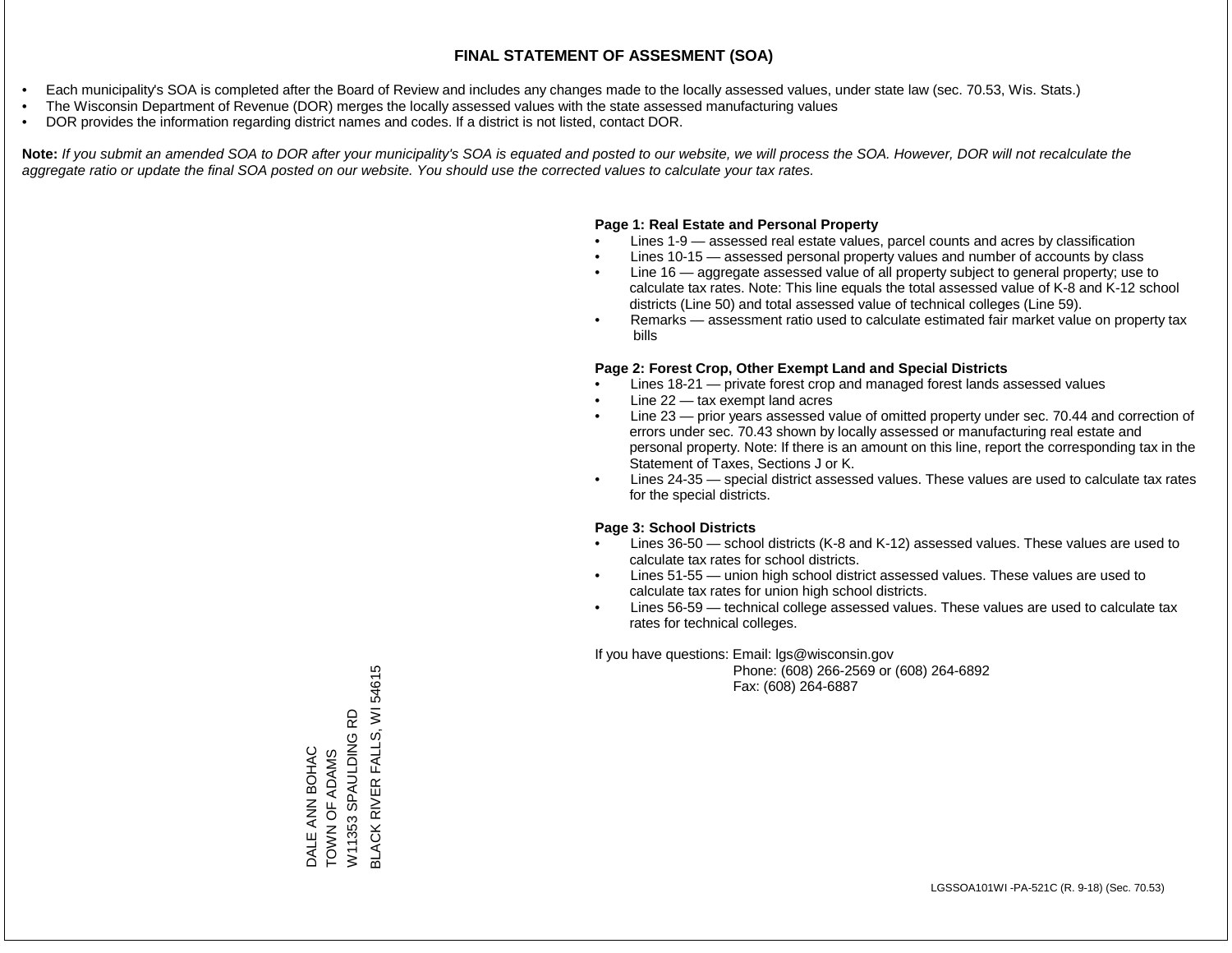# FINAL STATEMENT OF ASSESMENT (SOA)

- Each municipality's SOA is completed after the Board of Review and includes any changes made to the locally assessed values, under state law (sec. 70.53, Wis. Stats.)
- The Wisconsin Department of Revenue (DOR) merges the locally assessed values with the state assessed manufacturing values
- DOR provides the information regarding district names and codes. If a district is not listed, contact DOR.

**Note:** *If you submit an amended SOA to DOR after your municipality's SOA is equated and posted to our website, we will process the SOA. However, DOR will not recalculate the aggregate ratio or update the final SOA posted on our website. You should use the corrected values to calculate your tax rates.*

**Page 1: Real Estate and Personal Property**

- Lines 1-9 — assessed real estate values, parcel counts and acres by classification
- Lines 10-15 — assessed personal property values and number of accounts by class
- Line 16 — aggregate assessed value of all property subject to general property; use to calculate tax rates. Note: This line equals the total assessed value of K-8 and K-12 school districts (Line 50) and total assessed value of technical colleges (Line 59).
- Remarks — assessment ratio used to calculate estimated fair market value on property tax bills

**Page 2: Forest Crop, Other Exempt Land and Special Districts**

- Lines 18-21 — private forest crop and managed forest lands assessed values
- Line 22 — tax exempt land acres
- Line 23 — prior years assessed value of omitted property under sec. 70.44 and correction of errors under sec. 70.43 shown by locally assessed or manufacturing real estate and personal property. Note: If there is an amount on this line, report the corresponding tax in the Statement of Taxes, Sections J or K.
- Lines 24-35 — special district assessed values. These values are used to calculate tax rates for the special districts.

**Page 3: School Districts**

- Lines 36-50 — school districts (K-8 and K-12) assessed values. These values are used to calculate tax rates for school districts.
- Lines 51-55 — union high school district assessed values. These values are used to calculate tax rates for union high school districts.
- Lines 56-59 — technical college assessed values. These values are used to calculate tax rates for technical colleges.

If you have questions: Email: lgs@wisconsin.gov
Phone: (608) 266-2569 or (608) 264-6892
Fax: (608) 264-6887

DALE ANN BOHAC
TOWN OF ADAMS
W11353 SPAULDING RD
BLACK RIVER FALLS, WI 54615

LGSSOA101WI -PA-521C (R. 9-18) (Sec. 70.53)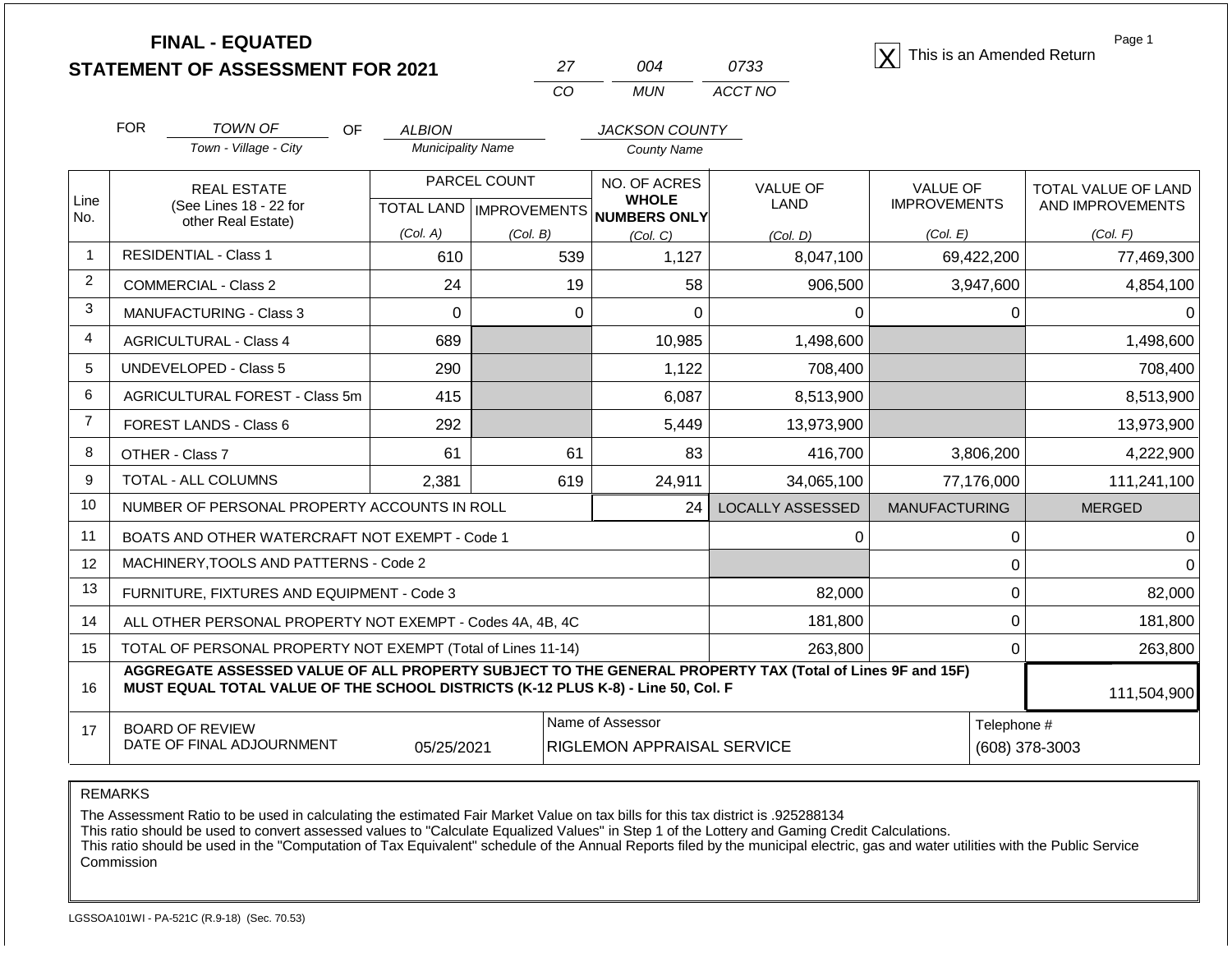# FINAL - EQUATED
# STATEMENT OF ASSESSMENT FOR 2021

| 27 | 004 | 0733 |
|---|---|---|
| CO | MUN | ACCT NO |

[X] This is an Amended Return

Page 1

FOR *TOWN OF* (Town - Village - City) OF *ALBION* (Municipality Name) *JACKSON COUNTY* (County Name)

| Line No. | REAL ESTATE (See Lines 18 - 22 for other Real Estate) | PARCEL COUNT TOTAL LAND (Col. A) | PARCEL COUNT IMPROVEMENTS (Col. B) | NO. OF ACRES WHOLE NUMBERS ONLY (Col. C) | VALUE OF LAND (Col. D) | VALUE OF IMPROVEMENTS (Col. E) | TOTAL VALUE OF LAND AND IMPROVEMENTS (Col. F) |
|---|---|---|---|---|---|---|---|
| 1 | RESIDENTIAL - Class 1 | 610 | 539 | 1,127 | 8,047,100 | 69,422,200 | 77,469,300 |
| 2 | COMMERCIAL - Class 2 | 24 | 19 | 58 | 906,500 | 3,947,600 | 4,854,100 |
| 3 | MANUFACTURING - Class 3 | 0 | 0 | 0 | 0 | 0 | 0 |
| 4 | AGRICULTURAL - Class 4 | 689 | | 10,985 | 1,498,600 | | 1,498,600 |
| 5 | UNDEVELOPED - Class 5 | 290 | | 1,122 | 708,400 | | 708,400 |
| 6 | AGRICULTURAL FOREST - Class 5m | 415 | | 6,087 | 8,513,900 | | 8,513,900 |
| 7 | FOREST LANDS - Class 6 | 292 | | 5,449 | 13,973,900 | | 13,973,900 |
| 8 | OTHER - Class 7 | 61 | 61 | 83 | 416,700 | 3,806,200 | 4,222,900 |
| 9 | TOTAL - ALL COLUMNS | 2,381 | 619 | 24,911 | 34,065,100 | 77,176,000 | 111,241,100 |
| 10 | NUMBER OF PERSONAL PROPERTY ACCOUNTS IN ROLL | | | 24 | LOCALLY ASSESSED | MANUFACTURING | MERGED |
| 11 | BOATS AND OTHER WATERCRAFT NOT EXEMPT - Code 1 | | | | 0 | 0 | 0 |
| 12 | MACHINERY,TOOLS AND PATTERNS - Code 2 | | | | | 0 | 0 |
| 13 | FURNITURE, FIXTURES AND EQUIPMENT - Code 3 | | | | 82,000 | 0 | 82,000 |
| 14 | ALL OTHER PERSONAL PROPERTY NOT EXEMPT - Codes 4A, 4B, 4C | | | | 181,800 | 0 | 181,800 |
| 15 | TOTAL OF PERSONAL PROPERTY NOT EXEMPT (Total of Lines 11-14) | | | | 263,800 | 0 | 263,800 |
| 16 | **AGGREGATE ASSESSED VALUE OF ALL PROPERTY SUBJECT TO THE GENERAL PROPERTY TAX (Total of Lines 9F and 15F) MUST EQUAL TOTAL VALUE OF THE SCHOOL DISTRICTS (K-12 PLUS K-8) - Line 50, Col. F** | | | | | | 111,504,900 |
| 17 | BOARD OF REVIEW DATE OF FINAL ADJOURNMENT | 05/25/2021 | | Name of Assessor: RIGLEMON APPRAISAL SERVICE | | | Telephone #: (608) 378-3003 |

REMARKS

The Assessment Ratio to be used in calculating the estimated Fair Market Value on tax bills for this tax district is .925288134
This ratio should be used to convert assessed values to "Calculate Equalized Values" in Step 1 of the Lottery and Gaming Credit Calculations.
This ratio should be used in the "Computation of Tax Equivalent" schedule of the Annual Reports filed by the municipal electric, gas and water utilities with the Public Service Commission

LGSSOA101WI - PA-521C (R.9-18) (Sec. 70.53)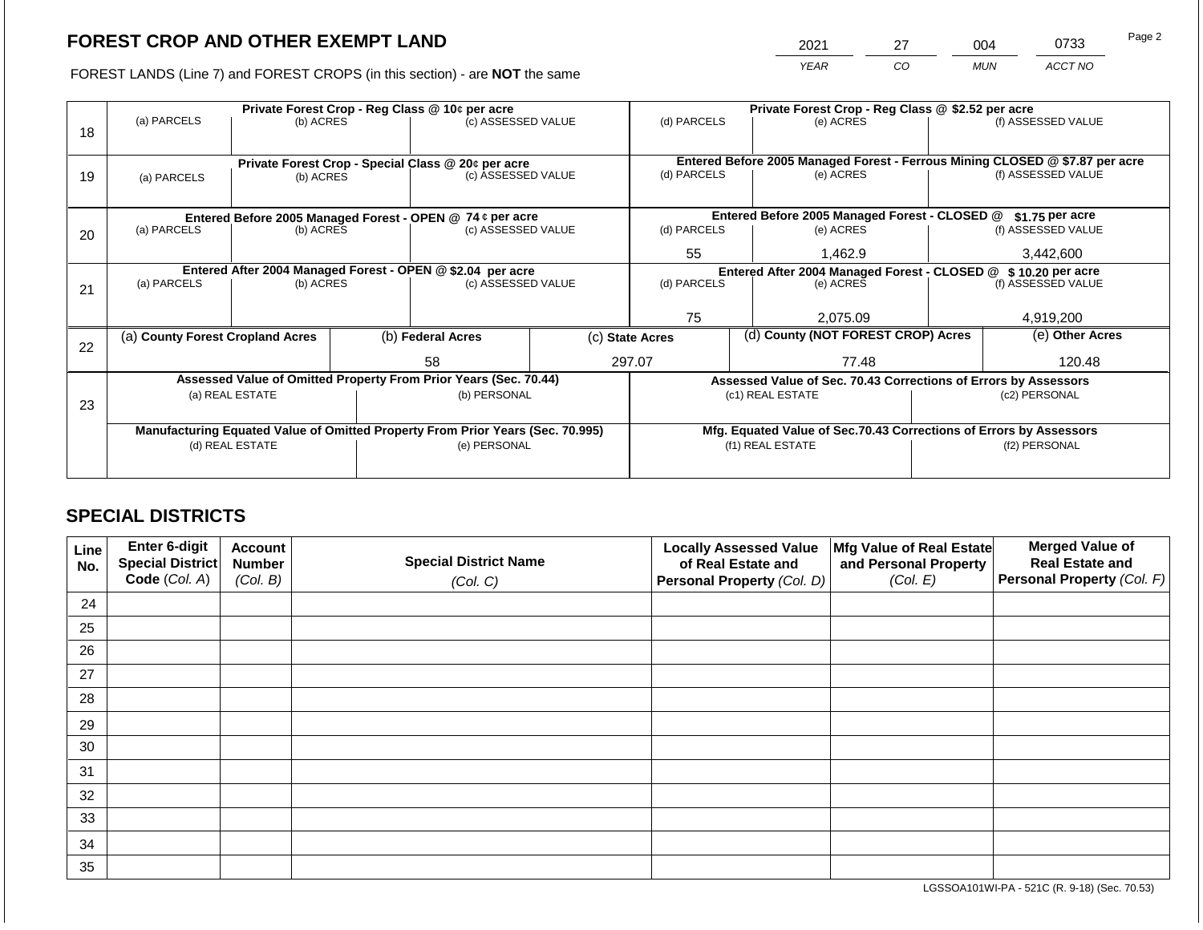# FOREST CROP AND OTHER EXEMPT LAND

FOREST LANDS (Line 7) and FOREST CROPS (in this section) - are **NOT** the same

| 2021 | 27 | 004 | 0733 |
|---|---|---|---|
| *YEAR* | *CO* | *MUN* | *ACCT NO* |

| Line | Private Forest Crop - Reg Class @ 10¢ per acre | | | Private Forest Crop - Reg Class @ $2.52 per acre | | |
|---|---|---|---|---|---|---|
| | (a) PARCELS | (b) ACRES | (c) ASSESSED VALUE | (d) PARCELS | (e) ACRES | (f) ASSESSED VALUE |
| 18 | | | | | | |
| | **Private Forest Crop - Special Class @ 20¢ per acre** | | | **Entered Before 2005 Managed Forest - Ferrous Mining CLOSED @ $7.87 per acre** | | |
| 19 | (a) PARCELS | (b) ACRES | (c) ASSESSED VALUE | (d) PARCELS | (e) ACRES | (f) ASSESSED VALUE |
| | **Entered Before 2005 Managed Forest - OPEN @ 74 ¢ per acre** | | | **Entered Before 2005 Managed Forest - CLOSED @ $1.75 per acre** | | |
| 20 | (a) PARCELS | (b) ACRES | (c) ASSESSED VALUE | (d) PARCELS | (e) ACRES | (f) ASSESSED VALUE |
| | | | | 55 | 1,462.9 | 3,442,600 |
| | **Entered After 2004 Managed Forest - OPEN @ $2.04 per acre** | | | **Entered After 2004 Managed Forest - CLOSED @ $ 10.20 per acre** | | |
| 21 | (a) PARCELS | (b) ACRES | (c) ASSESSED VALUE | (d) PARCELS | (e) ACRES | (f) ASSESSED VALUE |
| | | | | 75 | 2,075.09 | 4,919,200 |

| Line | (a) County Forest Cropland Acres | (b) Federal Acres | (c) State Acres | (d) County (NOT FOREST CROP) Acres | (e) Other Acres |
|---|---|---|---|---|---|
| 22 | | 58 | 297.07 | 77.48 | 120.48 |

| Line | Assessed Value of Omitted Property From Prior Years (Sec. 70.44) | | Assessed Value of Sec. 70.43 Corrections of Errors by Assessors | |
|---|---|---|---|---|
| 23 | (a) REAL ESTATE | (b) PERSONAL | (c1) REAL ESTATE | (c2) PERSONAL |
| | | | | |
| | **Manufacturing Equated Value of Omitted Property From Prior Years (Sec. 70.995)** | | **Mfg. Equated Value of Sec.70.43 Corrections of Errors by Assessors** | |
| | (d) REAL ESTATE | (e) PERSONAL | (f1) REAL ESTATE | (f2) PERSONAL |
| | | | | |

## SPECIAL DISTRICTS

| Line No. | Enter 6-digit Special District Code (Col. A) | Account Number (Col. B) | Special District Name (Col. C) | Locally Assessed Value of Real Estate and Personal Property (Col. D) | Mfg Value of Real Estate and Personal Property (Col. E) | Merged Value of Real Estate and Personal Property (Col. F) |
|---|---|---|---|---|---|---|
| 24 | | | | | | |
| 25 | | | | | | |
| 26 | | | | | | |
| 27 | | | | | | |
| 28 | | | | | | |
| 29 | | | | | | |
| 30 | | | | | | |
| 31 | | | | | | |
| 32 | | | | | | |
| 33 | | | | | | |
| 34 | | | | | | |
| 35 | | | | | | |

LGSSOA101WI-PA - 521C (R. 9-18) (Sec. 70.53)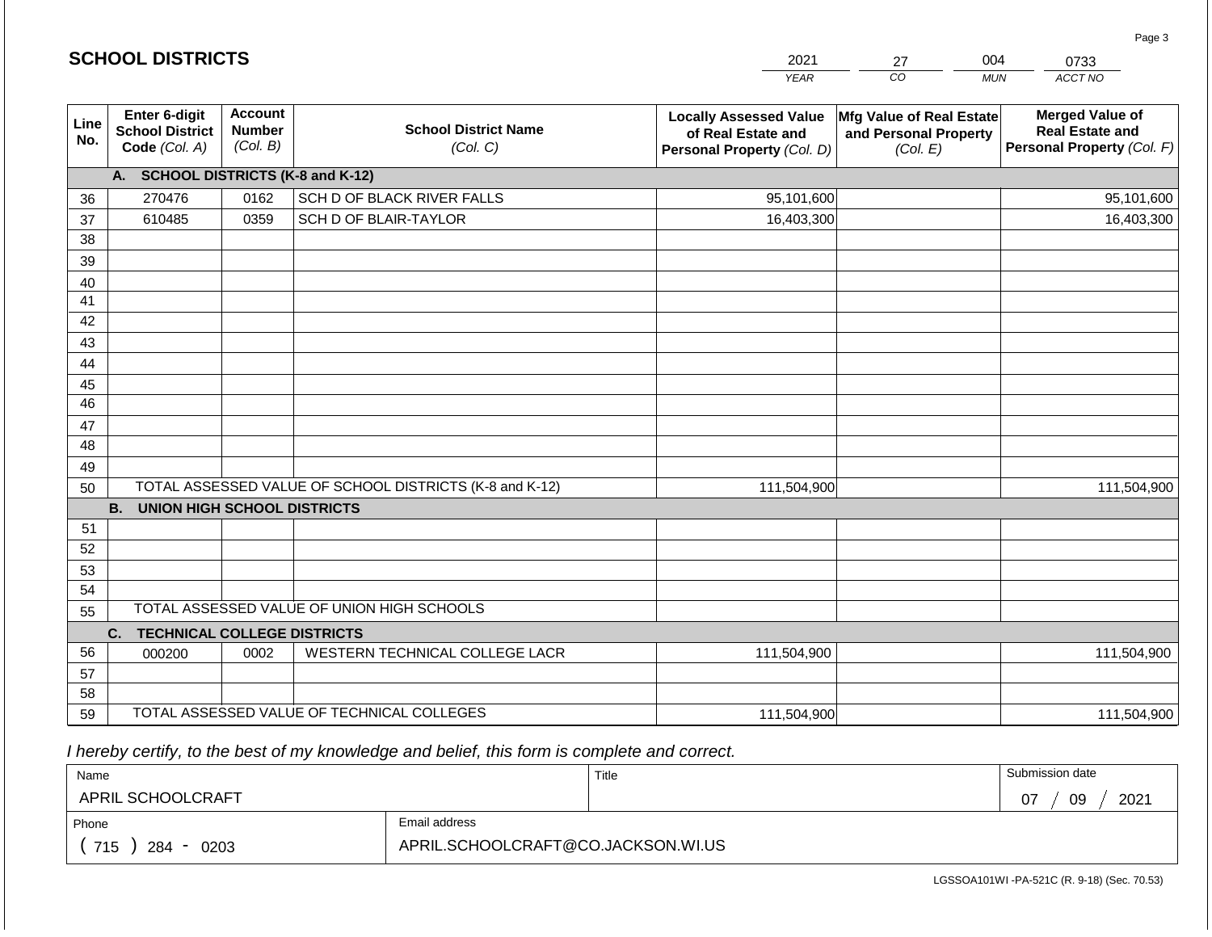## SCHOOL DISTRICTS

| 2021 | 27 | 004 | 0733 |
|---|---|---|---|
| YEAR | CO | MUN | ACCT NO |

| Line No. | Enter 6-digit School District Code (Col. A) | Account Number (Col. B) | School District Name (Col. C) | Locally Assessed Value of Real Estate and Personal Property (Col. D) | Mfg Value of Real Estate and Personal Property (Col. E) | Merged Value of Real Estate and Personal Property (Col. F) |
|---|---|---|---|---|---|---|
| | **A. SCHOOL DISTRICTS (K-8 and K-12)** | | | | | |
| 36 | 270476 | 0162 | SCH D OF BLACK RIVER FALLS | 95,101,600 | | 95,101,600 |
| 37 | 610485 | 0359 | SCH D OF BLAIR-TAYLOR | 16,403,300 | | 16,403,300 |
| 38 | | | | | | |
| 39 | | | | | | |
| 40 | | | | | | |
| 41 | | | | | | |
| 42 | | | | | | |
| 43 | | | | | | |
| 44 | | | | | | |
| 45 | | | | | | |
| 46 | | | | | | |
| 47 | | | | | | |
| 48 | | | | | | |
| 49 | | | | | | |
| 50 | TOTAL ASSESSED VALUE OF SCHOOL DISTRICTS (K-8 and K-12) | | | 111,504,900 | | 111,504,900 |
| | **B. UNION HIGH SCHOOL DISTRICTS** | | | | | |
| 51 | | | | | | |
| 52 | | | | | | |
| 53 | | | | | | |
| 54 | | | | | | |
| 55 | TOTAL ASSESSED VALUE OF UNION HIGH SCHOOLS | | | | | |
| | **C. TECHNICAL COLLEGE DISTRICTS** | | | | | |
| 56 | 000200 | 0002 | WESTERN TECHNICAL COLLEGE LACR | 111,504,900 | | 111,504,900 |
| 57 | | | | | | |
| 58 | | | | | | |
| 59 | TOTAL ASSESSED VALUE OF TECHNICAL COLLEGES | | | 111,504,900 | | 111,504,900 |

*I hereby certify, to the best of my knowledge and belief, this form is complete and correct.*

| Name | Title | Submission date |
|---|---|---|
| APRIL SCHOOLCRAFT | | 07 / 09 / 2021 |
| Phone | Email address | |
| ( 715 ) 284 - 0203 | APRIL.SCHOOLCRAFT@CO.JACKSON.WI.US | |

LGSSOA101WI -PA-521C (R. 9-18) (Sec. 70.53)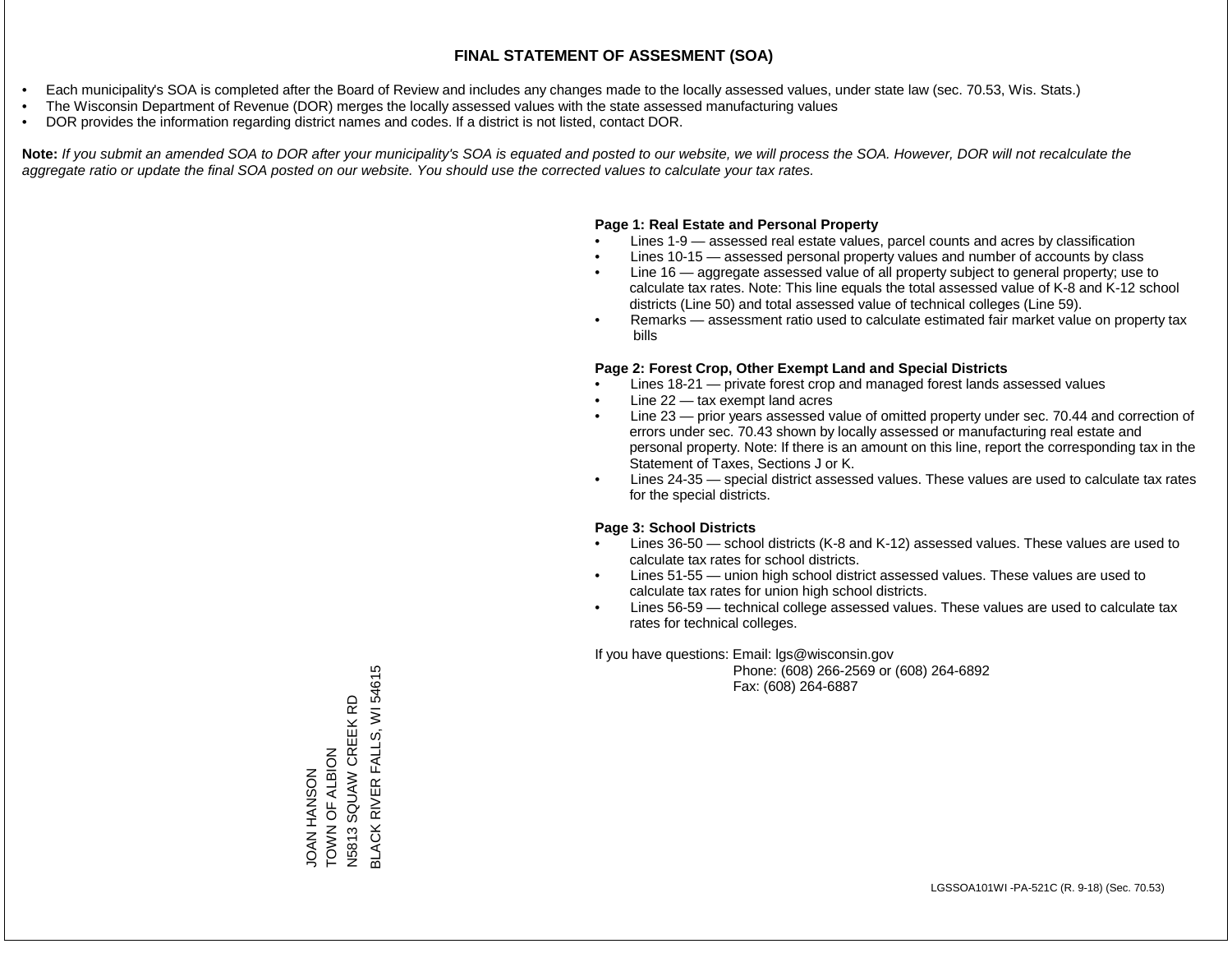# FINAL STATEMENT OF ASSESMENT (SOA)

- Each municipality's SOA is completed after the Board of Review and includes any changes made to the locally assessed values, under state law (sec. 70.53, Wis. Stats.)
- The Wisconsin Department of Revenue (DOR) merges the locally assessed values with the state assessed manufacturing values
- DOR provides the information regarding district names and codes. If a district is not listed, contact DOR.

**Note:** *If you submit an amended SOA to DOR after your municipality's SOA is equated and posted to our website, we will process the SOA. However, DOR will not recalculate the aggregate ratio or update the final SOA posted on our website. You should use the corrected values to calculate your tax rates.*

**Page 1: Real Estate and Personal Property**

- Lines 1-9 — assessed real estate values, parcel counts and acres by classification
- Lines 10-15 — assessed personal property values and number of accounts by class
- Line 16 — aggregate assessed value of all property subject to general property; use to calculate tax rates. Note: This line equals the total assessed value of K-8 and K-12 school districts (Line 50) and total assessed value of technical colleges (Line 59).
- Remarks — assessment ratio used to calculate estimated fair market value on property tax bills

**Page 2: Forest Crop, Other Exempt Land and Special Districts**

- Lines 18-21 — private forest crop and managed forest lands assessed values
- Line 22 — tax exempt land acres
- Line 23 — prior years assessed value of omitted property under sec. 70.44 and correction of errors under sec. 70.43 shown by locally assessed or manufacturing real estate and personal property. Note: If there is an amount on this line, report the corresponding tax in the Statement of Taxes, Sections J or K.
- Lines 24-35 — special district assessed values. These values are used to calculate tax rates for the special districts.

**Page 3: School Districts**

- Lines 36-50 — school districts (K-8 and K-12) assessed values. These values are used to calculate tax rates for school districts.
- Lines 51-55 — union high school district assessed values. These values are used to calculate tax rates for union high school districts.
- Lines 56-59 — technical college assessed values. These values are used to calculate tax rates for technical colleges.

If you have questions: Email: lgs@wisconsin.gov
Phone: (608) 266-2569 or (608) 264-6892
Fax: (608) 264-6887

JOAN HANSON
TOWN OF ALBION
N5813 SQUAW CREEK RD
BLACK RIVER FALLS, WI 54615

LGSSOA101WI -PA-521C (R. 9-18) (Sec. 70.53)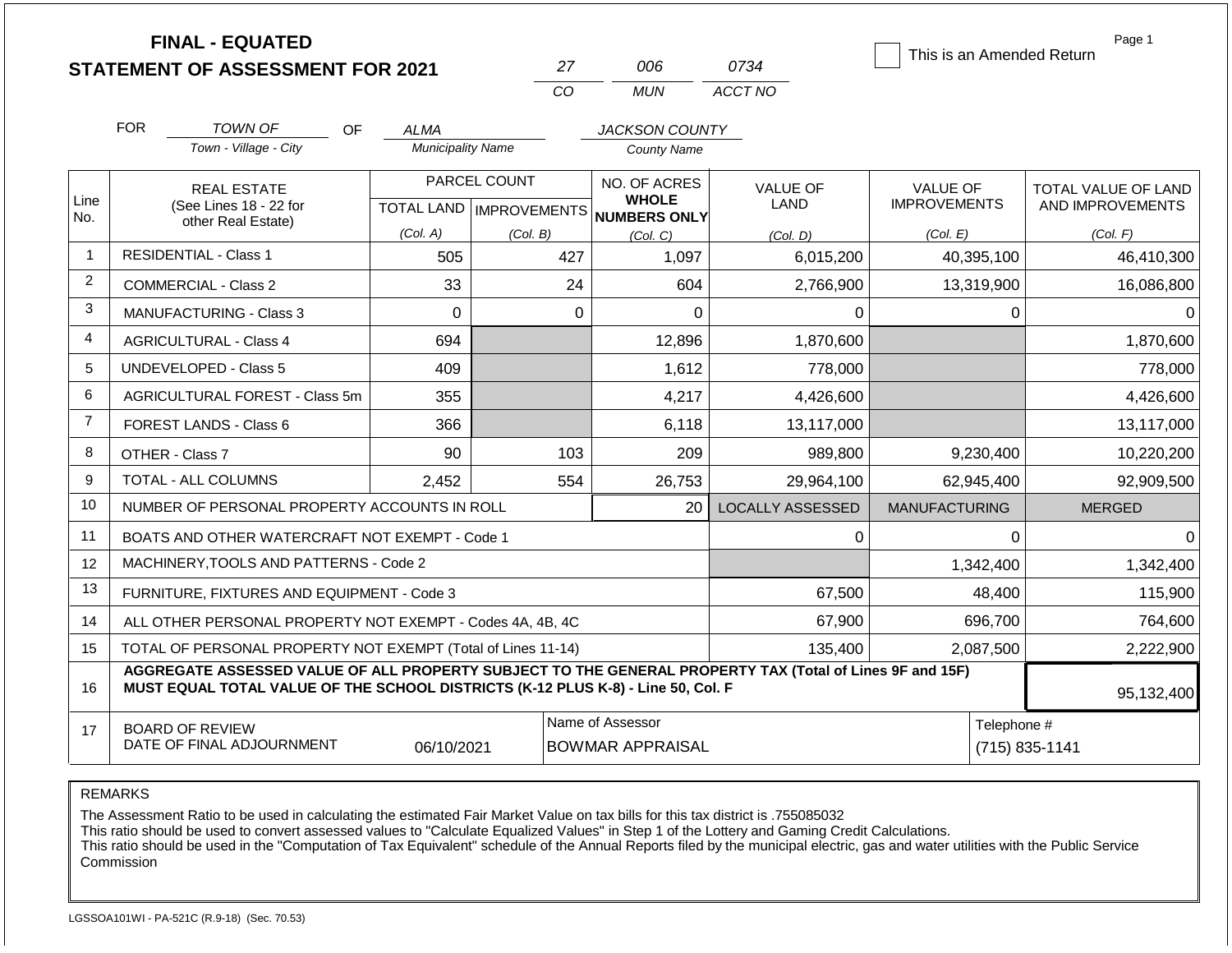**FINAL - EQUATED**
**STATEMENT OF ASSESSMENT FOR 2021**

| 27 | 006 | 0734 |
|---|---|---|
| CO | MUN | ACCT NO |

☐ This is an Amended Return

Page 1

FOR *TOWN OF* (Town - Village - City) OF *ALMA* (Municipality Name) *JACKSON COUNTY* (County Name)

| Line No. | REAL ESTATE (See Lines 18 - 22 for other Real Estate) | PARCEL COUNT TOTAL LAND (Col. A) | PARCEL COUNT IMPROVEMENTS (Col. B) | NO. OF ACRES WHOLE NUMBERS ONLY (Col. C) | VALUE OF LAND (Col. D) | VALUE OF IMPROVEMENTS (Col. E) | TOTAL VALUE OF LAND AND IMPROVEMENTS (Col. F) |
|---|---|---|---|---|---|---|---|
| 1 | RESIDENTIAL - Class 1 | 505 | 427 | 1,097 | 6,015,200 | 40,395,100 | 46,410,300 |
| 2 | COMMERCIAL - Class 2 | 33 | 24 | 604 | 2,766,900 | 13,319,900 | 16,086,800 |
| 3 | MANUFACTURING - Class 3 | 0 | 0 | 0 | 0 | 0 | 0 |
| 4 | AGRICULTURAL - Class 4 | 694 | | 12,896 | 1,870,600 | | 1,870,600 |
| 5 | UNDEVELOPED - Class 5 | 409 | | 1,612 | 778,000 | | 778,000 |
| 6 | AGRICULTURAL FOREST - Class 5m | 355 | | 4,217 | 4,426,600 | | 4,426,600 |
| 7 | FOREST LANDS - Class 6 | 366 | | 6,118 | 13,117,000 | | 13,117,000 |
| 8 | OTHER - Class 7 | 90 | 103 | 209 | 989,800 | 9,230,400 | 10,220,200 |
| 9 | TOTAL - ALL COLUMNS | 2,452 | 554 | 26,753 | 29,964,100 | 62,945,400 | 92,909,500 |
| 10 | NUMBER OF PERSONAL PROPERTY ACCOUNTS IN ROLL | | | 20 | LOCALLY ASSESSED | MANUFACTURING | MERGED |
| 11 | BOATS AND OTHER WATERCRAFT NOT EXEMPT - Code 1 | | | | 0 | 0 | 0 |
| 12 | MACHINERY,TOOLS AND PATTERNS - Code 2 | | | | | 1,342,400 | 1,342,400 |
| 13 | FURNITURE, FIXTURES AND EQUIPMENT - Code 3 | | | | 67,500 | 48,400 | 115,900 |
| 14 | ALL OTHER PERSONAL PROPERTY NOT EXEMPT - Codes 4A, 4B, 4C | | | | 67,900 | 696,700 | 764,600 |
| 15 | TOTAL OF PERSONAL PROPERTY NOT EXEMPT (Total of Lines 11-14) | | | | 135,400 | 2,087,500 | 2,222,900 |
| 16 | **AGGREGATE ASSESSED VALUE OF ALL PROPERTY SUBJECT TO THE GENERAL PROPERTY TAX (Total of Lines 9F and 15F) MUST EQUAL TOTAL VALUE OF THE SCHOOL DISTRICTS (K-12 PLUS K-8) - Line 50, Col. F** | | | | | | 95,132,400 |
| 17 | BOARD OF REVIEW DATE OF FINAL ADJOURNMENT | 06/10/2021 | | Name of Assessor: BOWMAR APPRAISAL | | | Telephone #: (715) 835-1141 |

REMARKS

The Assessment Ratio to be used in calculating the estimated Fair Market Value on tax bills for this tax district is .755085032
This ratio should be used to convert assessed values to "Calculate Equalized Values" in Step 1 of the Lottery and Gaming Credit Calculations.
This ratio should be used in the "Computation of Tax Equivalent" schedule of the Annual Reports filed by the municipal electric, gas and water utilities with the Public Service Commission

LGSSOA101WI - PA-521C (R.9-18) (Sec. 70.53)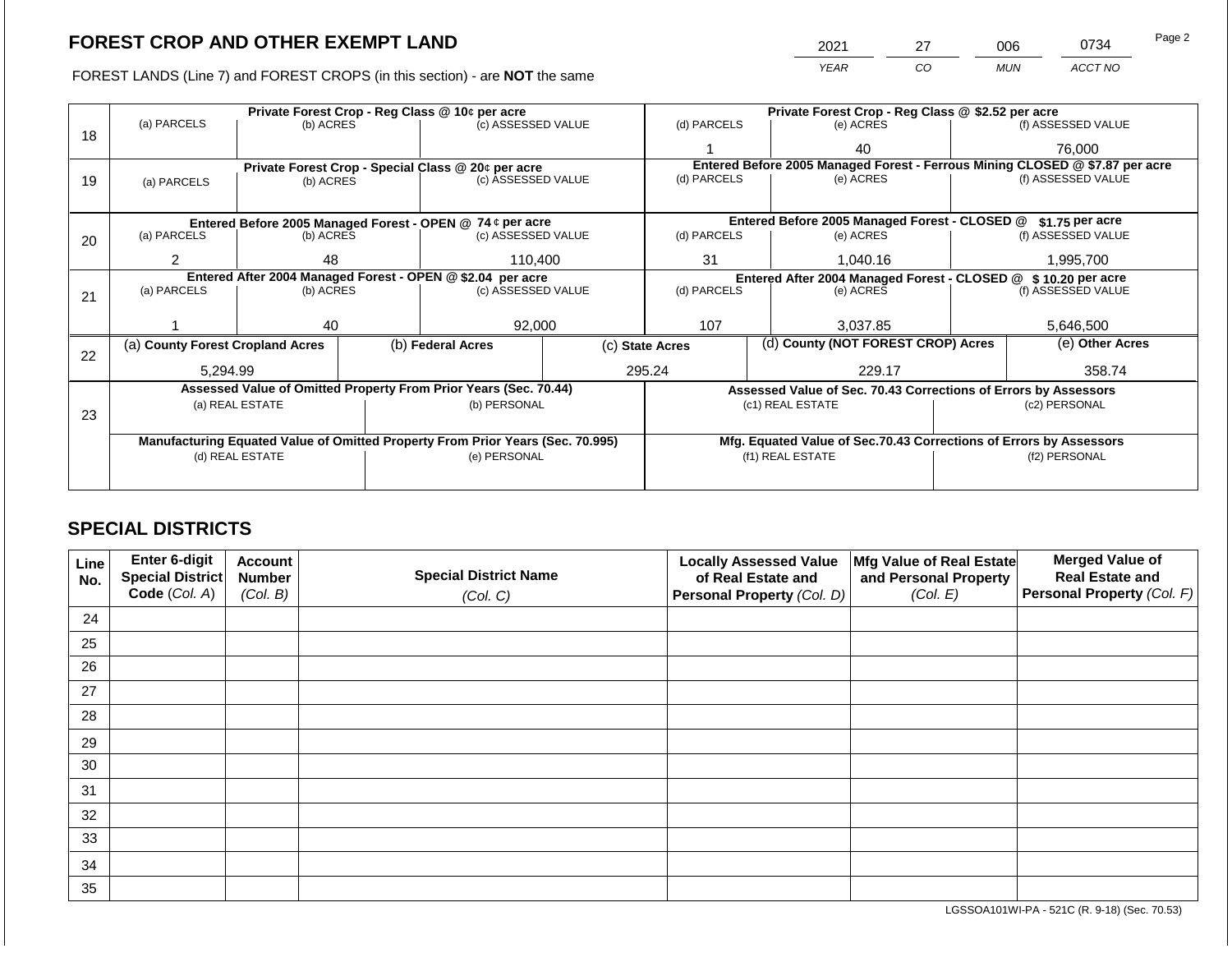## FOREST CROP AND OTHER EXEMPT LAND

FOREST LANDS (Line 7) and FOREST CROPS (in this section) - are **NOT** the same

| YEAR | CO | MUN | ACCT NO |
|---|---|---|---|
| 2021 | 27 | 006 | 0734 |

| Line | Private Forest Crop - Reg Class @ 10¢ per acre | | | Private Forest Crop - Reg Class @ $2.52 per acre | | |
|---|---|---|---|---|---|---|
| 18 | (a) PARCELS | (b) ACRES | (c) ASSESSED VALUE | (d) PARCELS | (e) ACRES | (f) ASSESSED VALUE |
| | | | | 1 | 40 | 76,000 |
| | **Private Forest Crop - Special Class @ 20¢ per acre** | | | **Entered Before 2005 Managed Forest - Ferrous Mining CLOSED @ $7.87 per acre** | | |
| 19 | (a) PARCELS | (b) ACRES | (c) ASSESSED VALUE | (d) PARCELS | (e) ACRES | (f) ASSESSED VALUE |
| | | | | | | |
| | **Entered Before 2005 Managed Forest - OPEN @ 74 ¢ per acre** | | | **Entered Before 2005 Managed Forest - CLOSED @ $1.75 per acre** | | |
| 20 | (a) PARCELS | (b) ACRES | (c) ASSESSED VALUE | (d) PARCELS | (e) ACRES | (f) ASSESSED VALUE |
| | 2 | 48 | 110,400 | 31 | 1,040.16 | 1,995,700 |
| | **Entered After 2004 Managed Forest - OPEN @ $2.04 per acre** | | | **Entered After 2004 Managed Forest - CLOSED @ $ 10.20 per acre** | | |
| 21 | (a) PARCELS | (b) ACRES | (c) ASSESSED VALUE | (d) PARCELS | (e) ACRES | (f) ASSESSED VALUE |
| | 1 | 40 | 92,000 | 107 | 3,037.85 | 5,646,500 |

| Line | (a) County Forest Cropland Acres | (b) Federal Acres | (c) State Acres | (d) County (NOT FOREST CROP) Acres | (e) Other Acres |
|---|---|---|---|---|---|
| 22 | 5,294.99 | | 295.24 | 229.17 | 358.74 |

| Line | Assessed Value of Omitted Property From Prior Years (Sec. 70.44) | | Assessed Value of Sec. 70.43 Corrections of Errors by Assessors | |
|---|---|---|---|---|
| 23 | (a) REAL ESTATE | (b) PERSONAL | (c1) REAL ESTATE | (c2) PERSONAL |
| | | | | |
| | **Manufacturing Equated Value of Omitted Property From Prior Years (Sec. 70.995)** | | **Mfg. Equated Value of Sec.70.43 Corrections of Errors by Assessors** | |
| | (d) REAL ESTATE | (e) PERSONAL | (f1) REAL ESTATE | (f2) PERSONAL |
| | | | | |

## SPECIAL DISTRICTS

| Line No. | Enter 6-digit Special District Code (Col. A) | Account Number (Col. B) | Special District Name (Col. C) | Locally Assessed Value of Real Estate and Personal Property (Col. D) | Mfg Value of Real Estate and Personal Property (Col. E) | Merged Value of Real Estate and Personal Property (Col. F) |
|---|---|---|---|---|---|---|
| 24 | | | | | | |
| 25 | | | | | | |
| 26 | | | | | | |
| 27 | | | | | | |
| 28 | | | | | | |
| 29 | | | | | | |
| 30 | | | | | | |
| 31 | | | | | | |
| 32 | | | | | | |
| 33 | | | | | | |
| 34 | | | | | | |
| 35 | | | | | | |

LGSSOA101WI-PA - 521C (R. 9-18) (Sec. 70.53)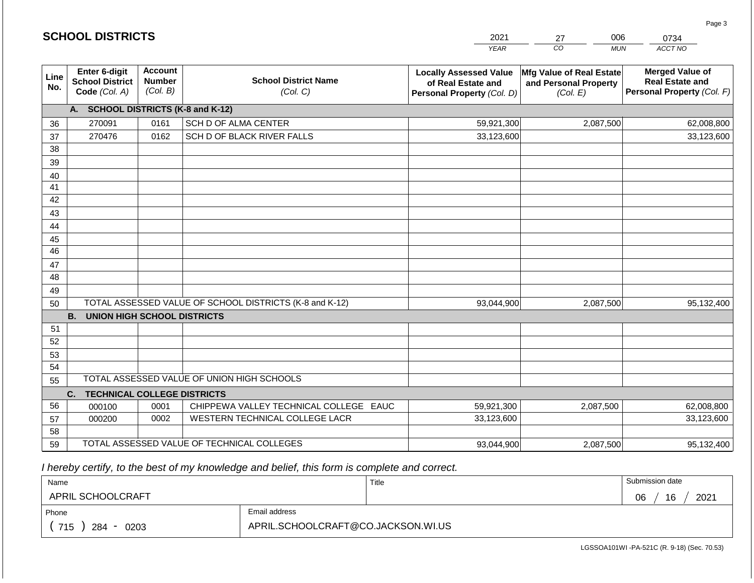## SCHOOL DISTRICTS

| 2021 | 27 | 006 | 0734 |
|---|---|---|---|
| *YEAR* | *CO* | *MUN* | *ACCT NO* |

| Line No. | Enter 6-digit School District Code *(Col. A)* | Account Number *(Col. B)* | School District Name *(Col. C)* | Locally Assessed Value of Real Estate and Personal Property *(Col. D)* | Mfg Value of Real Estate and Personal Property *(Col. E)* | Merged Value of Real Estate and Personal Property *(Col. F)* |
|---|---|---|---|---|---|---|
| | **A. SCHOOL DISTRICTS (K-8 and K-12)** | | | | | |
| 36 | 270091 | 0161 | SCH D OF ALMA CENTER | 59,921,300 | 2,087,500 | 62,008,800 |
| 37 | 270476 | 0162 | SCH D OF BLACK RIVER FALLS | 33,123,600 | | 33,123,600 |
| 38 | | | | | | |
| 39 | | | | | | |
| 40 | | | | | | |
| 41 | | | | | | |
| 42 | | | | | | |
| 43 | | | | | | |
| 44 | | | | | | |
| 45 | | | | | | |
| 46 | | | | | | |
| 47 | | | | | | |
| 48 | | | | | | |
| 49 | | | | | | |
| 50 | TOTAL ASSESSED VALUE OF SCHOOL DISTRICTS (K-8 and K-12) | | | 93,044,900 | 2,087,500 | 95,132,400 |
| | **B. UNION HIGH SCHOOL DISTRICTS** | | | | | |
| 51 | | | | | | |
| 52 | | | | | | |
| 53 | | | | | | |
| 54 | | | | | | |
| 55 | TOTAL ASSESSED VALUE OF UNION HIGH SCHOOLS | | | | | |
| | **C. TECHNICAL COLLEGE DISTRICTS** | | | | | |
| 56 | 000100 | 0001 | CHIPPEWA VALLEY TECHNICAL COLLEGE EAUC | 59,921,300 | 2,087,500 | 62,008,800 |
| 57 | 000200 | 0002 | WESTERN TECHNICAL COLLEGE LACR | 33,123,600 | | 33,123,600 |
| 58 | | | | | | |
| 59 | TOTAL ASSESSED VALUE OF TECHNICAL COLLEGES | | | 93,044,900 | 2,087,500 | 95,132,400 |

*I hereby certify, to the best of my knowledge and belief, this form is complete and correct.*

| Name | | Title | Submission date |
|---|---|---|---|
| APRIL SCHOOLCRAFT | | | 06 / 16 / 2021 |
| Phone | Email address | | |
| ( 715 ) 284 - 0203 | APRIL.SCHOOLCRAFT@CO.JACKSON.WI.US | | |

LGSSOA101WI -PA-521C (R. 9-18) (Sec. 70.53)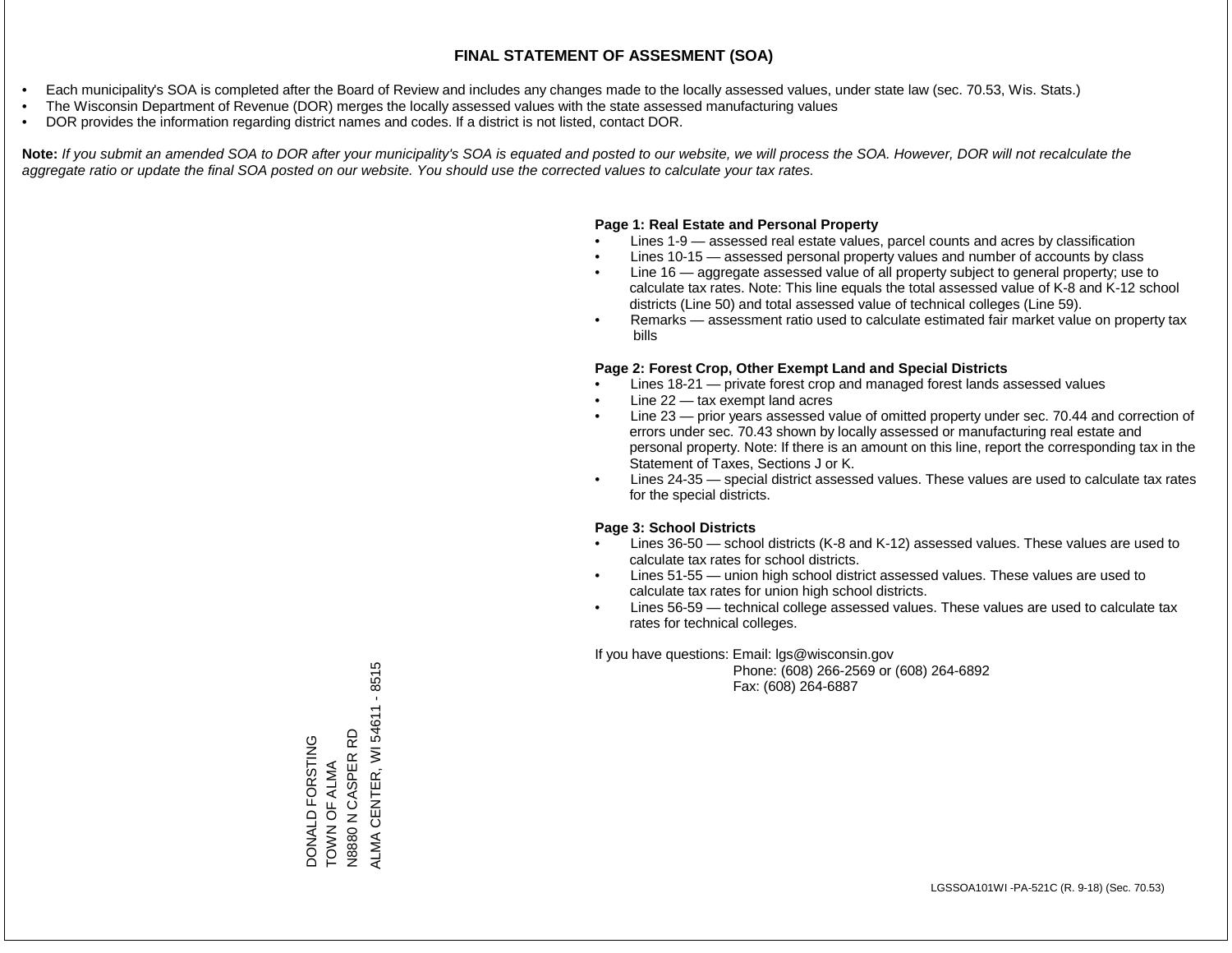# FINAL STATEMENT OF ASSESMENT (SOA)

- Each municipality's SOA is completed after the Board of Review and includes any changes made to the locally assessed values, under state law (sec. 70.53, Wis. Stats.)
- The Wisconsin Department of Revenue (DOR) merges the locally assessed values with the state assessed manufacturing values
- DOR provides the information regarding district names and codes. If a district is not listed, contact DOR.

**Note:** *If you submit an amended SOA to DOR after your municipality's SOA is equated and posted to our website, we will process the SOA. However, DOR will not recalculate the aggregate ratio or update the final SOA posted on our website. You should use the corrected values to calculate your tax rates.*

**Page 1: Real Estate and Personal Property**

- Lines 1-9 — assessed real estate values, parcel counts and acres by classification
- Lines 10-15 — assessed personal property values and number of accounts by class
- Line 16 — aggregate assessed value of all property subject to general property; use to calculate tax rates. Note: This line equals the total assessed value of K-8 and K-12 school districts (Line 50) and total assessed value of technical colleges (Line 59).
- Remarks — assessment ratio used to calculate estimated fair market value on property tax bills

**Page 2: Forest Crop, Other Exempt Land and Special Districts**

- Lines 18-21 — private forest crop and managed forest lands assessed values
- Line 22 — tax exempt land acres
- Line 23 — prior years assessed value of omitted property under sec. 70.44 and correction of errors under sec. 70.43 shown by locally assessed or manufacturing real estate and personal property. Note: If there is an amount on this line, report the corresponding tax in the Statement of Taxes, Sections J or K.
- Lines 24-35 — special district assessed values. These values are used to calculate tax rates for the special districts.

**Page 3: School Districts**

- Lines 36-50 — school districts (K-8 and K-12) assessed values. These values are used to calculate tax rates for school districts.
- Lines 51-55 — union high school district assessed values. These values are used to calculate tax rates for union high school districts.
- Lines 56-59 — technical college assessed values. These values are used to calculate tax rates for technical colleges.

If you have questions: Email: lgs@wisconsin.gov
Phone: (608) 266-2569 or (608) 264-6892
Fax: (608) 264-6887

DONALD FORSTING
TOWN OF ALMA
N8880 N CASPER RD
ALMA CENTER, WI 54611 - 8515

LGSSOA101WI -PA-521C (R. 9-18) (Sec. 70.53)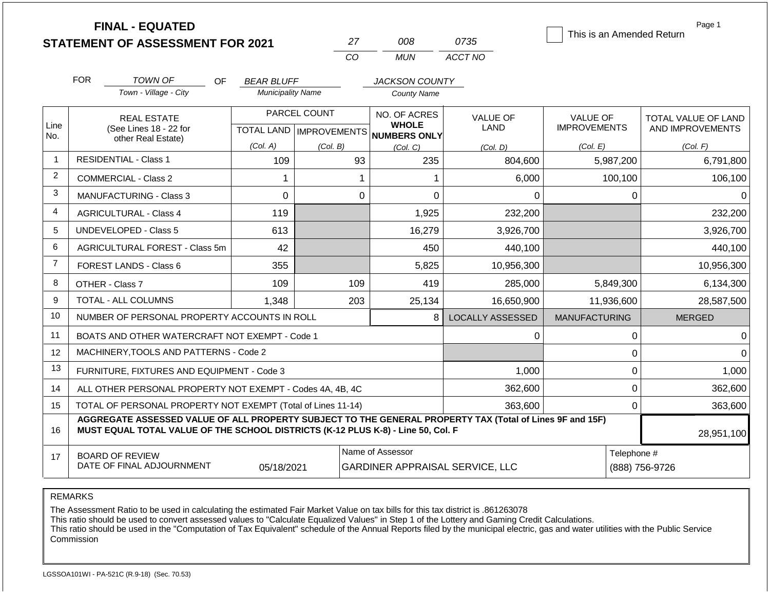# FINAL - EQUATED
## STATEMENT OF ASSESSMENT FOR 2021

| 27 | 008 | 0735 |
|---|---|---|
| CO | MUN | ACCT NO |

☐ This is an Amended Return

Page 1

FOR *TOWN OF* (Town - Village - City) OF *BEAR BLUFF* (Municipality Name) *JACKSON COUNTY* (County Name)

| Line No. | REAL ESTATE (See Lines 18 - 22 for other Real Estate) | PARCEL COUNT TOTAL LAND (Col. A) | PARCEL COUNT IMPROVEMENTS (Col. B) | NO. OF ACRES WHOLE NUMBERS ONLY (Col. C) | VALUE OF LAND (Col. D) | VALUE OF IMPROVEMENTS (Col. E) | TOTAL VALUE OF LAND AND IMPROVEMENTS (Col. F) |
|---|---|---|---|---|---|---|---|
| 1 | RESIDENTIAL - Class 1 | 109 | 93 | 235 | 804,600 | 5,987,200 | 6,791,800 |
| 2 | COMMERCIAL - Class 2 | 1 | 1 | 1 | 6,000 | 100,100 | 106,100 |
| 3 | MANUFACTURING - Class 3 | 0 | 0 | 0 | 0 | 0 | 0 |
| 4 | AGRICULTURAL - Class 4 | 119 | | 1,925 | 232,200 | | 232,200 |
| 5 | UNDEVELOPED - Class 5 | 613 | | 16,279 | 3,926,700 | | 3,926,700 |
| 6 | AGRICULTURAL FOREST - Class 5m | 42 | | 450 | 440,100 | | 440,100 |
| 7 | FOREST LANDS - Class 6 | 355 | | 5,825 | 10,956,300 | | 10,956,300 |
| 8 | OTHER - Class 7 | 109 | 109 | 419 | 285,000 | 5,849,300 | 6,134,300 |
| 9 | TOTAL - ALL COLUMNS | 1,348 | 203 | 25,134 | 16,650,900 | 11,936,600 | 28,587,500 |
| 10 | NUMBER OF PERSONAL PROPERTY ACCOUNTS IN ROLL | | | 8 | LOCALLY ASSESSED | MANUFACTURING | MERGED |
| 11 | BOATS AND OTHER WATERCRAFT NOT EXEMPT - Code 1 | | | | 0 | 0 | 0 |
| 12 | MACHINERY,TOOLS AND PATTERNS - Code 2 | | | | | 0 | 0 |
| 13 | FURNITURE, FIXTURES AND EQUIPMENT - Code 3 | | | | 1,000 | 0 | 1,000 |
| 14 | ALL OTHER PERSONAL PROPERTY NOT EXEMPT - Codes 4A, 4B, 4C | | | | 362,600 | 0 | 362,600 |
| 15 | TOTAL OF PERSONAL PROPERTY NOT EXEMPT (Total of Lines 11-14) | | | | 363,600 | 0 | 363,600 |
| 16 | **AGGREGATE ASSESSED VALUE OF ALL PROPERTY SUBJECT TO THE GENERAL PROPERTY TAX (Total of Lines 9F and 15F) MUST EQUAL TOTAL VALUE OF THE SCHOOL DISTRICTS (K-12 PLUS K-8) - Line 50, Col. F** | | | | | | 28,951,100 |
| 17 | BOARD OF REVIEW DATE OF FINAL ADJOURNMENT | 05/18/2021 | | Name of Assessor: GARDINER APPRAISAL SERVICE, LLC | | | Telephone #: (888) 756-9726 |

REMARKS

The Assessment Ratio to be used in calculating the estimated Fair Market Value on tax bills for this tax district is .861263078
This ratio should be used to convert assessed values to "Calculate Equalized Values" in Step 1 of the Lottery and Gaming Credit Calculations.
This ratio should be used in the "Computation of Tax Equivalent" schedule of the Annual Reports filed by the municipal electric, gas and water utilities with the Public Service Commission

LGSSOA101WI - PA-521C (R.9-18) (Sec. 70.53)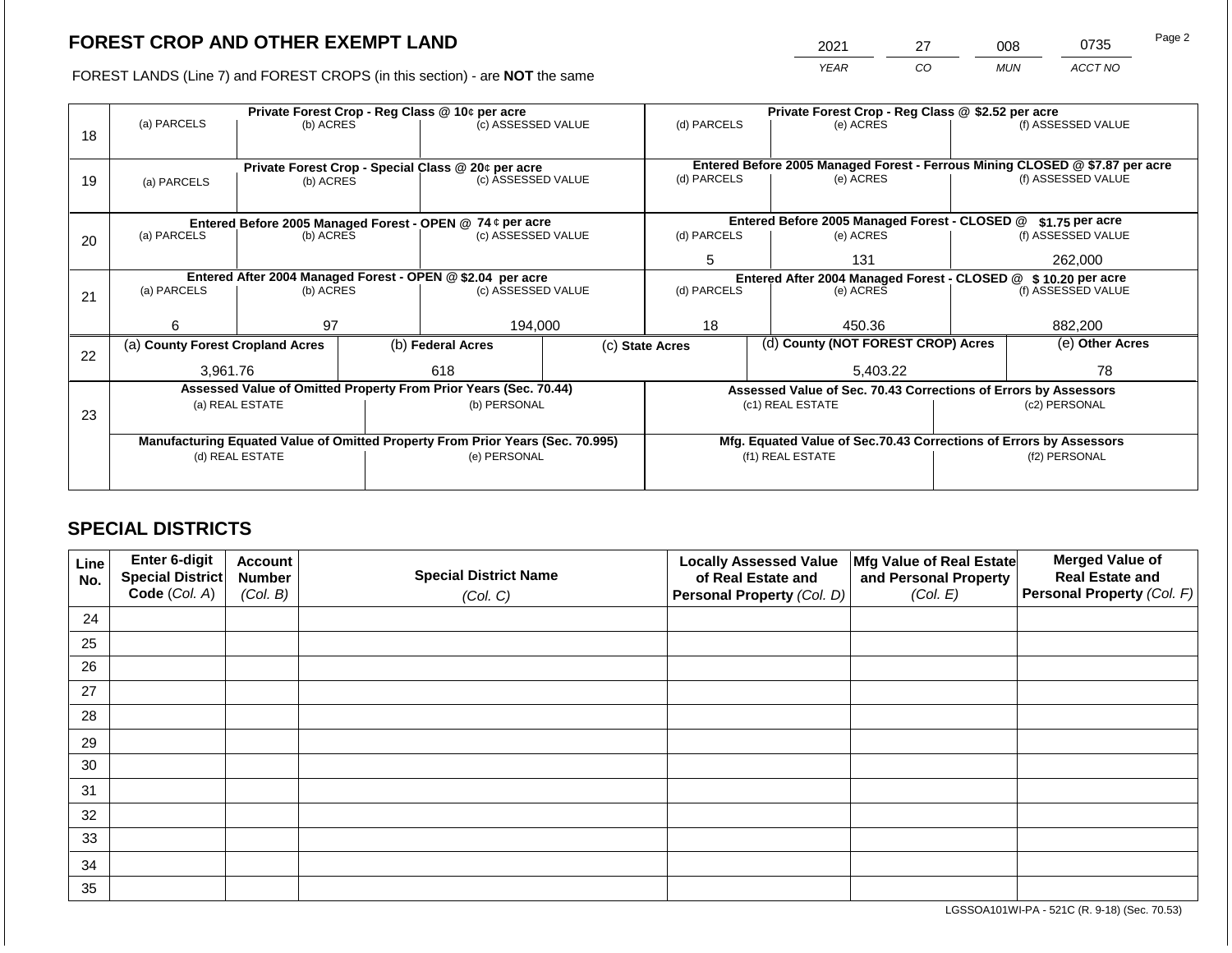## FOREST CROP AND OTHER EXEMPT LAND

FOREST LANDS (Line 7) and FOREST CROPS (in this section) - are **NOT** the same

| 2021 | 27 | 008 | 0735 |
|---|---|---|---|
| YEAR | CO | MUN | ACCT NO |

| Line | Private Forest Crop - Reg Class @ 10¢ per acre | | | Private Forest Crop - Reg Class @ $2.52 per acre | | |
|---|---|---|---|---|---|---|
| 18 | (a) PARCELS | (b) ACRES | (c) ASSESSED VALUE | (d) PARCELS | (e) ACRES | (f) ASSESSED VALUE |
| | | | | | | |
| | **Private Forest Crop - Special Class @ 20¢ per acre** | | | **Entered Before 2005 Managed Forest - Ferrous Mining CLOSED @ $7.87 per acre** | | |
| 19 | (a) PARCELS | (b) ACRES | (c) ASSESSED VALUE | (d) PARCELS | (e) ACRES | (f) ASSESSED VALUE |
| | | | | | | |
| | **Entered Before 2005 Managed Forest - OPEN @ 74 ¢ per acre** | | | **Entered Before 2005 Managed Forest - CLOSED @ $1.75 per acre** | | |
| 20 | (a) PARCELS | (b) ACRES | (c) ASSESSED VALUE | (d) PARCELS | (e) ACRES | (f) ASSESSED VALUE |
| | | | | 5 | 131 | 262,000 |
| | **Entered After 2004 Managed Forest - OPEN @ $2.04 per acre** | | | **Entered After 2004 Managed Forest - CLOSED @ $ 10.20 per acre** | | |
| 21 | (a) PARCELS | (b) ACRES | (c) ASSESSED VALUE | (d) PARCELS | (e) ACRES | (f) ASSESSED VALUE |
| | 6 | 97 | 194,000 | 18 | 450.36 | 882,200 |

| Line | (a) County Forest Cropland Acres | (b) Federal Acres | (c) State Acres | (d) County (NOT FOREST CROP) Acres | (e) Other Acres |
|---|---|---|---|---|---|
| 22 | 3,961.76 | 618 | | 5,403.22 | 78 |

| Line | Assessed Value of Omitted Property From Prior Years (Sec. 70.44) | | Assessed Value of Sec. 70.43 Corrections of Errors by Assessors | |
|---|---|---|---|---|
| 23 | (a) REAL ESTATE | (b) PERSONAL | (c1) REAL ESTATE | (c2) PERSONAL |
| | | | | |
| | **Manufacturing Equated Value of Omitted Property From Prior Years (Sec. 70.995)** | | **Mfg. Equated Value of Sec.70.43 Corrections of Errors by Assessors** | |
| | (d) REAL ESTATE | (e) PERSONAL | (f1) REAL ESTATE | (f2) PERSONAL |
| | | | | |

## SPECIAL DISTRICTS

| Line No. | Enter 6-digit Special District Code (Col. A) | Account Number (Col. B) | Special District Name (Col. C) | Locally Assessed Value of Real Estate and Personal Property (Col. D) | Mfg Value of Real Estate and Personal Property (Col. E) | Merged Value of Real Estate and Personal Property (Col. F) |
|---|---|---|---|---|---|---|
| 24 | | | | | | |
| 25 | | | | | | |
| 26 | | | | | | |
| 27 | | | | | | |
| 28 | | | | | | |
| 29 | | | | | | |
| 30 | | | | | | |
| 31 | | | | | | |
| 32 | | | | | | |
| 33 | | | | | | |
| 34 | | | | | | |
| 35 | | | | | | |

LGSSOA101WI-PA - 521C (R. 9-18) (Sec. 70.53)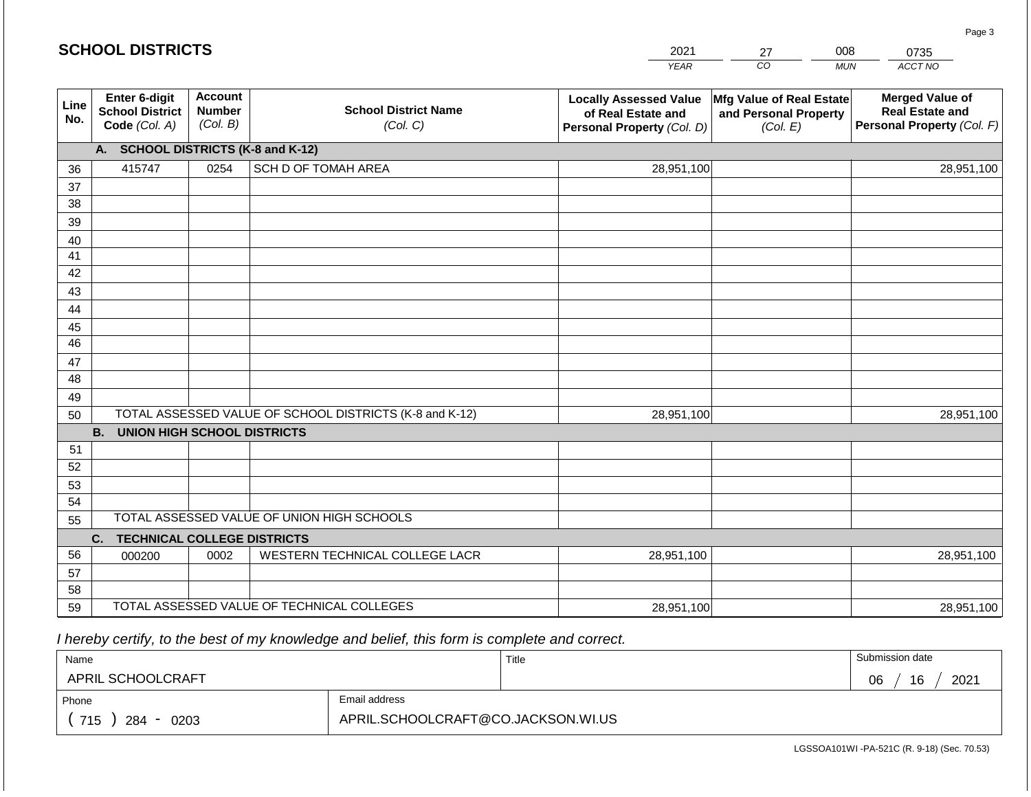## SCHOOL DISTRICTS

| 2021 | 27 | 008 | 0735 |
|---|---|---|---|
| *YEAR* | *CO* | *MUN* | *ACCT NO* |

| Line No. | Enter 6-digit School District Code *(Col. A)* | Account Number *(Col. B)* | School District Name *(Col. C)* | Locally Assessed Value of Real Estate and Personal Property *(Col. D)* | Mfg Value of Real Estate and Personal Property *(Col. E)* | Merged Value of Real Estate and Personal Property *(Col. F)* |
|---|---|---|---|---|---|---|
| | **A. SCHOOL DISTRICTS (K-8 and K-12)** | | | | | |
| 36 | 415747 | 0254 | SCH D OF TOMAH AREA | 28,951,100 | | 28,951,100 |
| 37 | | | | | | |
| 38 | | | | | | |
| 39 | | | | | | |
| 40 | | | | | | |
| 41 | | | | | | |
| 42 | | | | | | |
| 43 | | | | | | |
| 44 | | | | | | |
| 45 | | | | | | |
| 46 | | | | | | |
| 47 | | | | | | |
| 48 | | | | | | |
| 49 | | | | | | |
| 50 | TOTAL ASSESSED VALUE OF SCHOOL DISTRICTS (K-8 and K-12) | | | 28,951,100 | | 28,951,100 |
| | **B. UNION HIGH SCHOOL DISTRICTS** | | | | | |
| 51 | | | | | | |
| 52 | | | | | | |
| 53 | | | | | | |
| 54 | | | | | | |
| 55 | TOTAL ASSESSED VALUE OF UNION HIGH SCHOOLS | | | | | |
| | **C. TECHNICAL COLLEGE DISTRICTS** | | | | | |
| 56 | 000200 | 0002 | WESTERN TECHNICAL COLLEGE LACR | 28,951,100 | | 28,951,100 |
| 57 | | | | | | |
| 58 | | | | | | |
| 59 | TOTAL ASSESSED VALUE OF TECHNICAL COLLEGES | | | 28,951,100 | | 28,951,100 |

*I hereby certify, to the best of my knowledge and belief, this form is complete and correct.*

| Name | | Title | Submission date |
|---|---|---|---|
| APRIL SCHOOLCRAFT | | | 06 / 16 / 2021 |
| Phone | Email address | | |
| ( 715 ) 284 - 0203 | APRIL.SCHOOLCRAFT@CO.JACKSON.WI.US | | |

LGSSOA101WI -PA-521C (R. 9-18) (Sec. 70.53)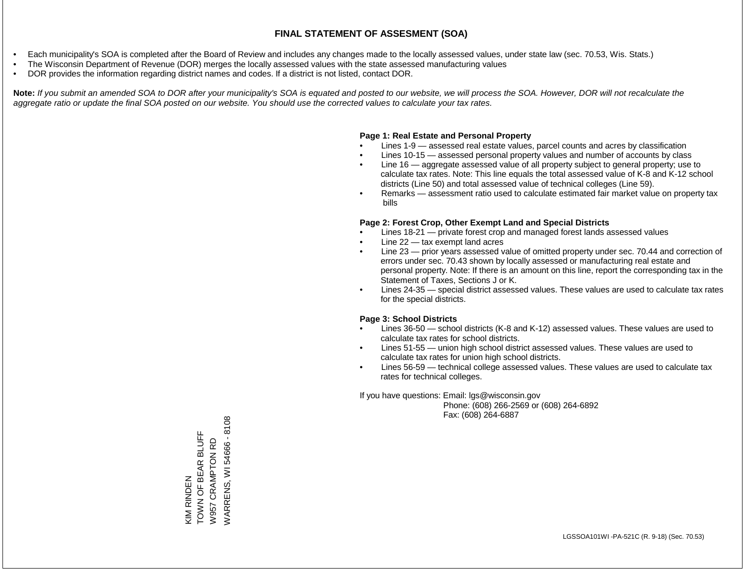# FINAL STATEMENT OF ASSESMENT (SOA)

- Each municipality's SOA is completed after the Board of Review and includes any changes made to the locally assessed values, under state law (sec. 70.53, Wis. Stats.)
- The Wisconsin Department of Revenue (DOR) merges the locally assessed values with the state assessed manufacturing values
- DOR provides the information regarding district names and codes. If a district is not listed, contact DOR.

**Note:** *If you submit an amended SOA to DOR after your municipality's SOA is equated and posted to our website, we will process the SOA. However, DOR will not recalculate the aggregate ratio or update the final SOA posted on our website. You should use the corrected values to calculate your tax rates.*

**Page 1: Real Estate and Personal Property**

- Lines 1-9 — assessed real estate values, parcel counts and acres by classification
- Lines 10-15 — assessed personal property values and number of accounts by class
- Line 16 — aggregate assessed value of all property subject to general property; use to calculate tax rates. Note: This line equals the total assessed value of K-8 and K-12 school districts (Line 50) and total assessed value of technical colleges (Line 59).
- Remarks — assessment ratio used to calculate estimated fair market value on property tax bills

**Page 2: Forest Crop, Other Exempt Land and Special Districts**

- Lines 18-21 — private forest crop and managed forest lands assessed values
- Line 22 — tax exempt land acres
- Line 23 — prior years assessed value of omitted property under sec. 70.44 and correction of errors under sec. 70.43 shown by locally assessed or manufacturing real estate and personal property. Note: If there is an amount on this line, report the corresponding tax in the Statement of Taxes, Sections J or K.
- Lines 24-35 — special district assessed values. These values are used to calculate tax rates for the special districts.

**Page 3: School Districts**

- Lines 36-50 — school districts (K-8 and K-12) assessed values. These values are used to calculate tax rates for school districts.
- Lines 51-55 — union high school district assessed values. These values are used to calculate tax rates for union high school districts.
- Lines 56-59 — technical college assessed values. These values are used to calculate tax rates for technical colleges.

If you have questions: Email: lgs@wisconsin.gov
Phone: (608) 266-2569 or (608) 264-6892
Fax: (608) 264-6887

KIM RINDEN
TOWN OF BEAR BLUFF
W957 CRAMPTON RD
WARRENS, WI 54666 - 8108

LGSSOA101WI -PA-521C (R. 9-18) (Sec. 70.53)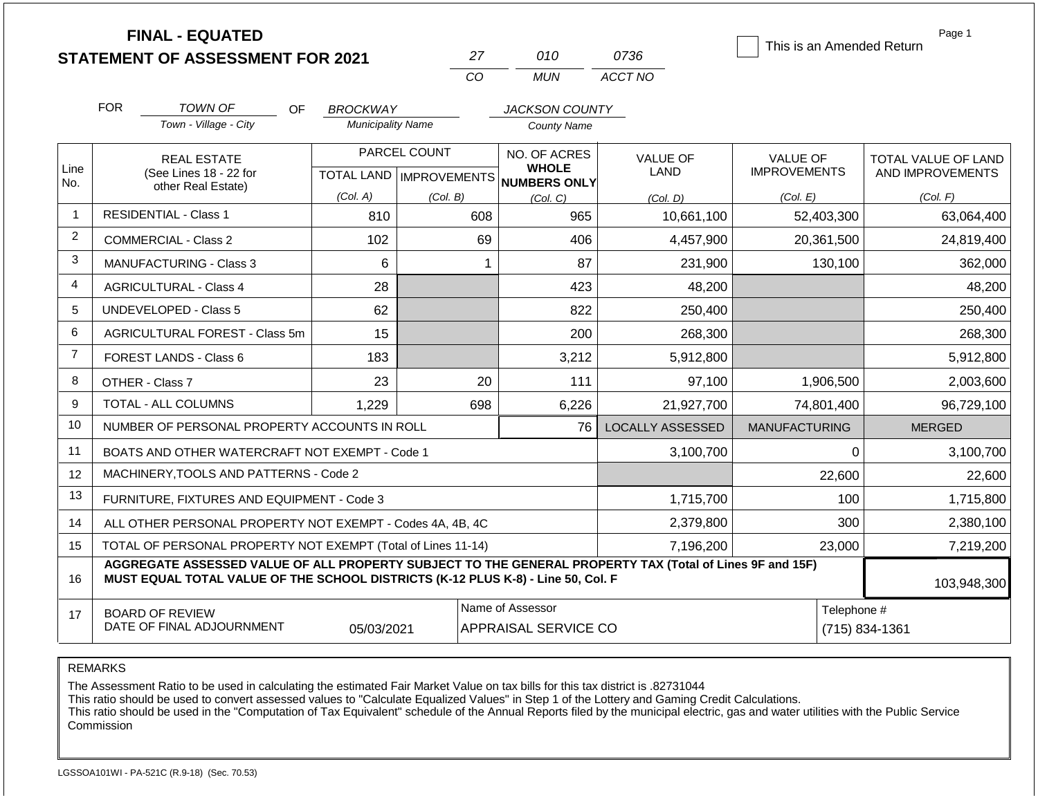**FINAL - EQUATED**
**STATEMENT OF ASSESSMENT FOR 2021**

| 27 | 010 | 0736 |
|---|---|---|
| CO | MUN | ACCT NO |

☐ This is an Amended Return

Page 1

FOR *TOWN OF* (Town - Village - City) OF *BROCKWAY* (Municipality Name) *JACKSON COUNTY* (County Name)

| Line No. | REAL ESTATE (See Lines 18 - 22 for other Real Estate) | PARCEL COUNT TOTAL LAND (Col. A) | IMPROVEMENTS (Col. B) | NO. OF ACRES WHOLE NUMBERS ONLY (Col. C) | VALUE OF LAND (Col. D) | VALUE OF IMPROVEMENTS (Col. E) | TOTAL VALUE OF LAND AND IMPROVEMENTS (Col. F) |
|---|---|---|---|---|---|---|---|
| 1 | RESIDENTIAL - Class 1 | 810 | 608 | 965 | 10,661,100 | 52,403,300 | 63,064,400 |
| 2 | COMMERCIAL - Class 2 | 102 | 69 | 406 | 4,457,900 | 20,361,500 | 24,819,400 |
| 3 | MANUFACTURING - Class 3 | 6 | 1 | 87 | 231,900 | 130,100 | 362,000 |
| 4 | AGRICULTURAL - Class 4 | 28 | | 423 | 48,200 | | 48,200 |
| 5 | UNDEVELOPED - Class 5 | 62 | | 822 | 250,400 | | 250,400 |
| 6 | AGRICULTURAL FOREST - Class 5m | 15 | | 200 | 268,300 | | 268,300 |
| 7 | FOREST LANDS - Class 6 | 183 | | 3,212 | 5,912,800 | | 5,912,800 |
| 8 | OTHER - Class 7 | 23 | 20 | 111 | 97,100 | 1,906,500 | 2,003,600 |
| 9 | TOTAL - ALL COLUMNS | 1,229 | 698 | 6,226 | 21,927,700 | 74,801,400 | 96,729,100 |
| 10 | NUMBER OF PERSONAL PROPERTY ACCOUNTS IN ROLL | | | 76 | LOCALLY ASSESSED | MANUFACTURING | MERGED |
| 11 | BOATS AND OTHER WATERCRAFT NOT EXEMPT - Code 1 | | | | 3,100,700 | 0 | 3,100,700 |
| 12 | MACHINERY,TOOLS AND PATTERNS - Code 2 | | | | | 22,600 | 22,600 |
| 13 | FURNITURE, FIXTURES AND EQUIPMENT - Code 3 | | | | 1,715,700 | 100 | 1,715,800 |
| 14 | ALL OTHER PERSONAL PROPERTY NOT EXEMPT - Codes 4A, 4B, 4C | | | | 2,379,800 | 300 | 2,380,100 |
| 15 | TOTAL OF PERSONAL PROPERTY NOT EXEMPT (Total of Lines 11-14) | | | | 7,196,200 | 23,000 | 7,219,200 |
| 16 | **AGGREGATE ASSESSED VALUE OF ALL PROPERTY SUBJECT TO THE GENERAL PROPERTY TAX (Total of Lines 9F and 15F) MUST EQUAL TOTAL VALUE OF THE SCHOOL DISTRICTS (K-12 PLUS K-8) - Line 50, Col. F** | | | | | | 103,948,300 |
| 17 | BOARD OF REVIEW DATE OF FINAL ADJOURNMENT | 05/03/2021 | | Name of Assessor: APPRAISAL SERVICE CO | | | Telephone #: (715) 834-1361 |

REMARKS

The Assessment Ratio to be used in calculating the estimated Fair Market Value on tax bills for this tax district is .82731044
This ratio should be used to convert assessed values to "Calculate Equalized Values" in Step 1 of the Lottery and Gaming Credit Calculations.
This ratio should be used in the "Computation of Tax Equivalent" schedule of the Annual Reports filed by the municipal electric, gas and water utilities with the Public Service Commission

LGSSOA101WI - PA-521C (R.9-18) (Sec. 70.53)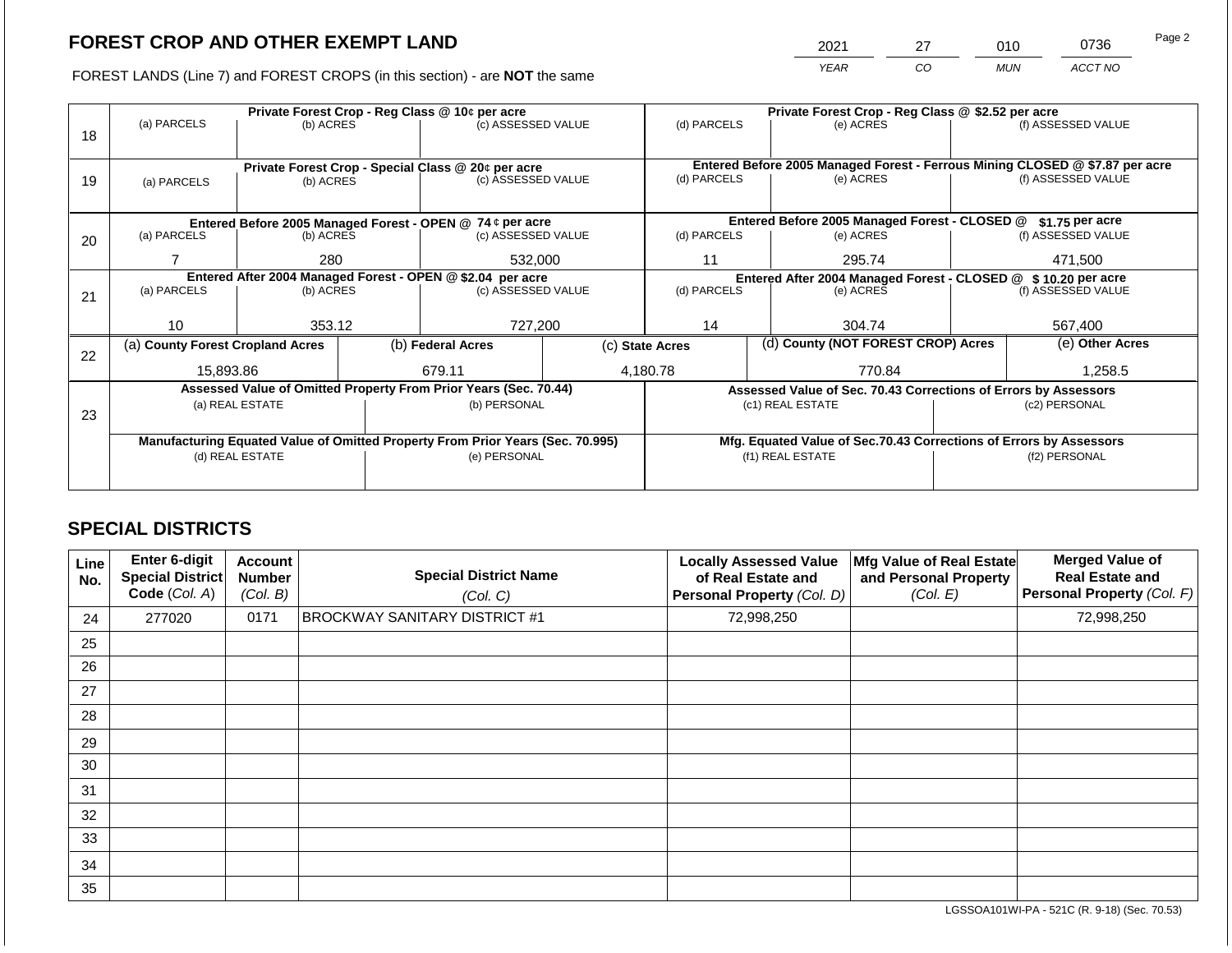# FOREST CROP AND OTHER EXEMPT LAND

| 2021 | 27 | 010 | 0736 |
|---|---|---|---|
| *YEAR* | *CO* | *MUN* | *ACCT NO* |

FOREST LANDS (Line 7) and FOREST CROPS (in this section) - are **NOT** the same

| Line | Private Forest Crop - Reg Class @ 10¢ per acre | | | Private Forest Crop - Reg Class @ $2.52 per acre | | |
|---|---|---|---|---|---|---|
| 18 | (a) PARCELS | (b) ACRES | (c) ASSESSED VALUE | (d) PARCELS | (e) ACRES | (f) ASSESSED VALUE |
| | | | | | | |
| | **Private Forest Crop - Special Class @ 20¢ per acre** | | | **Entered Before 2005 Managed Forest - Ferrous Mining CLOSED @ $7.87 per acre** | | |
| 19 | (a) PARCELS | (b) ACRES | (c) ASSESSED VALUE | (d) PARCELS | (e) ACRES | (f) ASSESSED VALUE |
| | | | | | | |
| | **Entered Before 2005 Managed Forest - OPEN @ 74 ¢ per acre** | | | **Entered Before 2005 Managed Forest - CLOSED @ $1.75 per acre** | | |
| 20 | (a) PARCELS | (b) ACRES | (c) ASSESSED VALUE | (d) PARCELS | (e) ACRES | (f) ASSESSED VALUE |
| | 7 | 280 | 532,000 | 11 | 295.74 | 471,500 |
| | **Entered After 2004 Managed Forest - OPEN @ $2.04 per acre** | | | **Entered After 2004 Managed Forest - CLOSED @ $ 10.20 per acre** | | |
| 21 | (a) PARCELS | (b) ACRES | (c) ASSESSED VALUE | (d) PARCELS | (e) ACRES | (f) ASSESSED VALUE |
| | 10 | 353.12 | 727,200 | 14 | 304.74 | 567,400 |

| Line | (a) County Forest Cropland Acres | (b) Federal Acres | (c) State Acres | (d) County (NOT FOREST CROP) Acres | (e) Other Acres |
|---|---|---|---|---|---|
| 22 | 15,893.86 | 679.11 | 4,180.78 | 770.84 | 1,258.5 |

| Line | Assessed Value of Omitted Property From Prior Years (Sec. 70.44) | | Assessed Value of Sec. 70.43 Corrections of Errors by Assessors | |
|---|---|---|---|---|
| 23 | (a) REAL ESTATE | (b) PERSONAL | (c1) REAL ESTATE | (c2) PERSONAL |
| | | | | |
| | **Manufacturing Equated Value of Omitted Property From Prior Years (Sec. 70.995)** | | **Mfg. Equated Value of Sec.70.43 Corrections of Errors by Assessors** | |
| | (d) REAL ESTATE | (e) PERSONAL | (f1) REAL ESTATE | (f2) PERSONAL |
| | | | | |

## SPECIAL DISTRICTS

| Line No. | Enter 6-digit Special District Code (Col. A) | Account Number (Col. B) | Special District Name (Col. C) | Locally Assessed Value of Real Estate and Personal Property (Col. D) | Mfg Value of Real Estate and Personal Property (Col. E) | Merged Value of Real Estate and Personal Property (Col. F) |
|---|---|---|---|---|---|---|
| 24 | 277020 | 0171 | BROCKWAY SANITARY DISTRICT #1 | 72,998,250 | | 72,998,250 |
| 25 | | | | | | |
| 26 | | | | | | |
| 27 | | | | | | |
| 28 | | | | | | |
| 29 | | | | | | |
| 30 | | | | | | |
| 31 | | | | | | |
| 32 | | | | | | |
| 33 | | | | | | |
| 34 | | | | | | |
| 35 | | | | | | |

LGSSOA101WI-PA - 521C (R. 9-18) (Sec. 70.53)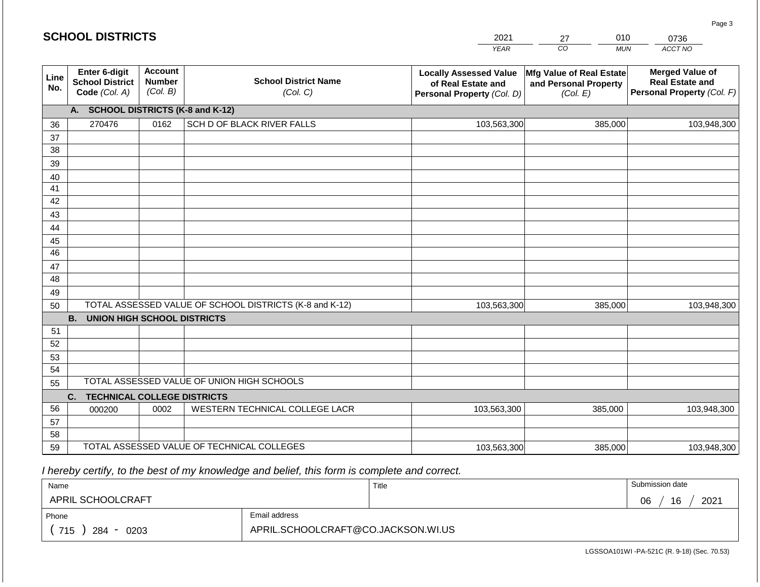## SCHOOL DISTRICTS

| 2021 | 27 | 010 | 0736 |
|---|---|---|---|
| *YEAR* | *CO* | *MUN* | *ACCT NO* |

| Line No. | Enter 6-digit School District Code *(Col. A)* | Account Number *(Col. B)* | School District Name *(Col. C)* | Locally Assessed Value of Real Estate and Personal Property *(Col. D)* | Mfg Value of Real Estate and Personal Property *(Col. E)* | Merged Value of Real Estate and Personal Property *(Col. F)* |
|---|---|---|---|---|---|---|
| | **A. SCHOOL DISTRICTS (K-8 and K-12)** | | | | | |
| 36 | 270476 | 0162 | SCH D OF BLACK RIVER FALLS | 103,563,300 | 385,000 | 103,948,300 |
| 37 | | | | | | |
| 38 | | | | | | |
| 39 | | | | | | |
| 40 | | | | | | |
| 41 | | | | | | |
| 42 | | | | | | |
| 43 | | | | | | |
| 44 | | | | | | |
| 45 | | | | | | |
| 46 | | | | | | |
| 47 | | | | | | |
| 48 | | | | | | |
| 49 | | | | | | |
| 50 | TOTAL ASSESSED VALUE OF SCHOOL DISTRICTS (K-8 and K-12) | | | 103,563,300 | 385,000 | 103,948,300 |
| | **B. UNION HIGH SCHOOL DISTRICTS** | | | | | |
| 51 | | | | | | |
| 52 | | | | | | |
| 53 | | | | | | |
| 54 | | | | | | |
| 55 | TOTAL ASSESSED VALUE OF UNION HIGH SCHOOLS | | | | | |
| | **C. TECHNICAL COLLEGE DISTRICTS** | | | | | |
| 56 | 000200 | 0002 | WESTERN TECHNICAL COLLEGE LACR | 103,563,300 | 385,000 | 103,948,300 |
| 57 | | | | | | |
| 58 | | | | | | |
| 59 | TOTAL ASSESSED VALUE OF TECHNICAL COLLEGES | | | 103,563,300 | 385,000 | 103,948,300 |

*I hereby certify, to the best of my knowledge and belief, this form is complete and correct.*

| Name | Title | Submission date |
|---|---|---|
| APRIL SCHOOLCRAFT | | 06 / 16 / 2021 |

| Phone | Email address |
|---|---|
| ( 715 ) 284 - 0203 | APRIL.SCHOOLCRAFT@CO.JACKSON.WI.US |

LGSSOA101WI -PA-521C (R. 9-18) (Sec. 70.53)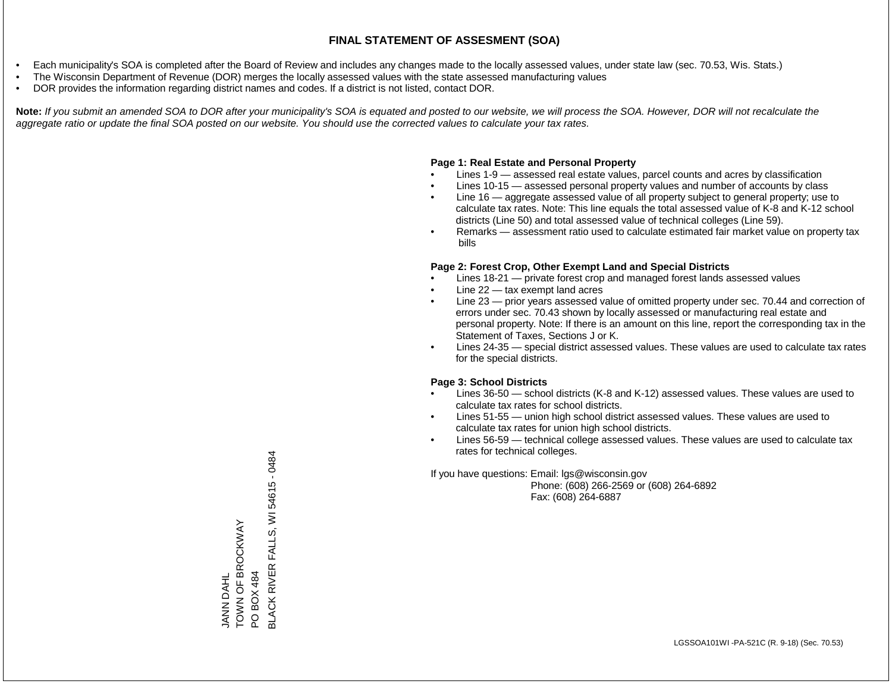# FINAL STATEMENT OF ASSESMENT (SOA)

- Each municipality's SOA is completed after the Board of Review and includes any changes made to the locally assessed values, under state law (sec. 70.53, Wis. Stats.)
- The Wisconsin Department of Revenue (DOR) merges the locally assessed values with the state assessed manufacturing values
- DOR provides the information regarding district names and codes. If a district is not listed, contact DOR.

**Note:** *If you submit an amended SOA to DOR after your municipality's SOA is equated and posted to our website, we will process the SOA. However, DOR will not recalculate the aggregate ratio or update the final SOA posted on our website. You should use the corrected values to calculate your tax rates.*

**Page 1: Real Estate and Personal Property**

- Lines 1-9 — assessed real estate values, parcel counts and acres by classification
- Lines 10-15 — assessed personal property values and number of accounts by class
- Line 16 — aggregate assessed value of all property subject to general property; use to calculate tax rates. Note: This line equals the total assessed value of K-8 and K-12 school districts (Line 50) and total assessed value of technical colleges (Line 59).
- Remarks — assessment ratio used to calculate estimated fair market value on property tax bills

**Page 2: Forest Crop, Other Exempt Land and Special Districts**

- Lines 18-21 — private forest crop and managed forest lands assessed values
- Line 22 — tax exempt land acres
- Line 23 — prior years assessed value of omitted property under sec. 70.44 and correction of errors under sec. 70.43 shown by locally assessed or manufacturing real estate and personal property. Note: If there is an amount on this line, report the corresponding tax in the Statement of Taxes, Sections J or K.
- Lines 24-35 — special district assessed values. These values are used to calculate tax rates for the special districts.

**Page 3: School Districts**

- Lines 36-50 — school districts (K-8 and K-12) assessed values. These values are used to calculate tax rates for school districts.
- Lines 51-55 — union high school district assessed values. These values are used to calculate tax rates for union high school districts.
- Lines 56-59 — technical college assessed values. These values are used to calculate tax rates for technical colleges.

If you have questions: Email: lgs@wisconsin.gov
Phone: (608) 266-2569 or (608) 264-6892
Fax: (608) 264-6887

JANN DAHL
TOWN OF BROCKWAY
PO BOX 484
BLACK RIVER FALLS, WI 54615 - 0484

LGSSOA101WI -PA-521C (R. 9-18) (Sec. 70.53)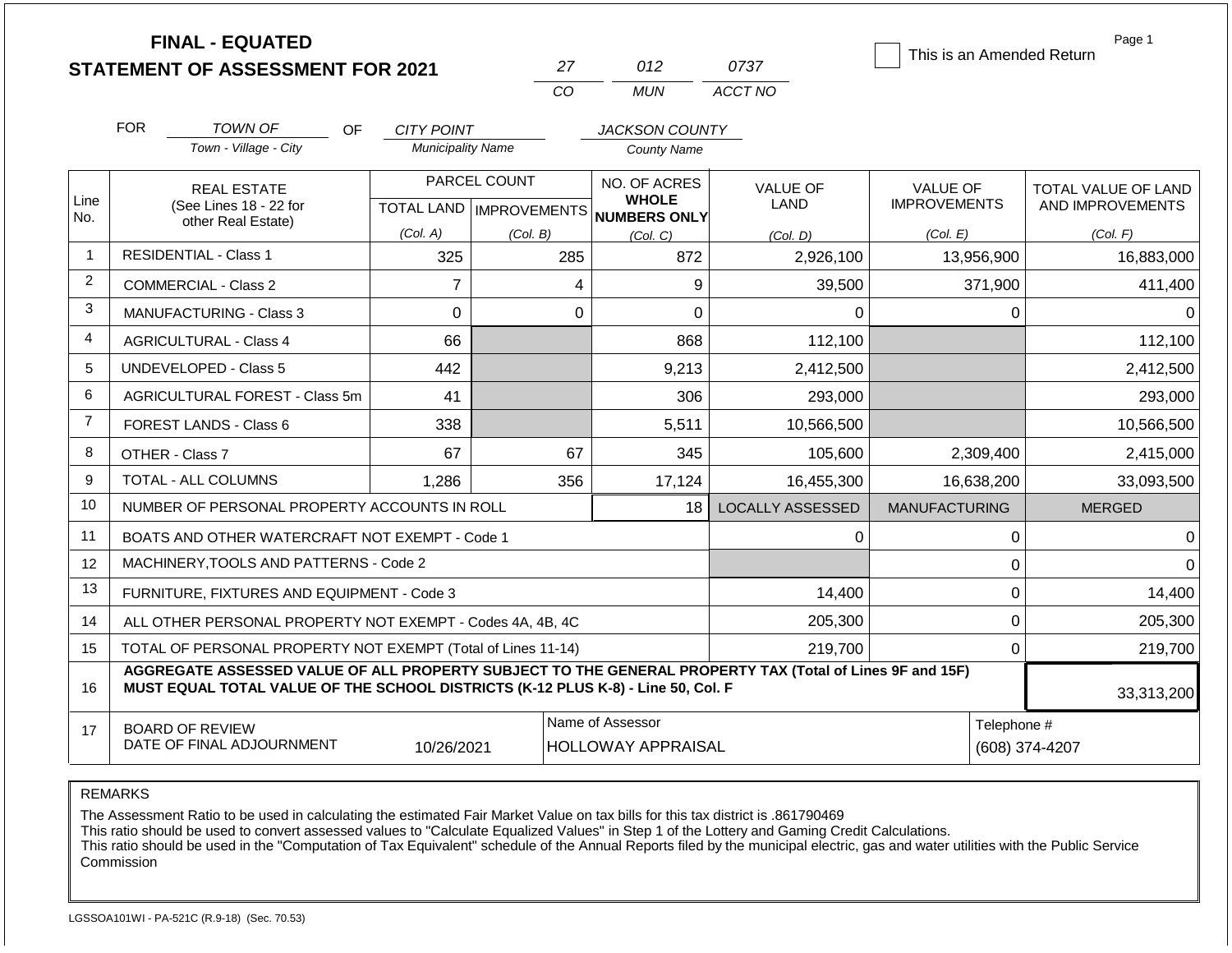**FINAL - EQUATED**
**STATEMENT OF ASSESSMENT FOR 2021**

| 27 | 012 | 0737 |
|---|---|---|
| *CO* | *MUN* | *ACCT NO* |

☐ This is an Amended Return

Page 1

FOR *TOWN OF* (Town - Village - City) OF *CITY POINT* (Municipality Name) *JACKSON COUNTY* (County Name)

| Line No. | REAL ESTATE (See Lines 18 - 22 for other Real Estate) | PARCEL COUNT TOTAL LAND (Col. A) | PARCEL COUNT IMPROVEMENTS (Col. B) | NO. OF ACRES WHOLE NUMBERS ONLY (Col. C) | VALUE OF LAND (Col. D) | VALUE OF IMPROVEMENTS (Col. E) | TOTAL VALUE OF LAND AND IMPROVEMENTS (Col. F) |
|---|---|---|---|---|---|---|---|
| 1 | RESIDENTIAL - Class 1 | 325 | 285 | 872 | 2,926,100 | 13,956,900 | 16,883,000 |
| 2 | COMMERCIAL - Class 2 | 7 | 4 | 9 | 39,500 | 371,900 | 411,400 |
| 3 | MANUFACTURING - Class 3 | 0 | 0 | 0 | 0 | 0 | 0 |
| 4 | AGRICULTURAL - Class 4 | 66 | | 868 | 112,100 | | 112,100 |
| 5 | UNDEVELOPED - Class 5 | 442 | | 9,213 | 2,412,500 | | 2,412,500 |
| 6 | AGRICULTURAL FOREST - Class 5m | 41 | | 306 | 293,000 | | 293,000 |
| 7 | FOREST LANDS - Class 6 | 338 | | 5,511 | 10,566,500 | | 10,566,500 |
| 8 | OTHER - Class 7 | 67 | 67 | 345 | 105,600 | 2,309,400 | 2,415,000 |
| 9 | TOTAL - ALL COLUMNS | 1,286 | 356 | 17,124 | 16,455,300 | 16,638,200 | 33,093,500 |
| 10 | NUMBER OF PERSONAL PROPERTY ACCOUNTS IN ROLL | | | 18 | LOCALLY ASSESSED | MANUFACTURING | MERGED |
| 11 | BOATS AND OTHER WATERCRAFT NOT EXEMPT - Code 1 | | | | 0 | 0 | 0 |
| 12 | MACHINERY,TOOLS AND PATTERNS - Code 2 | | | | | 0 | 0 |
| 13 | FURNITURE, FIXTURES AND EQUIPMENT - Code 3 | | | | 14,400 | 0 | 14,400 |
| 14 | ALL OTHER PERSONAL PROPERTY NOT EXEMPT - Codes 4A, 4B, 4C | | | | 205,300 | 0 | 205,300 |
| 15 | TOTAL OF PERSONAL PROPERTY NOT EXEMPT (Total of Lines 11-14) | | | | 219,700 | 0 | 219,700 |
| 16 | **AGGREGATE ASSESSED VALUE OF ALL PROPERTY SUBJECT TO THE GENERAL PROPERTY TAX (Total of Lines 9F and 15F) MUST EQUAL TOTAL VALUE OF THE SCHOOL DISTRICTS (K-12 PLUS K-8) - Line 50, Col. F** | | | | | | 33,313,200 |
| 17 | BOARD OF REVIEW DATE OF FINAL ADJOURNMENT | 10/26/2021 | Name of Assessor: HOLLOWAY APPRAISAL | | | Telephone #: (608) 374-4207 | |

REMARKS

The Assessment Ratio to be used in calculating the estimated Fair Market Value on tax bills for this tax district is .861790469
This ratio should be used to convert assessed values to "Calculate Equalized Values" in Step 1 of the Lottery and Gaming Credit Calculations.
This ratio should be used in the "Computation of Tax Equivalent" schedule of the Annual Reports filed by the municipal electric, gas and water utilities with the Public Service Commission

LGSSOA101WI - PA-521C (R.9-18) (Sec. 70.53)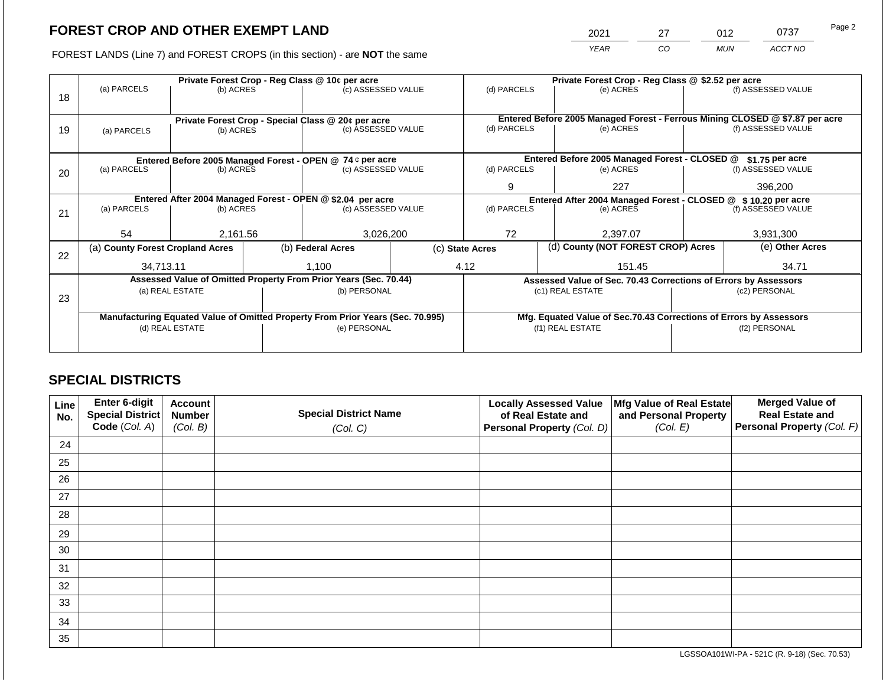# FOREST CROP AND OTHER EXEMPT LAND

FOREST LANDS (Line 7) and FOREST CROPS (in this section) - are **NOT** the same

| 2021 | 27 | 012 | 0737 |
|---|---|---|---|
| *YEAR* | *CO* | *MUN* | *ACCT NO* |

| Line | Private Forest Crop - Reg Class @ 10¢ per acre | | | Private Forest Crop - Reg Class @ $2.52 per acre | | |
|---|---|---|---|---|---|---|
| 18 | (a) PARCELS | (b) ACRES | (c) ASSESSED VALUE | (d) PARCELS | (e) ACRES | (f) ASSESSED VALUE |
| | | | | | | |
| | **Private Forest Crop - Special Class @ 20¢ per acre** | | | **Entered Before 2005 Managed Forest - Ferrous Mining CLOSED @ $7.87 per acre** | | |
| 19 | (a) PARCELS | (b) ACRES | (c) ASSESSED VALUE | (d) PARCELS | (e) ACRES | (f) ASSESSED VALUE |
| | | | | | | |
| | **Entered Before 2005 Managed Forest - OPEN @ 74 ¢ per acre** | | | **Entered Before 2005 Managed Forest - CLOSED @ $1.75 per acre** | | |
| 20 | (a) PARCELS | (b) ACRES | (c) ASSESSED VALUE | (d) PARCELS | (e) ACRES | (f) ASSESSED VALUE |
| | | | | 9 | 227 | 396,200 |
| | **Entered After 2004 Managed Forest - OPEN @ $2.04 per acre** | | | **Entered After 2004 Managed Forest - CLOSED @ $ 10.20 per acre** | | |
| 21 | (a) PARCELS | (b) ACRES | (c) ASSESSED VALUE | (d) PARCELS | (e) ACRES | (f) ASSESSED VALUE |
| | 54 | 2,161.56 | 3,026,200 | 72 | 2,397.07 | 3,931,300 |

| Line | (a) County Forest Cropland Acres | (b) Federal Acres | (c) State Acres | (d) County (NOT FOREST CROP) Acres | (e) Other Acres |
|---|---|---|---|---|---|
| 22 | 34,713.11 | 1,100 | 4.12 | 151.45 | 34.71 |

| Line | Assessed Value of Omitted Property From Prior Years (Sec. 70.44) | | Assessed Value of Sec. 70.43 Corrections of Errors by Assessors | |
|---|---|---|---|---|
| 23 | (a) REAL ESTATE | (b) PERSONAL | (c1) REAL ESTATE | (c2) PERSONAL |
| | | | | |
| | **Manufacturing Equated Value of Omitted Property From Prior Years (Sec. 70.995)** | | **Mfg. Equated Value of Sec.70.43 Corrections of Errors by Assessors** | |
| | (d) REAL ESTATE | (e) PERSONAL | (f1) REAL ESTATE | (f2) PERSONAL |
| | | | | |

## SPECIAL DISTRICTS

| Line No. | Enter 6-digit Special District Code *(Col. A)* | Account Number *(Col. B)* | Special District Name *(Col. C)* | Locally Assessed Value of Real Estate and Personal Property *(Col. D)* | Mfg Value of Real Estate and Personal Property *(Col. E)* | Merged Value of Real Estate and Personal Property *(Col. F)* |
|---|---|---|---|---|---|---|
| 24 | | | | | | |
| 25 | | | | | | |
| 26 | | | | | | |
| 27 | | | | | | |
| 28 | | | | | | |
| 29 | | | | | | |
| 30 | | | | | | |
| 31 | | | | | | |
| 32 | | | | | | |
| 33 | | | | | | |
| 34 | | | | | | |
| 35 | | | | | | |

LGSSOA101WI-PA - 521C (R. 9-18) (Sec. 70.53)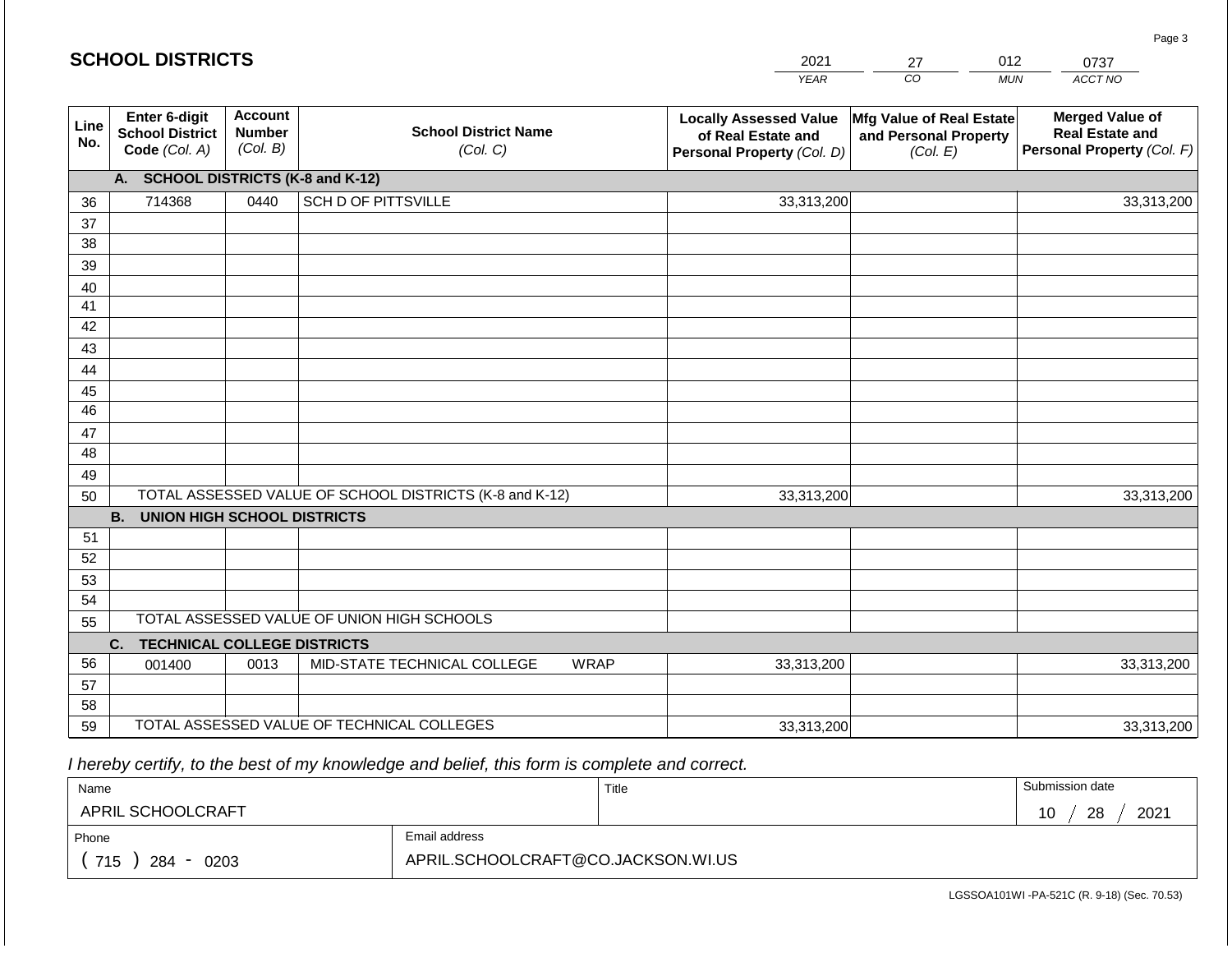## SCHOOL DISTRICTS

| 2021 | 27 | 012 | 0737 |
|---|---|---|---|
| YEAR | CO | MUN | ACCT NO |

| Line No. | Enter 6-digit School District Code (Col. A) | Account Number (Col. B) | School District Name (Col. C) | Locally Assessed Value of Real Estate and Personal Property (Col. D) | Mfg Value of Real Estate and Personal Property (Col. E) | Merged Value of Real Estate and Personal Property (Col. F) |
|---|---|---|---|---|---|---|
| | **A. SCHOOL DISTRICTS (K-8 and K-12)** | | | | | |
| 36 | 714368 | 0440 | SCH D OF PITTSVILLE | 33,313,200 | | 33,313,200 |
| 37 | | | | | | |
| 38 | | | | | | |
| 39 | | | | | | |
| 40 | | | | | | |
| 41 | | | | | | |
| 42 | | | | | | |
| 43 | | | | | | |
| 44 | | | | | | |
| 45 | | | | | | |
| 46 | | | | | | |
| 47 | | | | | | |
| 48 | | | | | | |
| 49 | | | | | | |
| 50 | TOTAL ASSESSED VALUE OF SCHOOL DISTRICTS (K-8 and K-12) | | | 33,313,200 | | 33,313,200 |
| | **B. UNION HIGH SCHOOL DISTRICTS** | | | | | |
| 51 | | | | | | |
| 52 | | | | | | |
| 53 | | | | | | |
| 54 | | | | | | |
| 55 | TOTAL ASSESSED VALUE OF UNION HIGH SCHOOLS | | | | | |
| | **C. TECHNICAL COLLEGE DISTRICTS** | | | | | |
| 56 | 001400 | 0013 | MID-STATE TECHNICAL COLLEGE WRAP | 33,313,200 | | 33,313,200 |
| 57 | | | | | | |
| 58 | | | | | | |
| 59 | TOTAL ASSESSED VALUE OF TECHNICAL COLLEGES | | | 33,313,200 | | 33,313,200 |

*I hereby certify, to the best of my knowledge and belief, this form is complete and correct.*

| Name | Title | Submission date |
|---|---|---|
| APRIL SCHOOLCRAFT | | 10 / 28 / 2021 |

| Phone | Email address |
|---|---|
| ( 715 ) 284 - 0203 | APRIL.SCHOOLCRAFT@CO.JACKSON.WI.US |

LGSSOA101WI -PA-521C (R. 9-18) (Sec. 70.53)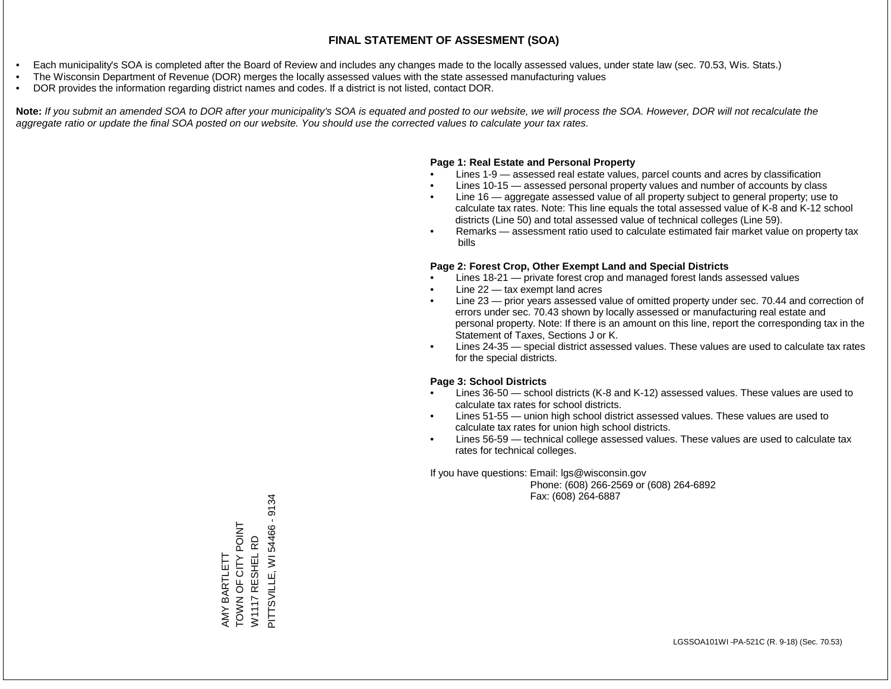# FINAL STATEMENT OF ASSESMENT (SOA)

- Each municipality's SOA is completed after the Board of Review and includes any changes made to the locally assessed values, under state law (sec. 70.53, Wis. Stats.)
- The Wisconsin Department of Revenue (DOR) merges the locally assessed values with the state assessed manufacturing values
- DOR provides the information regarding district names and codes. If a district is not listed, contact DOR.

**Note:** *If you submit an amended SOA to DOR after your municipality's SOA is equated and posted to our website, we will process the SOA. However, DOR will not recalculate the aggregate ratio or update the final SOA posted on our website. You should use the corrected values to calculate your tax rates.*

**Page 1: Real Estate and Personal Property**

- Lines 1-9 — assessed real estate values, parcel counts and acres by classification
- Lines 10-15 — assessed personal property values and number of accounts by class
- Line 16 — aggregate assessed value of all property subject to general property; use to calculate tax rates. Note: This line equals the total assessed value of K-8 and K-12 school districts (Line 50) and total assessed value of technical colleges (Line 59).
- Remarks — assessment ratio used to calculate estimated fair market value on property tax bills

**Page 2: Forest Crop, Other Exempt Land and Special Districts**

- Lines 18-21 — private forest crop and managed forest lands assessed values
- Line 22 — tax exempt land acres
- Line 23 — prior years assessed value of omitted property under sec. 70.44 and correction of errors under sec. 70.43 shown by locally assessed or manufacturing real estate and personal property. Note: If there is an amount on this line, report the corresponding tax in the Statement of Taxes, Sections J or K.
- Lines 24-35 — special district assessed values. These values are used to calculate tax rates for the special districts.

**Page 3: School Districts**

- Lines 36-50 — school districts (K-8 and K-12) assessed values. These values are used to calculate tax rates for school districts.
- Lines 51-55 — union high school district assessed values. These values are used to calculate tax rates for union high school districts.
- Lines 56-59 — technical college assessed values. These values are used to calculate tax rates for technical colleges.

If you have questions: Email: lgs@wisconsin.gov
Phone: (608) 266-2569 or (608) 264-6892
Fax: (608) 264-6887

AMY BARTLETT
TOWN OF CITY POINT
W1117 RESHEL RD
PITTSVILLE, WI 54466 - 9134

LGSSOA101WI -PA-521C (R. 9-18) (Sec. 70.53)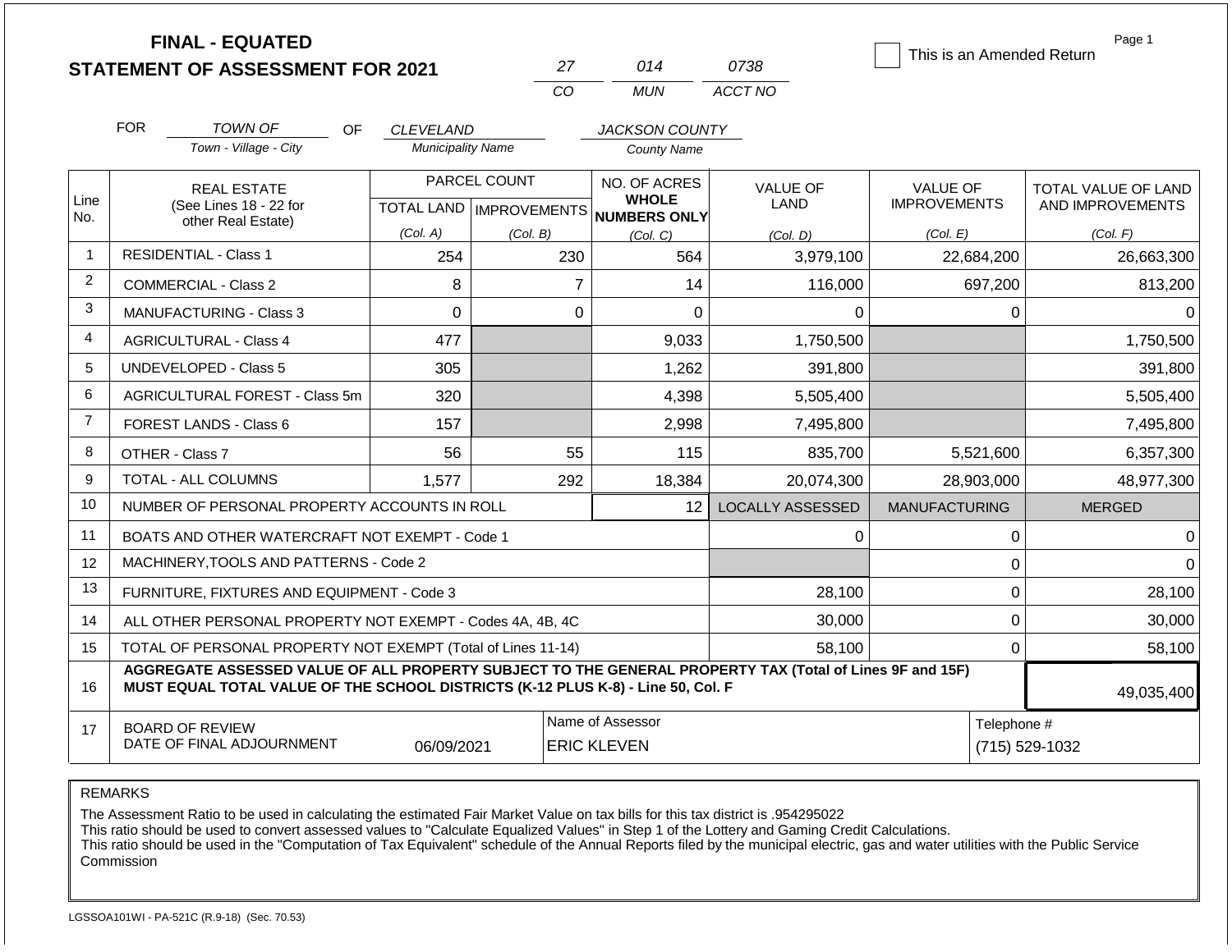# FINAL - EQUATED
## STATEMENT OF ASSESSMENT FOR 2021

| 27 | 014 | 0738 |
|---|---|---|
| CO | MUN | ACCT NO |

☐ This is an Amended Return

Page 1

FOR *TOWN OF* (Town - Village - City) OF *CLEVELAND* (Municipality Name) *JACKSON COUNTY* (County Name)

| Line No. | REAL ESTATE (See Lines 18 - 22 for other Real Estate) | PARCEL COUNT TOTAL LAND (Col. A) | PARCEL COUNT IMPROVEMENTS (Col. B) | NO. OF ACRES WHOLE NUMBERS ONLY (Col. C) | VALUE OF LAND (Col. D) | VALUE OF IMPROVEMENTS (Col. E) | TOTAL VALUE OF LAND AND IMPROVEMENTS (Col. F) |
|---|---|---|---|---|---|---|---|
| 1 | RESIDENTIAL - Class 1 | 254 | 230 | 564 | 3,979,100 | 22,684,200 | 26,663,300 |
| 2 | COMMERCIAL - Class 2 | 8 | 7 | 14 | 116,000 | 697,200 | 813,200 |
| 3 | MANUFACTURING - Class 3 | 0 | 0 | 0 | 0 | 0 | 0 |
| 4 | AGRICULTURAL - Class 4 | 477 | | 9,033 | 1,750,500 | | 1,750,500 |
| 5 | UNDEVELOPED - Class 5 | 305 | | 1,262 | 391,800 | | 391,800 |
| 6 | AGRICULTURAL FOREST - Class 5m | 320 | | 4,398 | 5,505,400 | | 5,505,400 |
| 7 | FOREST LANDS - Class 6 | 157 | | 2,998 | 7,495,800 | | 7,495,800 |
| 8 | OTHER - Class 7 | 56 | 55 | 115 | 835,700 | 5,521,600 | 6,357,300 |
| 9 | TOTAL - ALL COLUMNS | 1,577 | 292 | 18,384 | 20,074,300 | 28,903,000 | 48,977,300 |
| 10 | NUMBER OF PERSONAL PROPERTY ACCOUNTS IN ROLL | | | 12 | LOCALLY ASSESSED | MANUFACTURING | MERGED |
| 11 | BOATS AND OTHER WATERCRAFT NOT EXEMPT - Code 1 | | | | 0 | 0 | 0 |
| 12 | MACHINERY,TOOLS AND PATTERNS - Code 2 | | | | | 0 | 0 |
| 13 | FURNITURE, FIXTURES AND EQUIPMENT - Code 3 | | | | 28,100 | 0 | 28,100 |
| 14 | ALL OTHER PERSONAL PROPERTY NOT EXEMPT - Codes 4A, 4B, 4C | | | | 30,000 | 0 | 30,000 |
| 15 | TOTAL OF PERSONAL PROPERTY NOT EXEMPT (Total of Lines 11-14) | | | | 58,100 | 0 | 58,100 |
| 16 | **AGGREGATE ASSESSED VALUE OF ALL PROPERTY SUBJECT TO THE GENERAL PROPERTY TAX (Total of Lines 9F and 15F) MUST EQUAL TOTAL VALUE OF THE SCHOOL DISTRICTS (K-12 PLUS K-8) - Line 50, Col. F** | | | | | | 49,035,400 |
| 17 | BOARD OF REVIEW DATE OF FINAL ADJOURNMENT | 06/09/2021 | | Name of Assessor: ERIC KLEVEN | | Telephone #: (715) 529-1032 | |

REMARKS

The Assessment Ratio to be used in calculating the estimated Fair Market Value on tax bills for this tax district is .954295022
This ratio should be used to convert assessed values to "Calculate Equalized Values" in Step 1 of the Lottery and Gaming Credit Calculations.
This ratio should be used in the "Computation of Tax Equivalent" schedule of the Annual Reports filed by the municipal electric, gas and water utilities with the Public Service Commission

LGSSOA101WI - PA-521C (R.9-18) (Sec. 70.53)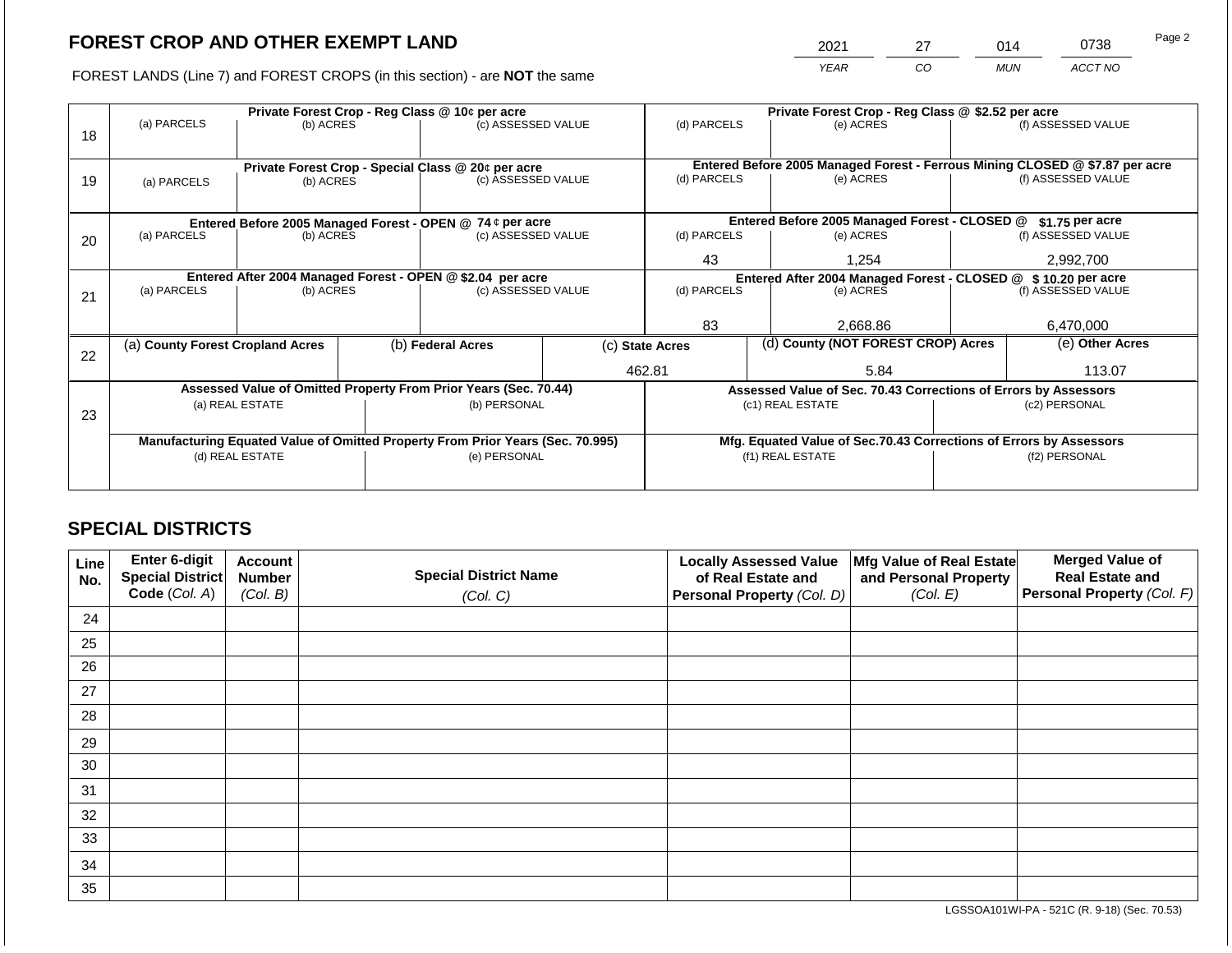## FOREST CROP AND OTHER EXEMPT LAND

FOREST LANDS (Line 7) and FOREST CROPS (in this section) - are **NOT** the same

| YEAR | CO | MUN | ACCT NO |
|---|---|---|---|
| 2021 | 27 | 014 | 0738 |

| Line | (a) PARCELS | (b) ACRES | (c) ASSESSED VALUE | (d) PARCELS | (e) ACRES | (f) ASSESSED VALUE |
|---|---|---|---|---|---|---|
| 18 | **Private Forest Crop - Reg Class @ 10¢ per acre** | | | **Private Forest Crop - Reg Class @ $2.52 per acre** | | |
| | | | | | | |
| 19 | **Private Forest Crop - Special Class @ 20¢ per acre** | | | **Entered Before 2005 Managed Forest - Ferrous Mining CLOSED @ $7.87 per acre** | | |
| | | | | | | |
| 20 | **Entered Before 2005 Managed Forest - OPEN @ 74 ¢ per acre** | | | **Entered Before 2005 Managed Forest - CLOSED @ $1.75 per acre** | | |
| | | | | 43 | 1,254 | 2,992,700 |
| 21 | **Entered After 2004 Managed Forest - OPEN @ $2.04 per acre** | | | **Entered After 2004 Managed Forest - CLOSED @ $ 10.20 per acre** | | |
| | | | | 83 | 2,668.86 | 6,470,000 |

| Line | (a) County Forest Cropland Acres | (b) Federal Acres | (c) State Acres | (d) County (NOT FOREST CROP) Acres | (e) Other Acres |
|---|---|---|---|---|---|
| 22 | | | 462.81 | 5.84 | 113.07 |

| Line | Assessed Value of Omitted Property From Prior Years (Sec. 70.44) | | Assessed Value of Sec. 70.43 Corrections of Errors by Assessors | |
|---|---|---|---|---|
| 23 | (a) REAL ESTATE | (b) PERSONAL | (c1) REAL ESTATE | (c2) PERSONAL |
| | | | | |
| | **Manufacturing Equated Value of Omitted Property From Prior Years (Sec. 70.995)** | | **Mfg. Equated Value of Sec.70.43 Corrections of Errors by Assessors** | |
| | (d) REAL ESTATE | (e) PERSONAL | (f1) REAL ESTATE | (f2) PERSONAL |
| | | | | |

## SPECIAL DISTRICTS

| Line No. | Enter 6-digit Special District Code (Col. A) | Account Number (Col. B) | Special District Name (Col. C) | Locally Assessed Value of Real Estate and Personal Property (Col. D) | Mfg Value of Real Estate and Personal Property (Col. E) | Merged Value of Real Estate and Personal Property (Col. F) |
|---|---|---|---|---|---|---|
| 24 | | | | | | |
| 25 | | | | | | |
| 26 | | | | | | |
| 27 | | | | | | |
| 28 | | | | | | |
| 29 | | | | | | |
| 30 | | | | | | |
| 31 | | | | | | |
| 32 | | | | | | |
| 33 | | | | | | |
| 34 | | | | | | |
| 35 | | | | | | |

LGSSOA101WI-PA - 521C (R. 9-18) (Sec. 70.53)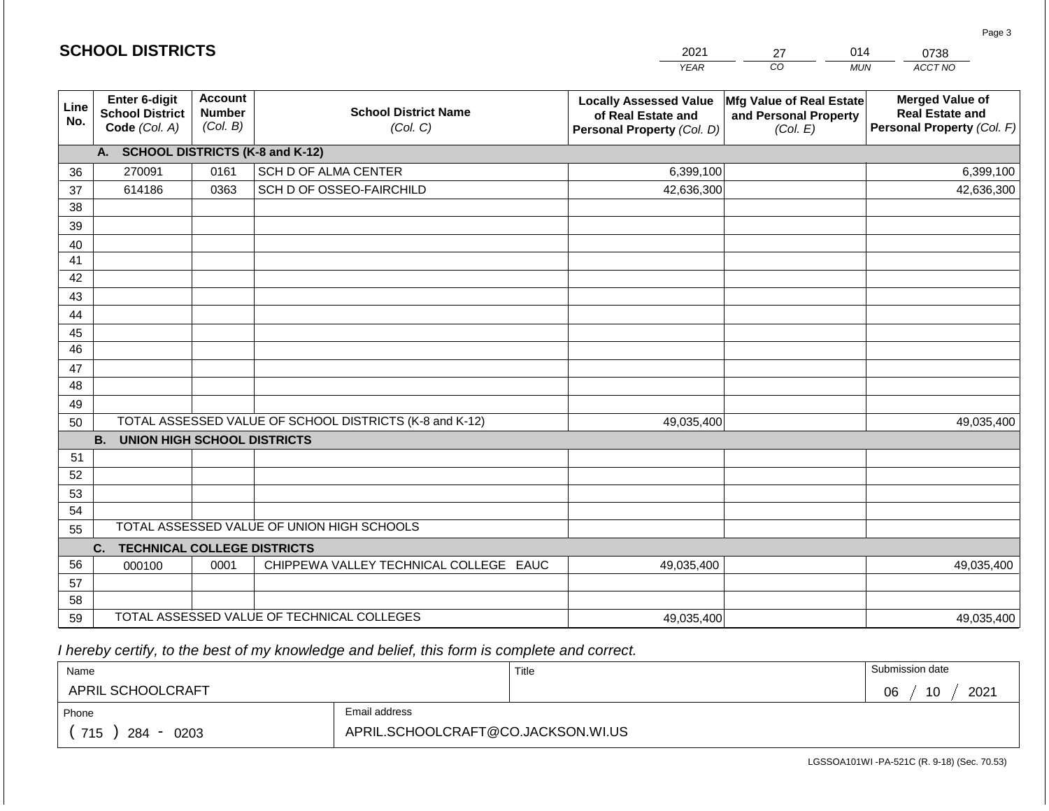## SCHOOL DISTRICTS

| 2021 | 27 | 014 | 0738 |
|---|---|---|---|
| YEAR | CO | MUN | ACCT NO |

| Line No. | Enter 6-digit School District Code *(Col. A)* | Account Number *(Col. B)* | School District Name *(Col. C)* | Locally Assessed Value of Real Estate and Personal Property *(Col. D)* | Mfg Value of Real Estate and Personal Property *(Col. E)* | Merged Value of Real Estate and Personal Property *(Col. F)* |
|---|---|---|---|---|---|---|
| | **A. SCHOOL DISTRICTS (K-8 and K-12)** | | | | | |
| 36 | 270091 | 0161 | SCH D OF ALMA CENTER | 6,399,100 | | 6,399,100 |
| 37 | 614186 | 0363 | SCH D OF OSSEO-FAIRCHILD | 42,636,300 | | 42,636,300 |
| 38 | | | | | | |
| 39 | | | | | | |
| 40 | | | | | | |
| 41 | | | | | | |
| 42 | | | | | | |
| 43 | | | | | | |
| 44 | | | | | | |
| 45 | | | | | | |
| 46 | | | | | | |
| 47 | | | | | | |
| 48 | | | | | | |
| 49 | | | | | | |
| 50 | | | TOTAL ASSESSED VALUE OF SCHOOL DISTRICTS (K-8 and K-12) | 49,035,400 | | 49,035,400 |
| | **B. UNION HIGH SCHOOL DISTRICTS** | | | | | |
| 51 | | | | | | |
| 52 | | | | | | |
| 53 | | | | | | |
| 54 | | | | | | |
| 55 | | | TOTAL ASSESSED VALUE OF UNION HIGH SCHOOLS | | | |
| | **C. TECHNICAL COLLEGE DISTRICTS** | | | | | |
| 56 | 000100 | 0001 | CHIPPEWA VALLEY TECHNICAL COLLEGE EAUC | 49,035,400 | | 49,035,400 |
| 57 | | | | | | |
| 58 | | | | | | |
| 59 | | | TOTAL ASSESSED VALUE OF TECHNICAL COLLEGES | 49,035,400 | | 49,035,400 |

*I hereby certify, to the best of my knowledge and belief, this form is complete and correct.*

| Name | Title | Submission date |
|---|---|---|
| APRIL SCHOOLCRAFT | | 06 / 10 / 2021 |

| Phone | Email address |
|---|---|
| ( 715 ) 284 - 0203 | APRIL.SCHOOLCRAFT@CO.JACKSON.WI.US |

LGSSOA101WI -PA-521C (R. 9-18) (Sec. 70.53)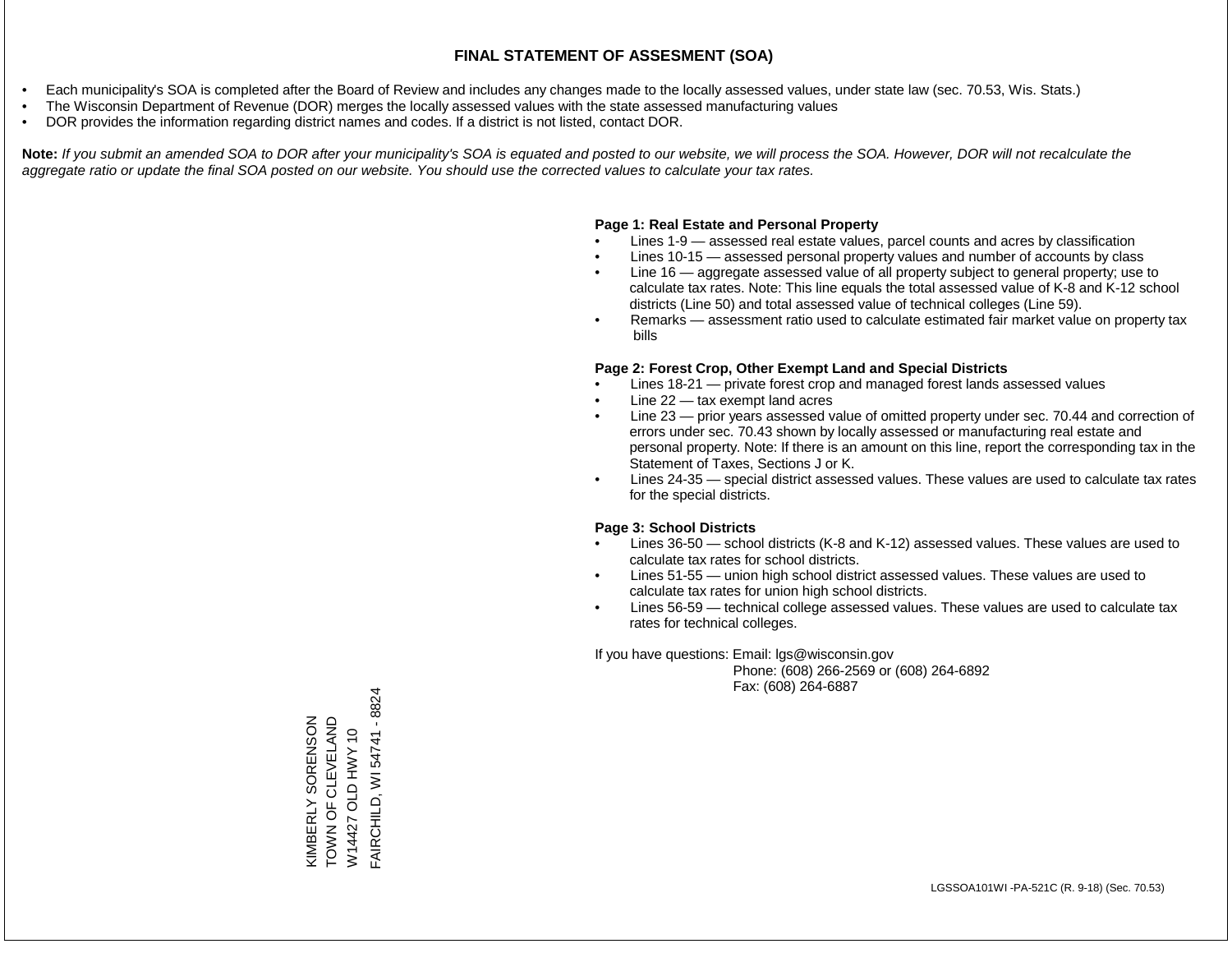# FINAL STATEMENT OF ASSESMENT (SOA)

- Each municipality's SOA is completed after the Board of Review and includes any changes made to the locally assessed values, under state law (sec. 70.53, Wis. Stats.)
- The Wisconsin Department of Revenue (DOR) merges the locally assessed values with the state assessed manufacturing values
- DOR provides the information regarding district names and codes. If a district is not listed, contact DOR.

**Note:** *If you submit an amended SOA to DOR after your municipality's SOA is equated and posted to our website, we will process the SOA. However, DOR will not recalculate the aggregate ratio or update the final SOA posted on our website. You should use the corrected values to calculate your tax rates.*

**Page 1: Real Estate and Personal Property**

- Lines 1-9 — assessed real estate values, parcel counts and acres by classification
- Lines 10-15 — assessed personal property values and number of accounts by class
- Line 16 — aggregate assessed value of all property subject to general property; use to calculate tax rates. Note: This line equals the total assessed value of K-8 and K-12 school districts (Line 50) and total assessed value of technical colleges (Line 59).
- Remarks — assessment ratio used to calculate estimated fair market value on property tax bills

**Page 2: Forest Crop, Other Exempt Land and Special Districts**

- Lines 18-21 — private forest crop and managed forest lands assessed values
- Line 22 — tax exempt land acres
- Line 23 — prior years assessed value of omitted property under sec. 70.44 and correction of errors under sec. 70.43 shown by locally assessed or manufacturing real estate and personal property. Note: If there is an amount on this line, report the corresponding tax in the Statement of Taxes, Sections J or K.
- Lines 24-35 — special district assessed values. These values are used to calculate tax rates for the special districts.

**Page 3: School Districts**

- Lines 36-50 — school districts (K-8 and K-12) assessed values. These values are used to calculate tax rates for school districts.
- Lines 51-55 — union high school district assessed values. These values are used to calculate tax rates for union high school districts.
- Lines 56-59 — technical college assessed values. These values are used to calculate tax rates for technical colleges.

If you have questions: Email: lgs@wisconsin.gov
Phone: (608) 266-2569 or (608) 264-6892
Fax: (608) 264-6887

KIMBERLY SORENSON
TOWN OF CLEVELAND
W14427 OLD HWY 10
FAIRCHILD, WI 54741 - 8824

LGSSOA101WI -PA-521C (R. 9-18) (Sec. 70.53)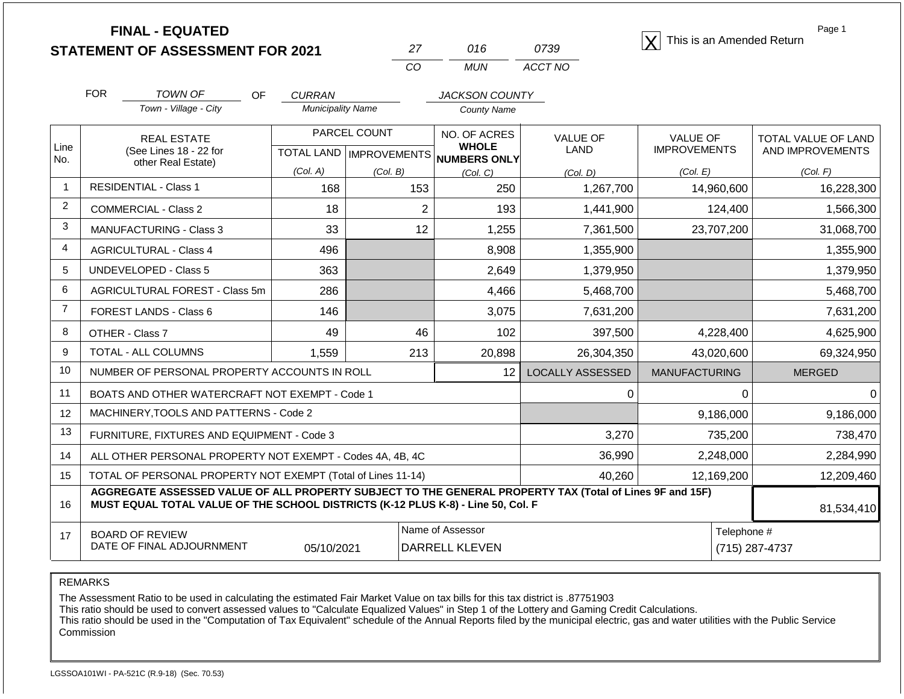# FINAL - EQUATED
## STATEMENT OF ASSESSMENT FOR 2021

| 27 | 016 | 0739 |
|---|---|---|
| CO | MUN | ACCT NO |

[X] This is an Amended Return

Page 1

FOR *TOWN OF* (Town - Village - City) OF *CURRAN* (Municipality Name) *JACKSON COUNTY* (County Name)

| Line No. | REAL ESTATE (See Lines 18 - 22 for other Real Estate) | PARCEL COUNT TOTAL LAND (Col. A) | PARCEL COUNT IMPROVEMENTS (Col. B) | NO. OF ACRES WHOLE NUMBERS ONLY (Col. C) | VALUE OF LAND (Col. D) | VALUE OF IMPROVEMENTS (Col. E) | TOTAL VALUE OF LAND AND IMPROVEMENTS (Col. F) |
|---|---|---|---|---|---|---|---|
| 1 | RESIDENTIAL - Class 1 | 168 | 153 | 250 | 1,267,700 | 14,960,600 | 16,228,300 |
| 2 | COMMERCIAL - Class 2 | 18 | 2 | 193 | 1,441,900 | 124,400 | 1,566,300 |
| 3 | MANUFACTURING - Class 3 | 33 | 12 | 1,255 | 7,361,500 | 23,707,200 | 31,068,700 |
| 4 | AGRICULTURAL - Class 4 | 496 | | 8,908 | 1,355,900 | | 1,355,900 |
| 5 | UNDEVELOPED - Class 5 | 363 | | 2,649 | 1,379,950 | | 1,379,950 |
| 6 | AGRICULTURAL FOREST - Class 5m | 286 | | 4,466 | 5,468,700 | | 5,468,700 |
| 7 | FOREST LANDS - Class 6 | 146 | | 3,075 | 7,631,200 | | 7,631,200 |
| 8 | OTHER - Class 7 | 49 | 46 | 102 | 397,500 | 4,228,400 | 4,625,900 |
| 9 | TOTAL - ALL COLUMNS | 1,559 | 213 | 20,898 | 26,304,350 | 43,020,600 | 69,324,950 |
| 10 | NUMBER OF PERSONAL PROPERTY ACCOUNTS IN ROLL | | | 12 | LOCALLY ASSESSED | MANUFACTURING | MERGED |
| 11 | BOATS AND OTHER WATERCRAFT NOT EXEMPT - Code 1 | | | | 0 | 0 | 0 |
| 12 | MACHINERY,TOOLS AND PATTERNS - Code 2 | | | | | 9,186,000 | 9,186,000 |
| 13 | FURNITURE, FIXTURES AND EQUIPMENT - Code 3 | | | | 3,270 | 735,200 | 738,470 |
| 14 | ALL OTHER PERSONAL PROPERTY NOT EXEMPT - Codes 4A, 4B, 4C | | | | 36,990 | 2,248,000 | 2,284,990 |
| 15 | TOTAL OF PERSONAL PROPERTY NOT EXEMPT (Total of Lines 11-14) | | | | 40,260 | 12,169,200 | 12,209,460 |
| 16 | **AGGREGATE ASSESSED VALUE OF ALL PROPERTY SUBJECT TO THE GENERAL PROPERTY TAX (Total of Lines 9F and 15F) MUST EQUAL TOTAL VALUE OF THE SCHOOL DISTRICTS (K-12 PLUS K-8) - Line 50, Col. F** | | | | | | 81,534,410 |
| 17 | BOARD OF REVIEW DATE OF FINAL ADJOURNMENT | 05/10/2021 | | Name of Assessor: DARRELL KLEVEN | | | Telephone #: (715) 287-4737 |

REMARKS

The Assessment Ratio to be used in calculating the estimated Fair Market Value on tax bills for this tax district is .87751903
This ratio should be used to convert assessed values to "Calculate Equalized Values" in Step 1 of the Lottery and Gaming Credit Calculations.
This ratio should be used in the "Computation of Tax Equivalent" schedule of the Annual Reports filed by the municipal electric, gas and water utilities with the Public Service Commission

LGSSOA101WI - PA-521C (R.9-18) (Sec. 70.53)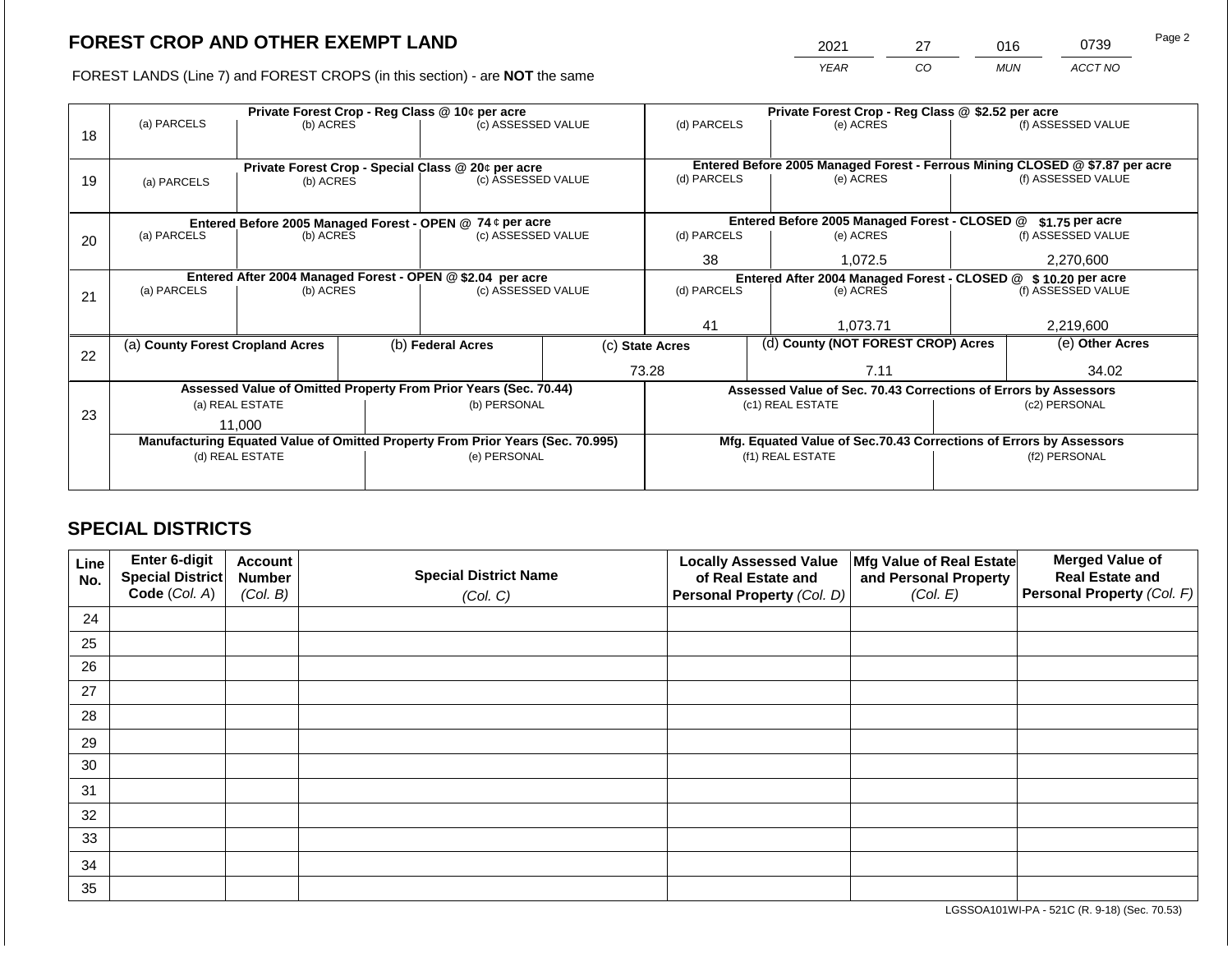## FOREST CROP AND OTHER EXEMPT LAND

FOREST LANDS (Line 7) and FOREST CROPS (in this section) - are **NOT** the same

| 2021 | 27 | 016 | 0739 |
|---|---|---|---|
| YEAR | CO | MUN | ACCT NO |

| Line | Private Forest Crop - Reg Class @ 10¢ per acre | | | Private Forest Crop - Reg Class @ $2.52 per acre | | |
|---|---|---|---|---|---|---|
| | (a) PARCELS | (b) ACRES | (c) ASSESSED VALUE | (d) PARCELS | (e) ACRES | (f) ASSESSED VALUE |
| 18 | | | | | | |
| | **Private Forest Crop - Special Class @ 20¢ per acre** | | | **Entered Before 2005 Managed Forest - Ferrous Mining CLOSED @ $7.87 per acre** | | |
| 19 | (a) PARCELS | (b) ACRES | (c) ASSESSED VALUE | (d) PARCELS | (e) ACRES | (f) ASSESSED VALUE |
| | **Entered Before 2005 Managed Forest - OPEN @ 74 ¢ per acre** | | | **Entered Before 2005 Managed Forest - CLOSED @ $1.75 per acre** | | |
| 20 | (a) PARCELS | (b) ACRES | (c) ASSESSED VALUE | (d) PARCELS | (e) ACRES | (f) ASSESSED VALUE |
| | | | | 38 | 1,072.5 | 2,270,600 |
| | **Entered After 2004 Managed Forest - OPEN @ $2.04 per acre** | | | **Entered After 2004 Managed Forest - CLOSED @ $ 10.20 per acre** | | |
| 21 | (a) PARCELS | (b) ACRES | (c) ASSESSED VALUE | (d) PARCELS | (e) ACRES | (f) ASSESSED VALUE |
| | | | | 41 | 1,073.71 | 2,219,600 |

| Line | (a) County Forest Cropland Acres | (b) Federal Acres | (c) State Acres | (d) County (NOT FOREST CROP) Acres | (e) Other Acres |
|---|---|---|---|---|---|
| 22 | | | 73.28 | 7.11 | 34.02 |

| Line | Assessed Value of Omitted Property From Prior Years (Sec. 70.44) | | Assessed Value of Sec. 70.43 Corrections of Errors by Assessors | |
|---|---|---|---|---|
| | (a) REAL ESTATE | (b) PERSONAL | (c1) REAL ESTATE | (c2) PERSONAL |
| 23 | 11,000 | | | |
| | **Manufacturing Equated Value of Omitted Property From Prior Years (Sec. 70.995)** | | **Mfg. Equated Value of Sec.70.43 Corrections of Errors by Assessors** | |
| | (d) REAL ESTATE | (e) PERSONAL | (f1) REAL ESTATE | (f2) PERSONAL |
| | | | | |

## SPECIAL DISTRICTS

| Line No. | Enter 6-digit Special District Code (Col. A) | Account Number (Col. B) | Special District Name (Col. C) | Locally Assessed Value of Real Estate and Personal Property (Col. D) | Mfg Value of Real Estate and Personal Property (Col. E) | Merged Value of Real Estate and Personal Property (Col. F) |
|---|---|---|---|---|---|---|
| 24 | | | | | | |
| 25 | | | | | | |
| 26 | | | | | | |
| 27 | | | | | | |
| 28 | | | | | | |
| 29 | | | | | | |
| 30 | | | | | | |
| 31 | | | | | | |
| 32 | | | | | | |
| 33 | | | | | | |
| 34 | | | | | | |
| 35 | | | | | | |

LGSSOA101WI-PA - 521C (R. 9-18) (Sec. 70.53)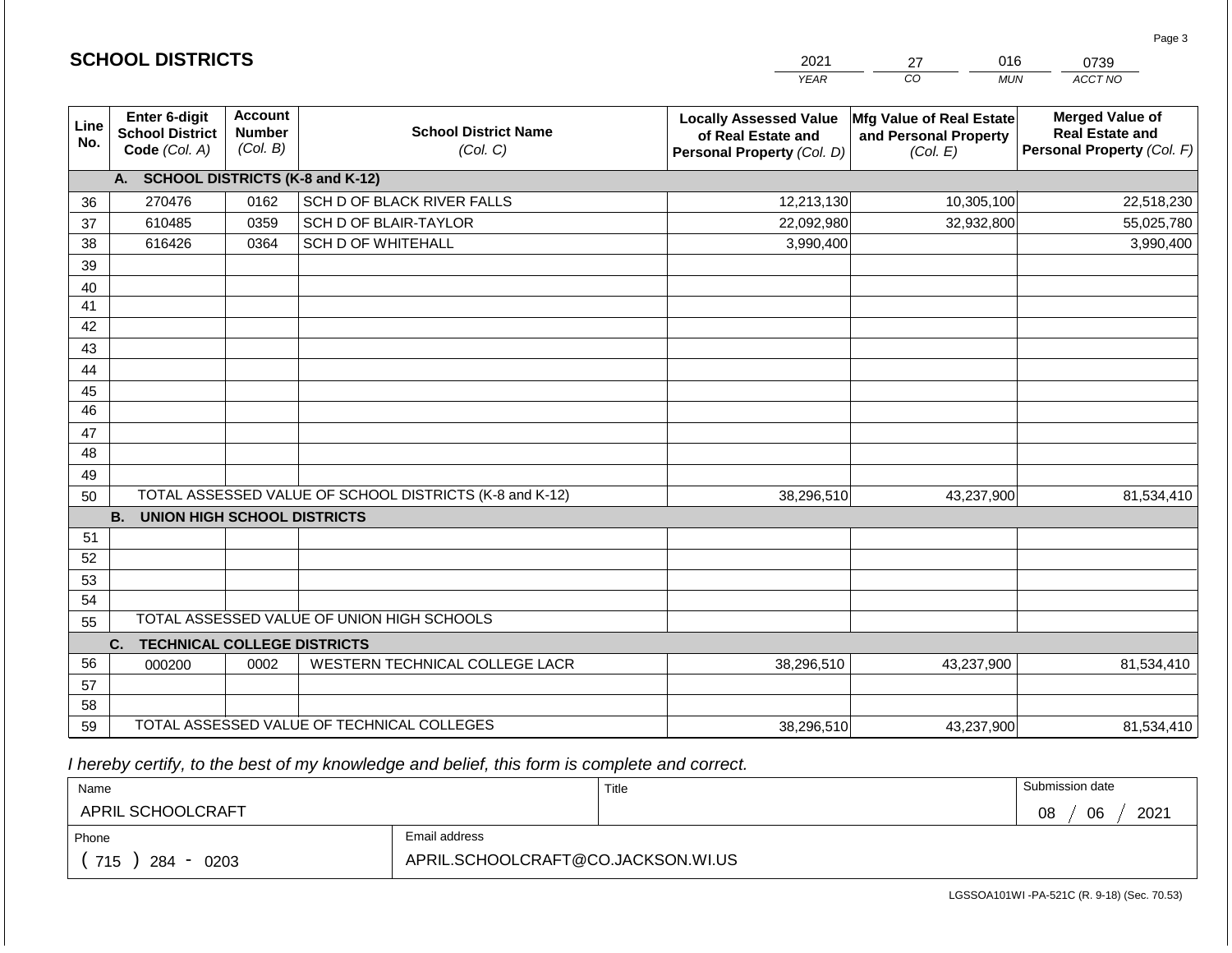## SCHOOL DISTRICTS

| 2021 | 27 | 016 | 0739 |
|---|---|---|---|
| YEAR | CO | MUN | ACCT NO |

| Line No. | Enter 6-digit School District Code (Col. A) | Account Number (Col. B) | School District Name (Col. C) | Locally Assessed Value of Real Estate and Personal Property (Col. D) | Mfg Value of Real Estate and Personal Property (Col. E) | Merged Value of Real Estate and Personal Property (Col. F) |
|---|---|---|---|---|---|---|
| | **A. SCHOOL DISTRICTS (K-8 and K-12)** | | | | | |
| 36 | 270476 | 0162 | SCH D OF BLACK RIVER FALLS | 12,213,130 | 10,305,100 | 22,518,230 |
| 37 | 610485 | 0359 | SCH D OF BLAIR-TAYLOR | 22,092,980 | 32,932,800 | 55,025,780 |
| 38 | 616426 | 0364 | SCH D OF WHITEHALL | 3,990,400 | | 3,990,400 |
| 39 | | | | | | |
| 40 | | | | | | |
| 41 | | | | | | |
| 42 | | | | | | |
| 43 | | | | | | |
| 44 | | | | | | |
| 45 | | | | | | |
| 46 | | | | | | |
| 47 | | | | | | |
| 48 | | | | | | |
| 49 | | | | | | |
| 50 | TOTAL ASSESSED VALUE OF SCHOOL DISTRICTS (K-8 and K-12) | | | 38,296,510 | 43,237,900 | 81,534,410 |
| | **B. UNION HIGH SCHOOL DISTRICTS** | | | | | |
| 51 | | | | | | |
| 52 | | | | | | |
| 53 | | | | | | |
| 54 | | | | | | |
| 55 | TOTAL ASSESSED VALUE OF UNION HIGH SCHOOLS | | | | | |
| | **C. TECHNICAL COLLEGE DISTRICTS** | | | | | |
| 56 | 000200 | 0002 | WESTERN TECHNICAL COLLEGE LACR | 38,296,510 | 43,237,900 | 81,534,410 |
| 57 | | | | | | |
| 58 | | | | | | |
| 59 | TOTAL ASSESSED VALUE OF TECHNICAL COLLEGES | | | 38,296,510 | 43,237,900 | 81,534,410 |

*I hereby certify, to the best of my knowledge and belief, this form is complete and correct.*

| Name | Title | Submission date |
|---|---|---|
| APRIL SCHOOLCRAFT | | 08 / 06 / 2021 |
| **Phone** | **Email address** | |
| ( 715 ) 284 - 0203 | APRIL.SCHOOLCRAFT@CO.JACKSON.WI.US | |

LGSSOA101WI -PA-521C (R. 9-18) (Sec. 70.53)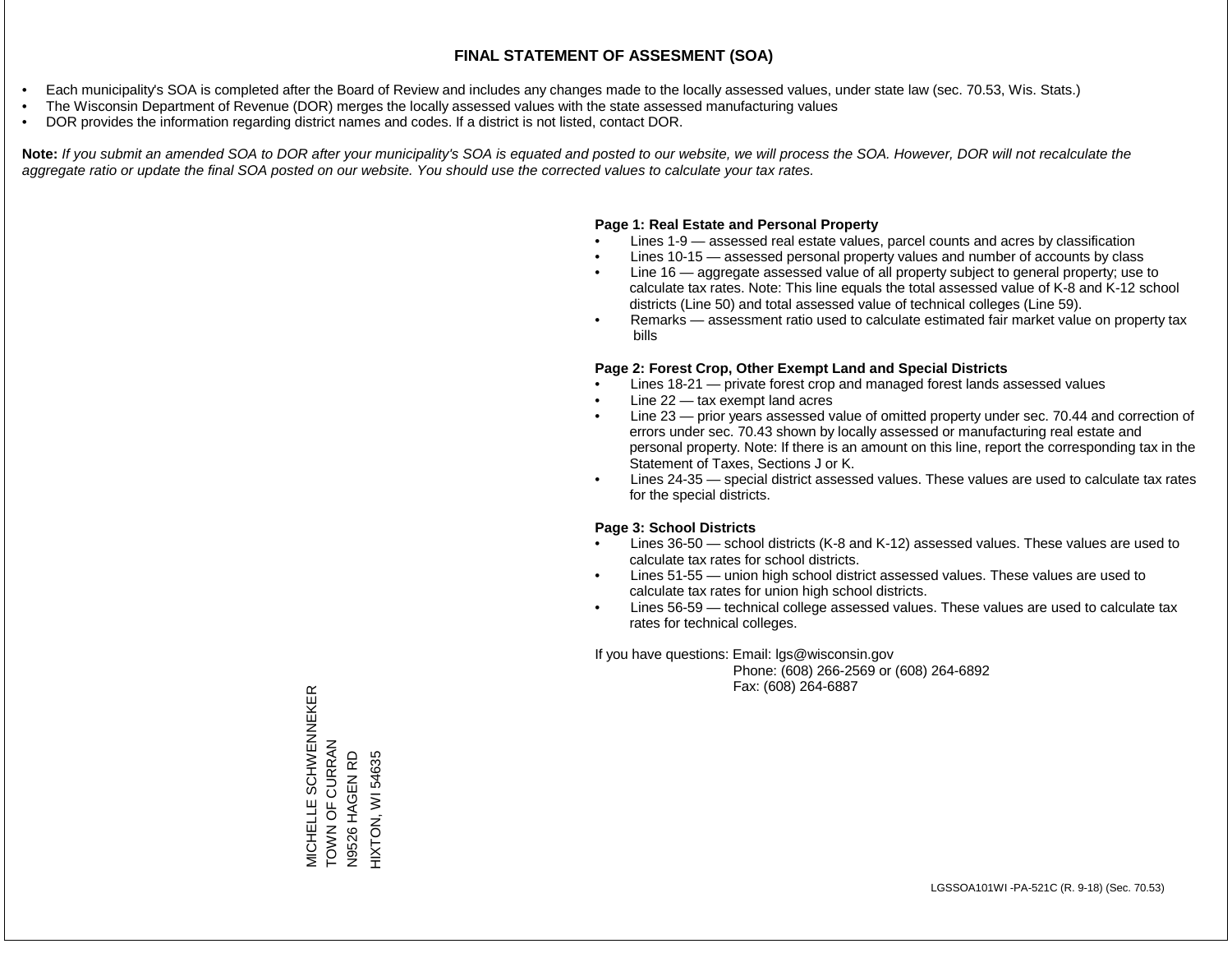# FINAL STATEMENT OF ASSESMENT (SOA)

- Each municipality's SOA is completed after the Board of Review and includes any changes made to the locally assessed values, under state law (sec. 70.53, Wis. Stats.)
- The Wisconsin Department of Revenue (DOR) merges the locally assessed values with the state assessed manufacturing values
- DOR provides the information regarding district names and codes. If a district is not listed, contact DOR.

**Note:** *If you submit an amended SOA to DOR after your municipality's SOA is equated and posted to our website, we will process the SOA. However, DOR will not recalculate the aggregate ratio or update the final SOA posted on our website. You should use the corrected values to calculate your tax rates.*

**Page 1: Real Estate and Personal Property**

- Lines 1-9 — assessed real estate values, parcel counts and acres by classification
- Lines 10-15 — assessed personal property values and number of accounts by class
- Line 16 — aggregate assessed value of all property subject to general property; use to calculate tax rates. Note: This line equals the total assessed value of K-8 and K-12 school districts (Line 50) and total assessed value of technical colleges (Line 59).
- Remarks — assessment ratio used to calculate estimated fair market value on property tax bills

**Page 2: Forest Crop, Other Exempt Land and Special Districts**

- Lines 18-21 — private forest crop and managed forest lands assessed values
- Line 22 — tax exempt land acres
- Line 23 — prior years assessed value of omitted property under sec. 70.44 and correction of errors under sec. 70.43 shown by locally assessed or manufacturing real estate and personal property. Note: If there is an amount on this line, report the corresponding tax in the Statement of Taxes, Sections J or K.
- Lines 24-35 — special district assessed values. These values are used to calculate tax rates for the special districts.

**Page 3: School Districts**

- Lines 36-50 — school districts (K-8 and K-12) assessed values. These values are used to calculate tax rates for school districts.
- Lines 51-55 — union high school district assessed values. These values are used to calculate tax rates for union high school districts.
- Lines 56-59 — technical college assessed values. These values are used to calculate tax rates for technical colleges.

If you have questions: Email: lgs@wisconsin.gov
Phone: (608) 266-2569 or (608) 264-6892
Fax: (608) 264-6887

MICHELLE SCHWENNEKER
TOWN OF CURRAN
N9526 HAGEN RD
HIXTON, WI 54635

LGSSOA101WI -PA-521C (R. 9-18) (Sec. 70.53)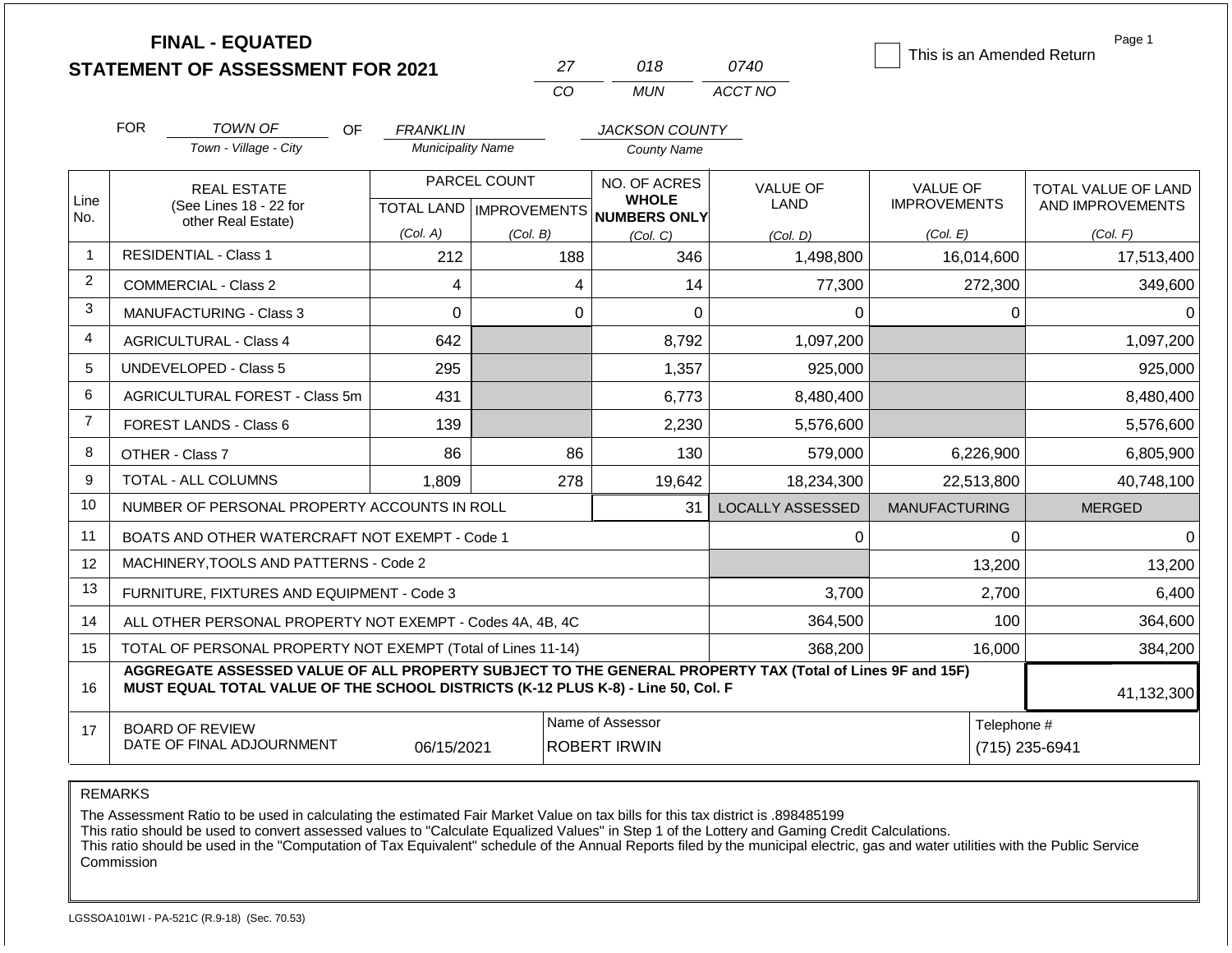**FINAL - EQUATED**
**STATEMENT OF ASSESSMENT FOR 2021**

| 27 | 018 | 0740 |
|---|---|---|
| CO | MUN | ACCT NO |

☐ This is an Amended Return

Page 1

FOR *TOWN OF* (Town - Village - City) OF *FRANKLIN* (Municipality Name) *JACKSON COUNTY* (County Name)

| Line No. | REAL ESTATE (See Lines 18 - 22 for other Real Estate) | PARCEL COUNT TOTAL LAND (Col. A) | PARCEL COUNT IMPROVEMENTS (Col. B) | NO. OF ACRES WHOLE NUMBERS ONLY (Col. C) | VALUE OF LAND (Col. D) | VALUE OF IMPROVEMENTS (Col. E) | TOTAL VALUE OF LAND AND IMPROVEMENTS (Col. F) |
|---|---|---|---|---|---|---|---|
| 1 | RESIDENTIAL - Class 1 | 212 | 188 | 346 | 1,498,800 | 16,014,600 | 17,513,400 |
| 2 | COMMERCIAL - Class 2 | 4 | 4 | 14 | 77,300 | 272,300 | 349,600 |
| 3 | MANUFACTURING - Class 3 | 0 | 0 | 0 | 0 | 0 | 0 |
| 4 | AGRICULTURAL - Class 4 | 642 | | 8,792 | 1,097,200 | | 1,097,200 |
| 5 | UNDEVELOPED - Class 5 | 295 | | 1,357 | 925,000 | | 925,000 |
| 6 | AGRICULTURAL FOREST - Class 5m | 431 | | 6,773 | 8,480,400 | | 8,480,400 |
| 7 | FOREST LANDS - Class 6 | 139 | | 2,230 | 5,576,600 | | 5,576,600 |
| 8 | OTHER - Class 7 | 86 | 86 | 130 | 579,000 | 6,226,900 | 6,805,900 |
| 9 | TOTAL - ALL COLUMNS | 1,809 | 278 | 19,642 | 18,234,300 | 22,513,800 | 40,748,100 |
| 10 | NUMBER OF PERSONAL PROPERTY ACCOUNTS IN ROLL | | | 31 | LOCALLY ASSESSED | MANUFACTURING | MERGED |
| 11 | BOATS AND OTHER WATERCRAFT NOT EXEMPT - Code 1 | | | | 0 | 0 | 0 |
| 12 | MACHINERY,TOOLS AND PATTERNS - Code 2 | | | | | 13,200 | 13,200 |
| 13 | FURNITURE, FIXTURES AND EQUIPMENT - Code 3 | | | | 3,700 | 2,700 | 6,400 |
| 14 | ALL OTHER PERSONAL PROPERTY NOT EXEMPT - Codes 4A, 4B, 4C | | | | 364,500 | 100 | 364,600 |
| 15 | TOTAL OF PERSONAL PROPERTY NOT EXEMPT (Total of Lines 11-14) | | | | 368,200 | 16,000 | 384,200 |
| 16 | **AGGREGATE ASSESSED VALUE OF ALL PROPERTY SUBJECT TO THE GENERAL PROPERTY TAX (Total of Lines 9F and 15F) MUST EQUAL TOTAL VALUE OF THE SCHOOL DISTRICTS (K-12 PLUS K-8) - Line 50, Col. F** | | | | | | 41,132,300 |
| 17 | BOARD OF REVIEW DATE OF FINAL ADJOURNMENT | 06/15/2021 | Name of Assessor | ROBERT IRWIN | | Telephone # | (715) 235-6941 |

REMARKS

The Assessment Ratio to be used in calculating the estimated Fair Market Value on tax bills for this tax district is .898485199
This ratio should be used to convert assessed values to "Calculate Equalized Values" in Step 1 of the Lottery and Gaming Credit Calculations.
This ratio should be used in the "Computation of Tax Equivalent" schedule of the Annual Reports filed by the municipal electric, gas and water utilities with the Public Service Commission

LGSSOA101WI - PA-521C (R.9-18) (Sec. 70.53)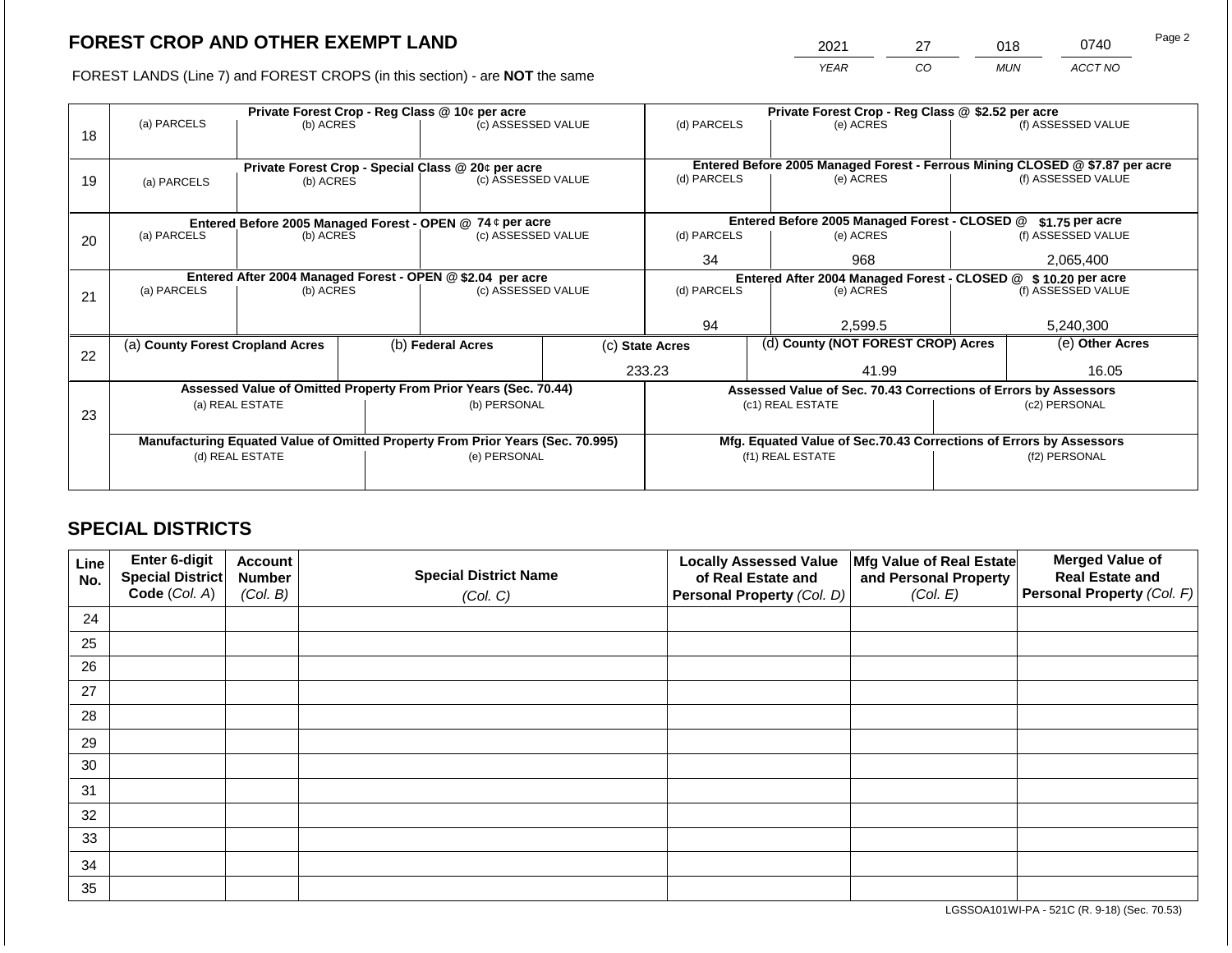## FOREST CROP AND OTHER EXEMPT LAND

FOREST LANDS (Line 7) and FOREST CROPS (in this section) - are **NOT** the same

| YEAR | CO | MUN | ACCT NO |
|---|---|---|---|
| 2021 | 27 | 018 | 0740 |

| Line | Private Forest Crop - Reg Class @ 10¢ per acre | | | Private Forest Crop - Reg Class @ $2.52 per acre | | |
|---|---|---|---|---|---|---|
| 18 | (a) PARCELS | (b) ACRES | (c) ASSESSED VALUE | (d) PARCELS | (e) ACRES | (f) ASSESSED VALUE |
| | | | | | | |
| | **Private Forest Crop - Special Class @ 20¢ per acre** | | | **Entered Before 2005 Managed Forest - Ferrous Mining CLOSED @ $7.87 per acre** | | |
| 19 | (a) PARCELS | (b) ACRES | (c) ASSESSED VALUE | (d) PARCELS | (e) ACRES | (f) ASSESSED VALUE |
| | | | | | | |
| | **Entered Before 2005 Managed Forest - OPEN @ 74 ¢ per acre** | | | **Entered Before 2005 Managed Forest - CLOSED @ $1.75 per acre** | | |
| 20 | (a) PARCELS | (b) ACRES | (c) ASSESSED VALUE | (d) PARCELS | (e) ACRES | (f) ASSESSED VALUE |
| | | | | 34 | 968 | 2,065,400 |
| | **Entered After 2004 Managed Forest - OPEN @ $2.04 per acre** | | | **Entered After 2004 Managed Forest - CLOSED @ $ 10.20 per acre** | | |
| 21 | (a) PARCELS | (b) ACRES | (c) ASSESSED VALUE | (d) PARCELS | (e) ACRES | (f) ASSESSED VALUE |
| | | | | 94 | 2,599.5 | 5,240,300 |

| Line | (a) County Forest Cropland Acres | (b) Federal Acres | (c) State Acres | (d) County (NOT FOREST CROP) Acres | (e) Other Acres |
|---|---|---|---|---|---|
| 22 | | | 233.23 | 41.99 | 16.05 |

| Line | Assessed Value of Omitted Property From Prior Years (Sec. 70.44) | | Assessed Value of Sec. 70.43 Corrections of Errors by Assessors | |
|---|---|---|---|---|
| 23 | (a) REAL ESTATE | (b) PERSONAL | (c1) REAL ESTATE | (c2) PERSONAL |
| | | | | |
| | **Manufacturing Equated Value of Omitted Property From Prior Years (Sec. 70.995)** | | **Mfg. Equated Value of Sec.70.43 Corrections of Errors by Assessors** | |
| | (d) REAL ESTATE | (e) PERSONAL | (f1) REAL ESTATE | (f2) PERSONAL |
| | | | | |

## SPECIAL DISTRICTS

| Line No. | Enter 6-digit Special District Code (Col. A) | Account Number (Col. B) | Special District Name (Col. C) | Locally Assessed Value of Real Estate and Personal Property (Col. D) | Mfg Value of Real Estate and Personal Property (Col. E) | Merged Value of Real Estate and Personal Property (Col. F) |
|---|---|---|---|---|---|---|
| 24 | | | | | | |
| 25 | | | | | | |
| 26 | | | | | | |
| 27 | | | | | | |
| 28 | | | | | | |
| 29 | | | | | | |
| 30 | | | | | | |
| 31 | | | | | | |
| 32 | | | | | | |
| 33 | | | | | | |
| 34 | | | | | | |
| 35 | | | | | | |

LGSSOA101WI-PA - 521C (R. 9-18) (Sec. 70.53)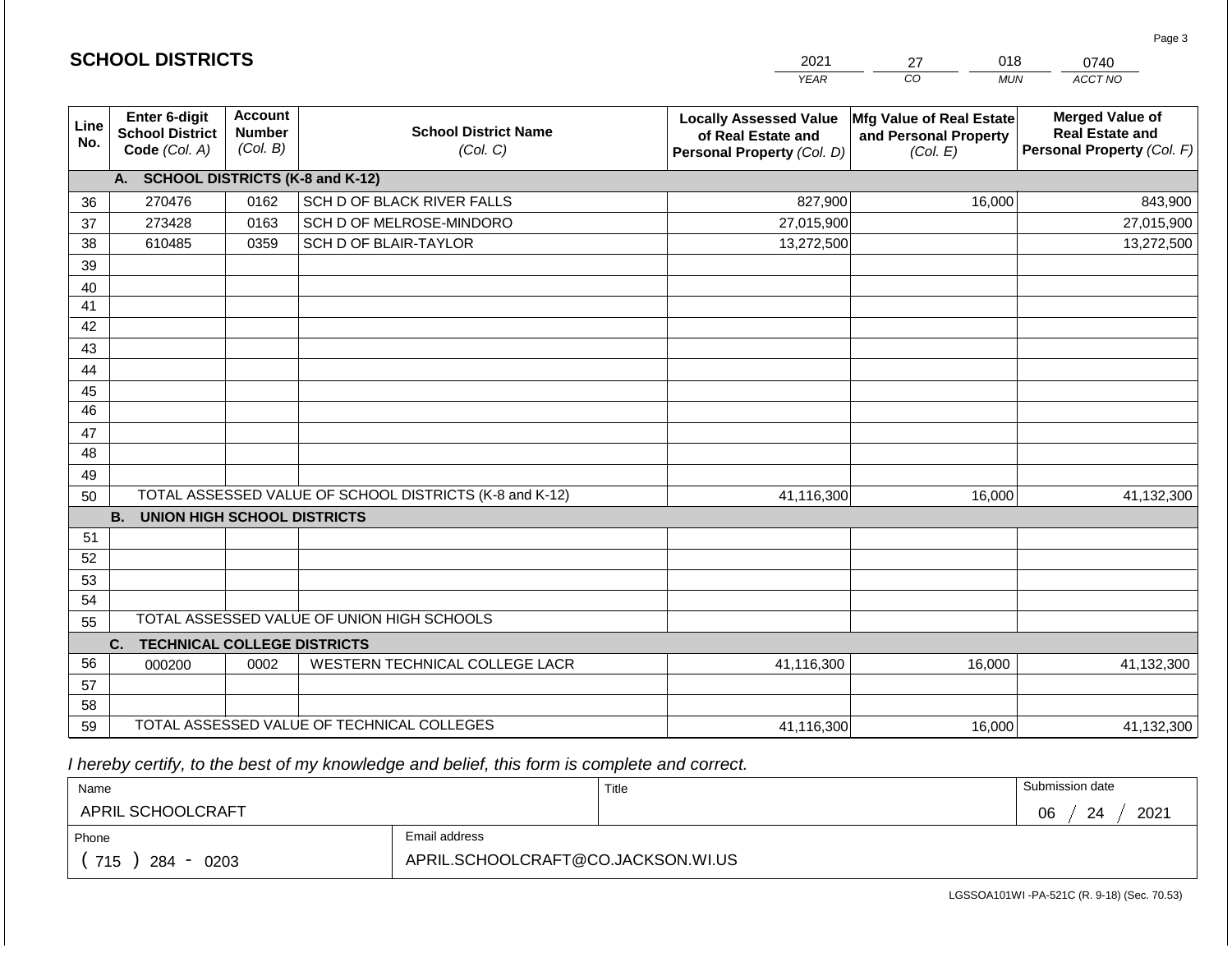## SCHOOL DISTRICTS

| 2021 | 27 | 018 | 0740 |
|---|---|---|---|
| YEAR | CO | MUN | ACCT NO |

| Line No. | Enter 6-digit School District Code (Col. A) | Account Number (Col. B) | School District Name (Col. C) | Locally Assessed Value of Real Estate and Personal Property (Col. D) | Mfg Value of Real Estate and Personal Property (Col. E) | Merged Value of Real Estate and Personal Property (Col. F) |
|---|---|---|---|---|---|---|
| | **A. SCHOOL DISTRICTS (K-8 and K-12)** | | | | | |
| 36 | 270476 | 0162 | SCH D OF BLACK RIVER FALLS | 827,900 | 16,000 | 843,900 |
| 37 | 273428 | 0163 | SCH D OF MELROSE-MINDORO | 27,015,900 | | 27,015,900 |
| 38 | 610485 | 0359 | SCH D OF BLAIR-TAYLOR | 13,272,500 | | 13,272,500 |
| 39 | | | | | | |
| 40 | | | | | | |
| 41 | | | | | | |
| 42 | | | | | | |
| 43 | | | | | | |
| 44 | | | | | | |
| 45 | | | | | | |
| 46 | | | | | | |
| 47 | | | | | | |
| 48 | | | | | | |
| 49 | | | | | | |
| 50 | TOTAL ASSESSED VALUE OF SCHOOL DISTRICTS (K-8 and K-12) | | | 41,116,300 | 16,000 | 41,132,300 |
| | **B. UNION HIGH SCHOOL DISTRICTS** | | | | | |
| 51 | | | | | | |
| 52 | | | | | | |
| 53 | | | | | | |
| 54 | | | | | | |
| 55 | TOTAL ASSESSED VALUE OF UNION HIGH SCHOOLS | | | | | |
| | **C. TECHNICAL COLLEGE DISTRICTS** | | | | | |
| 56 | 000200 | 0002 | WESTERN TECHNICAL COLLEGE LACR | 41,116,300 | 16,000 | 41,132,300 |
| 57 | | | | | | |
| 58 | | | | | | |
| 59 | TOTAL ASSESSED VALUE OF TECHNICAL COLLEGES | | | 41,116,300 | 16,000 | 41,132,300 |

*I hereby certify, to the best of my knowledge and belief, this form is complete and correct.*

| Name | Title | Submission date |
|---|---|---|
| APRIL SCHOOLCRAFT | | 06 / 24 / 2021 |

| Phone | Email address |
|---|---|
| ( 715 ) 284 - 0203 | APRIL.SCHOOLCRAFT@CO.JACKSON.WI.US |

LGSSOA101WI -PA-521C (R. 9-18) (Sec. 70.53)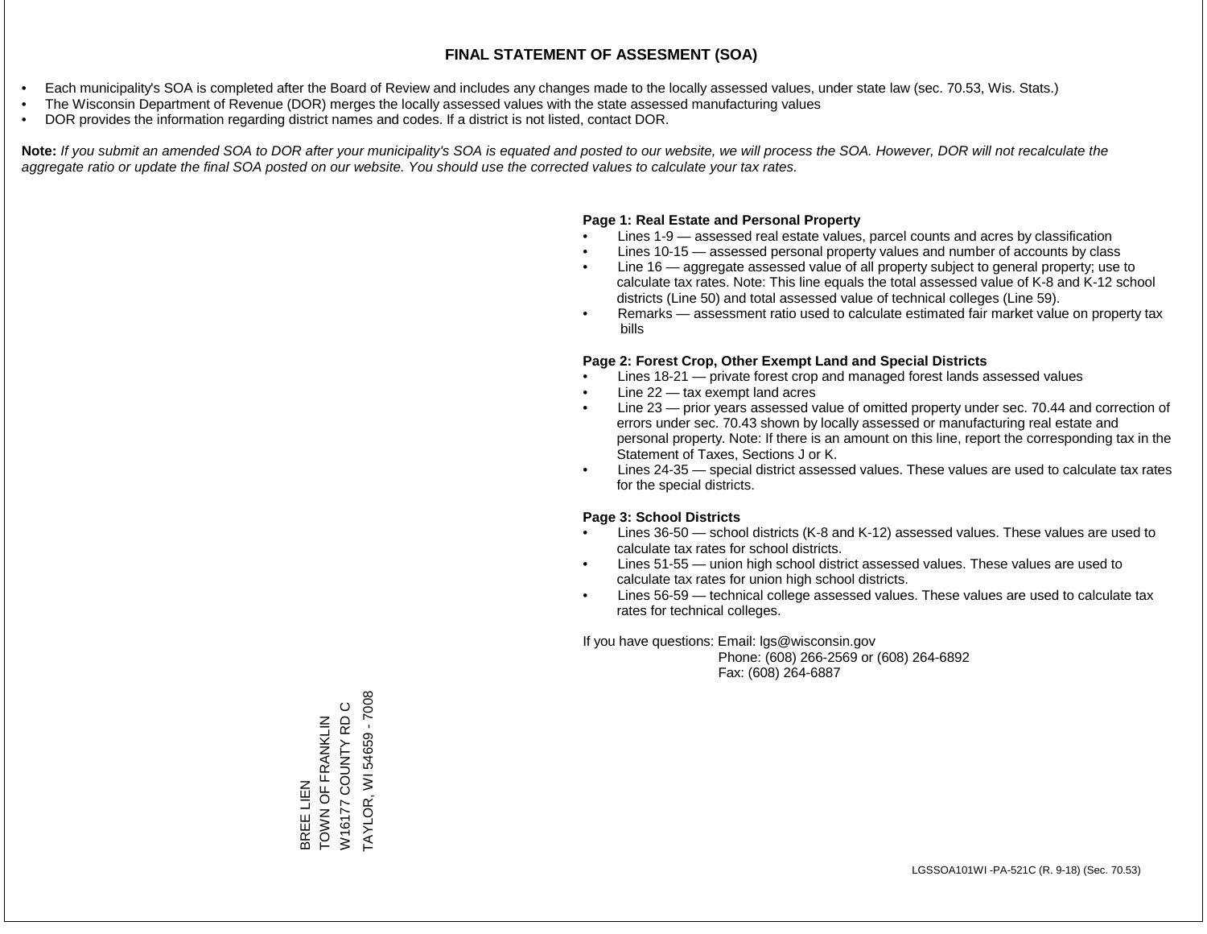# FINAL STATEMENT OF ASSESMENT (SOA)

- Each municipality's SOA is completed after the Board of Review and includes any changes made to the locally assessed values, under state law (sec. 70.53, Wis. Stats.)
- The Wisconsin Department of Revenue (DOR) merges the locally assessed values with the state assessed manufacturing values
- DOR provides the information regarding district names and codes. If a district is not listed, contact DOR.

**Note:** *If you submit an amended SOA to DOR after your municipality's SOA is equated and posted to our website, we will process the SOA. However, DOR will not recalculate the aggregate ratio or update the final SOA posted on our website. You should use the corrected values to calculate your tax rates.*

**Page 1: Real Estate and Personal Property**

- Lines 1-9 — assessed real estate values, parcel counts and acres by classification
- Lines 10-15 — assessed personal property values and number of accounts by class
- Line 16 — aggregate assessed value of all property subject to general property; use to calculate tax rates. Note: This line equals the total assessed value of K-8 and K-12 school districts (Line 50) and total assessed value of technical colleges (Line 59).
- Remarks — assessment ratio used to calculate estimated fair market value on property tax bills

**Page 2: Forest Crop, Other Exempt Land and Special Districts**

- Lines 18-21 — private forest crop and managed forest lands assessed values
- Line 22 — tax exempt land acres
- Line 23 — prior years assessed value of omitted property under sec. 70.44 and correction of errors under sec. 70.43 shown by locally assessed or manufacturing real estate and personal property. Note: If there is an amount on this line, report the corresponding tax in the Statement of Taxes, Sections J or K.
- Lines 24-35 — special district assessed values. These values are used to calculate tax rates for the special districts.

**Page 3: School Districts**

- Lines 36-50 — school districts (K-8 and K-12) assessed values. These values are used to calculate tax rates for school districts.
- Lines 51-55 — union high school district assessed values. These values are used to calculate tax rates for union high school districts.
- Lines 56-59 — technical college assessed values. These values are used to calculate tax rates for technical colleges.

If you have questions: Email: lgs@wisconsin.gov
Phone: (608) 266-2569 or (608) 264-6892
Fax: (608) 264-6887

BREE LIEN
TOWN OF FRANKLIN
W16177 COUNTY RD C
TAYLOR, WI 54659 - 7008

LGSSOA101WI -PA-521C (R. 9-18) (Sec. 70.53)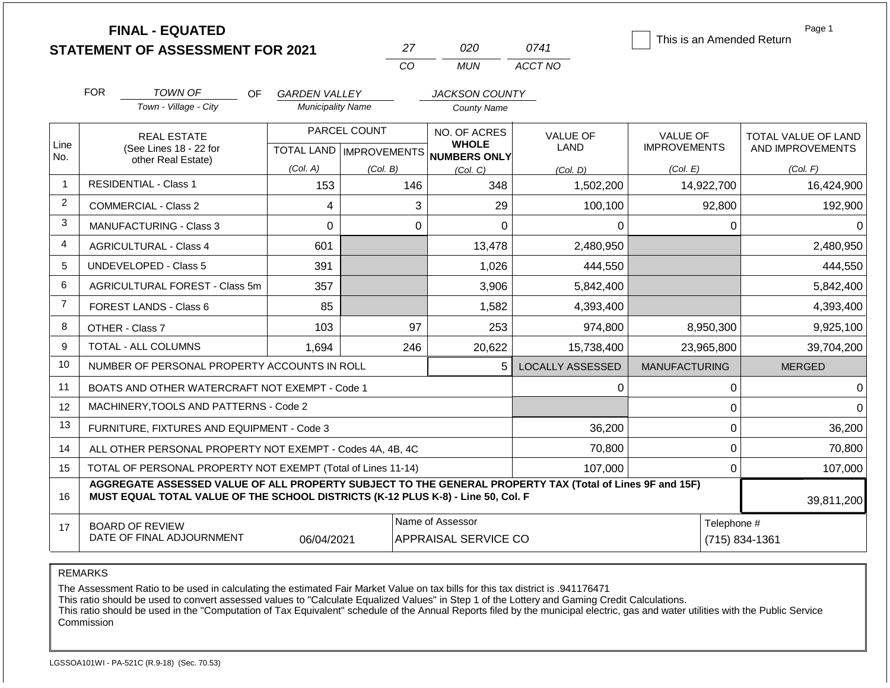**FINAL - EQUATED**
**STATEMENT OF ASSESSMENT FOR 2021**

| 27 | 020 | 0741 |
|---|---|---|
| CO | MUN | ACCT NO |

☐ This is an Amended Return

Page 1

FOR *TOWN OF* (Town - Village - City) OF *GARDEN VALLEY* (Municipality Name) *JACKSON COUNTY* (County Name)

| Line No. | REAL ESTATE (See Lines 18 - 22 for other Real Estate) | PARCEL COUNT TOTAL LAND (Col. A) | PARCEL COUNT IMPROVEMENTS (Col. B) | NO. OF ACRES WHOLE NUMBERS ONLY (Col. C) | VALUE OF LAND (Col. D) | VALUE OF IMPROVEMENTS (Col. E) | TOTAL VALUE OF LAND AND IMPROVEMENTS (Col. F) |
|---|---|---|---|---|---|---|---|
| 1 | RESIDENTIAL - Class 1 | 153 | 146 | 348 | 1,502,200 | 14,922,700 | 16,424,900 |
| 2 | COMMERCIAL - Class 2 | 4 | 3 | 29 | 100,100 | 92,800 | 192,900 |
| 3 | MANUFACTURING - Class 3 | 0 | 0 | 0 | 0 | 0 | 0 |
| 4 | AGRICULTURAL - Class 4 | 601 | | 13,478 | 2,480,950 | | 2,480,950 |
| 5 | UNDEVELOPED - Class 5 | 391 | | 1,026 | 444,550 | | 444,550 |
| 6 | AGRICULTURAL FOREST - Class 5m | 357 | | 3,906 | 5,842,400 | | 5,842,400 |
| 7 | FOREST LANDS - Class 6 | 85 | | 1,582 | 4,393,400 | | 4,393,400 |
| 8 | OTHER - Class 7 | 103 | 97 | 253 | 974,800 | 8,950,300 | 9,925,100 |
| 9 | TOTAL - ALL COLUMNS | 1,694 | 246 | 20,622 | 15,738,400 | 23,965,800 | 39,704,200 |
| 10 | NUMBER OF PERSONAL PROPERTY ACCOUNTS IN ROLL | | | 5 | LOCALLY ASSESSED | MANUFACTURING | MERGED |
| 11 | BOATS AND OTHER WATERCRAFT NOT EXEMPT - Code 1 | | | | 0 | 0 | 0 |
| 12 | MACHINERY,TOOLS AND PATTERNS - Code 2 | | | | | 0 | 0 |
| 13 | FURNITURE, FIXTURES AND EQUIPMENT - Code 3 | | | | 36,200 | 0 | 36,200 |
| 14 | ALL OTHER PERSONAL PROPERTY NOT EXEMPT - Codes 4A, 4B, 4C | | | | 70,800 | 0 | 70,800 |
| 15 | TOTAL OF PERSONAL PROPERTY NOT EXEMPT (Total of Lines 11-14) | | | | 107,000 | 0 | 107,000 |
| 16 | **AGGREGATE ASSESSED VALUE OF ALL PROPERTY SUBJECT TO THE GENERAL PROPERTY TAX (Total of Lines 9F and 15F) MUST EQUAL TOTAL VALUE OF THE SCHOOL DISTRICTS (K-12 PLUS K-8) - Line 50, Col. F** | | | | | | 39,811,200 |
| 17 | BOARD OF REVIEW DATE OF FINAL ADJOURNMENT | 06/04/2021 | | Name of Assessor: APPRAISAL SERVICE CO | | Telephone #: (715) 834-1361 | |

REMARKS

The Assessment Ratio to be used in calculating the estimated Fair Market Value on tax bills for this tax district is .941176471
This ratio should be used to convert assessed values to "Calculate Equalized Values" in Step 1 of the Lottery and Gaming Credit Calculations.
This ratio should be used in the "Computation of Tax Equivalent" schedule of the Annual Reports filed by the municipal electric, gas and water utilities with the Public Service Commission

LGSSOA101WI - PA-521C (R.9-18) (Sec. 70.53)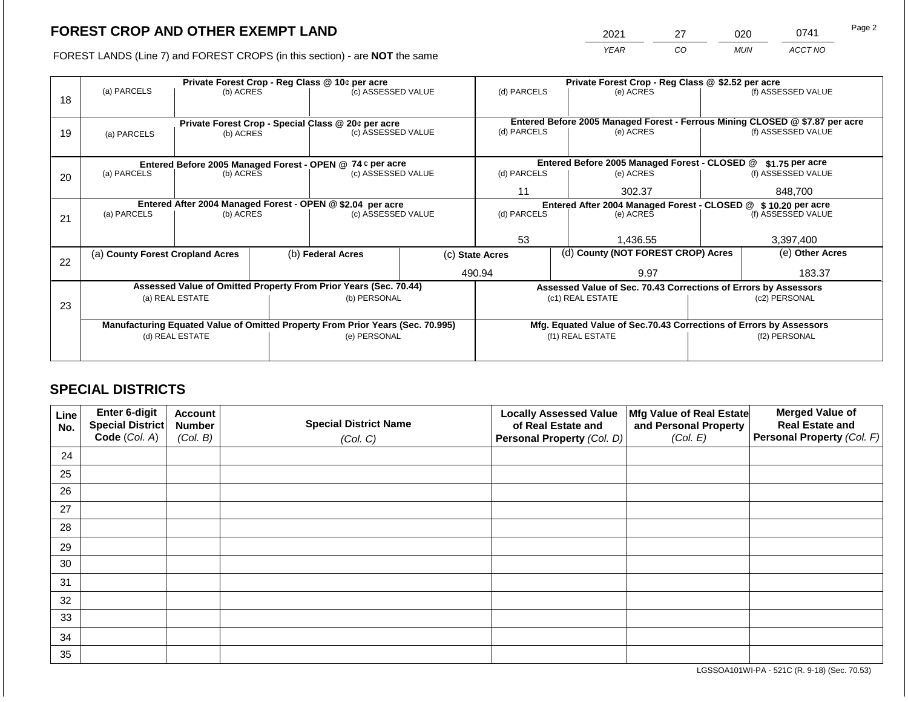# FOREST CROP AND OTHER EXEMPT LAND

FOREST LANDS (Line 7) and FOREST CROPS (in this section) - are **NOT** the same

| 2021 | 27 | 020 | 0741 |
|---|---|---|---|
| YEAR | CO | MUN | ACCT NO |

| | Private Forest Crop - Reg Class @ 10¢ per acre | | | Private Forest Crop - Reg Class @ $2.52 per acre | | |
|---|---|---|---|---|---|---|
| 18 | (a) PARCELS | (b) ACRES | (c) ASSESSED VALUE | (d) PARCELS | (e) ACRES | (f) ASSESSED VALUE |
| | | | | | | |
| | **Private Forest Crop - Special Class @ 20¢ per acre** | | | **Entered Before 2005 Managed Forest - Ferrous Mining CLOSED @ $7.87 per acre** | | |
| 19 | (a) PARCELS | (b) ACRES | (c) ASSESSED VALUE | (d) PARCELS | (e) ACRES | (f) ASSESSED VALUE |
| | | | | | | |
| | **Entered Before 2005 Managed Forest - OPEN @ 74 ¢ per acre** | | | **Entered Before 2005 Managed Forest - CLOSED @ $1.75 per acre** | | |
| 20 | (a) PARCELS | (b) ACRES | (c) ASSESSED VALUE | (d) PARCELS | (e) ACRES | (f) ASSESSED VALUE |
| | | | | 11 | 302.37 | 848,700 |
| | **Entered After 2004 Managed Forest - OPEN @ $2.04 per acre** | | | **Entered After 2004 Managed Forest - CLOSED @ $ 10.20 per acre** | | |
| 21 | (a) PARCELS | (b) ACRES | (c) ASSESSED VALUE | (d) PARCELS | (e) ACRES | (f) ASSESSED VALUE |
| | | | | 53 | 1,436.55 | 3,397,400 |

| | (a) County Forest Cropland Acres | (b) Federal Acres | (c) State Acres | (d) County (NOT FOREST CROP) Acres | (e) Other Acres |
|---|---|---|---|---|---|
| 22 | | | 490.94 | 9.97 | 183.37 |

| | Assessed Value of Omitted Property From Prior Years (Sec. 70.44) | | Assessed Value of Sec. 70.43 Corrections of Errors by Assessors | |
|---|---|---|---|---|
| 23 | (a) REAL ESTATE | (b) PERSONAL | (c1) REAL ESTATE | (c2) PERSONAL |
| | | | | |
| | **Manufacturing Equated Value of Omitted Property From Prior Years (Sec. 70.995)** | | **Mfg. Equated Value of Sec.70.43 Corrections of Errors by Assessors** | |
| | (d) REAL ESTATE | (e) PERSONAL | (f1) REAL ESTATE | (f2) PERSONAL |
| | | | | |

## SPECIAL DISTRICTS

| Line No. | Enter 6-digit Special District Code (Col. A) | Account Number (Col. B) | Special District Name (Col. C) | Locally Assessed Value of Real Estate and Personal Property (Col. D) | Mfg Value of Real Estate and Personal Property (Col. E) | Merged Value of Real Estate and Personal Property (Col. F) |
|---|---|---|---|---|---|---|
| 24 | | | | | | |
| 25 | | | | | | |
| 26 | | | | | | |
| 27 | | | | | | |
| 28 | | | | | | |
| 29 | | | | | | |
| 30 | | | | | | |
| 31 | | | | | | |
| 32 | | | | | | |
| 33 | | | | | | |
| 34 | | | | | | |
| 35 | | | | | | |

LGSSOA101WI-PA - 521C (R. 9-18) (Sec. 70.53)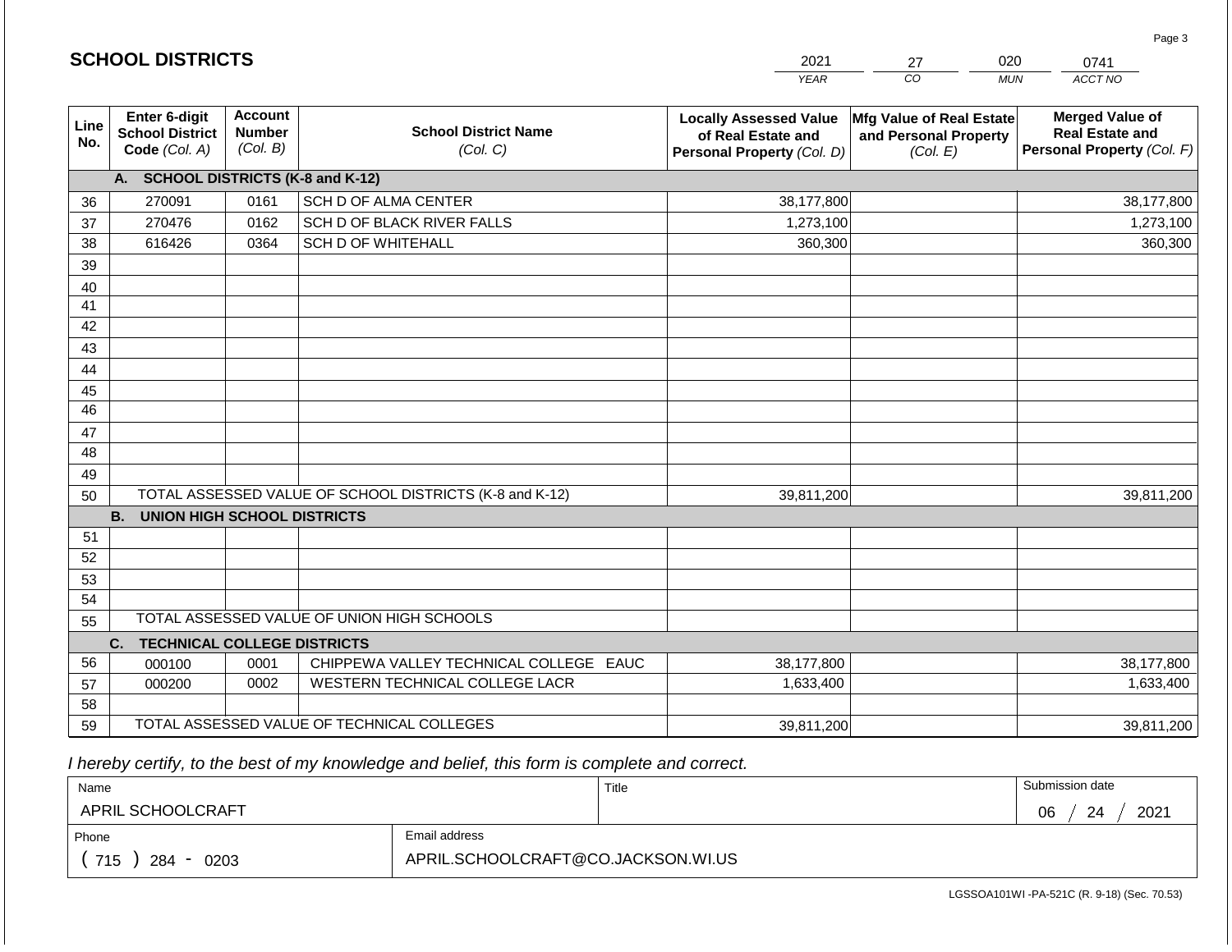## SCHOOL DISTRICTS

| 2021 | 27 | 020 | 0741 |
|---|---|---|---|
| *YEAR* | *CO* | *MUN* | *ACCT NO* |

| Line No. | Enter 6-digit School District Code *(Col. A)* | Account Number *(Col. B)* | School District Name *(Col. C)* | Locally Assessed Value of Real Estate and Personal Property *(Col. D)* | Mfg Value of Real Estate and Personal Property *(Col. E)* | Merged Value of Real Estate and Personal Property *(Col. F)* |
|---|---|---|---|---|---|---|
| | **A. SCHOOL DISTRICTS (K-8 and K-12)** | | | | | |
| 36 | 270091 | 0161 | SCH D OF ALMA CENTER | 38,177,800 | | 38,177,800 |
| 37 | 270476 | 0162 | SCH D OF BLACK RIVER FALLS | 1,273,100 | | 1,273,100 |
| 38 | 616426 | 0364 | SCH D OF WHITEHALL | 360,300 | | 360,300 |
| 39 | | | | | | |
| 40 | | | | | | |
| 41 | | | | | | |
| 42 | | | | | | |
| 43 | | | | | | |
| 44 | | | | | | |
| 45 | | | | | | |
| 46 | | | | | | |
| 47 | | | | | | |
| 48 | | | | | | |
| 49 | | | | | | |
| 50 | TOTAL ASSESSED VALUE OF SCHOOL DISTRICTS (K-8 and K-12) | | | 39,811,200 | | 39,811,200 |
| | **B. UNION HIGH SCHOOL DISTRICTS** | | | | | |
| 51 | | | | | | |
| 52 | | | | | | |
| 53 | | | | | | |
| 54 | | | | | | |
| 55 | TOTAL ASSESSED VALUE OF UNION HIGH SCHOOLS | | | | | |
| | **C. TECHNICAL COLLEGE DISTRICTS** | | | | | |
| 56 | 000100 | 0001 | CHIPPEWA VALLEY TECHNICAL COLLEGE EAUC | 38,177,800 | | 38,177,800 |
| 57 | 000200 | 0002 | WESTERN TECHNICAL COLLEGE LACR | 1,633,400 | | 1,633,400 |
| 58 | | | | | | |
| 59 | TOTAL ASSESSED VALUE OF TECHNICAL COLLEGES | | | 39,811,200 | | 39,811,200 |

*I hereby certify, to the best of my knowledge and belief, this form is complete and correct.*

| Name | Title | Submission date |
|---|---|---|
| APRIL SCHOOLCRAFT | | 06 / 24 / 2021 |
| **Phone** | **Email address** | |
| ( 715 ) 284 - 0203 | APRIL.SCHOOLCRAFT@CO.JACKSON.WI.US | |

LGSSOA101WI -PA-521C (R. 9-18) (Sec. 70.53)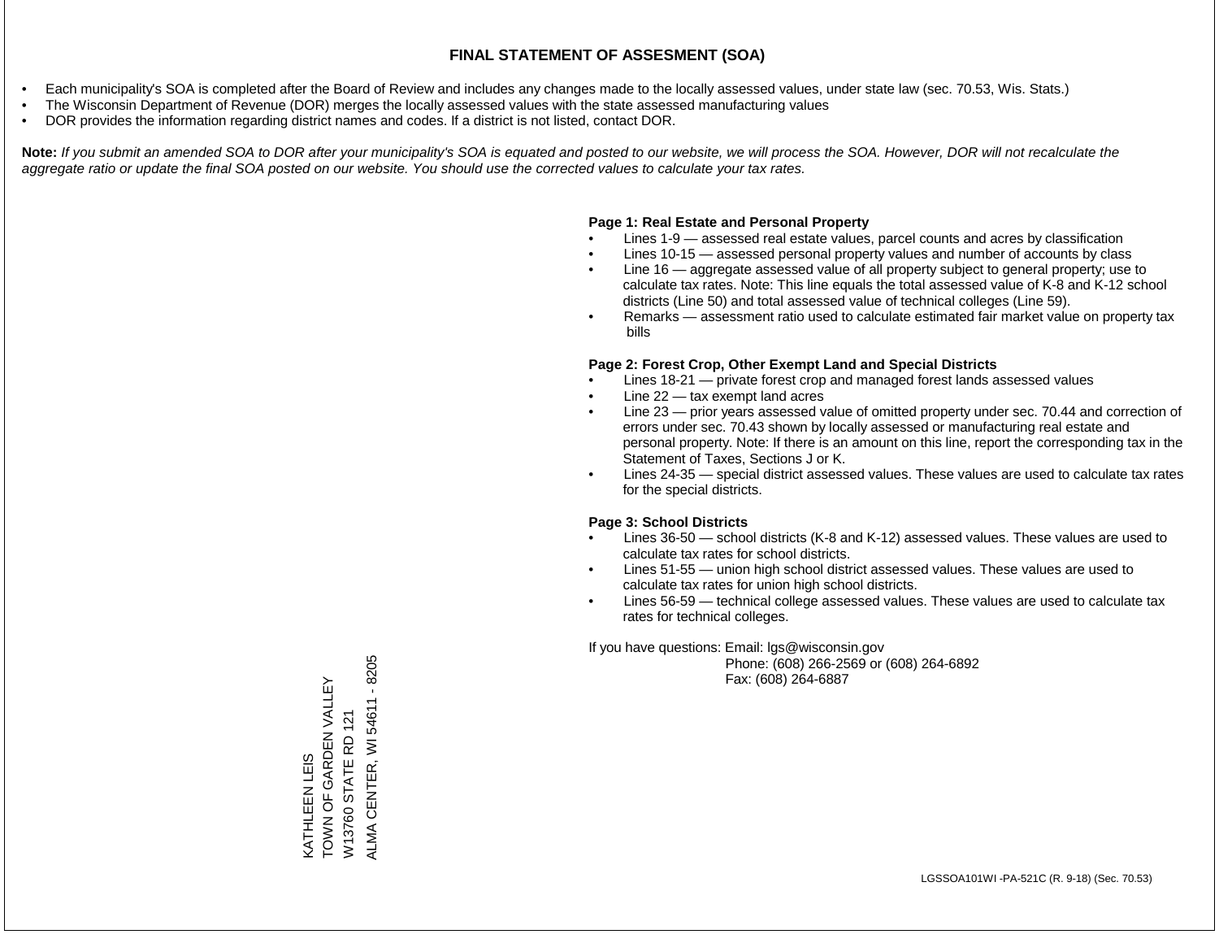# FINAL STATEMENT OF ASSESMENT (SOA)

- Each municipality's SOA is completed after the Board of Review and includes any changes made to the locally assessed values, under state law (sec. 70.53, Wis. Stats.)
- The Wisconsin Department of Revenue (DOR) merges the locally assessed values with the state assessed manufacturing values
- DOR provides the information regarding district names and codes. If a district is not listed, contact DOR.

**Note:** *If you submit an amended SOA to DOR after your municipality's SOA is equated and posted to our website, we will process the SOA. However, DOR will not recalculate the aggregate ratio or update the final SOA posted on our website. You should use the corrected values to calculate your tax rates.*

**Page 1: Real Estate and Personal Property**

- Lines 1-9 — assessed real estate values, parcel counts and acres by classification
- Lines 10-15 — assessed personal property values and number of accounts by class
- Line 16 — aggregate assessed value of all property subject to general property; use to calculate tax rates. Note: This line equals the total assessed value of K-8 and K-12 school districts (Line 50) and total assessed value of technical colleges (Line 59).
- Remarks — assessment ratio used to calculate estimated fair market value on property tax bills

**Page 2: Forest Crop, Other Exempt Land and Special Districts**

- Lines 18-21 — private forest crop and managed forest lands assessed values
- Line 22 — tax exempt land acres
- Line 23 — prior years assessed value of omitted property under sec. 70.44 and correction of errors under sec. 70.43 shown by locally assessed or manufacturing real estate and personal property. Note: If there is an amount on this line, report the corresponding tax in the Statement of Taxes, Sections J or K.
- Lines 24-35 — special district assessed values. These values are used to calculate tax rates for the special districts.

**Page 3: School Districts**

- Lines 36-50 — school districts (K-8 and K-12) assessed values. These values are used to calculate tax rates for school districts.
- Lines 51-55 — union high school district assessed values. These values are used to calculate tax rates for union high school districts.
- Lines 56-59 — technical college assessed values. These values are used to calculate tax rates for technical colleges.

If you have questions: Email: lgs@wisconsin.gov
Phone: (608) 266-2569 or (608) 264-6892
Fax: (608) 264-6887

KATHLEEN LEIS
TOWN OF GARDEN VALLEY
W13760 STATE RD 121
ALMA CENTER, WI 54611 - 8205

LGSSOA101WI -PA-521C (R. 9-18) (Sec. 70.53)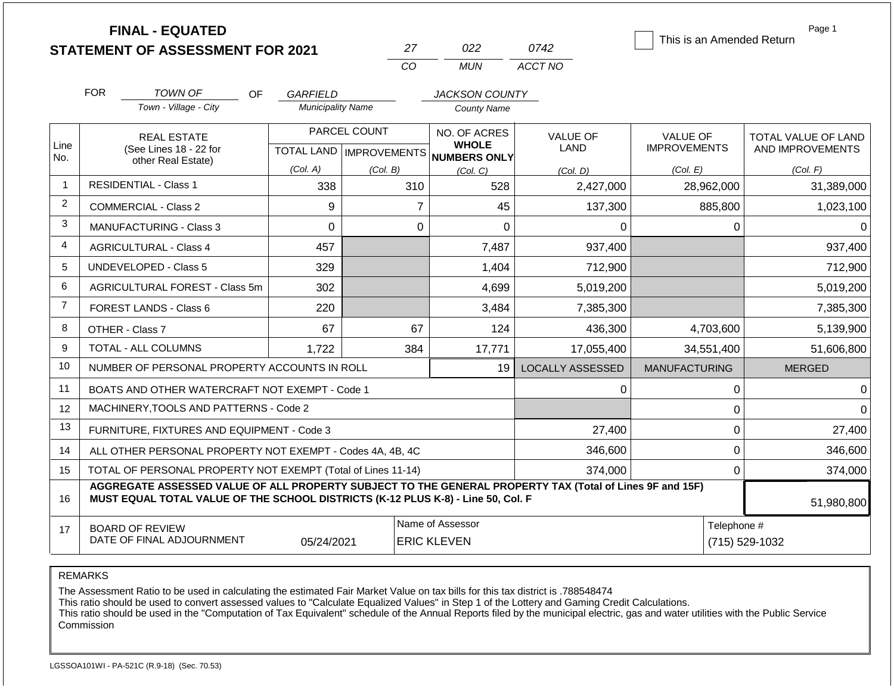# FINAL - EQUATED
# STATEMENT OF ASSESSMENT FOR 2021

| 27 | 022 | 0742 |
|---|---|---|
| CO | MUN | ACCT NO |

☐ This is an Amended Return

Page 1

FOR *TOWN OF* (Town - Village - City) OF *GARFIELD* (Municipality Name) *JACKSON COUNTY* (County Name)

| Line No. | REAL ESTATE (See Lines 18 - 22 for other Real Estate) | PARCEL COUNT TOTAL LAND (Col. A) | PARCEL COUNT IMPROVEMENTS (Col. B) | NO. OF ACRES WHOLE NUMBERS ONLY (Col. C) | VALUE OF LAND (Col. D) | VALUE OF IMPROVEMENTS (Col. E) | TOTAL VALUE OF LAND AND IMPROVEMENTS (Col. F) |
|---|---|---|---|---|---|---|---|
| 1 | RESIDENTIAL - Class 1 | 338 | 310 | 528 | 2,427,000 | 28,962,000 | 31,389,000 |
| 2 | COMMERCIAL - Class 2 | 9 | 7 | 45 | 137,300 | 885,800 | 1,023,100 |
| 3 | MANUFACTURING - Class 3 | 0 | 0 | 0 | 0 | 0 | 0 |
| 4 | AGRICULTURAL - Class 4 | 457 | | 7,487 | 937,400 | | 937,400 |
| 5 | UNDEVELOPED - Class 5 | 329 | | 1,404 | 712,900 | | 712,900 |
| 6 | AGRICULTURAL FOREST - Class 5m | 302 | | 4,699 | 5,019,200 | | 5,019,200 |
| 7 | FOREST LANDS - Class 6 | 220 | | 3,484 | 7,385,300 | | 7,385,300 |
| 8 | OTHER - Class 7 | 67 | 67 | 124 | 436,300 | 4,703,600 | 5,139,900 |
| 9 | TOTAL - ALL COLUMNS | 1,722 | 384 | 17,771 | 17,055,400 | 34,551,400 | 51,606,800 |
| 10 | NUMBER OF PERSONAL PROPERTY ACCOUNTS IN ROLL | | | 19 | LOCALLY ASSESSED | MANUFACTURING | MERGED |
| 11 | BOATS AND OTHER WATERCRAFT NOT EXEMPT - Code 1 | | | | 0 | 0 | 0 |
| 12 | MACHINERY,TOOLS AND PATTERNS - Code 2 | | | | | 0 | 0 |
| 13 | FURNITURE, FIXTURES AND EQUIPMENT - Code 3 | | | | 27,400 | 0 | 27,400 |
| 14 | ALL OTHER PERSONAL PROPERTY NOT EXEMPT - Codes 4A, 4B, 4C | | | | 346,600 | 0 | 346,600 |
| 15 | TOTAL OF PERSONAL PROPERTY NOT EXEMPT (Total of Lines 11-14) | | | | 374,000 | 0 | 374,000 |
| 16 | AGGREGATE ASSESSED VALUE OF ALL PROPERTY SUBJECT TO THE GENERAL PROPERTY TAX (Total of Lines 9F and 15F) MUST EQUAL TOTAL VALUE OF THE SCHOOL DISTRICTS (K-12 PLUS K-8) - Line 50, Col. F | | | | | | 51,980,800 |
| 17 | BOARD OF REVIEW DATE OF FINAL ADJOURNMENT | 05/24/2021 | Name of Assessor: ERIC KLEVEN | | | Telephone #: (715) 529-1032 | |

REMARKS

The Assessment Ratio to be used in calculating the estimated Fair Market Value on tax bills for this tax district is .788548474
This ratio should be used to convert assessed values to "Calculate Equalized Values" in Step 1 of the Lottery and Gaming Credit Calculations.
This ratio should be used in the "Computation of Tax Equivalent" schedule of the Annual Reports filed by the municipal electric, gas and water utilities with the Public Service Commission

LGSSOA101WI - PA-521C (R.9-18) (Sec. 70.53)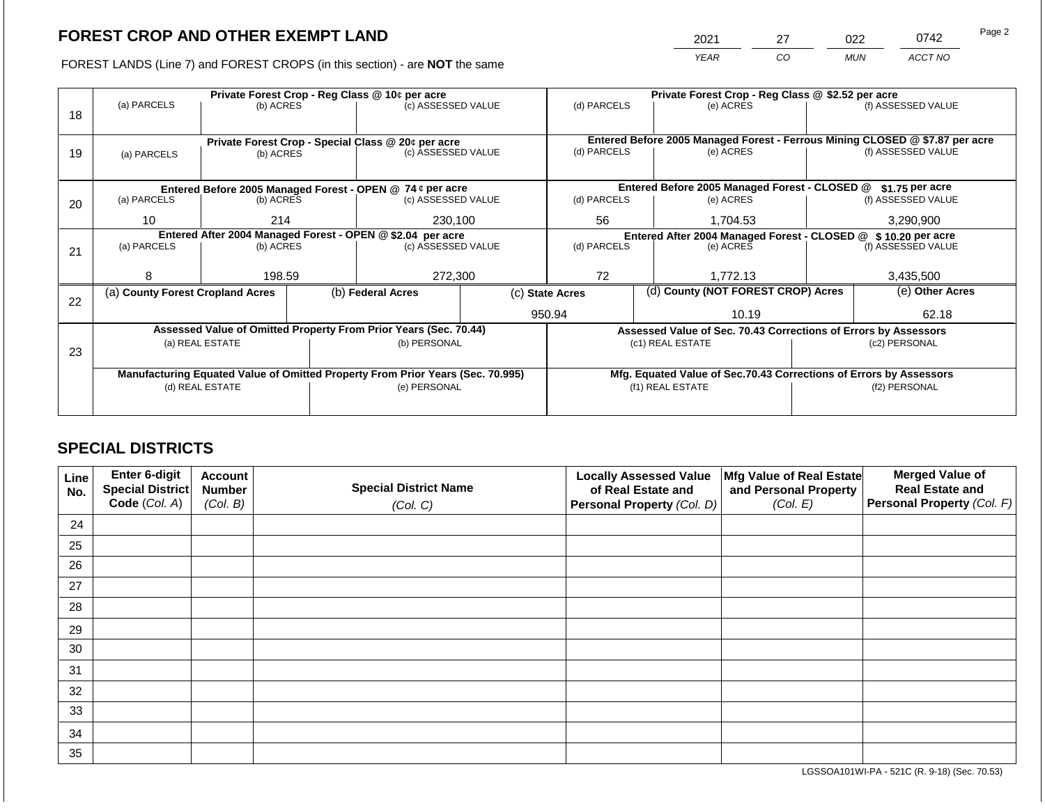# FOREST CROP AND OTHER EXEMPT LAND

| 2021 | 27 | 022 | 0742 |
|---|---|---|---|
| YEAR | CO | MUN | ACCT NO |

FOREST LANDS (Line 7) and FOREST CROPS (in this section) - are **NOT** the same

| Line | Private Forest Crop - Reg Class @ 10¢ per acre | | | Private Forest Crop - Reg Class @ $2.52 per acre | | |
|---|---|---|---|---|---|---|
| 18 | (a) PARCELS | (b) ACRES | (c) ASSESSED VALUE | (d) PARCELS | (e) ACRES | (f) ASSESSED VALUE |
| | | | | | | |
| | **Private Forest Crop - Special Class @ 20¢ per acre** | | | **Entered Before 2005 Managed Forest - Ferrous Mining CLOSED @ $7.87 per acre** | | |
| 19 | (a) PARCELS | (b) ACRES | (c) ASSESSED VALUE | (d) PARCELS | (e) ACRES | (f) ASSESSED VALUE |
| | | | | | | |
| | **Entered Before 2005 Managed Forest - OPEN @ 74 ¢ per acre** | | | **Entered Before 2005 Managed Forest - CLOSED @ $1.75 per acre** | | |
| 20 | (a) PARCELS | (b) ACRES | (c) ASSESSED VALUE | (d) PARCELS | (e) ACRES | (f) ASSESSED VALUE |
| | 10 | 214 | 230,100 | 56 | 1,704.53 | 3,290,900 |
| | **Entered After 2004 Managed Forest - OPEN @ $2.04 per acre** | | | **Entered After 2004 Managed Forest - CLOSED @ $ 10.20 per acre** | | |
| 21 | (a) PARCELS | (b) ACRES | (c) ASSESSED VALUE | (d) PARCELS | (e) ACRES | (f) ASSESSED VALUE |
| | 8 | 198.59 | 272,300 | 72 | 1,772.13 | 3,435,500 |

| Line | (a) County Forest Cropland Acres | (b) Federal Acres | (c) State Acres | (d) County (NOT FOREST CROP) Acres | (e) Other Acres |
|---|---|---|---|---|---|
| 22 | | | 950.94 | 10.19 | 62.18 |

| Line | Assessed Value of Omitted Property From Prior Years (Sec. 70.44) | | Assessed Value of Sec. 70.43 Corrections of Errors by Assessors | |
|---|---|---|---|---|
| 23 | (a) REAL ESTATE | (b) PERSONAL | (c1) REAL ESTATE | (c2) PERSONAL |
| | | | | |
| | **Manufacturing Equated Value of Omitted Property From Prior Years (Sec. 70.995)** | | **Mfg. Equated Value of Sec.70.43 Corrections of Errors by Assessors** | |
| | (d) REAL ESTATE | (e) PERSONAL | (f1) REAL ESTATE | (f2) PERSONAL |
| | | | | |

## SPECIAL DISTRICTS

| Line No. | Enter 6-digit Special District Code (Col. A) | Account Number (Col. B) | Special District Name (Col. C) | Locally Assessed Value of Real Estate and Personal Property (Col. D) | Mfg Value of Real Estate and Personal Property (Col. E) | Merged Value of Real Estate and Personal Property (Col. F) |
|---|---|---|---|---|---|---|
| 24 | | | | | | |
| 25 | | | | | | |
| 26 | | | | | | |
| 27 | | | | | | |
| 28 | | | | | | |
| 29 | | | | | | |
| 30 | | | | | | |
| 31 | | | | | | |
| 32 | | | | | | |
| 33 | | | | | | |
| 34 | | | | | | |
| 35 | | | | | | |

LGSSOA101WI-PA - 521C (R. 9-18) (Sec. 70.53)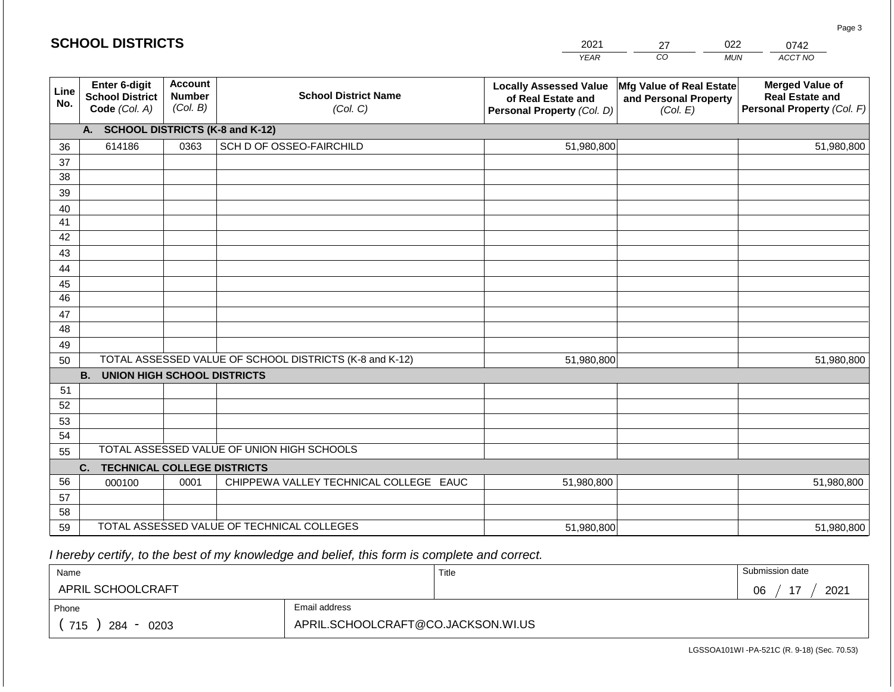## SCHOOL DISTRICTS

| 2021 | 27 | 022 | 0742 |
|---|---|---|---|
| YEAR | CO | MUN | ACCT NO |

| Line No. | Enter 6-digit School District Code (Col. A) | Account Number (Col. B) | School District Name (Col. C) | Locally Assessed Value of Real Estate and Personal Property (Col. D) | Mfg Value of Real Estate and Personal Property (Col. E) | Merged Value of Real Estate and Personal Property (Col. F) |
|---|---|---|---|---|---|---|
| | **A. SCHOOL DISTRICTS (K-8 and K-12)** | | | | | |
| 36 | 614186 | 0363 | SCH D OF OSSEO-FAIRCHILD | 51,980,800 | | 51,980,800 |
| 37 | | | | | | |
| 38 | | | | | | |
| 39 | | | | | | |
| 40 | | | | | | |
| 41 | | | | | | |
| 42 | | | | | | |
| 43 | | | | | | |
| 44 | | | | | | |
| 45 | | | | | | |
| 46 | | | | | | |
| 47 | | | | | | |
| 48 | | | | | | |
| 49 | | | | | | |
| 50 | TOTAL ASSESSED VALUE OF SCHOOL DISTRICTS (K-8 and K-12) | | | 51,980,800 | | 51,980,800 |
| | **B. UNION HIGH SCHOOL DISTRICTS** | | | | | |
| 51 | | | | | | |
| 52 | | | | | | |
| 53 | | | | | | |
| 54 | | | | | | |
| 55 | TOTAL ASSESSED VALUE OF UNION HIGH SCHOOLS | | | | | |
| | **C. TECHNICAL COLLEGE DISTRICTS** | | | | | |
| 56 | 000100 | 0001 | CHIPPEWA VALLEY TECHNICAL COLLEGE EAUC | 51,980,800 | | 51,980,800 |
| 57 | | | | | | |
| 58 | | | | | | |
| 59 | TOTAL ASSESSED VALUE OF TECHNICAL COLLEGES | | | 51,980,800 | | 51,980,800 |

*I hereby certify, to the best of my knowledge and belief, this form is complete and correct.*

| Name | | Title | Submission date |
|---|---|---|---|
| APRIL SCHOOLCRAFT | | | 06 / 17 / 2021 |
| Phone | Email address | | |
| ( 715 ) 284 - 0203 | APRIL.SCHOOLCRAFT@CO.JACKSON.WI.US | | |

LGSSOA101WI -PA-521C (R. 9-18) (Sec. 70.53)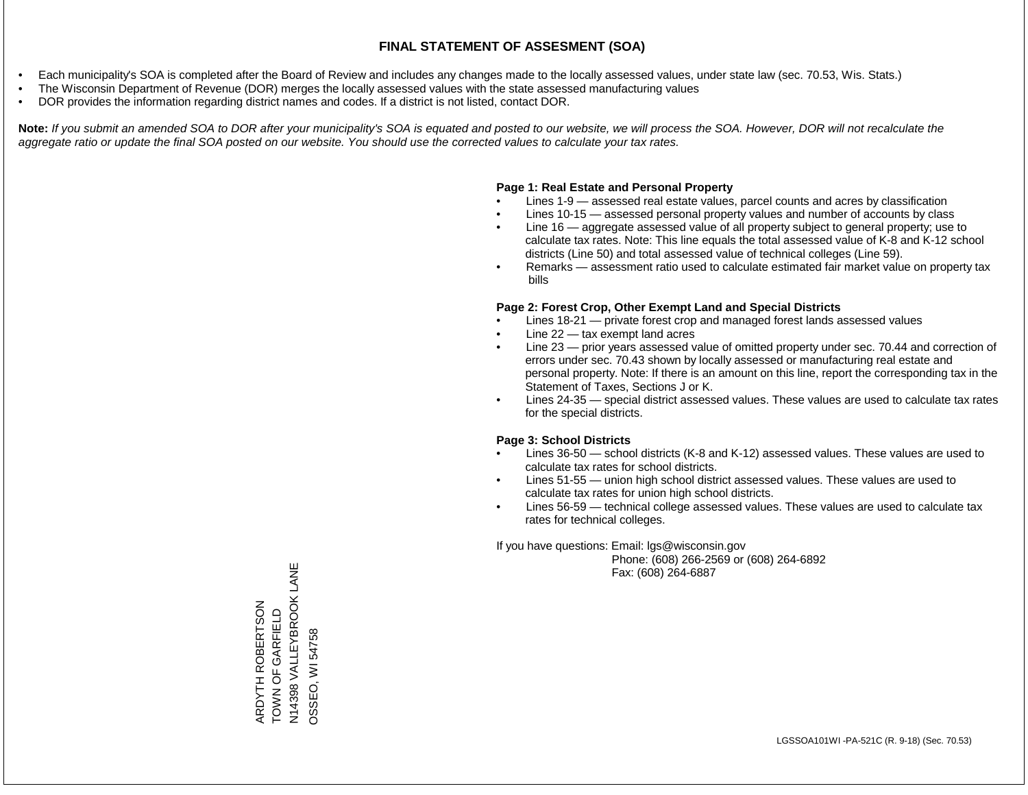# FINAL STATEMENT OF ASSESMENT (SOA)

- Each municipality's SOA is completed after the Board of Review and includes any changes made to the locally assessed values, under state law (sec. 70.53, Wis. Stats.)
- The Wisconsin Department of Revenue (DOR) merges the locally assessed values with the state assessed manufacturing values
- DOR provides the information regarding district names and codes. If a district is not listed, contact DOR.

**Note:** *If you submit an amended SOA to DOR after your municipality's SOA is equated and posted to our website, we will process the SOA. However, DOR will not recalculate the aggregate ratio or update the final SOA posted on our website. You should use the corrected values to calculate your tax rates.*

**Page 1: Real Estate and Personal Property**

- Lines 1-9 — assessed real estate values, parcel counts and acres by classification
- Lines 10-15 — assessed personal property values and number of accounts by class
- Line 16 — aggregate assessed value of all property subject to general property; use to calculate tax rates. Note: This line equals the total assessed value of K-8 and K-12 school districts (Line 50) and total assessed value of technical colleges (Line 59).
- Remarks — assessment ratio used to calculate estimated fair market value on property tax bills

**Page 2: Forest Crop, Other Exempt Land and Special Districts**

- Lines 18-21 — private forest crop and managed forest lands assessed values
- Line 22 — tax exempt land acres
- Line 23 — prior years assessed value of omitted property under sec. 70.44 and correction of errors under sec. 70.43 shown by locally assessed or manufacturing real estate and personal property. Note: If there is an amount on this line, report the corresponding tax in the Statement of Taxes, Sections J or K.
- Lines 24-35 — special district assessed values. These values are used to calculate tax rates for the special districts.

**Page 3: School Districts**

- Lines 36-50 — school districts (K-8 and K-12) assessed values. These values are used to calculate tax rates for school districts.
- Lines 51-55 — union high school district assessed values. These values are used to calculate tax rates for union high school districts.
- Lines 56-59 — technical college assessed values. These values are used to calculate tax rates for technical colleges.

If you have questions: Email: lgs@wisconsin.gov
Phone: (608) 266-2569 or (608) 264-6892
Fax: (608) 264-6887

ARDYTH ROBERTSON
TOWN OF GARFIELD
N14398 VALLEYBROOK LANE
OSSEO, WI 54758

LGSSOA101WI -PA-521C (R. 9-18) (Sec. 70.53)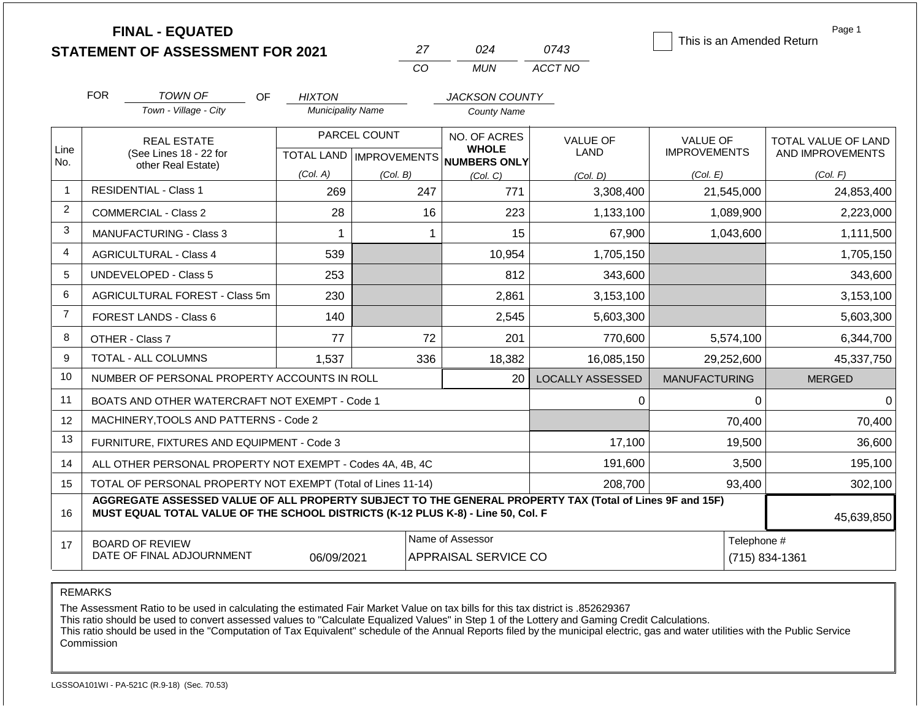# FINAL - EQUATED STATEMENT OF ASSESSMENT FOR 2021

| 27 | 024 | 0743 |
|---|---|---|
| CO | MUN | ACCT NO |

☐ This is an Amended Return

FOR *TOWN OF* (Town - Village - City) OF *HIXTON* (Municipality Name) *JACKSON COUNTY* (County Name)

| Line No. | REAL ESTATE (See Lines 18 - 22 for other Real Estate) | PARCEL COUNT TOTAL LAND (Col. A) | PARCEL COUNT IMPROVEMENTS (Col. B) | NO. OF ACRES WHOLE NUMBERS ONLY (Col. C) | VALUE OF LAND (Col. D) | VALUE OF IMPROVEMENTS (Col. E) | TOTAL VALUE OF LAND AND IMPROVEMENTS (Col. F) |
|---|---|---|---|---|---|---|---|
| 1 | RESIDENTIAL - Class 1 | 269 | 247 | 771 | 3,308,400 | 21,545,000 | 24,853,400 |
| 2 | COMMERCIAL - Class 2 | 28 | 16 | 223 | 1,133,100 | 1,089,900 | 2,223,000 |
| 3 | MANUFACTURING - Class 3 | 1 | 1 | 15 | 67,900 | 1,043,600 | 1,111,500 |
| 4 | AGRICULTURAL - Class 4 | 539 | | 10,954 | 1,705,150 | | 1,705,150 |
| 5 | UNDEVELOPED - Class 5 | 253 | | 812 | 343,600 | | 343,600 |
| 6 | AGRICULTURAL FOREST - Class 5m | 230 | | 2,861 | 3,153,100 | | 3,153,100 |
| 7 | FOREST LANDS - Class 6 | 140 | | 2,545 | 5,603,300 | | 5,603,300 |
| 8 | OTHER - Class 7 | 77 | 72 | 201 | 770,600 | 5,574,100 | 6,344,700 |
| 9 | TOTAL - ALL COLUMNS | 1,537 | 336 | 18,382 | 16,085,150 | 29,252,600 | 45,337,750 |
| 10 | NUMBER OF PERSONAL PROPERTY ACCOUNTS IN ROLL | | | 20 | LOCALLY ASSESSED | MANUFACTURING | MERGED |
| 11 | BOATS AND OTHER WATERCRAFT NOT EXEMPT - Code 1 | | | | 0 | 0 | 0 |
| 12 | MACHINERY,TOOLS AND PATTERNS - Code 2 | | | | | 70,400 | 70,400 |
| 13 | FURNITURE, FIXTURES AND EQUIPMENT - Code 3 | | | | 17,100 | 19,500 | 36,600 |
| 14 | ALL OTHER PERSONAL PROPERTY NOT EXEMPT - Codes 4A, 4B, 4C | | | | 191,600 | 3,500 | 195,100 |
| 15 | TOTAL OF PERSONAL PROPERTY NOT EXEMPT (Total of Lines 11-14) | | | | 208,700 | 93,400 | 302,100 |
| 16 | **AGGREGATE ASSESSED VALUE OF ALL PROPERTY SUBJECT TO THE GENERAL PROPERTY TAX (Total of Lines 9F and 15F) MUST EQUAL TOTAL VALUE OF THE SCHOOL DISTRICTS (K-12 PLUS K-8) - Line 50, Col. F** | | | | | | 45,639,850 |
| 17 | BOARD OF REVIEW DATE OF FINAL ADJOURNMENT | 06/09/2021 | | Name of Assessor: APPRAISAL SERVICE CO | | | Telephone #: (715) 834-1361 |

REMARKS

The Assessment Ratio to be used in calculating the estimated Fair Market Value on tax bills for this tax district is .852629367
This ratio should be used to convert assessed values to "Calculate Equalized Values" in Step 1 of the Lottery and Gaming Credit Calculations.
This ratio should be used in the "Computation of Tax Equivalent" schedule of the Annual Reports filed by the municipal electric, gas and water utilities with the Public Service Commission

LGSSOA101WI - PA-521C (R.9-18) (Sec. 70.53)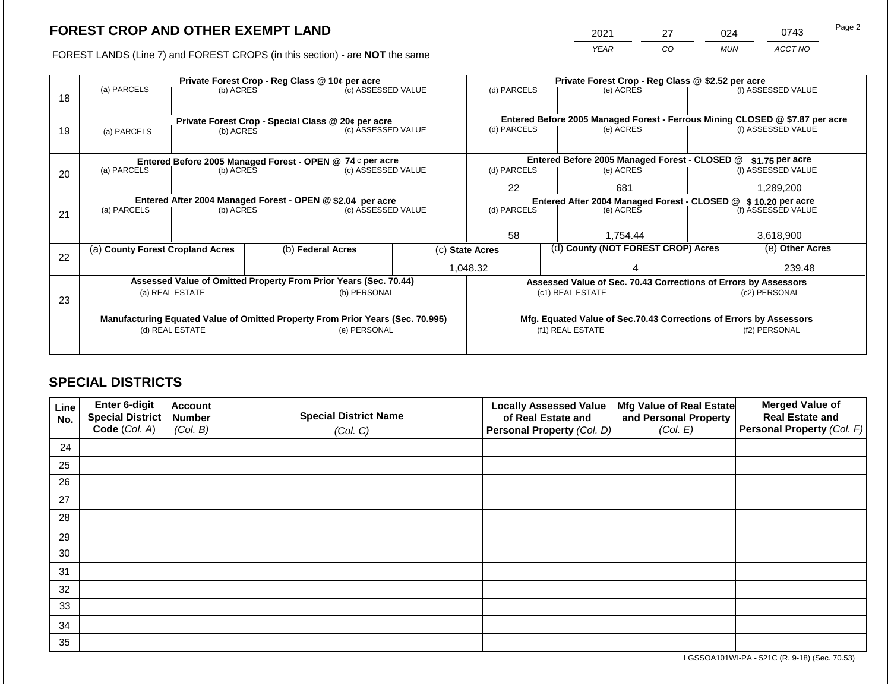## FOREST CROP AND OTHER EXEMPT LAND

FOREST LANDS (Line 7) and FOREST CROPS (in this section) - are **NOT** the same

| YEAR | CO | MUN | ACCT NO |
|---|---|---|---|
| 2021 | 27 | 024 | 0743 |

Page 2

| Line | (a) PARCELS | (b) ACRES | (c) ASSESSED VALUE | (d) PARCELS | (e) ACRES | (f) ASSESSED VALUE |
|---|---|---|---|---|---|---|
| 18 | **Private Forest Crop - Reg Class @ 10¢ per acre** | | | **Private Forest Crop - Reg Class @ $2.52 per acre** | | |
| | | | | | | |
| 19 | **Private Forest Crop - Special Class @ 20¢ per acre** | | | **Entered Before 2005 Managed Forest - Ferrous Mining CLOSED @ $7.87 per acre** | | |
| | | | | | | |
| 20 | **Entered Before 2005 Managed Forest - OPEN @ 74 ¢ per acre** | | | **Entered Before 2005 Managed Forest - CLOSED @ $1.75 per acre** | | |
| | | | | 22 | 681 | 1,289,200 |
| 21 | **Entered After 2004 Managed Forest - OPEN @ $2.04 per acre** | | | **Entered After 2004 Managed Forest - CLOSED @ $ 10.20 per acre** | | |
| | | | | 58 | 1,754.44 | 3,618,900 |

| Line | (a) County Forest Cropland Acres | (b) Federal Acres | (c) State Acres | (d) County (NOT FOREST CROP) Acres | (e) Other Acres |
|---|---|---|---|---|---|
| 22 | | | 1,048.32 | 4 | 239.48 |

| Line | Assessed Value of Omitted Property From Prior Years (Sec. 70.44) | | Assessed Value of Sec. 70.43 Corrections of Errors by Assessors | |
|---|---|---|---|---|
| 23 | (a) REAL ESTATE | (b) PERSONAL | (c1) REAL ESTATE | (c2) PERSONAL |
| | | | | |
| | **Manufacturing Equated Value of Omitted Property From Prior Years (Sec. 70.995)** | | **Mfg. Equated Value of Sec.70.43 Corrections of Errors by Assessors** | |
| | (d) REAL ESTATE | (e) PERSONAL | (f1) REAL ESTATE | (f2) PERSONAL |
| | | | | |

## SPECIAL DISTRICTS

| Line No. | Enter 6-digit Special District Code (Col. A) | Account Number (Col. B) | Special District Name (Col. C) | Locally Assessed Value of Real Estate and Personal Property (Col. D) | Mfg Value of Real Estate and Personal Property (Col. E) | Merged Value of Real Estate and Personal Property (Col. F) |
|---|---|---|---|---|---|---|
| 24 | | | | | | |
| 25 | | | | | | |
| 26 | | | | | | |
| 27 | | | | | | |
| 28 | | | | | | |
| 29 | | | | | | |
| 30 | | | | | | |
| 31 | | | | | | |
| 32 | | | | | | |
| 33 | | | | | | |
| 34 | | | | | | |
| 35 | | | | | | |

LGSSOA101WI-PA - 521C (R. 9-18) (Sec. 70.53)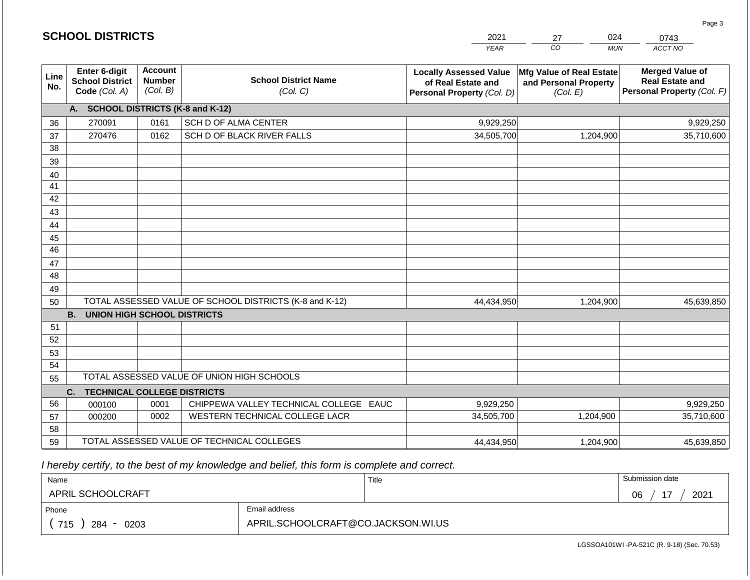## SCHOOL DISTRICTS

| 2021 | 27 | 024 | 0743 |
|---|---|---|---|
| *YEAR* | *CO* | *MUN* | *ACCT NO* |

| Line No. | Enter 6-digit School District Code *(Col. A)* | Account Number *(Col. B)* | School District Name *(Col. C)* | Locally Assessed Value of Real Estate and Personal Property *(Col. D)* | Mfg Value of Real Estate and Personal Property *(Col. E)* | Merged Value of Real Estate and Personal Property *(Col. F)* |
|---|---|---|---|---|---|---|
| | **A. SCHOOL DISTRICTS (K-8 and K-12)** | | | | | |
| 36 | 270091 | 0161 | SCH D OF ALMA CENTER | 9,929,250 | | 9,929,250 |
| 37 | 270476 | 0162 | SCH D OF BLACK RIVER FALLS | 34,505,700 | 1,204,900 | 35,710,600 |
| 38 | | | | | | |
| 39 | | | | | | |
| 40 | | | | | | |
| 41 | | | | | | |
| 42 | | | | | | |
| 43 | | | | | | |
| 44 | | | | | | |
| 45 | | | | | | |
| 46 | | | | | | |
| 47 | | | | | | |
| 48 | | | | | | |
| 49 | | | | | | |
| 50 | TOTAL ASSESSED VALUE OF SCHOOL DISTRICTS (K-8 and K-12) | | | 44,434,950 | 1,204,900 | 45,639,850 |
| | **B. UNION HIGH SCHOOL DISTRICTS** | | | | | |
| 51 | | | | | | |
| 52 | | | | | | |
| 53 | | | | | | |
| 54 | | | | | | |
| 55 | TOTAL ASSESSED VALUE OF UNION HIGH SCHOOLS | | | | | |
| | **C. TECHNICAL COLLEGE DISTRICTS** | | | | | |
| 56 | 000100 | 0001 | CHIPPEWA VALLEY TECHNICAL COLLEGE EAUC | 9,929,250 | | 9,929,250 |
| 57 | 000200 | 0002 | WESTERN TECHNICAL COLLEGE LACR | 34,505,700 | 1,204,900 | 35,710,600 |
| 58 | | | | | | |
| 59 | TOTAL ASSESSED VALUE OF TECHNICAL COLLEGES | | | 44,434,950 | 1,204,900 | 45,639,850 |

*I hereby certify, to the best of my knowledge and belief, this form is complete and correct.*

| Name | Title | Submission date |
|---|---|---|
| APRIL SCHOOLCRAFT | | 06 / 17 / 2021 |
| **Phone** | **Email address** | |
| ( 715 ) 284 - 0203 | APRIL.SCHOOLCRAFT@CO.JACKSON.WI.US | |

LGSSOA101WI -PA-521C (R. 9-18) (Sec. 70.53)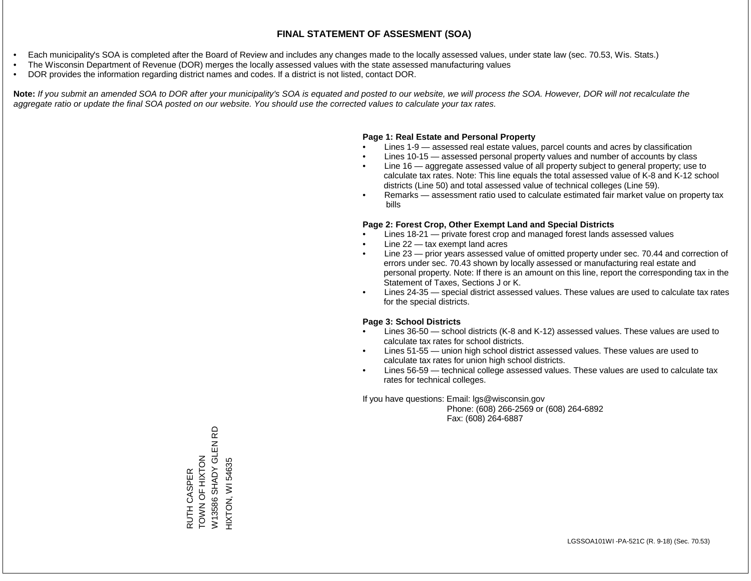# FINAL STATEMENT OF ASSESMENT (SOA)

- Each municipality's SOA is completed after the Board of Review and includes any changes made to the locally assessed values, under state law (sec. 70.53, Wis. Stats.)
- The Wisconsin Department of Revenue (DOR) merges the locally assessed values with the state assessed manufacturing values
- DOR provides the information regarding district names and codes. If a district is not listed, contact DOR.

**Note:** *If you submit an amended SOA to DOR after your municipality's SOA is equated and posted to our website, we will process the SOA. However, DOR will not recalculate the aggregate ratio or update the final SOA posted on our website. You should use the corrected values to calculate your tax rates.*

**Page 1: Real Estate and Personal Property**

- Lines 1-9 — assessed real estate values, parcel counts and acres by classification
- Lines 10-15 — assessed personal property values and number of accounts by class
- Line 16 — aggregate assessed value of all property subject to general property; use to calculate tax rates. Note: This line equals the total assessed value of K-8 and K-12 school districts (Line 50) and total assessed value of technical colleges (Line 59).
- Remarks — assessment ratio used to calculate estimated fair market value on property tax bills

**Page 2: Forest Crop, Other Exempt Land and Special Districts**

- Lines 18-21 — private forest crop and managed forest lands assessed values
- Line 22 — tax exempt land acres
- Line 23 — prior years assessed value of omitted property under sec. 70.44 and correction of errors under sec. 70.43 shown by locally assessed or manufacturing real estate and personal property. Note: If there is an amount on this line, report the corresponding tax in the Statement of Taxes, Sections J or K.
- Lines 24-35 — special district assessed values. These values are used to calculate tax rates for the special districts.

**Page 3: School Districts**

- Lines 36-50 — school districts (K-8 and K-12) assessed values. These values are used to calculate tax rates for school districts.
- Lines 51-55 — union high school district assessed values. These values are used to calculate tax rates for union high school districts.
- Lines 56-59 — technical college assessed values. These values are used to calculate tax rates for technical colleges.

If you have questions: Email: lgs@wisconsin.gov
Phone: (608) 266-2569 or (608) 264-6892
Fax: (608) 264-6887

RUTH CASPER
TOWN OF HIXTON
W13586 SHADY GLEN RD
HIXTON, WI 54635

LGSSOA101WI -PA-521C (R. 9-18) (Sec. 70.53)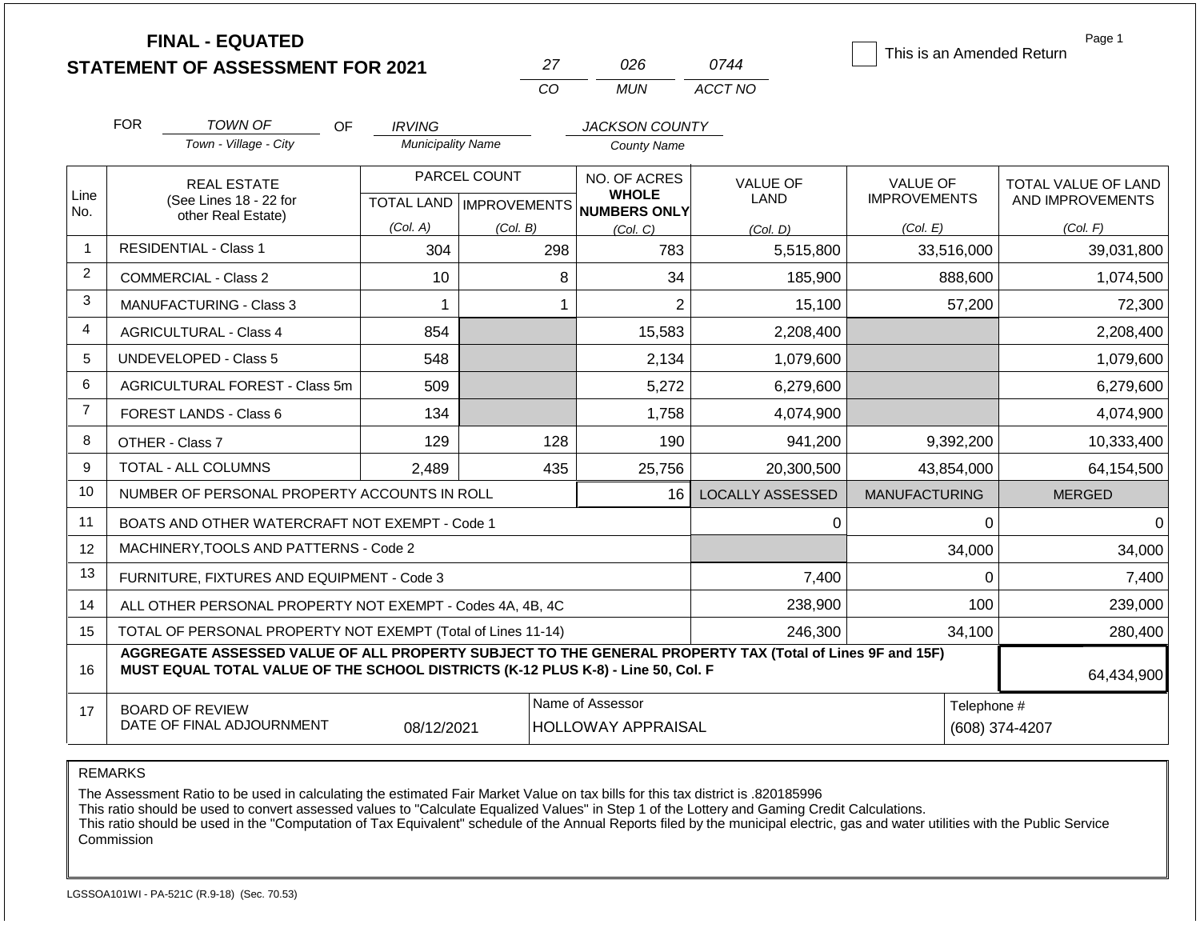# FINAL - EQUATED
## STATEMENT OF ASSESSMENT FOR 2021

| 27 | 026 | 0744 |
|---|---|---|
| CO | MUN | ACCT NO |

☐ This is an Amended Return

Page 1

FOR TOWN OF (Town - Village - City) OF IRVING (Municipality Name) JACKSON COUNTY (County Name)

| Line No. | REAL ESTATE (See Lines 18 - 22 for other Real Estate) | PARCEL COUNT TOTAL LAND (Col. A) | PARCEL COUNT IMPROVEMENTS (Col. B) | NO. OF ACRES WHOLE NUMBERS ONLY (Col. C) | VALUE OF LAND (Col. D) | VALUE OF IMPROVEMENTS (Col. E) | TOTAL VALUE OF LAND AND IMPROVEMENTS (Col. F) |
|---|---|---|---|---|---|---|---|
| 1 | RESIDENTIAL - Class 1 | 304 | 298 | 783 | 5,515,800 | 33,516,000 | 39,031,800 |
| 2 | COMMERCIAL - Class 2 | 10 | 8 | 34 | 185,900 | 888,600 | 1,074,500 |
| 3 | MANUFACTURING - Class 3 | 1 | 1 | 2 | 15,100 | 57,200 | 72,300 |
| 4 | AGRICULTURAL - Class 4 | 854 | | 15,583 | 2,208,400 | | 2,208,400 |
| 5 | UNDEVELOPED - Class 5 | 548 | | 2,134 | 1,079,600 | | 1,079,600 |
| 6 | AGRICULTURAL FOREST - Class 5m | 509 | | 5,272 | 6,279,600 | | 6,279,600 |
| 7 | FOREST LANDS - Class 6 | 134 | | 1,758 | 4,074,900 | | 4,074,900 |
| 8 | OTHER - Class 7 | 129 | 128 | 190 | 941,200 | 9,392,200 | 10,333,400 |
| 9 | TOTAL - ALL COLUMNS | 2,489 | 435 | 25,756 | 20,300,500 | 43,854,000 | 64,154,500 |
| 10 | NUMBER OF PERSONAL PROPERTY ACCOUNTS IN ROLL | | | 16 | LOCALLY ASSESSED | MANUFACTURING | MERGED |
| 11 | BOATS AND OTHER WATERCRAFT NOT EXEMPT - Code 1 | | | | 0 | 0 | 0 |
| 12 | MACHINERY,TOOLS AND PATTERNS - Code 2 | | | | | 34,000 | 34,000 |
| 13 | FURNITURE, FIXTURES AND EQUIPMENT - Code 3 | | | | 7,400 | 0 | 7,400 |
| 14 | ALL OTHER PERSONAL PROPERTY NOT EXEMPT - Codes 4A, 4B, 4C | | | | 238,900 | 100 | 239,000 |
| 15 | TOTAL OF PERSONAL PROPERTY NOT EXEMPT (Total of Lines 11-14) | | | | 246,300 | 34,100 | 280,400 |
| 16 | **AGGREGATE ASSESSED VALUE OF ALL PROPERTY SUBJECT TO THE GENERAL PROPERTY TAX (Total of Lines 9F and 15F) MUST EQUAL TOTAL VALUE OF THE SCHOOL DISTRICTS (K-12 PLUS K-8) - Line 50, Col. F** | | | | | | 64,434,900 |
| 17 | BOARD OF REVIEW DATE OF FINAL ADJOURNMENT | 08/12/2021 | | Name of Assessor: HOLLOWAY APPRAISAL | | | Telephone #: (608) 374-4207 |

REMARKS

The Assessment Ratio to be used in calculating the estimated Fair Market Value on tax bills for this tax district is .820185996
This ratio should be used to convert assessed values to "Calculate Equalized Values" in Step 1 of the Lottery and Gaming Credit Calculations.
This ratio should be used in the "Computation of Tax Equivalent" schedule of the Annual Reports filed by the municipal electric, gas and water utilities with the Public Service Commission

LGSSOA101WI - PA-521C (R.9-18) (Sec. 70.53)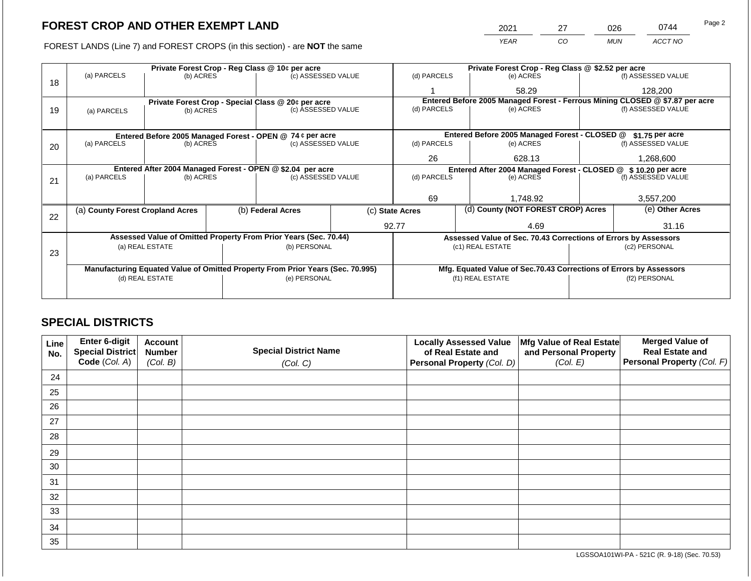## FOREST CROP AND OTHER EXEMPT LAND

FOREST LANDS (Line 7) and FOREST CROPS (in this section) - are **NOT** the same

| YEAR | CO | MUN | ACCT NO |
|---|---|---|---|
| 2021 | 27 | 026 | 0744 |

| Line | Private Forest Crop - Reg Class @ 10¢ per acre | | | Private Forest Crop - Reg Class @ $2.52 per acre | | |
|---|---|---|---|---|---|---|
| | (a) PARCELS | (b) ACRES | (c) ASSESSED VALUE | (d) PARCELS | (e) ACRES | (f) ASSESSED VALUE |
| 18 | | | | 1 | 58.29 | 128,200 |
| | **Private Forest Crop - Special Class @ 20¢ per acre** | | | **Entered Before 2005 Managed Forest - Ferrous Mining CLOSED @ $7.87 per acre** | | |
| | (a) PARCELS | (b) ACRES | (c) ASSESSED VALUE | (d) PARCELS | (e) ACRES | (f) ASSESSED VALUE |
| 19 | | | | | | |
| | **Entered Before 2005 Managed Forest - OPEN @ 74 ¢ per acre** | | | **Entered Before 2005 Managed Forest - CLOSED @ $1.75 per acre** | | |
| | (a) PARCELS | (b) ACRES | (c) ASSESSED VALUE | (d) PARCELS | (e) ACRES | (f) ASSESSED VALUE |
| 20 | | | | 26 | 628.13 | 1,268,600 |
| | **Entered After 2004 Managed Forest - OPEN @ $2.04 per acre** | | | **Entered After 2004 Managed Forest - CLOSED @ $ 10.20 per acre** | | |
| | (a) PARCELS | (b) ACRES | (c) ASSESSED VALUE | (d) PARCELS | (e) ACRES | (f) ASSESSED VALUE |
| 21 | | | | 69 | 1,748.92 | 3,557,200 |

| Line | (a) County Forest Cropland Acres | (b) Federal Acres | (c) State Acres | (d) County (NOT FOREST CROP) Acres | (e) Other Acres |
|---|---|---|---|---|---|
| 22 | | | 92.77 | 4.69 | 31.16 |

| Line | Assessed Value of Omitted Property From Prior Years (Sec. 70.44) | | Assessed Value of Sec. 70.43 Corrections of Errors by Assessors | |
|---|---|---|---|---|
| | (a) REAL ESTATE | (b) PERSONAL | (c1) REAL ESTATE | (c2) PERSONAL |
| 23 | | | | |
| | **Manufacturing Equated Value of Omitted Property From Prior Years (Sec. 70.995)** | | **Mfg. Equated Value of Sec.70.43 Corrections of Errors by Assessors** | |
| | (d) REAL ESTATE | (e) PERSONAL | (f1) REAL ESTATE | (f2) PERSONAL |
| | | | | |

## SPECIAL DISTRICTS

| Line No. | Enter 6-digit Special District Code (Col. A) | Account Number (Col. B) | Special District Name (Col. C) | Locally Assessed Value of Real Estate and Personal Property (Col. D) | Mfg Value of Real Estate and Personal Property (Col. E) | Merged Value of Real Estate and Personal Property (Col. F) |
|---|---|---|---|---|---|---|
| 24 | | | | | | |
| 25 | | | | | | |
| 26 | | | | | | |
| 27 | | | | | | |
| 28 | | | | | | |
| 29 | | | | | | |
| 30 | | | | | | |
| 31 | | | | | | |
| 32 | | | | | | |
| 33 | | | | | | |
| 34 | | | | | | |
| 35 | | | | | | |

LGSSOA101WI-PA - 521C (R. 9-18) (Sec. 70.53)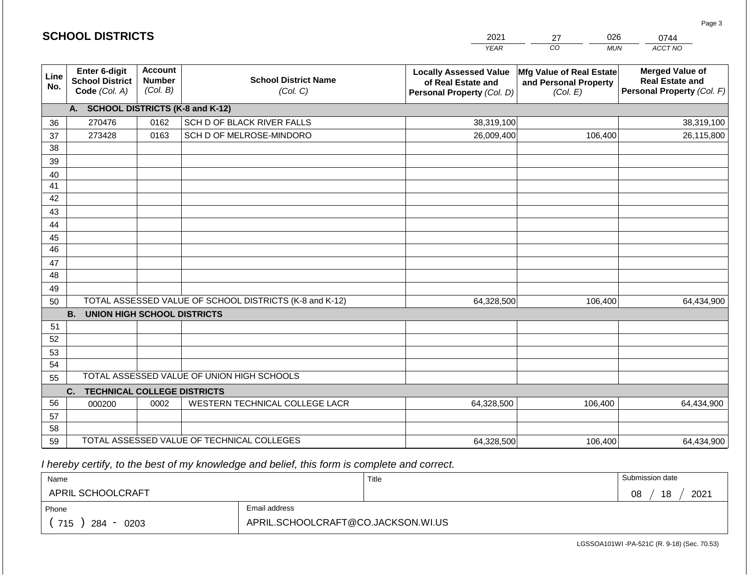## SCHOOL DISTRICTS

| 2021 | 27 | 026 | 0744 |
|---|---|---|---|
| YEAR | CO | MUN | ACCT NO |

| Line No. | Enter 6-digit School District Code (Col. A) | Account Number (Col. B) | School District Name (Col. C) | Locally Assessed Value of Real Estate and Personal Property (Col. D) | Mfg Value of Real Estate and Personal Property (Col. E) | Merged Value of Real Estate and Personal Property (Col. F) |
|---|---|---|---|---|---|---|
| | **A. SCHOOL DISTRICTS (K-8 and K-12)** | | | | | |
| 36 | 270476 | 0162 | SCH D OF BLACK RIVER FALLS | 38,319,100 | | 38,319,100 |
| 37 | 273428 | 0163 | SCH D OF MELROSE-MINDORO | 26,009,400 | 106,400 | 26,115,800 |
| 38 | | | | | | |
| 39 | | | | | | |
| 40 | | | | | | |
| 41 | | | | | | |
| 42 | | | | | | |
| 43 | | | | | | |
| 44 | | | | | | |
| 45 | | | | | | |
| 46 | | | | | | |
| 47 | | | | | | |
| 48 | | | | | | |
| 49 | | | | | | |
| 50 | TOTAL ASSESSED VALUE OF SCHOOL DISTRICTS (K-8 and K-12) | | | 64,328,500 | 106,400 | 64,434,900 |
| | **B. UNION HIGH SCHOOL DISTRICTS** | | | | | |
| 51 | | | | | | |
| 52 | | | | | | |
| 53 | | | | | | |
| 54 | | | | | | |
| 55 | TOTAL ASSESSED VALUE OF UNION HIGH SCHOOLS | | | | | |
| | **C. TECHNICAL COLLEGE DISTRICTS** | | | | | |
| 56 | 000200 | 0002 | WESTERN TECHNICAL COLLEGE LACR | 64,328,500 | 106,400 | 64,434,900 |
| 57 | | | | | | |
| 58 | | | | | | |
| 59 | TOTAL ASSESSED VALUE OF TECHNICAL COLLEGES | | | 64,328,500 | 106,400 | 64,434,900 |

*I hereby certify, to the best of my knowledge and belief, this form is complete and correct.*

| Name | Title | Submission date |
|---|---|---|
| APRIL SCHOOLCRAFT | | 08 / 18 / 2021 |
| Phone | Email address | |
| ( 715 ) 284 - 0203 | APRIL.SCHOOLCRAFT@CO.JACKSON.WI.US | |

LGSSOA101WI -PA-521C (R. 9-18) (Sec. 70.53)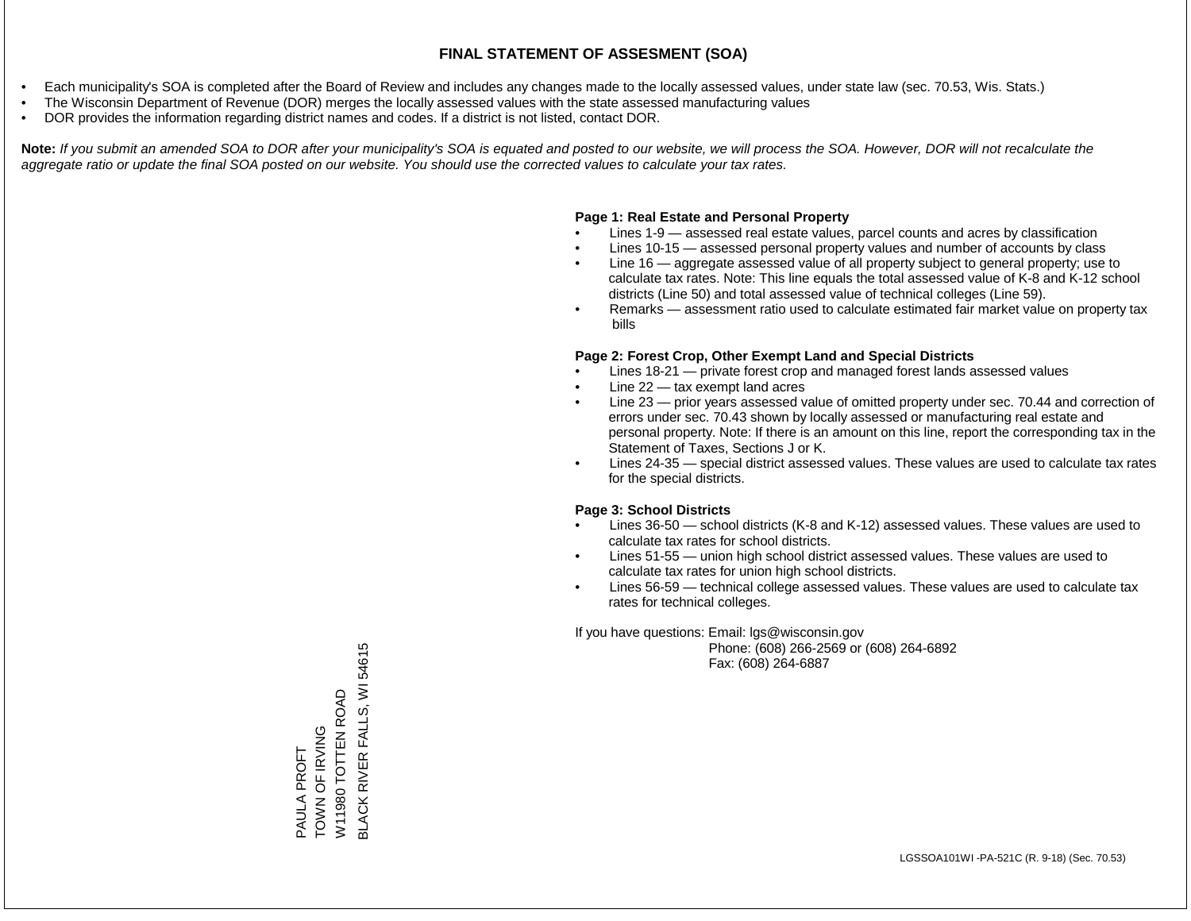# FINAL STATEMENT OF ASSESMENT (SOA)

- Each municipality's SOA is completed after the Board of Review and includes any changes made to the locally assessed values, under state law (sec. 70.53, Wis. Stats.)
- The Wisconsin Department of Revenue (DOR) merges the locally assessed values with the state assessed manufacturing values
- DOR provides the information regarding district names and codes. If a district is not listed, contact DOR.

**Note:** *If you submit an amended SOA to DOR after your municipality's SOA is equated and posted to our website, we will process the SOA. However, DOR will not recalculate the aggregate ratio or update the final SOA posted on our website. You should use the corrected values to calculate your tax rates.*

**Page 1: Real Estate and Personal Property**

- Lines 1-9 — assessed real estate values, parcel counts and acres by classification
- Lines 10-15 — assessed personal property values and number of accounts by class
- Line 16 — aggregate assessed value of all property subject to general property; use to calculate tax rates. Note: This line equals the total assessed value of K-8 and K-12 school districts (Line 50) and total assessed value of technical colleges (Line 59).
- Remarks — assessment ratio used to calculate estimated fair market value on property tax bills

**Page 2: Forest Crop, Other Exempt Land and Special Districts**

- Lines 18-21 — private forest crop and managed forest lands assessed values
- Line 22 — tax exempt land acres
- Line 23 — prior years assessed value of omitted property under sec. 70.44 and correction of errors under sec. 70.43 shown by locally assessed or manufacturing real estate and personal property. Note: If there is an amount on this line, report the corresponding tax in the Statement of Taxes, Sections J or K.
- Lines 24-35 — special district assessed values. These values are used to calculate tax rates for the special districts.

**Page 3: School Districts**

- Lines 36-50 — school districts (K-8 and K-12) assessed values. These values are used to calculate tax rates for school districts.
- Lines 51-55 — union high school district assessed values. These values are used to calculate tax rates for union high school districts.
- Lines 56-59 — technical college assessed values. These values are used to calculate tax rates for technical colleges.

If you have questions: Email: lgs@wisconsin.gov
Phone: (608) 266-2569 or (608) 264-6892
Fax: (608) 264-6887

PAULA PROFT
TOWN OF IRVING
W11980 TOTTEN ROAD
BLACK RIVER FALLS, WI 54615

LGSSOA101WI -PA-521C (R. 9-18) (Sec. 70.53)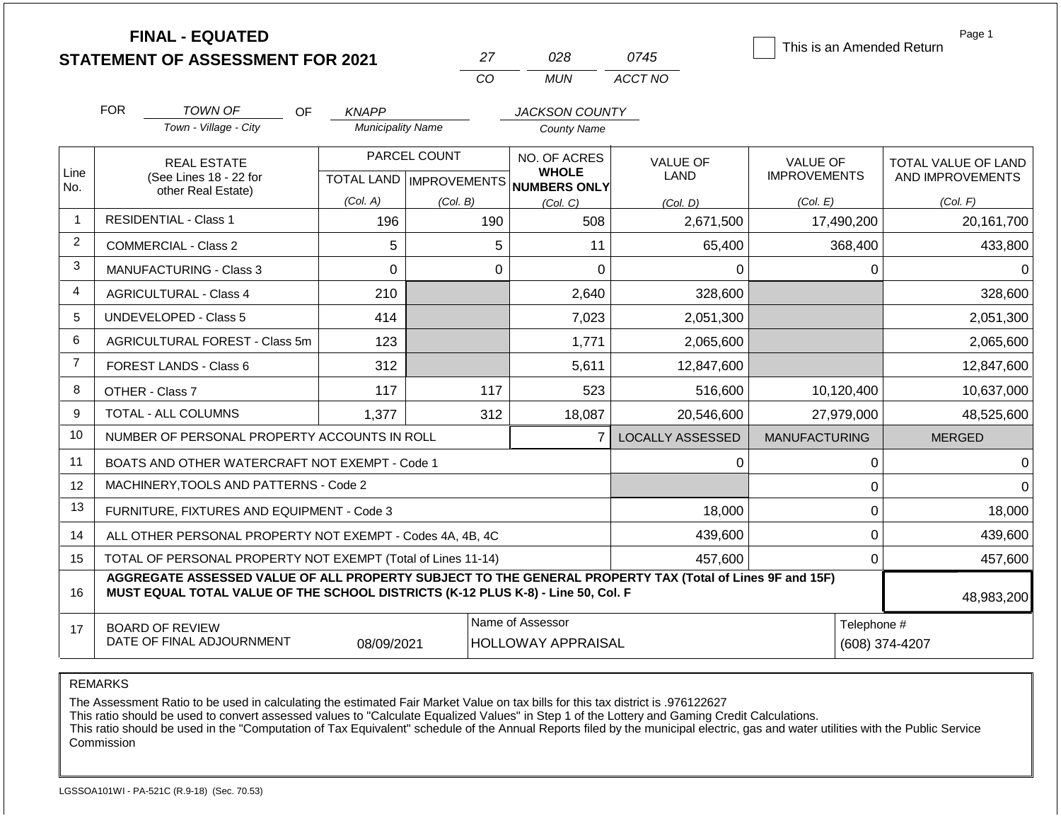# FINAL - EQUATED
# STATEMENT OF ASSESSMENT FOR 2021

| 27 | 028 | 0745 |
|---|---|---|
| CO | MUN | ACCT NO |

☐ This is an Amended Return

Page 1

FOR *TOWN OF* (Town - Village - City) OF *KNAPP* (Municipality Name) *JACKSON COUNTY* (County Name)

| Line No. | REAL ESTATE (See Lines 18 - 22 for other Real Estate) | PARCEL COUNT TOTAL LAND (Col. A) | PARCEL COUNT IMPROVEMENTS (Col. B) | NO. OF ACRES WHOLE NUMBERS ONLY (Col. C) | VALUE OF LAND (Col. D) | VALUE OF IMPROVEMENTS (Col. E) | TOTAL VALUE OF LAND AND IMPROVEMENTS (Col. F) |
|---|---|---|---|---|---|---|---|
| 1 | RESIDENTIAL - Class 1 | 196 | 190 | 508 | 2,671,500 | 17,490,200 | 20,161,700 |
| 2 | COMMERCIAL - Class 2 | 5 | 5 | 11 | 65,400 | 368,400 | 433,800 |
| 3 | MANUFACTURING - Class 3 | 0 | 0 | 0 | 0 | 0 | 0 |
| 4 | AGRICULTURAL - Class 4 | 210 | | 2,640 | 328,600 | | 328,600 |
| 5 | UNDEVELOPED - Class 5 | 414 | | 7,023 | 2,051,300 | | 2,051,300 |
| 6 | AGRICULTURAL FOREST - Class 5m | 123 | | 1,771 | 2,065,600 | | 2,065,600 |
| 7 | FOREST LANDS - Class 6 | 312 | | 5,611 | 12,847,600 | | 12,847,600 |
| 8 | OTHER - Class 7 | 117 | 117 | 523 | 516,600 | 10,120,400 | 10,637,000 |
| 9 | TOTAL - ALL COLUMNS | 1,377 | 312 | 18,087 | 20,546,600 | 27,979,000 | 48,525,600 |
| 10 | NUMBER OF PERSONAL PROPERTY ACCOUNTS IN ROLL | | | 7 | LOCALLY ASSESSED | MANUFACTURING | MERGED |
| 11 | BOATS AND OTHER WATERCRAFT NOT EXEMPT - Code 1 | | | | 0 | 0 | 0 |
| 12 | MACHINERY,TOOLS AND PATTERNS - Code 2 | | | | | 0 | 0 |
| 13 | FURNITURE, FIXTURES AND EQUIPMENT - Code 3 | | | | 18,000 | 0 | 18,000 |
| 14 | ALL OTHER PERSONAL PROPERTY NOT EXEMPT - Codes 4A, 4B, 4C | | | | 439,600 | 0 | 439,600 |
| 15 | TOTAL OF PERSONAL PROPERTY NOT EXEMPT (Total of Lines 11-14) | | | | 457,600 | 0 | 457,600 |
| 16 | **AGGREGATE ASSESSED VALUE OF ALL PROPERTY SUBJECT TO THE GENERAL PROPERTY TAX (Total of Lines 9F and 15F) MUST EQUAL TOTAL VALUE OF THE SCHOOL DISTRICTS (K-12 PLUS K-8) - Line 50, Col. F** | | | | | | 48,983,200 |
| 17 | BOARD OF REVIEW DATE OF FINAL ADJOURNMENT | 08/09/2021 | | Name of Assessor: HOLLOWAY APPRAISAL | | Telephone #: (608) 374-4207 | |

REMARKS

The Assessment Ratio to be used in calculating the estimated Fair Market Value on tax bills for this tax district is .976122627
This ratio should be used to convert assessed values to "Calculate Equalized Values" in Step 1 of the Lottery and Gaming Credit Calculations.
This ratio should be used in the "Computation of Tax Equivalent" schedule of the Annual Reports filed by the municipal electric, gas and water utilities with the Public Service Commission

LGSSOA101WI - PA-521C (R.9-18) (Sec. 70.53)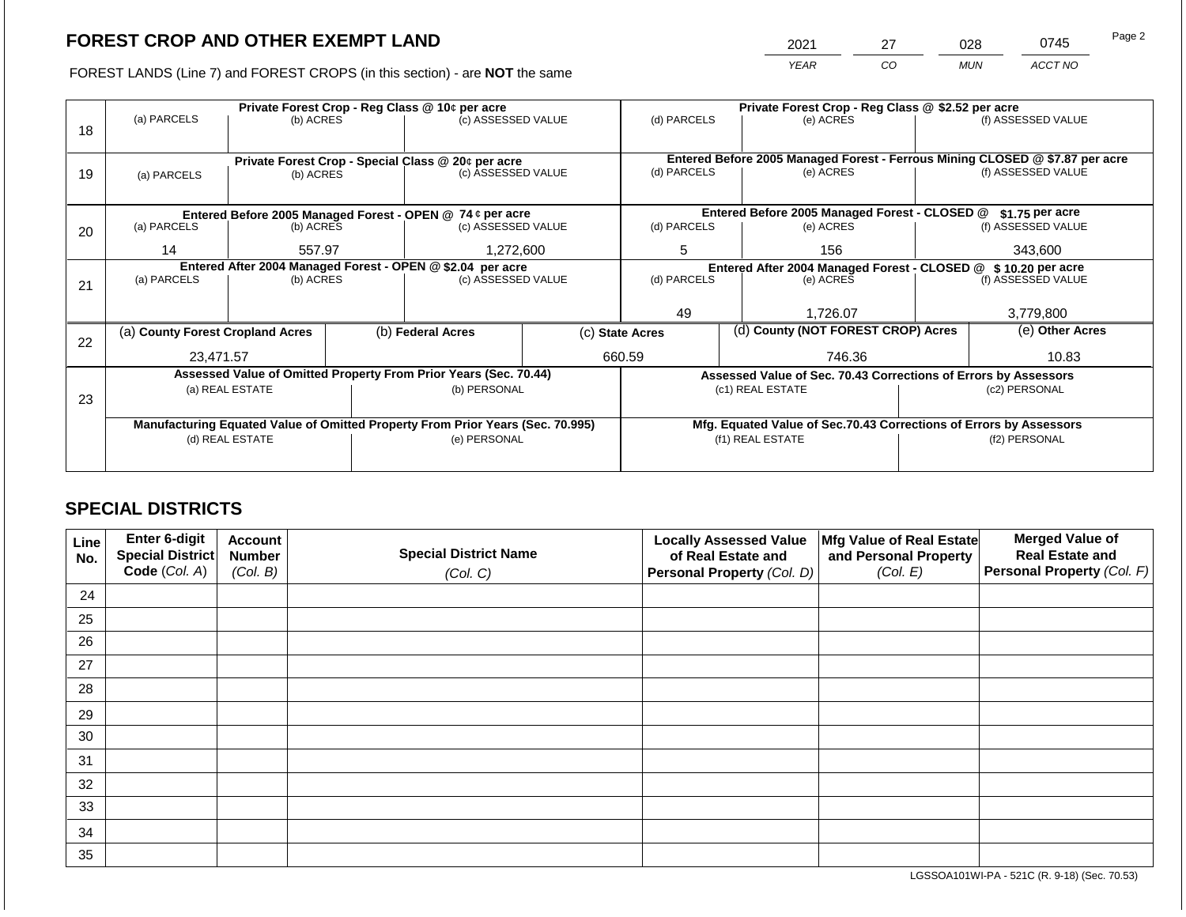# FOREST CROP AND OTHER EXEMPT LAND

| 2021 | 27 | 028 | 0745 |
|---|---|---|---|
| YEAR | CO | MUN | ACCT NO |

FOREST LANDS (Line 7) and FOREST CROPS (in this section) - are **NOT** the same

| Line | (a) PARCELS | (b) ACRES | (c) ASSESSED VALUE | (d) PARCELS | (e) ACRES | (f) ASSESSED VALUE |
|---|---|---|---|---|---|---|
| 18 | **Private Forest Crop - Reg Class @ 10¢ per acre** | | | **Private Forest Crop - Reg Class @ $2.52 per acre** | | |
| | | | | | | |
| 19 | **Private Forest Crop - Special Class @ 20¢ per acre** | | | **Entered Before 2005 Managed Forest - Ferrous Mining CLOSED @ $7.87 per acre** | | |
| | | | | | | |
| 20 | **Entered Before 2005 Managed Forest - OPEN @ 74 ¢ per acre** | | | **Entered Before 2005 Managed Forest - CLOSED @ $1.75 per acre** | | |
| | 14 | 557.97 | 1,272,600 | 5 | 156 | 343,600 |
| 21 | **Entered After 2004 Managed Forest - OPEN @ $2.04 per acre** | | | **Entered After 2004 Managed Forest - CLOSED @ $ 10.20 per acre** | | |
| | | | | 49 | 1,726.07 | 3,779,800 |

| Line | (a) County Forest Cropland Acres | (b) Federal Acres | (c) State Acres | (d) County (NOT FOREST CROP) Acres | (e) Other Acres |
|---|---|---|---|---|---|
| 22 | 23,471.57 | | 660.59 | 746.36 | 10.83 |

| Line | Assessed Value of Omitted Property From Prior Years (Sec. 70.44) | | Assessed Value of Sec. 70.43 Corrections of Errors by Assessors | |
|---|---|---|---|---|
| 23 | (a) REAL ESTATE | (b) PERSONAL | (c1) REAL ESTATE | (c2) PERSONAL |
| | | | | |
| | **Manufacturing Equated Value of Omitted Property From Prior Years (Sec. 70.995)** | | **Mfg. Equated Value of Sec.70.43 Corrections of Errors by Assessors** | |
| | (d) REAL ESTATE | (e) PERSONAL | (f1) REAL ESTATE | (f2) PERSONAL |
| | | | | |

## SPECIAL DISTRICTS

| Line No. | Enter 6-digit Special District Code (Col. A) | Account Number (Col. B) | Special District Name (Col. C) | Locally Assessed Value of Real Estate and Personal Property (Col. D) | Mfg Value of Real Estate and Personal Property (Col. E) | Merged Value of Real Estate and Personal Property (Col. F) |
|---|---|---|---|---|---|---|
| 24 | | | | | | |
| 25 | | | | | | |
| 26 | | | | | | |
| 27 | | | | | | |
| 28 | | | | | | |
| 29 | | | | | | |
| 30 | | | | | | |
| 31 | | | | | | |
| 32 | | | | | | |
| 33 | | | | | | |
| 34 | | | | | | |
| 35 | | | | | | |

LGSSOA101WI-PA - 521C (R. 9-18) (Sec. 70.53)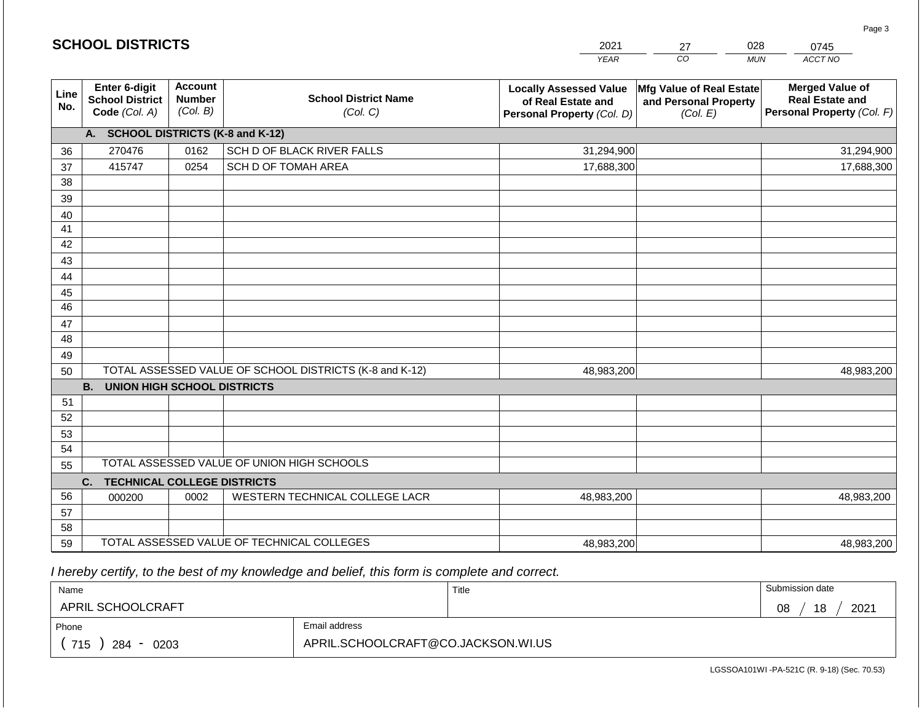## SCHOOL DISTRICTS

| 2021 | 27 | 028 | 0745 |
|---|---|---|---|
| *YEAR* | *CO* | *MUN* | *ACCT NO* |

| Line No. | Enter 6-digit School District Code *(Col. A)* | Account Number *(Col. B)* | School District Name *(Col. C)* | Locally Assessed Value of Real Estate and Personal Property *(Col. D)* | Mfg Value of Real Estate and Personal Property *(Col. E)* | Merged Value of Real Estate and Personal Property *(Col. F)* |
|---|---|---|---|---|---|---|
| | **A. SCHOOL DISTRICTS (K-8 and K-12)** | | | | | |
| 36 | 270476 | 0162 | SCH D OF BLACK RIVER FALLS | 31,294,900 | | 31,294,900 |
| 37 | 415747 | 0254 | SCH D OF TOMAH AREA | 17,688,300 | | 17,688,300 |
| 38 | | | | | | |
| 39 | | | | | | |
| 40 | | | | | | |
| 41 | | | | | | |
| 42 | | | | | | |
| 43 | | | | | | |
| 44 | | | | | | |
| 45 | | | | | | |
| 46 | | | | | | |
| 47 | | | | | | |
| 48 | | | | | | |
| 49 | | | | | | |
| 50 | TOTAL ASSESSED VALUE OF SCHOOL DISTRICTS (K-8 and K-12) | | | 48,983,200 | | 48,983,200 |
| | **B. UNION HIGH SCHOOL DISTRICTS** | | | | | |
| 51 | | | | | | |
| 52 | | | | | | |
| 53 | | | | | | |
| 54 | | | | | | |
| 55 | TOTAL ASSESSED VALUE OF UNION HIGH SCHOOLS | | | | | |
| | **C. TECHNICAL COLLEGE DISTRICTS** | | | | | |
| 56 | 000200 | 0002 | WESTERN TECHNICAL COLLEGE LACR | 48,983,200 | | 48,983,200 |
| 57 | | | | | | |
| 58 | | | | | | |
| 59 | TOTAL ASSESSED VALUE OF TECHNICAL COLLEGES | | | 48,983,200 | | 48,983,200 |

*I hereby certify, to the best of my knowledge and belief, this form is complete and correct.*

| Name | Title | Submission date |
|---|---|---|
| APRIL SCHOOLCRAFT | | 08 / 18 / 2021 |

| Phone | Email address |
|---|---|
| ( 715 ) 284 - 0203 | APRIL.SCHOOLCRAFT@CO.JACKSON.WI.US |

LGSSOA101WI -PA-521C (R. 9-18) (Sec. 70.53)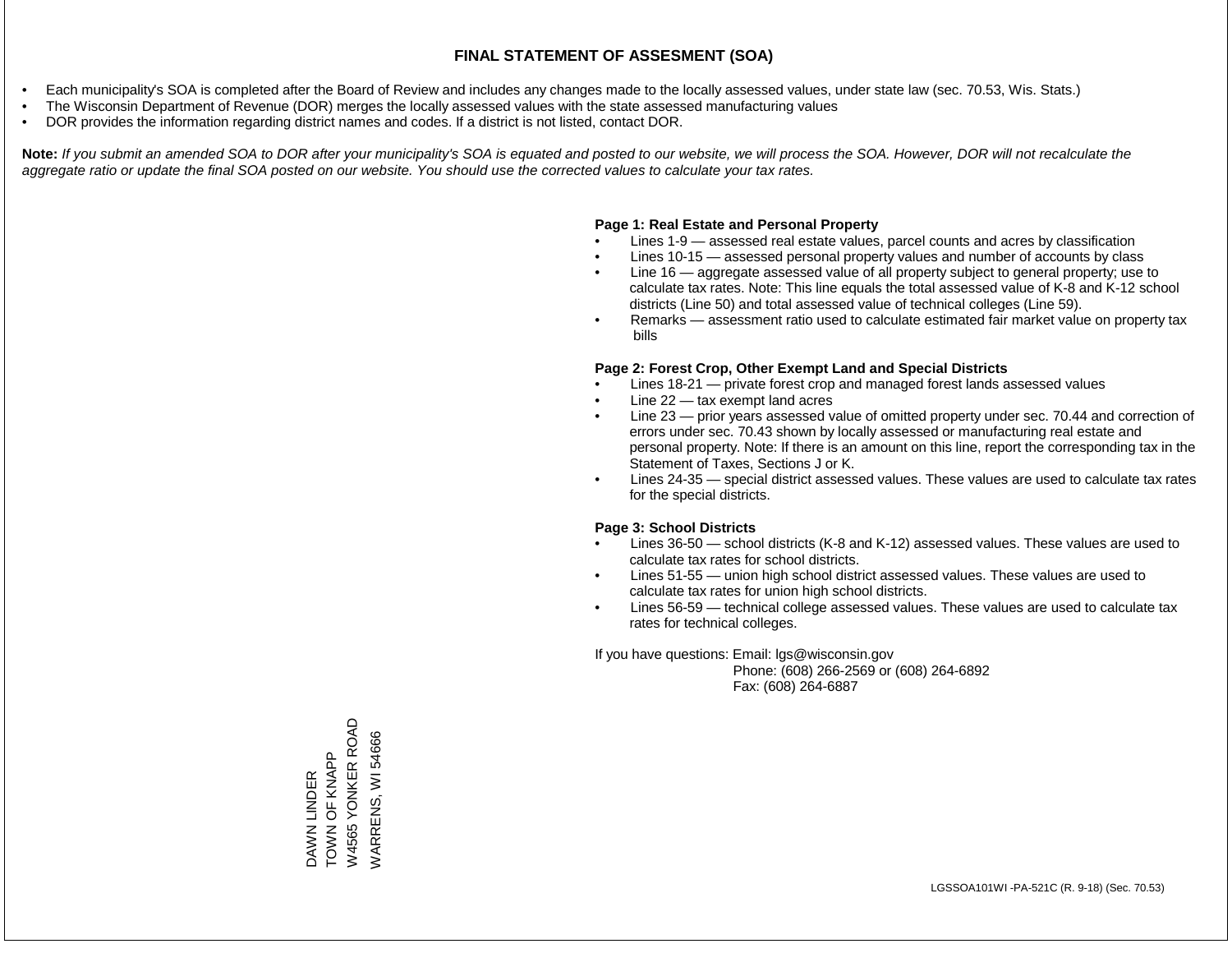# FINAL STATEMENT OF ASSESMENT (SOA)

- Each municipality's SOA is completed after the Board of Review and includes any changes made to the locally assessed values, under state law (sec. 70.53, Wis. Stats.)
- The Wisconsin Department of Revenue (DOR) merges the locally assessed values with the state assessed manufacturing values
- DOR provides the information regarding district names and codes. If a district is not listed, contact DOR.

**Note:** *If you submit an amended SOA to DOR after your municipality's SOA is equated and posted to our website, we will process the SOA. However, DOR will not recalculate the aggregate ratio or update the final SOA posted on our website. You should use the corrected values to calculate your tax rates.*

**Page 1: Real Estate and Personal Property**

- Lines 1-9 — assessed real estate values, parcel counts and acres by classification
- Lines 10-15 — assessed personal property values and number of accounts by class
- Line 16 — aggregate assessed value of all property subject to general property; use to calculate tax rates. Note: This line equals the total assessed value of K-8 and K-12 school districts (Line 50) and total assessed value of technical colleges (Line 59).
- Remarks — assessment ratio used to calculate estimated fair market value on property tax bills

**Page 2: Forest Crop, Other Exempt Land and Special Districts**

- Lines 18-21 — private forest crop and managed forest lands assessed values
- Line 22 — tax exempt land acres
- Line 23 — prior years assessed value of omitted property under sec. 70.44 and correction of errors under sec. 70.43 shown by locally assessed or manufacturing real estate and personal property. Note: If there is an amount on this line, report the corresponding tax in the Statement of Taxes, Sections J or K.
- Lines 24-35 — special district assessed values. These values are used to calculate tax rates for the special districts.

**Page 3: School Districts**

- Lines 36-50 — school districts (K-8 and K-12) assessed values. These values are used to calculate tax rates for school districts.
- Lines 51-55 — union high school district assessed values. These values are used to calculate tax rates for union high school districts.
- Lines 56-59 — technical college assessed values. These values are used to calculate tax rates for technical colleges.

If you have questions: Email: lgs@wisconsin.gov
Phone: (608) 266-2569 or (608) 264-6892
Fax: (608) 264-6887

DAWN LINDER
TOWN OF KNAPP
W4565 YONKER ROAD
WARRENS, WI 54666

LGSSOA101WI -PA-521C (R. 9-18) (Sec. 70.53)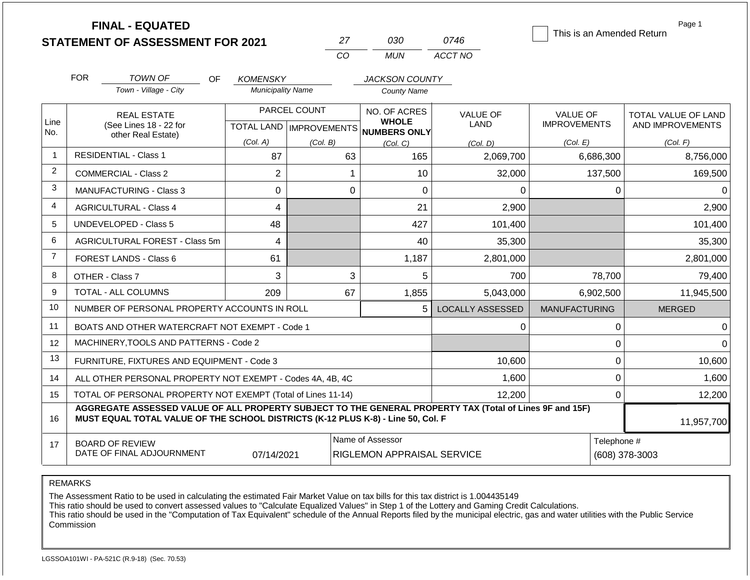# FINAL - EQUATED
## STATEMENT OF ASSESSMENT FOR 2021

| 27 | 030 | 0746 |
|---|---|---|
| CO | MUN | ACCT NO |

☐ This is an Amended Return

Page 1

FOR TOWN OF (Town - Village - City) OF KOMENSKY (Municipality Name) JACKSON COUNTY (County Name)

| Line No. | REAL ESTATE (See Lines 18 - 22 for other Real Estate) | PARCEL COUNT TOTAL LAND (Col. A) | PARCEL COUNT IMPROVEMENTS (Col. B) | NO. OF ACRES WHOLE NUMBERS ONLY (Col. C) | VALUE OF LAND (Col. D) | VALUE OF IMPROVEMENTS (Col. E) | TOTAL VALUE OF LAND AND IMPROVEMENTS (Col. F) |
|---|---|---|---|---|---|---|---|
| 1 | RESIDENTIAL - Class 1 | 87 | 63 | 165 | 2,069,700 | 6,686,300 | 8,756,000 |
| 2 | COMMERCIAL - Class 2 | 2 | 1 | 10 | 32,000 | 137,500 | 169,500 |
| 3 | MANUFACTURING - Class 3 | 0 | 0 | 0 | 0 | 0 | 0 |
| 4 | AGRICULTURAL - Class 4 | 4 | | 21 | 2,900 | | 2,900 |
| 5 | UNDEVELOPED - Class 5 | 48 | | 427 | 101,400 | | 101,400 |
| 6 | AGRICULTURAL FOREST - Class 5m | 4 | | 40 | 35,300 | | 35,300 |
| 7 | FOREST LANDS - Class 6 | 61 | | 1,187 | 2,801,000 | | 2,801,000 |
| 8 | OTHER - Class 7 | 3 | 3 | 5 | 700 | 78,700 | 79,400 |
| 9 | TOTAL - ALL COLUMNS | 209 | 67 | 1,855 | 5,043,000 | 6,902,500 | 11,945,500 |
| 10 | NUMBER OF PERSONAL PROPERTY ACCOUNTS IN ROLL | | | 5 | LOCALLY ASSESSED | MANUFACTURING | MERGED |
| 11 | BOATS AND OTHER WATERCRAFT NOT EXEMPT - Code 1 | | | | 0 | 0 | 0 |
| 12 | MACHINERY,TOOLS AND PATTERNS - Code 2 | | | | | 0 | 0 |
| 13 | FURNITURE, FIXTURES AND EQUIPMENT - Code 3 | | | | 10,600 | 0 | 10,600 |
| 14 | ALL OTHER PERSONAL PROPERTY NOT EXEMPT - Codes 4A, 4B, 4C | | | | 1,600 | 0 | 1,600 |
| 15 | TOTAL OF PERSONAL PROPERTY NOT EXEMPT (Total of Lines 11-14) | | | | 12,200 | 0 | 12,200 |
| 16 | **AGGREGATE ASSESSED VALUE OF ALL PROPERTY SUBJECT TO THE GENERAL PROPERTY TAX (Total of Lines 9F and 15F) MUST EQUAL TOTAL VALUE OF THE SCHOOL DISTRICTS (K-12 PLUS K-8) - Line 50, Col. F** | | | | | | 11,957,700 |
| 17 | BOARD OF REVIEW DATE OF FINAL ADJOURNMENT | 07/14/2021 | Name of Assessor: RIGLEMON APPRAISAL SERVICE | | | Telephone #: (608) 378-3003 | |

REMARKS

The Assessment Ratio to be used in calculating the estimated Fair Market Value on tax bills for this tax district is 1.004435149
This ratio should be used to convert assessed values to "Calculate Equalized Values" in Step 1 of the Lottery and Gaming Credit Calculations.
This ratio should be used in the "Computation of Tax Equivalent" schedule of the Annual Reports filed by the municipal electric, gas and water utilities with the Public Service Commission

LGSSOA101WI - PA-521C (R.9-18) (Sec. 70.53)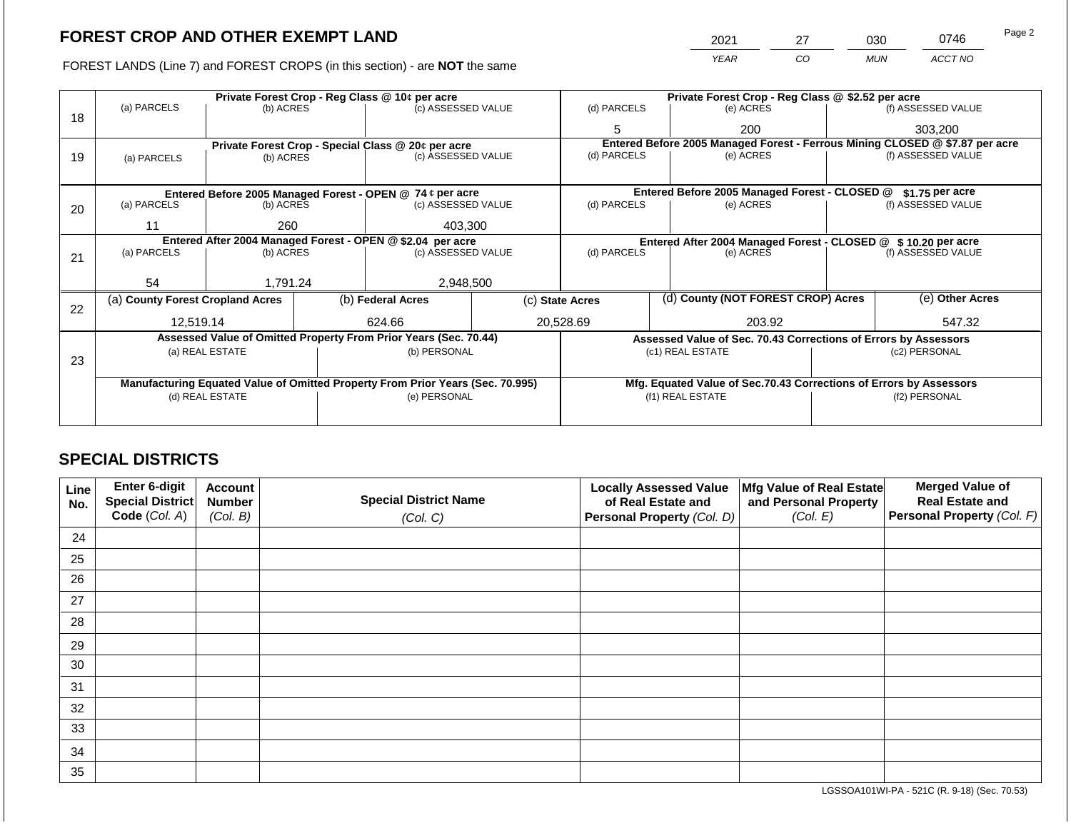## FOREST CROP AND OTHER EXEMPT LAND

FOREST LANDS (Line 7) and FOREST CROPS (in this section) - are **NOT** the same

| YEAR | CO | MUN | ACCT NO |
|---|---|---|---|
| 2021 | 27 | 030 | 0746 |

| Line | Private Forest Crop - Reg Class @ 10¢ per acre | | | Private Forest Crop - Reg Class @ $2.52 per acre | | |
|---|---|---|---|---|---|---|
| 18 | (a) PARCELS | (b) ACRES | (c) ASSESSED VALUE | (d) PARCELS | (e) ACRES | (f) ASSESSED VALUE |
| | | | | 5 | 200 | 303,200 |
| | **Private Forest Crop - Special Class @ 20¢ per acre** | | | **Entered Before 2005 Managed Forest - Ferrous Mining CLOSED @ $7.87 per acre** | | |
| 19 | (a) PARCELS | (b) ACRES | (c) ASSESSED VALUE | (d) PARCELS | (e) ACRES | (f) ASSESSED VALUE |
| | | | | | | |
| | **Entered Before 2005 Managed Forest - OPEN @ 74 ¢ per acre** | | | **Entered Before 2005 Managed Forest - CLOSED @ $1.75 per acre** | | |
| 20 | (a) PARCELS | (b) ACRES | (c) ASSESSED VALUE | (d) PARCELS | (e) ACRES | (f) ASSESSED VALUE |
| | 11 | 260 | 403,300 | | | |
| | **Entered After 2004 Managed Forest - OPEN @ $2.04 per acre** | | | **Entered After 2004 Managed Forest - CLOSED @ $ 10.20 per acre** | | |
| 21 | (a) PARCELS | (b) ACRES | (c) ASSESSED VALUE | (d) PARCELS | (e) ACRES | (f) ASSESSED VALUE |
| | 54 | 1,791.24 | 2,948,500 | | | |

| Line | (a) County Forest Cropland Acres | (b) Federal Acres | (c) State Acres | (d) County (NOT FOREST CROP) Acres | (e) Other Acres |
|---|---|---|---|---|---|
| 22 | 12,519.14 | 624.66 | 20,528.69 | 203.92 | 547.32 |

| Line | Assessed Value of Omitted Property From Prior Years (Sec. 70.44) | | Assessed Value of Sec. 70.43 Corrections of Errors by Assessors | |
|---|---|---|---|---|
| 23 | (a) REAL ESTATE | (b) PERSONAL | (c1) REAL ESTATE | (c2) PERSONAL |
| | | | | |
| | **Manufacturing Equated Value of Omitted Property From Prior Years (Sec. 70.995)** | | **Mfg. Equated Value of Sec.70.43 Corrections of Errors by Assessors** | |
| | (d) REAL ESTATE | (e) PERSONAL | (f1) REAL ESTATE | (f2) PERSONAL |
| | | | | |

## SPECIAL DISTRICTS

| Line No. | Enter 6-digit Special District Code (Col. A) | Account Number (Col. B) | Special District Name (Col. C) | Locally Assessed Value of Real Estate and Personal Property (Col. D) | Mfg Value of Real Estate and Personal Property (Col. E) | Merged Value of Real Estate and Personal Property (Col. F) |
|---|---|---|---|---|---|---|
| 24 | | | | | | |
| 25 | | | | | | |
| 26 | | | | | | |
| 27 | | | | | | |
| 28 | | | | | | |
| 29 | | | | | | |
| 30 | | | | | | |
| 31 | | | | | | |
| 32 | | | | | | |
| 33 | | | | | | |
| 34 | | | | | | |
| 35 | | | | | | |

LGSSOA101WI-PA - 521C (R. 9-18) (Sec. 70.53)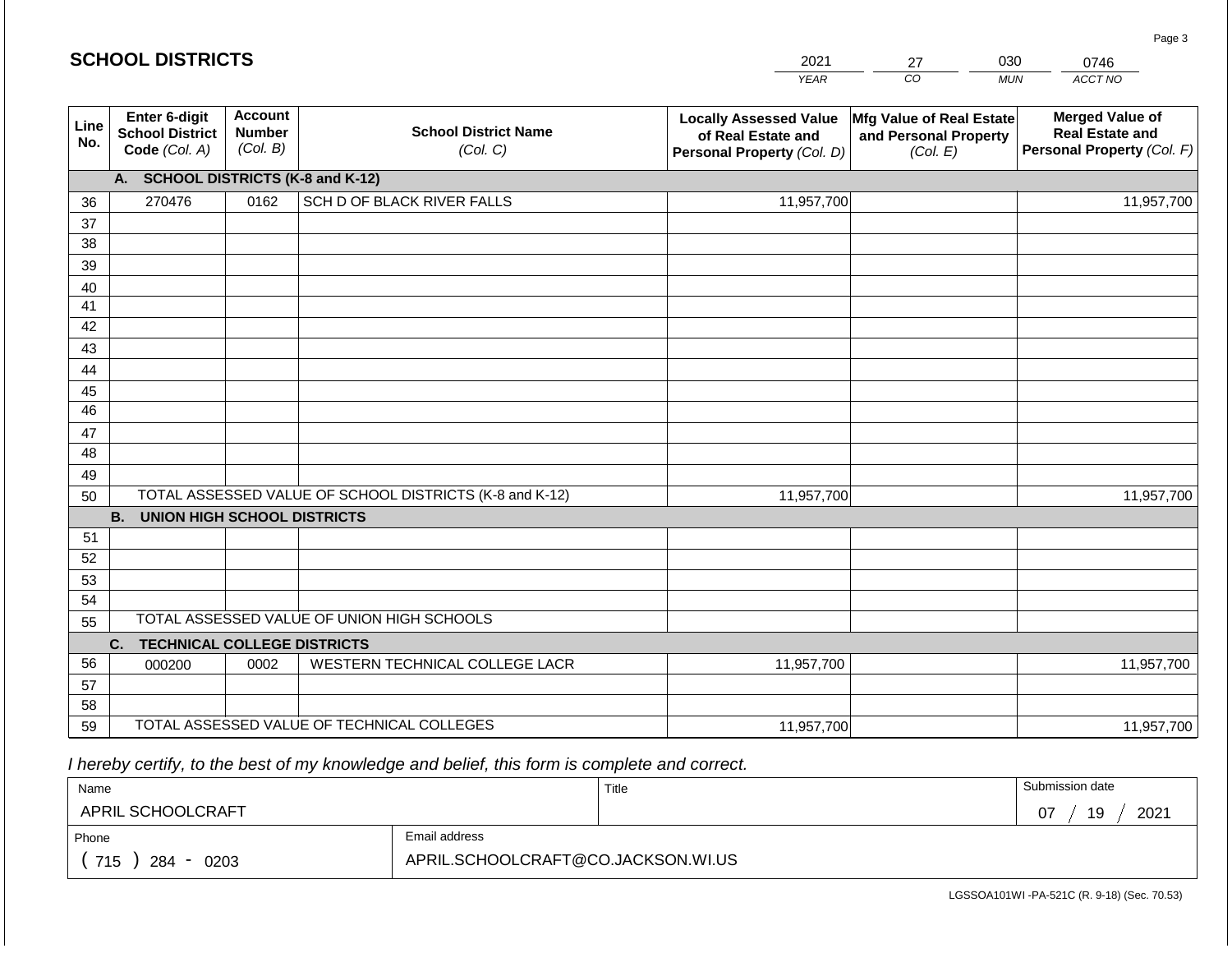## SCHOOL DISTRICTS

| 2021 | 27 | 030 | 0746 |
|---|---|---|---|
| YEAR | CO | MUN | ACCT NO |

| Line No. | Enter 6-digit School District Code (Col. A) | Account Number (Col. B) | School District Name (Col. C) | Locally Assessed Value of Real Estate and Personal Property (Col. D) | Mfg Value of Real Estate and Personal Property (Col. E) | Merged Value of Real Estate and Personal Property (Col. F) |
|---|---|---|---|---|---|---|
| | **A. SCHOOL DISTRICTS (K-8 and K-12)** | | | | | |
| 36 | 270476 | 0162 | SCH D OF BLACK RIVER FALLS | 11,957,700 | | 11,957,700 |
| 37 | | | | | | |
| 38 | | | | | | |
| 39 | | | | | | |
| 40 | | | | | | |
| 41 | | | | | | |
| 42 | | | | | | |
| 43 | | | | | | |
| 44 | | | | | | |
| 45 | | | | | | |
| 46 | | | | | | |
| 47 | | | | | | |
| 48 | | | | | | |
| 49 | | | | | | |
| 50 | TOTAL ASSESSED VALUE OF SCHOOL DISTRICTS (K-8 and K-12) | | | 11,957,700 | | 11,957,700 |
| | **B. UNION HIGH SCHOOL DISTRICTS** | | | | | |
| 51 | | | | | | |
| 52 | | | | | | |
| 53 | | | | | | |
| 54 | | | | | | |
| 55 | TOTAL ASSESSED VALUE OF UNION HIGH SCHOOLS | | | | | |
| | **C. TECHNICAL COLLEGE DISTRICTS** | | | | | |
| 56 | 000200 | 0002 | WESTERN TECHNICAL COLLEGE LACR | 11,957,700 | | 11,957,700 |
| 57 | | | | | | |
| 58 | | | | | | |
| 59 | TOTAL ASSESSED VALUE OF TECHNICAL COLLEGES | | | 11,957,700 | | 11,957,700 |

*I hereby certify, to the best of my knowledge and belief, this form is complete and correct.*

| Name | Title | Submission date |
|---|---|---|
| APRIL SCHOOLCRAFT | | 07 / 19 / 2021 |

| Phone | Email address |
|---|---|
| ( 715 ) 284 - 0203 | APRIL.SCHOOLCRAFT@CO.JACKSON.WI.US |

LGSSOA101WI -PA-521C (R. 9-18) (Sec. 70.53)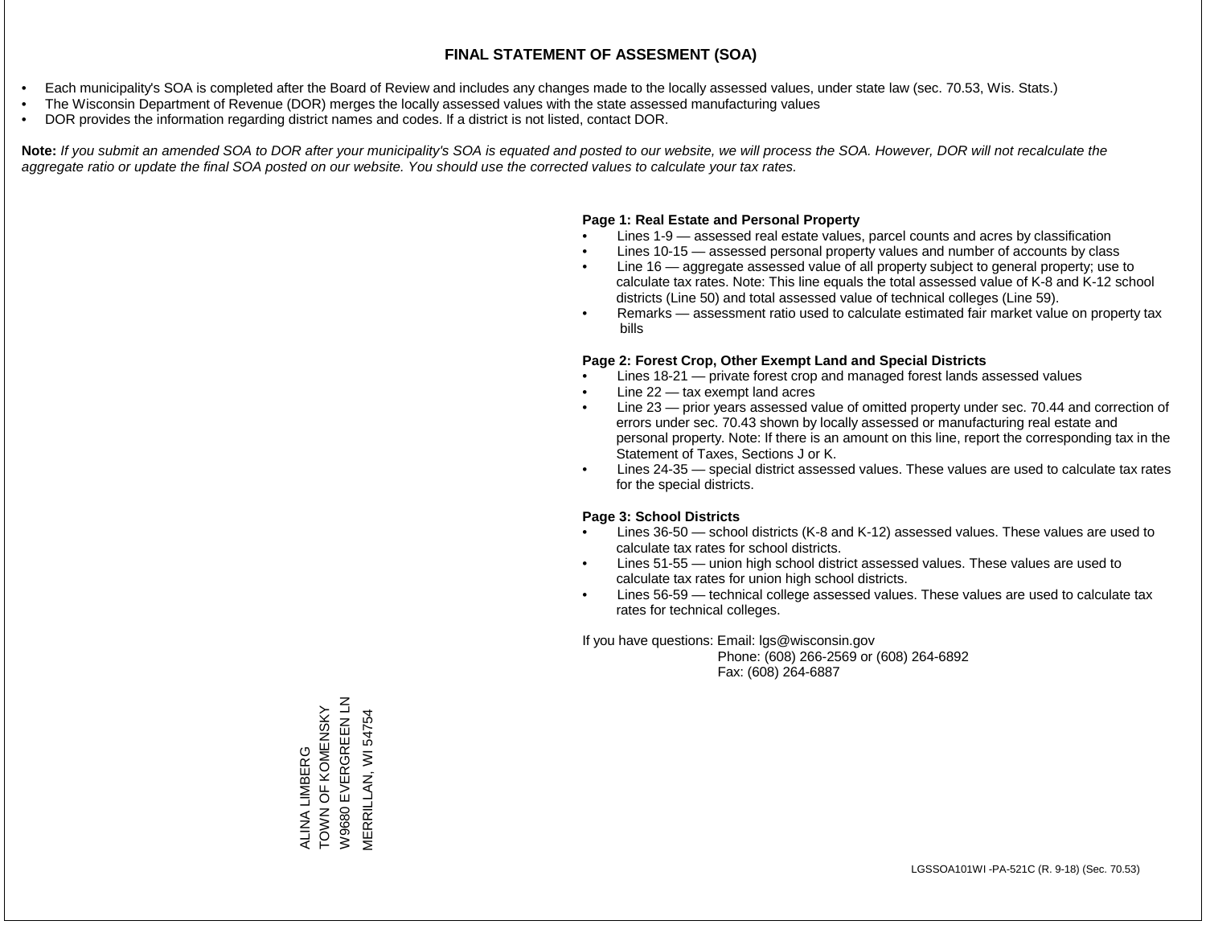# FINAL STATEMENT OF ASSESMENT (SOA)

- Each municipality's SOA is completed after the Board of Review and includes any changes made to the locally assessed values, under state law (sec. 70.53, Wis. Stats.)
- The Wisconsin Department of Revenue (DOR) merges the locally assessed values with the state assessed manufacturing values
- DOR provides the information regarding district names and codes. If a district is not listed, contact DOR.

**Note:** *If you submit an amended SOA to DOR after your municipality's SOA is equated and posted to our website, we will process the SOA. However, DOR will not recalculate the aggregate ratio or update the final SOA posted on our website. You should use the corrected values to calculate your tax rates.*

**Page 1: Real Estate and Personal Property**

- Lines 1-9 — assessed real estate values, parcel counts and acres by classification
- Lines 10-15 — assessed personal property values and number of accounts by class
- Line 16 — aggregate assessed value of all property subject to general property; use to calculate tax rates. Note: This line equals the total assessed value of K-8 and K-12 school districts (Line 50) and total assessed value of technical colleges (Line 59).
- Remarks — assessment ratio used to calculate estimated fair market value on property tax bills

**Page 2: Forest Crop, Other Exempt Land and Special Districts**

- Lines 18-21 — private forest crop and managed forest lands assessed values
- Line 22 — tax exempt land acres
- Line 23 — prior years assessed value of omitted property under sec. 70.44 and correction of errors under sec. 70.43 shown by locally assessed or manufacturing real estate and personal property. Note: If there is an amount on this line, report the corresponding tax in the Statement of Taxes, Sections J or K.
- Lines 24-35 — special district assessed values. These values are used to calculate tax rates for the special districts.

**Page 3: School Districts**

- Lines 36-50 — school districts (K-8 and K-12) assessed values. These values are used to calculate tax rates for school districts.
- Lines 51-55 — union high school district assessed values. These values are used to calculate tax rates for union high school districts.
- Lines 56-59 — technical college assessed values. These values are used to calculate tax rates for technical colleges.

If you have questions: Email: lgs@wisconsin.gov
Phone: (608) 266-2569 or (608) 264-6892
Fax: (608) 264-6887

ALINA LIMBERG
TOWN OF KOMENSKY
W9680 EVERGREEN LN
MERRILLAN, WI 54754

LGSSOA101WI -PA-521C (R. 9-18) (Sec. 70.53)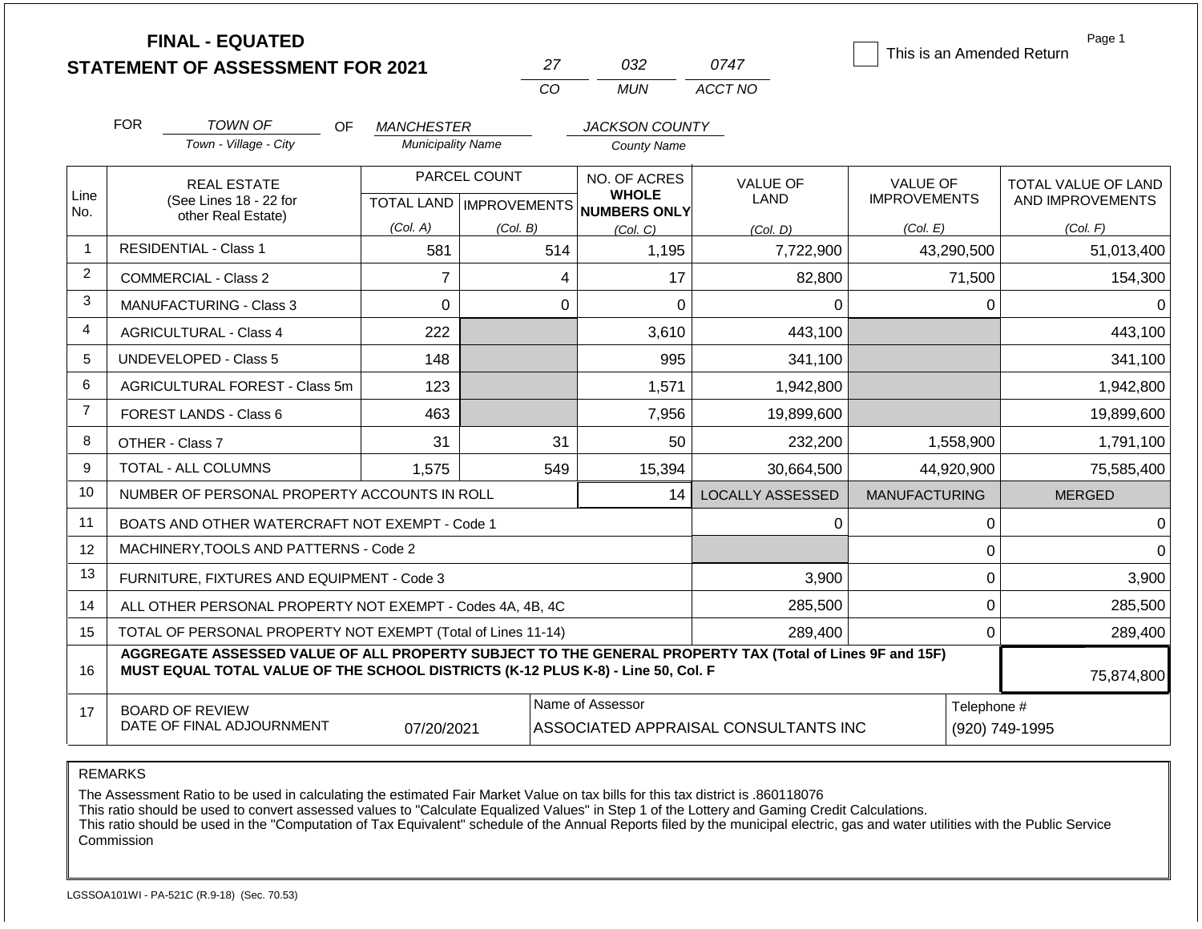# FINAL - EQUATED
## STATEMENT OF ASSESSMENT FOR 2021

| 27 | 032 | 0747 |
|---|---|---|
| CO | MUN | ACCT NO |

☐ This is an Amended Return

Page 1

FOR *TOWN OF* (Town - Village - City) OF *MANCHESTER* (Municipality Name) *JACKSON COUNTY* (County Name)

| Line No. | REAL ESTATE (See Lines 18 - 22 for other Real Estate) | PARCEL COUNT TOTAL LAND (Col. A) | PARCEL COUNT IMPROVEMENTS (Col. B) | NO. OF ACRES WHOLE NUMBERS ONLY (Col. C) | VALUE OF LAND (Col. D) | VALUE OF IMPROVEMENTS (Col. E) | TOTAL VALUE OF LAND AND IMPROVEMENTS (Col. F) |
|---|---|---|---|---|---|---|---|
| 1 | RESIDENTIAL - Class 1 | 581 | 514 | 1,195 | 7,722,900 | 43,290,500 | 51,013,400 |
| 2 | COMMERCIAL - Class 2 | 7 | 4 | 17 | 82,800 | 71,500 | 154,300 |
| 3 | MANUFACTURING - Class 3 | 0 | 0 | 0 | 0 | 0 | 0 |
| 4 | AGRICULTURAL - Class 4 | 222 | | 3,610 | 443,100 | | 443,100 |
| 5 | UNDEVELOPED - Class 5 | 148 | | 995 | 341,100 | | 341,100 |
| 6 | AGRICULTURAL FOREST - Class 5m | 123 | | 1,571 | 1,942,800 | | 1,942,800 |
| 7 | FOREST LANDS - Class 6 | 463 | | 7,956 | 19,899,600 | | 19,899,600 |
| 8 | OTHER - Class 7 | 31 | 31 | 50 | 232,200 | 1,558,900 | 1,791,100 |
| 9 | TOTAL - ALL COLUMNS | 1,575 | 549 | 15,394 | 30,664,500 | 44,920,900 | 75,585,400 |
| 10 | NUMBER OF PERSONAL PROPERTY ACCOUNTS IN ROLL | | | 14 | LOCALLY ASSESSED | MANUFACTURING | MERGED |
| 11 | BOATS AND OTHER WATERCRAFT NOT EXEMPT - Code 1 | | | | 0 | 0 | 0 |
| 12 | MACHINERY,TOOLS AND PATTERNS - Code 2 | | | | | 0 | 0 |
| 13 | FURNITURE, FIXTURES AND EQUIPMENT - Code 3 | | | | 3,900 | 0 | 3,900 |
| 14 | ALL OTHER PERSONAL PROPERTY NOT EXEMPT - Codes 4A, 4B, 4C | | | | 285,500 | 0 | 285,500 |
| 15 | TOTAL OF PERSONAL PROPERTY NOT EXEMPT (Total of Lines 11-14) | | | | 289,400 | 0 | 289,400 |
| 16 | **AGGREGATE ASSESSED VALUE OF ALL PROPERTY SUBJECT TO THE GENERAL PROPERTY TAX (Total of Lines 9F and 15F) MUST EQUAL TOTAL VALUE OF THE SCHOOL DISTRICTS (K-12 PLUS K-8) - Line 50, Col. F** | | | | | | 75,874,800 |
| 17 | BOARD OF REVIEW DATE OF FINAL ADJOURNMENT | 07/20/2021 | | Name of Assessor: ASSOCIATED APPRAISAL CONSULTANTS INC | | | Telephone #: (920) 749-1995 |

REMARKS

The Assessment Ratio to be used in calculating the estimated Fair Market Value on tax bills for this tax district is .860118076
This ratio should be used to convert assessed values to "Calculate Equalized Values" in Step 1 of the Lottery and Gaming Credit Calculations.
This ratio should be used in the "Computation of Tax Equivalent" schedule of the Annual Reports filed by the municipal electric, gas and water utilities with the Public Service Commission

LGSSOA101WI - PA-521C (R.9-18) (Sec. 70.53)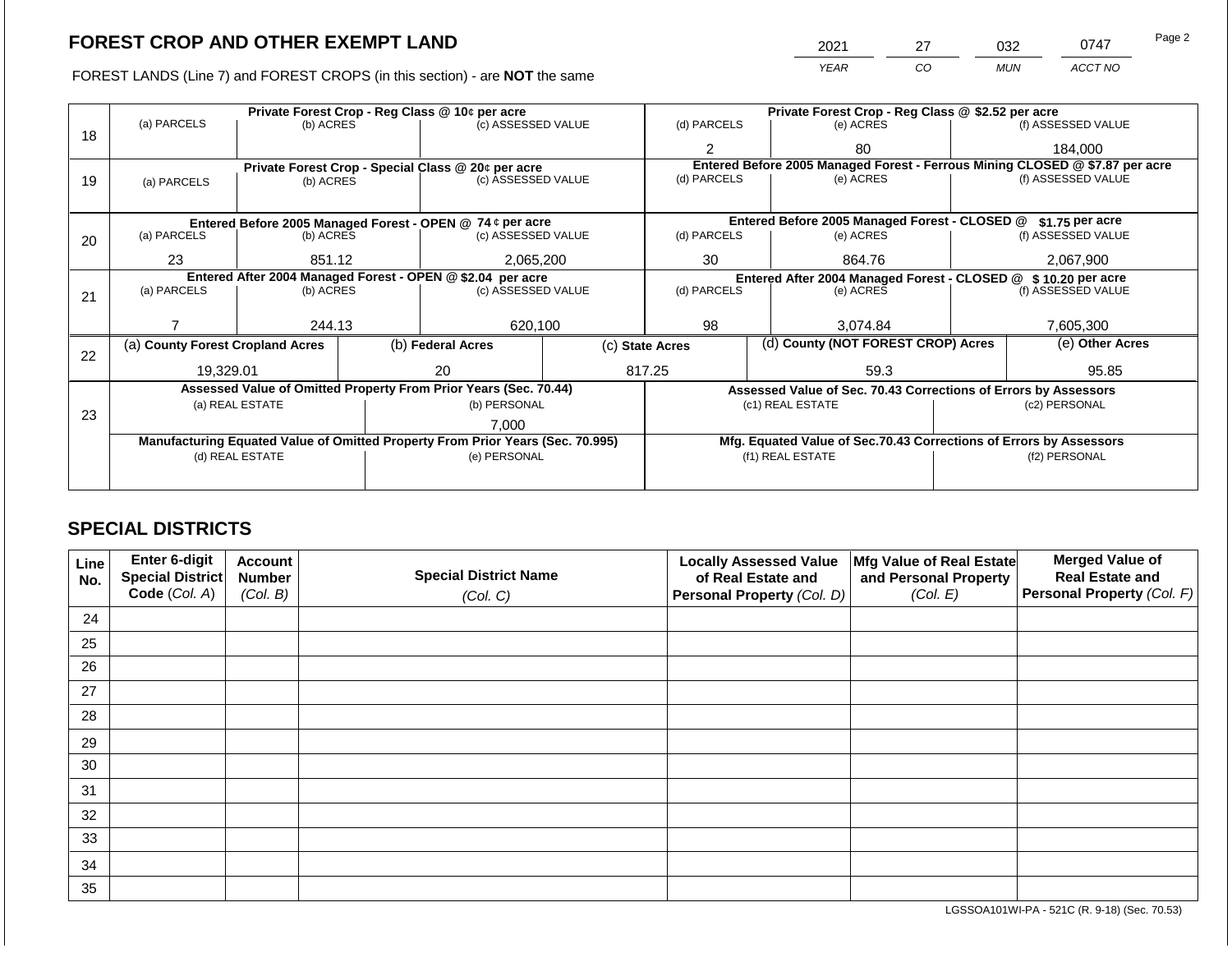# FOREST CROP AND OTHER EXEMPT LAND

FOREST LANDS (Line 7) and FOREST CROPS (in this section) - are **NOT** the same

| YEAR | CO | MUN | ACCT NO |
|---|---|---|---|
| 2021 | 27 | 032 | 0747 |

| Line | Private Forest Crop - Reg Class @ 10¢ per acre | | | Private Forest Crop - Reg Class @ $2.52 per acre | | |
|---|---|---|---|---|---|---|
| | (a) PARCELS | (b) ACRES | (c) ASSESSED VALUE | (d) PARCELS | (e) ACRES | (f) ASSESSED VALUE |
| 18 | | | | 2 | 80 | 184,000 |
| | **Private Forest Crop - Special Class @ 20¢ per acre** | | | **Entered Before 2005 Managed Forest - Ferrous Mining CLOSED @ $7.87 per acre** | | |
| | (a) PARCELS | (b) ACRES | (c) ASSESSED VALUE | (d) PARCELS | (e) ACRES | (f) ASSESSED VALUE |
| 19 | | | | | | |
| | **Entered Before 2005 Managed Forest - OPEN @ 74 ¢ per acre** | | | **Entered Before 2005 Managed Forest - CLOSED @ $1.75 per acre** | | |
| | (a) PARCELS | (b) ACRES | (c) ASSESSED VALUE | (d) PARCELS | (e) ACRES | (f) ASSESSED VALUE |
| 20 | 23 | 851.12 | 2,065,200 | 30 | 864.76 | 2,067,900 |
| | **Entered After 2004 Managed Forest - OPEN @ $2.04 per acre** | | | **Entered After 2004 Managed Forest - CLOSED @ $ 10.20 per acre** | | |
| | (a) PARCELS | (b) ACRES | (c) ASSESSED VALUE | (d) PARCELS | (e) ACRES | (f) ASSESSED VALUE |
| 21 | 7 | 244.13 | 620,100 | 98 | 3,074.84 | 7,605,300 |

| Line | (a) County Forest Cropland Acres | (b) Federal Acres | (c) State Acres | (d) County (NOT FOREST CROP) Acres | (e) Other Acres |
|---|---|---|---|---|---|
| 22 | 19,329.01 | 20 | 817.25 | 59.3 | 95.85 |

| Line | Assessed Value of Omitted Property From Prior Years (Sec. 70.44) | | Assessed Value of Sec. 70.43 Corrections of Errors by Assessors | |
|---|---|---|---|---|
| | (a) REAL ESTATE | (b) PERSONAL | (c1) REAL ESTATE | (c2) PERSONAL |
| 23 | | 7,000 | | |
| | **Manufacturing Equated Value of Omitted Property From Prior Years (Sec. 70.995)** | | **Mfg. Equated Value of Sec.70.43 Corrections of Errors by Assessors** | |
| | (d) REAL ESTATE | (e) PERSONAL | (f1) REAL ESTATE | (f2) PERSONAL |
| | | | | |

## SPECIAL DISTRICTS

| Line No. | Enter 6-digit Special District Code (Col. A) | Account Number (Col. B) | Special District Name (Col. C) | Locally Assessed Value of Real Estate and Personal Property (Col. D) | Mfg Value of Real Estate and Personal Property (Col. E) | Merged Value of Real Estate and Personal Property (Col. F) |
|---|---|---|---|---|---|---|
| 24 | | | | | | |
| 25 | | | | | | |
| 26 | | | | | | |
| 27 | | | | | | |
| 28 | | | | | | |
| 29 | | | | | | |
| 30 | | | | | | |
| 31 | | | | | | |
| 32 | | | | | | |
| 33 | | | | | | |
| 34 | | | | | | |
| 35 | | | | | | |

LGSSOA101WI-PA - 521C (R. 9-18) (Sec. 70.53)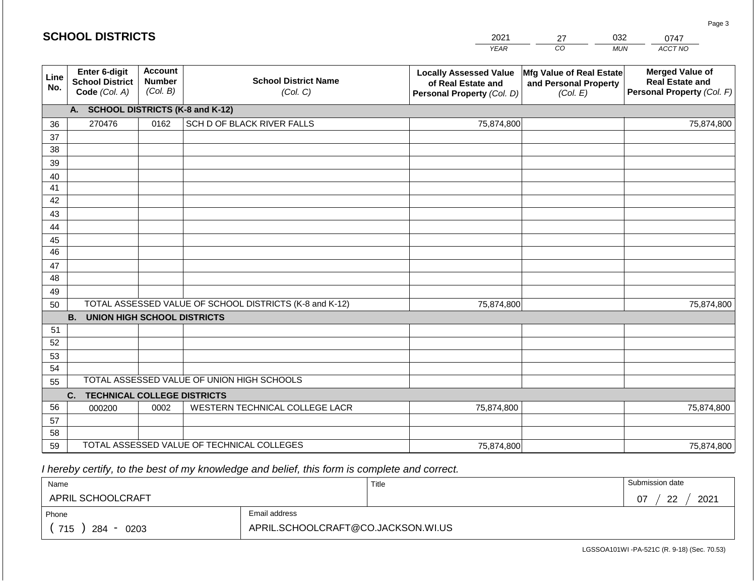# SCHOOL DISTRICTS

| 2021 | 27 | 032 | 0747 |
|---|---|---|---|
| *YEAR* | *CO* | *MUN* | *ACCT NO* |

| Line No. | Enter 6-digit School District Code *(Col. A)* | Account Number *(Col. B)* | School District Name *(Col. C)* | Locally Assessed Value of Real Estate and Personal Property *(Col. D)* | Mfg Value of Real Estate and Personal Property *(Col. E)* | Merged Value of Real Estate and Personal Property *(Col. F)* |
|---|---|---|---|---|---|---|
| | **A. SCHOOL DISTRICTS (K-8 and K-12)** | | | | | |
| 36 | 270476 | 0162 | SCH D OF BLACK RIVER FALLS | 75,874,800 | | 75,874,800 |
| 37 | | | | | | |
| 38 | | | | | | |
| 39 | | | | | | |
| 40 | | | | | | |
| 41 | | | | | | |
| 42 | | | | | | |
| 43 | | | | | | |
| 44 | | | | | | |
| 45 | | | | | | |
| 46 | | | | | | |
| 47 | | | | | | |
| 48 | | | | | | |
| 49 | | | | | | |
| 50 | TOTAL ASSESSED VALUE OF SCHOOL DISTRICTS (K-8 and K-12) | | | 75,874,800 | | 75,874,800 |
| | **B. UNION HIGH SCHOOL DISTRICTS** | | | | | |
| 51 | | | | | | |
| 52 | | | | | | |
| 53 | | | | | | |
| 54 | | | | | | |
| 55 | TOTAL ASSESSED VALUE OF UNION HIGH SCHOOLS | | | | | |
| | **C. TECHNICAL COLLEGE DISTRICTS** | | | | | |
| 56 | 000200 | 0002 | WESTERN TECHNICAL COLLEGE LACR | 75,874,800 | | 75,874,800 |
| 57 | | | | | | |
| 58 | | | | | | |
| 59 | TOTAL ASSESSED VALUE OF TECHNICAL COLLEGES | | | 75,874,800 | | 75,874,800 |

*I hereby certify, to the best of my knowledge and belief, this form is complete and correct.*

| Name | Title | Submission date |
|---|---|---|
| APRIL SCHOOLCRAFT | | 07 / 22 / 2021 |
| Phone | Email address | |
| ( 715 ) 284 - 0203 | APRIL.SCHOOLCRAFT@CO.JACKSON.WI.US | |

LGSSOA101WI -PA-521C (R. 9-18) (Sec. 70.53)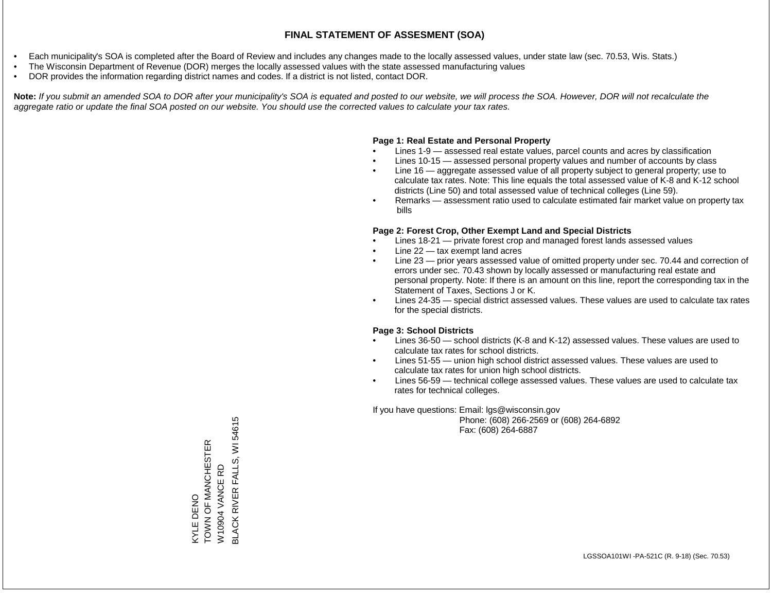# FINAL STATEMENT OF ASSESMENT (SOA)

- Each municipality's SOA is completed after the Board of Review and includes any changes made to the locally assessed values, under state law (sec. 70.53, Wis. Stats.)
- The Wisconsin Department of Revenue (DOR) merges the locally assessed values with the state assessed manufacturing values
- DOR provides the information regarding district names and codes. If a district is not listed, contact DOR.

**Note:** *If you submit an amended SOA to DOR after your municipality's SOA is equated and posted to our website, we will process the SOA. However, DOR will not recalculate the aggregate ratio or update the final SOA posted on our website. You should use the corrected values to calculate your tax rates.*

**Page 1: Real Estate and Personal Property**

- Lines 1-9 — assessed real estate values, parcel counts and acres by classification
- Lines 10-15 — assessed personal property values and number of accounts by class
- Line 16 — aggregate assessed value of all property subject to general property; use to calculate tax rates. Note: This line equals the total assessed value of K-8 and K-12 school districts (Line 50) and total assessed value of technical colleges (Line 59).
- Remarks — assessment ratio used to calculate estimated fair market value on property tax bills

**Page 2: Forest Crop, Other Exempt Land and Special Districts**

- Lines 18-21 — private forest crop and managed forest lands assessed values
- Line 22 — tax exempt land acres
- Line 23 — prior years assessed value of omitted property under sec. 70.44 and correction of errors under sec. 70.43 shown by locally assessed or manufacturing real estate and personal property. Note: If there is an amount on this line, report the corresponding tax in the Statement of Taxes, Sections J or K.
- Lines 24-35 — special district assessed values. These values are used to calculate tax rates for the special districts.

**Page 3: School Districts**

- Lines 36-50 — school districts (K-8 and K-12) assessed values. These values are used to calculate tax rates for school districts.
- Lines 51-55 — union high school district assessed values. These values are used to calculate tax rates for union high school districts.
- Lines 56-59 — technical college assessed values. These values are used to calculate tax rates for technical colleges.

If you have questions: Email: lgs@wisconsin.gov
Phone: (608) 266-2569 or (608) 264-6892
Fax: (608) 264-6887

KYLE DENO
TOWN OF MANCHESTER
W10904 VANCE RD
BLACK RIVER FALLS, WI 54615

LGSSOA101WI -PA-521C (R. 9-18) (Sec. 70.53)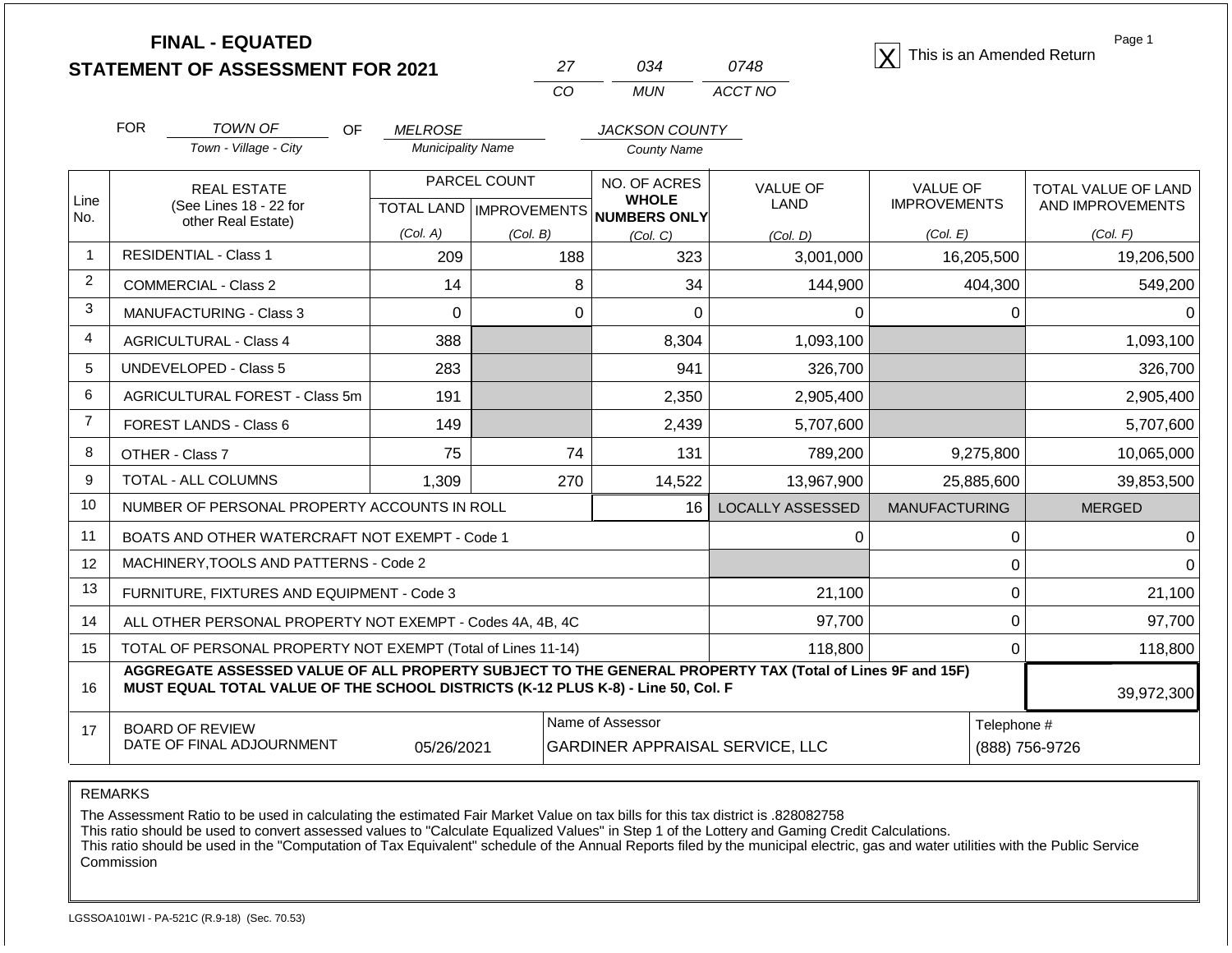# FINAL - EQUATED
## STATEMENT OF ASSESSMENT FOR 2021

| 27 | 034 | 0748 |
|---|---|---|
| CO | MUN | ACCT NO |

[X] This is an Amended Return

Page 1

FOR *TOWN OF* (Town - Village - City) OF *MELROSE* (Municipality Name) *JACKSON COUNTY* (County Name)

| Line No. | REAL ESTATE (See Lines 18 - 22 for other Real Estate) | PARCEL COUNT TOTAL LAND (Col. A) | PARCEL COUNT IMPROVEMENTS (Col. B) | NO. OF ACRES WHOLE NUMBERS ONLY (Col. C) | VALUE OF LAND (Col. D) | VALUE OF IMPROVEMENTS (Col. E) | TOTAL VALUE OF LAND AND IMPROVEMENTS (Col. F) |
|---|---|---|---|---|---|---|---|
| 1 | RESIDENTIAL - Class 1 | 209 | 188 | 323 | 3,001,000 | 16,205,500 | 19,206,500 |
| 2 | COMMERCIAL - Class 2 | 14 | 8 | 34 | 144,900 | 404,300 | 549,200 |
| 3 | MANUFACTURING - Class 3 | 0 | 0 | 0 | 0 | 0 | 0 |
| 4 | AGRICULTURAL - Class 4 | 388 | | 8,304 | 1,093,100 | | 1,093,100 |
| 5 | UNDEVELOPED - Class 5 | 283 | | 941 | 326,700 | | 326,700 |
| 6 | AGRICULTURAL FOREST - Class 5m | 191 | | 2,350 | 2,905,400 | | 2,905,400 |
| 7 | FOREST LANDS - Class 6 | 149 | | 2,439 | 5,707,600 | | 5,707,600 |
| 8 | OTHER - Class 7 | 75 | 74 | 131 | 789,200 | 9,275,800 | 10,065,000 |
| 9 | TOTAL - ALL COLUMNS | 1,309 | 270 | 14,522 | 13,967,900 | 25,885,600 | 39,853,500 |
| 10 | NUMBER OF PERSONAL PROPERTY ACCOUNTS IN ROLL | | | 16 | LOCALLY ASSESSED | MANUFACTURING | MERGED |
| 11 | BOATS AND OTHER WATERCRAFT NOT EXEMPT - Code 1 | | | | 0 | 0 | 0 |
| 12 | MACHINERY,TOOLS AND PATTERNS - Code 2 | | | | | 0 | 0 |
| 13 | FURNITURE, FIXTURES AND EQUIPMENT - Code 3 | | | | 21,100 | 0 | 21,100 |
| 14 | ALL OTHER PERSONAL PROPERTY NOT EXEMPT - Codes 4A, 4B, 4C | | | | 97,700 | 0 | 97,700 |
| 15 | TOTAL OF PERSONAL PROPERTY NOT EXEMPT (Total of Lines 11-14) | | | | 118,800 | 0 | 118,800 |
| 16 | **AGGREGATE ASSESSED VALUE OF ALL PROPERTY SUBJECT TO THE GENERAL PROPERTY TAX (Total of Lines 9F and 15F) MUST EQUAL TOTAL VALUE OF THE SCHOOL DISTRICTS (K-12 PLUS K-8) - Line 50, Col. F** | | | | | | 39,972,300 |
| 17 | BOARD OF REVIEW DATE OF FINAL ADJOURNMENT | 05/26/2021 | Name of Assessor | GARDINER APPRAISAL SERVICE, LLC | | Telephone # | (888) 756-9726 |

REMARKS

The Assessment Ratio to be used in calculating the estimated Fair Market Value on tax bills for this tax district is .828082758
This ratio should be used to convert assessed values to "Calculate Equalized Values" in Step 1 of the Lottery and Gaming Credit Calculations.
This ratio should be used in the "Computation of Tax Equivalent" schedule of the Annual Reports filed by the municipal electric, gas and water utilities with the Public Service Commission

LGSSOA101WI - PA-521C (R.9-18) (Sec. 70.53)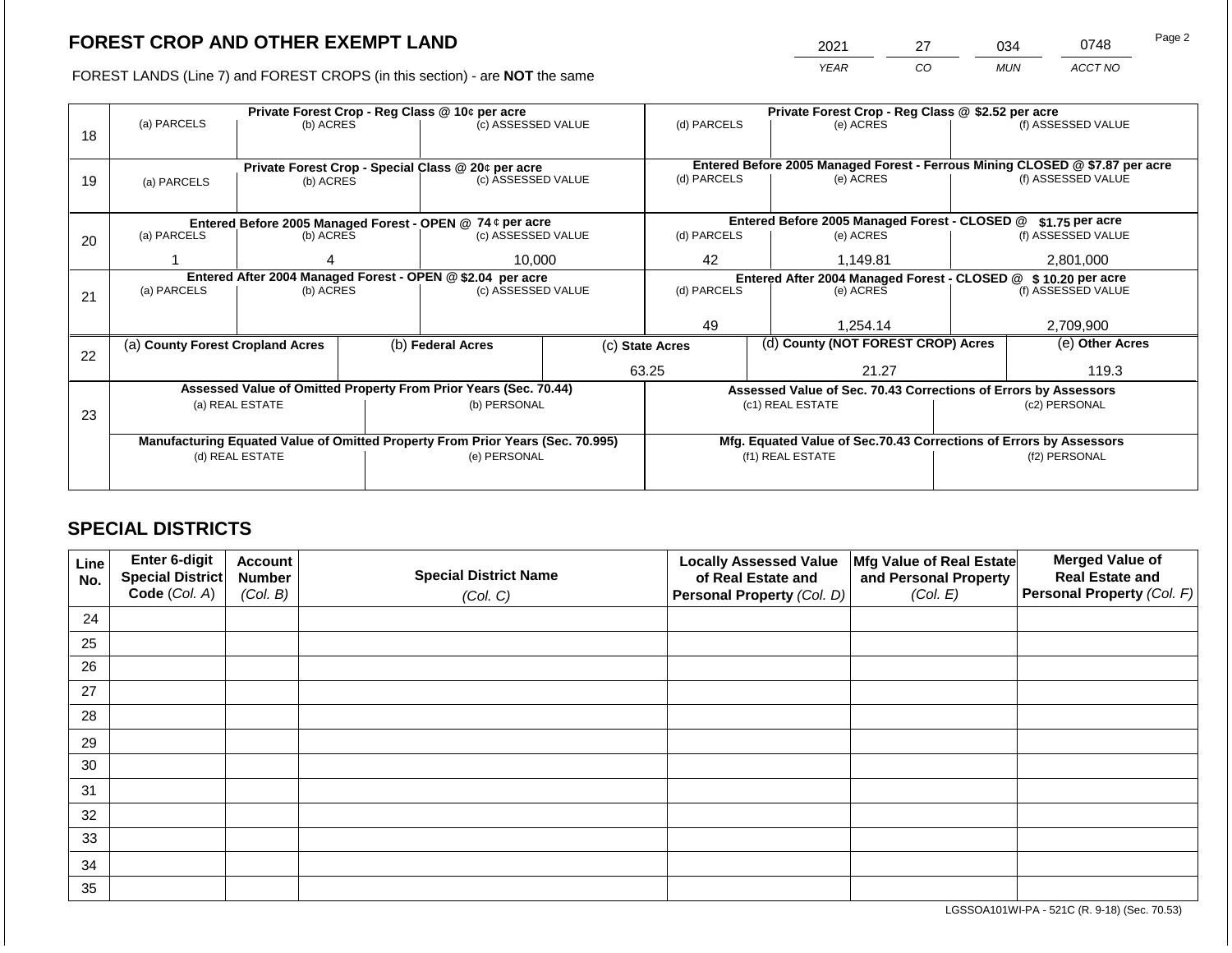## FOREST CROP AND OTHER EXEMPT LAND

FOREST LANDS (Line 7) and FOREST CROPS (in this section) - are **NOT** the same

| YEAR | CO | MUN | ACCT NO |
|---|---|---|---|
| 2021 | 27 | 034 | 0748 |

| Line | Private Forest Crop - Reg Class @ 10¢ per acre | | | Private Forest Crop - Reg Class @ \$2.52 per acre | | |
|---|---|---|---|---|---|---|
| | (a) PARCELS | (b) ACRES | (c) ASSESSED VALUE | (d) PARCELS | (e) ACRES | (f) ASSESSED VALUE |
| 18 | | | | | | |
| | **Private Forest Crop - Special Class @ 20¢ per acre** | | | **Entered Before 2005 Managed Forest - Ferrous Mining CLOSED @ \$7.87 per acre** | | |
| 19 | (a) PARCELS | (b) ACRES | (c) ASSESSED VALUE | (d) PARCELS | (e) ACRES | (f) ASSESSED VALUE |
| | | | | | | |
| | **Entered Before 2005 Managed Forest - OPEN @ 74 ¢ per acre** | | | **Entered Before 2005 Managed Forest - CLOSED @ \$1.75 per acre** | | |
| 20 | (a) PARCELS | (b) ACRES | (c) ASSESSED VALUE | (d) PARCELS | (e) ACRES | (f) ASSESSED VALUE |
| | 1 | 4 | 10,000 | 42 | 1,149.81 | 2,801,000 |
| | **Entered After 2004 Managed Forest - OPEN @ \$2.04 per acre** | | | **Entered After 2004 Managed Forest - CLOSED @ \$ 10.20 per acre** | | |
| 21 | (a) PARCELS | (b) ACRES | (c) ASSESSED VALUE | (d) PARCELS | (e) ACRES | (f) ASSESSED VALUE |
| | | | | 49 | 1,254.14 | 2,709,900 |

| Line | (a) County Forest Cropland Acres | (b) Federal Acres | (c) State Acres | (d) County (NOT FOREST CROP) Acres | (e) Other Acres |
|---|---|---|---|---|---|
| 22 | | | 63.25 | 21.27 | 119.3 |

| Line | Assessed Value of Omitted Property From Prior Years (Sec. 70.44) | | Assessed Value of Sec. 70.43 Corrections of Errors by Assessors | |
|---|---|---|---|---|
| 23 | (a) REAL ESTATE | (b) PERSONAL | (c1) REAL ESTATE | (c2) PERSONAL |
| | | | | |
| | **Manufacturing Equated Value of Omitted Property From Prior Years (Sec. 70.995)** | | **Mfg. Equated Value of Sec.70.43 Corrections of Errors by Assessors** | |
| | (d) REAL ESTATE | (e) PERSONAL | (f1) REAL ESTATE | (f2) PERSONAL |
| | | | | |

## SPECIAL DISTRICTS

| Line No. | Enter 6-digit Special District Code (Col. A) | Account Number (Col. B) | Special District Name (Col. C) | Locally Assessed Value of Real Estate and Personal Property (Col. D) | Mfg Value of Real Estate and Personal Property (Col. E) | Merged Value of Real Estate and Personal Property (Col. F) |
|---|---|---|---|---|---|---|
| 24 | | | | | | |
| 25 | | | | | | |
| 26 | | | | | | |
| 27 | | | | | | |
| 28 | | | | | | |
| 29 | | | | | | |
| 30 | | | | | | |
| 31 | | | | | | |
| 32 | | | | | | |
| 33 | | | | | | |
| 34 | | | | | | |
| 35 | | | | | | |

LGSSOA101WI-PA - 521C (R. 9-18) (Sec. 70.53)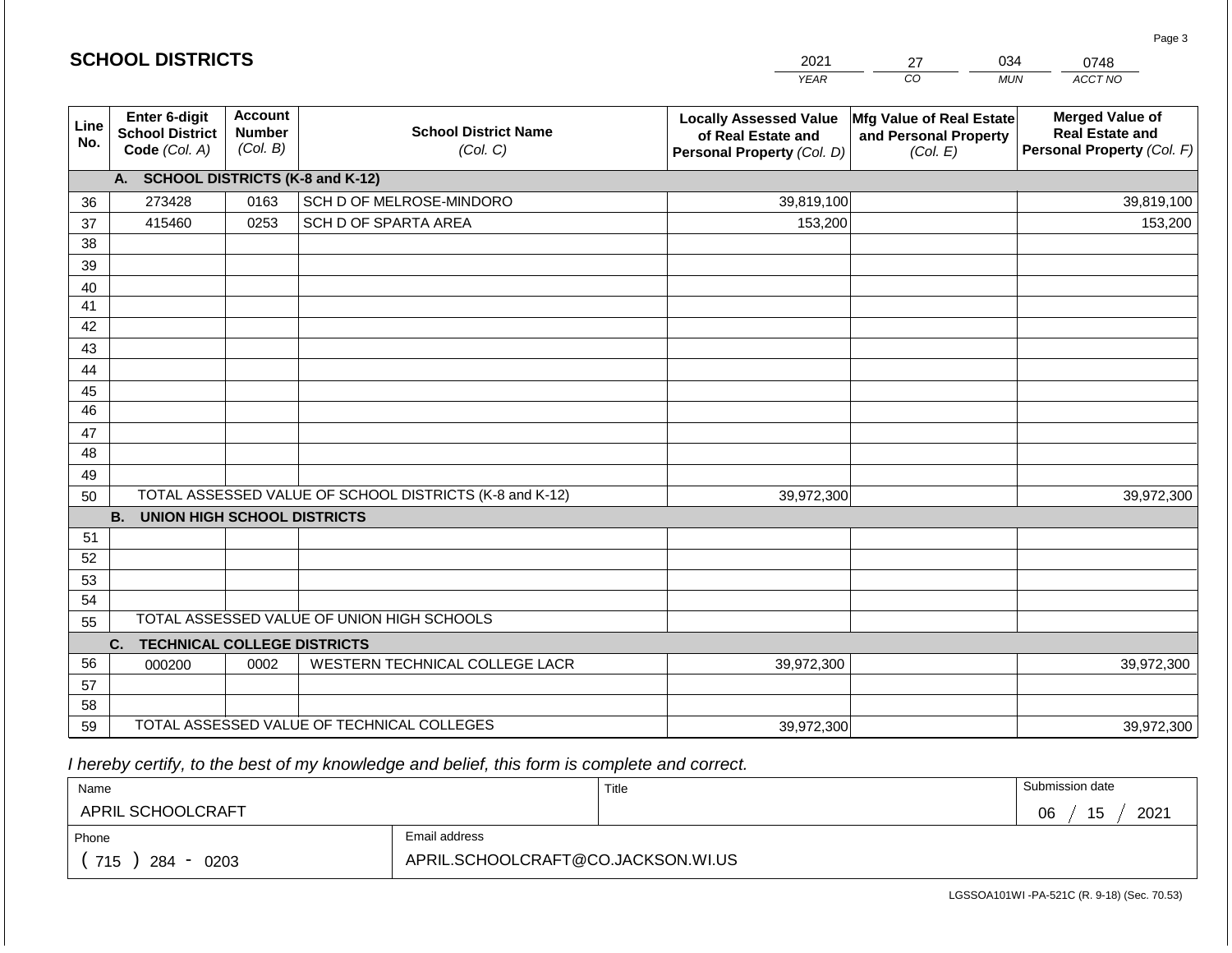## SCHOOL DISTRICTS

| 2021 | 27 | 034 | 0748 |
|---|---|---|---|
| YEAR | CO | MUN | ACCT NO |

| Line No. | Enter 6-digit School District Code (Col. A) | Account Number (Col. B) | School District Name (Col. C) | Locally Assessed Value of Real Estate and Personal Property (Col. D) | Mfg Value of Real Estate and Personal Property (Col. E) | Merged Value of Real Estate and Personal Property (Col. F) |
|---|---|---|---|---|---|---|
| | **A. SCHOOL DISTRICTS (K-8 and K-12)** | | | | | |
| 36 | 273428 | 0163 | SCH D OF MELROSE-MINDORO | 39,819,100 | | 39,819,100 |
| 37 | 415460 | 0253 | SCH D OF SPARTA AREA | 153,200 | | 153,200 |
| 38 | | | | | | |
| 39 | | | | | | |
| 40 | | | | | | |
| 41 | | | | | | |
| 42 | | | | | | |
| 43 | | | | | | |
| 44 | | | | | | |
| 45 | | | | | | |
| 46 | | | | | | |
| 47 | | | | | | |
| 48 | | | | | | |
| 49 | | | | | | |
| 50 | | | TOTAL ASSESSED VALUE OF SCHOOL DISTRICTS (K-8 and K-12) | 39,972,300 | | 39,972,300 |
| | **B. UNION HIGH SCHOOL DISTRICTS** | | | | | |
| 51 | | | | | | |
| 52 | | | | | | |
| 53 | | | | | | |
| 54 | | | | | | |
| 55 | | | TOTAL ASSESSED VALUE OF UNION HIGH SCHOOLS | | | |
| | **C. TECHNICAL COLLEGE DISTRICTS** | | | | | |
| 56 | 000200 | 0002 | WESTERN TECHNICAL COLLEGE LACR | 39,972,300 | | 39,972,300 |
| 57 | | | | | | |
| 58 | | | | | | |
| 59 | | | TOTAL ASSESSED VALUE OF TECHNICAL COLLEGES | 39,972,300 | | 39,972,300 |

*I hereby certify, to the best of my knowledge and belief, this form is complete and correct.*

| Name | Title | Submission date |
|---|---|---|
| APRIL SCHOOLCRAFT | | 06 / 15 / 2021 |

| Phone | Email address |
|---|---|
| ( 715 ) 284 - 0203 | APRIL.SCHOOLCRAFT@CO.JACKSON.WI.US |

LGSSOA101WI -PA-521C (R. 9-18) (Sec. 70.53)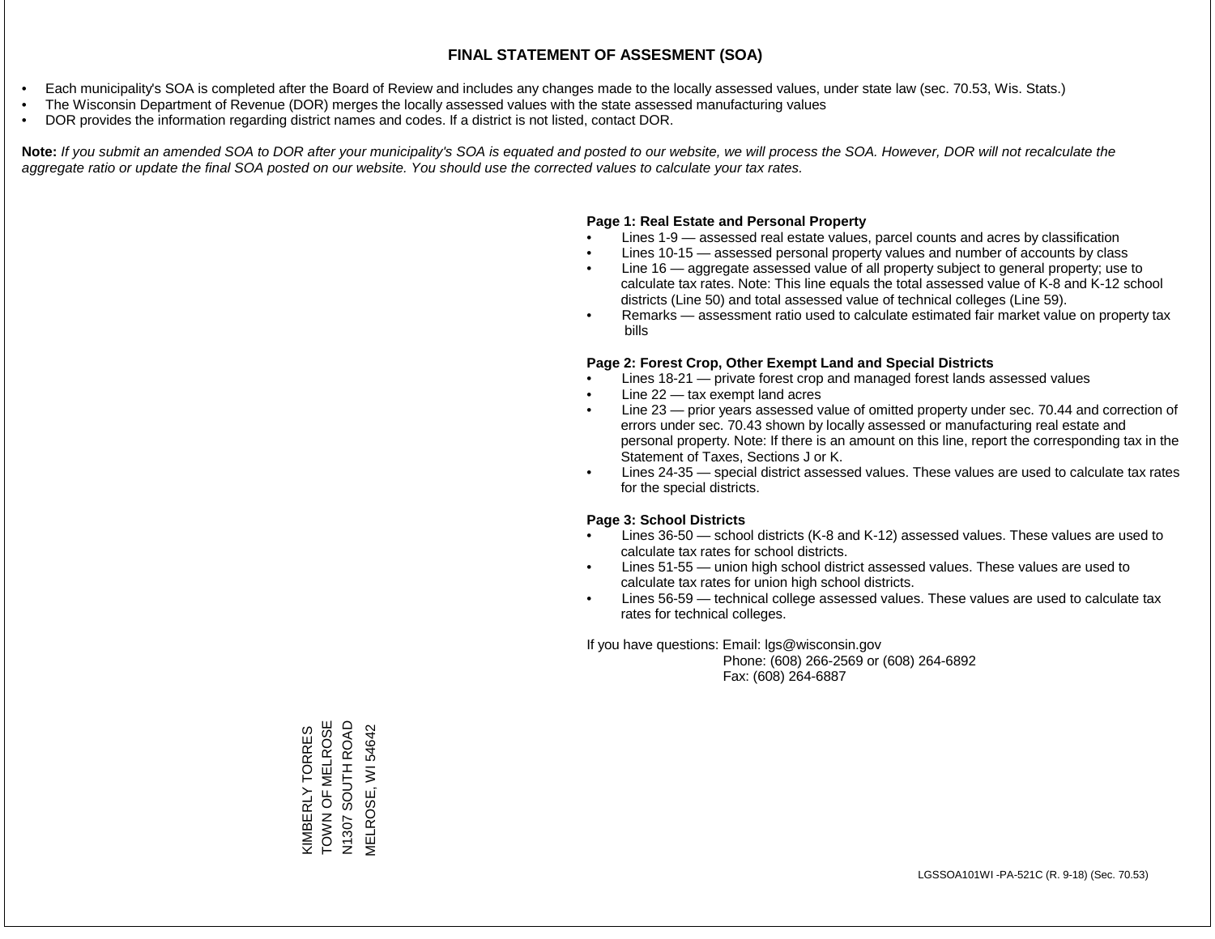# FINAL STATEMENT OF ASSESMENT (SOA)

- Each municipality's SOA is completed after the Board of Review and includes any changes made to the locally assessed values, under state law (sec. 70.53, Wis. Stats.)
- The Wisconsin Department of Revenue (DOR) merges the locally assessed values with the state assessed manufacturing values
- DOR provides the information regarding district names and codes. If a district is not listed, contact DOR.

**Note:** *If you submit an amended SOA to DOR after your municipality's SOA is equated and posted to our website, we will process the SOA. However, DOR will not recalculate the aggregate ratio or update the final SOA posted on our website. You should use the corrected values to calculate your tax rates.*

**Page 1: Real Estate and Personal Property**

- Lines 1-9 — assessed real estate values, parcel counts and acres by classification
- Lines 10-15 — assessed personal property values and number of accounts by class
- Line 16 — aggregate assessed value of all property subject to general property; use to calculate tax rates. Note: This line equals the total assessed value of K-8 and K-12 school districts (Line 50) and total assessed value of technical colleges (Line 59).
- Remarks — assessment ratio used to calculate estimated fair market value on property tax bills

**Page 2: Forest Crop, Other Exempt Land and Special Districts**

- Lines 18-21 — private forest crop and managed forest lands assessed values
- Line 22 — tax exempt land acres
- Line 23 — prior years assessed value of omitted property under sec. 70.44 and correction of errors under sec. 70.43 shown by locally assessed or manufacturing real estate and personal property. Note: If there is an amount on this line, report the corresponding tax in the Statement of Taxes, Sections J or K.
- Lines 24-35 — special district assessed values. These values are used to calculate tax rates for the special districts.

**Page 3: School Districts**

- Lines 36-50 — school districts (K-8 and K-12) assessed values. These values are used to calculate tax rates for school districts.
- Lines 51-55 — union high school district assessed values. These values are used to calculate tax rates for union high school districts.
- Lines 56-59 — technical college assessed values. These values are used to calculate tax rates for technical colleges.

If you have questions: Email: lgs@wisconsin.gov
Phone: (608) 266-2569 or (608) 264-6892
Fax: (608) 264-6887

KIMBERLY TORRES
TOWN OF MELROSE
N1307 SOUTH ROAD
MELROSE, WI 54642

LGSSOA101WI -PA-521C (R. 9-18) (Sec. 70.53)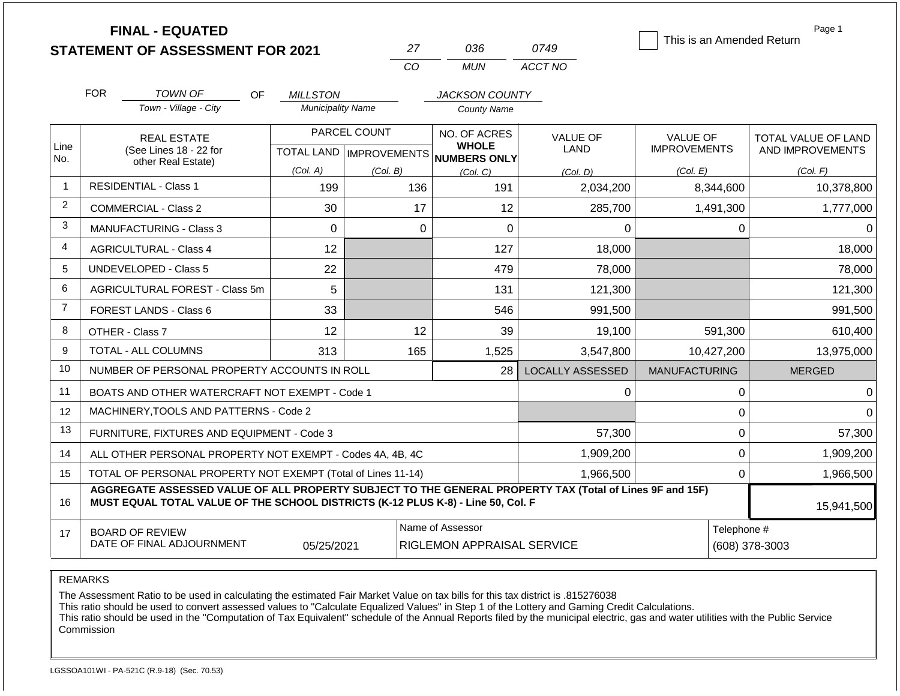# FINAL - EQUATED
## STATEMENT OF ASSESSMENT FOR 2021

| 27 | 036 | 0749 |
|---|---|---|
| CO | MUN | ACCT NO |

This is an Amended Return

Page 1

FOR *TOWN OF* (Town - Village - City) OF *MILLSTON* (Municipality Name) *JACKSON COUNTY* (County Name)

| Line No. | REAL ESTATE (See Lines 18 - 22 for other Real Estate) | PARCEL COUNT TOTAL LAND (Col. A) | PARCEL COUNT IMPROVEMENTS (Col. B) | NO. OF ACRES WHOLE NUMBERS ONLY (Col. C) | VALUE OF LAND (Col. D) | VALUE OF IMPROVEMENTS (Col. E) | TOTAL VALUE OF LAND AND IMPROVEMENTS (Col. F) |
|---|---|---|---|---|---|---|---|
| 1 | RESIDENTIAL - Class 1 | 199 | 136 | 191 | 2,034,200 | 8,344,600 | 10,378,800 |
| 2 | COMMERCIAL - Class 2 | 30 | 17 | 12 | 285,700 | 1,491,300 | 1,777,000 |
| 3 | MANUFACTURING - Class 3 | 0 | 0 | 0 | 0 | 0 | 0 |
| 4 | AGRICULTURAL - Class 4 | 12 | | 127 | 18,000 | | 18,000 |
| 5 | UNDEVELOPED - Class 5 | 22 | | 479 | 78,000 | | 78,000 |
| 6 | AGRICULTURAL FOREST - Class 5m | 5 | | 131 | 121,300 | | 121,300 |
| 7 | FOREST LANDS - Class 6 | 33 | | 546 | 991,500 | | 991,500 |
| 8 | OTHER - Class 7 | 12 | 12 | 39 | 19,100 | 591,300 | 610,400 |
| 9 | TOTAL - ALL COLUMNS | 313 | 165 | 1,525 | 3,547,800 | 10,427,200 | 13,975,000 |
| 10 | NUMBER OF PERSONAL PROPERTY ACCOUNTS IN ROLL | | | 28 | LOCALLY ASSESSED | MANUFACTURING | MERGED |
| 11 | BOATS AND OTHER WATERCRAFT NOT EXEMPT - Code 1 | | | | 0 | 0 | 0 |
| 12 | MACHINERY,TOOLS AND PATTERNS - Code 2 | | | | | 0 | 0 |
| 13 | FURNITURE, FIXTURES AND EQUIPMENT - Code 3 | | | | 57,300 | 0 | 57,300 |
| 14 | ALL OTHER PERSONAL PROPERTY NOT EXEMPT - Codes 4A, 4B, 4C | | | | 1,909,200 | 0 | 1,909,200 |
| 15 | TOTAL OF PERSONAL PROPERTY NOT EXEMPT (Total of Lines 11-14) | | | | 1,966,500 | 0 | 1,966,500 |
| 16 | **AGGREGATE ASSESSED VALUE OF ALL PROPERTY SUBJECT TO THE GENERAL PROPERTY TAX (Total of Lines 9F and 15F) MUST EQUAL TOTAL VALUE OF THE SCHOOL DISTRICTS (K-12 PLUS K-8) - Line 50, Col. F** | | | | | | 15,941,500 |
| 17 | BOARD OF REVIEW DATE OF FINAL ADJOURNMENT | 05/25/2021 | | Name of Assessor: RIGLEMON APPRAISAL SERVICE | | | Telephone #: (608) 378-3003 |

REMARKS

The Assessment Ratio to be used in calculating the estimated Fair Market Value on tax bills for this tax district is .815276038
This ratio should be used to convert assessed values to "Calculate Equalized Values" in Step 1 of the Lottery and Gaming Credit Calculations.
This ratio should be used in the "Computation of Tax Equivalent" schedule of the Annual Reports filed by the municipal electric, gas and water utilities with the Public Service Commission

LGSSOA101WI - PA-521C (R.9-18) (Sec. 70.53)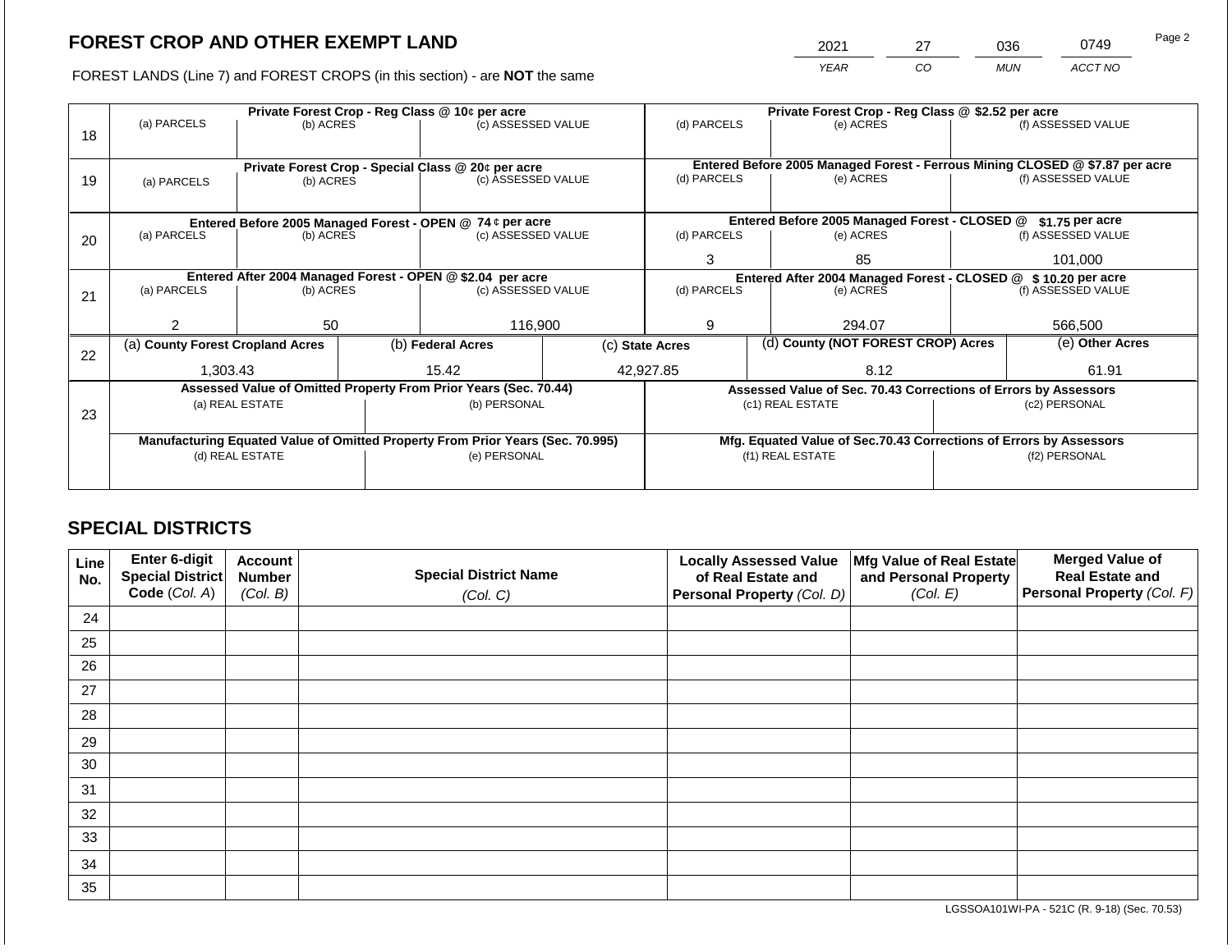## FOREST CROP AND OTHER EXEMPT LAND

FOREST LANDS (Line 7) and FOREST CROPS (in this section) - are **NOT** the same

| 2021 | 27 | 036 | 0749 |
|---|---|---|---|
| *YEAR* | *CO* | *MUN* | *ACCT NO* |

| | Private Forest Crop - Reg Class @ 10¢ per acre | | | Private Forest Crop - Reg Class @ $2.52 per acre | | |
|---|---|---|---|---|---|---|
| 18 | (a) PARCELS | (b) ACRES | (c) ASSESSED VALUE | (d) PARCELS | (e) ACRES | (f) ASSESSED VALUE |
| | | | | | | |
| | **Private Forest Crop - Special Class @ 20¢ per acre** | | | **Entered Before 2005 Managed Forest - Ferrous Mining CLOSED @ $7.87 per acre** | | |
| 19 | (a) PARCELS | (b) ACRES | (c) ASSESSED VALUE | (d) PARCELS | (e) ACRES | (f) ASSESSED VALUE |
| | | | | | | |
| | **Entered Before 2005 Managed Forest - OPEN @ 74 ¢ per acre** | | | **Entered Before 2005 Managed Forest - CLOSED @ $1.75 per acre** | | |
| 20 | (a) PARCELS | (b) ACRES | (c) ASSESSED VALUE | (d) PARCELS | (e) ACRES | (f) ASSESSED VALUE |
| | | | | 3 | 85 | 101,000 |
| | **Entered After 2004 Managed Forest - OPEN @ $2.04 per acre** | | | **Entered After 2004 Managed Forest - CLOSED @ $ 10.20 per acre** | | |
| 21 | (a) PARCELS | (b) ACRES | (c) ASSESSED VALUE | (d) PARCELS | (e) ACRES | (f) ASSESSED VALUE |
| | 2 | 50 | 116,900 | 9 | 294.07 | 566,500 |

| | (a) County Forest Cropland Acres | (b) Federal Acres | (c) State Acres | (d) County (NOT FOREST CROP) Acres | (e) Other Acres |
|---|---|---|---|---|---|
| 22 | 1,303.43 | 15.42 | 42,927.85 | 8.12 | 61.91 |

| | Assessed Value of Omitted Property From Prior Years (Sec. 70.44) | | Assessed Value of Sec. 70.43 Corrections of Errors by Assessors | |
|---|---|---|---|---|
| 23 | (a) REAL ESTATE | (b) PERSONAL | (c1) REAL ESTATE | (c2) PERSONAL |
| | | | | |
| | **Manufacturing Equated Value of Omitted Property From Prior Years (Sec. 70.995)** | | **Mfg. Equated Value of Sec.70.43 Corrections of Errors by Assessors** | |
| | (d) REAL ESTATE | (e) PERSONAL | (f1) REAL ESTATE | (f2) PERSONAL |
| | | | | |

## SPECIAL DISTRICTS

| Line No. | Enter 6-digit Special District Code (Col. A) | Account Number (Col. B) | Special District Name (Col. C) | Locally Assessed Value of Real Estate and Personal Property (Col. D) | Mfg Value of Real Estate and Personal Property (Col. E) | Merged Value of Real Estate and Personal Property (Col. F) |
|---|---|---|---|---|---|---|
| 24 | | | | | | |
| 25 | | | | | | |
| 26 | | | | | | |
| 27 | | | | | | |
| 28 | | | | | | |
| 29 | | | | | | |
| 30 | | | | | | |
| 31 | | | | | | |
| 32 | | | | | | |
| 33 | | | | | | |
| 34 | | | | | | |
| 35 | | | | | | |

LGSSOA101WI-PA - 521C (R. 9-18) (Sec. 70.53)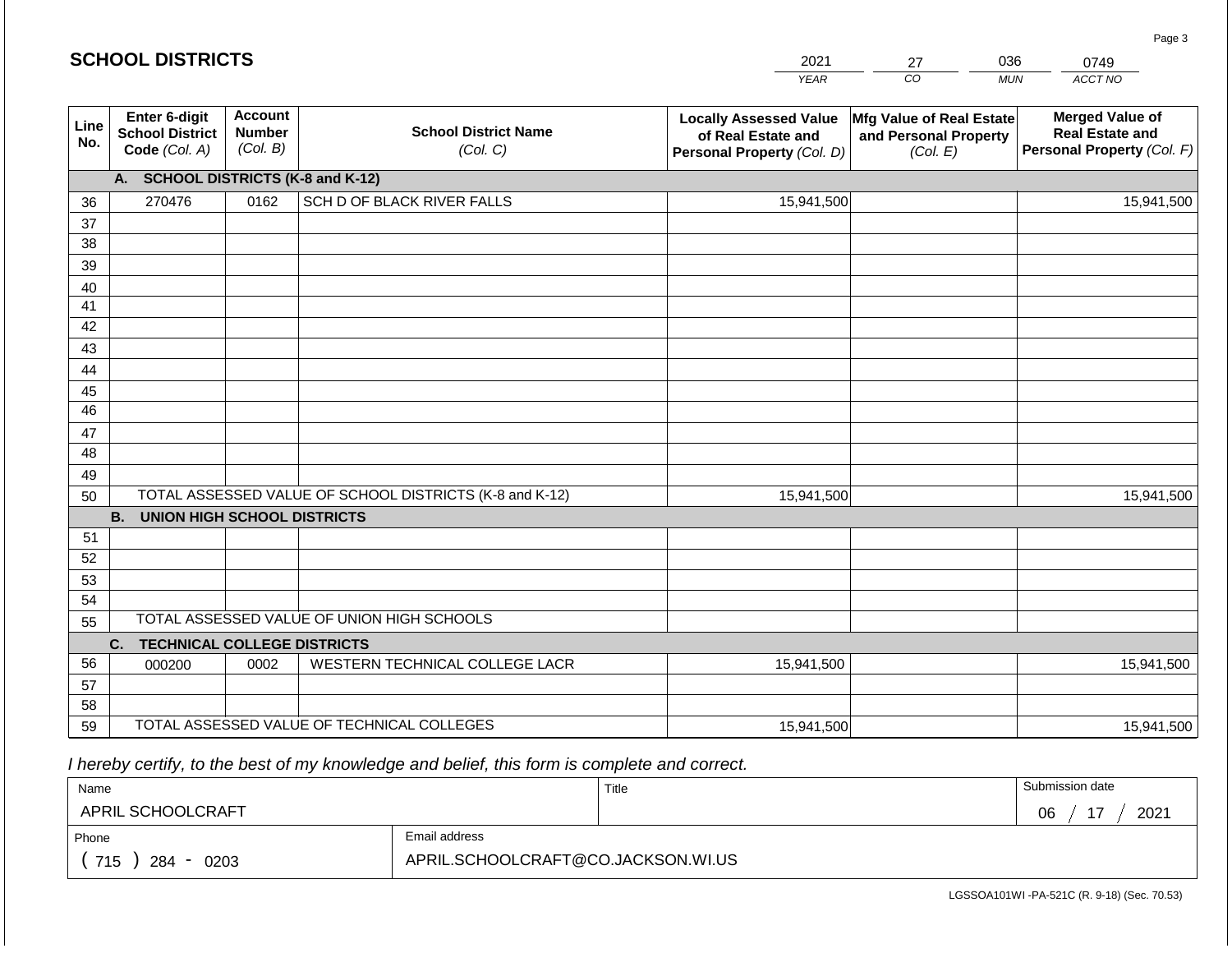## SCHOOL DISTRICTS

| 2021 | 27 | 036 | 0749 |
|---|---|---|---|
| YEAR | CO | MUN | ACCT NO |

| Line No. | Enter 6-digit School District Code (Col. A) | Account Number (Col. B) | School District Name (Col. C) | Locally Assessed Value of Real Estate and Personal Property (Col. D) | Mfg Value of Real Estate and Personal Property (Col. E) | Merged Value of Real Estate and Personal Property (Col. F) |
|---|---|---|---|---|---|---|
| | **A. SCHOOL DISTRICTS (K-8 and K-12)** | | | | | |
| 36 | 270476 | 0162 | SCH D OF BLACK RIVER FALLS | 15,941,500 | | 15,941,500 |
| 37 | | | | | | |
| 38 | | | | | | |
| 39 | | | | | | |
| 40 | | | | | | |
| 41 | | | | | | |
| 42 | | | | | | |
| 43 | | | | | | |
| 44 | | | | | | |
| 45 | | | | | | |
| 46 | | | | | | |
| 47 | | | | | | |
| 48 | | | | | | |
| 49 | | | | | | |
| 50 | TOTAL ASSESSED VALUE OF SCHOOL DISTRICTS (K-8 and K-12) | | | 15,941,500 | | 15,941,500 |
| | **B. UNION HIGH SCHOOL DISTRICTS** | | | | | |
| 51 | | | | | | |
| 52 | | | | | | |
| 53 | | | | | | |
| 54 | | | | | | |
| 55 | TOTAL ASSESSED VALUE OF UNION HIGH SCHOOLS | | | | | |
| | **C. TECHNICAL COLLEGE DISTRICTS** | | | | | |
| 56 | 000200 | 0002 | WESTERN TECHNICAL COLLEGE LACR | 15,941,500 | | 15,941,500 |
| 57 | | | | | | |
| 58 | | | | | | |
| 59 | TOTAL ASSESSED VALUE OF TECHNICAL COLLEGES | | | 15,941,500 | | 15,941,500 |

*I hereby certify, to the best of my knowledge and belief, this form is complete and correct.*

| Name | Title | Submission date |
|---|---|---|
| APRIL SCHOOLCRAFT | | 06 / 17 / 2021 |
| **Phone** | **Email address** | |
| ( 715 ) 284 - 0203 | APRIL.SCHOOLCRAFT@CO.JACKSON.WI.US | |

LGSSOA101WI -PA-521C (R. 9-18) (Sec. 70.53)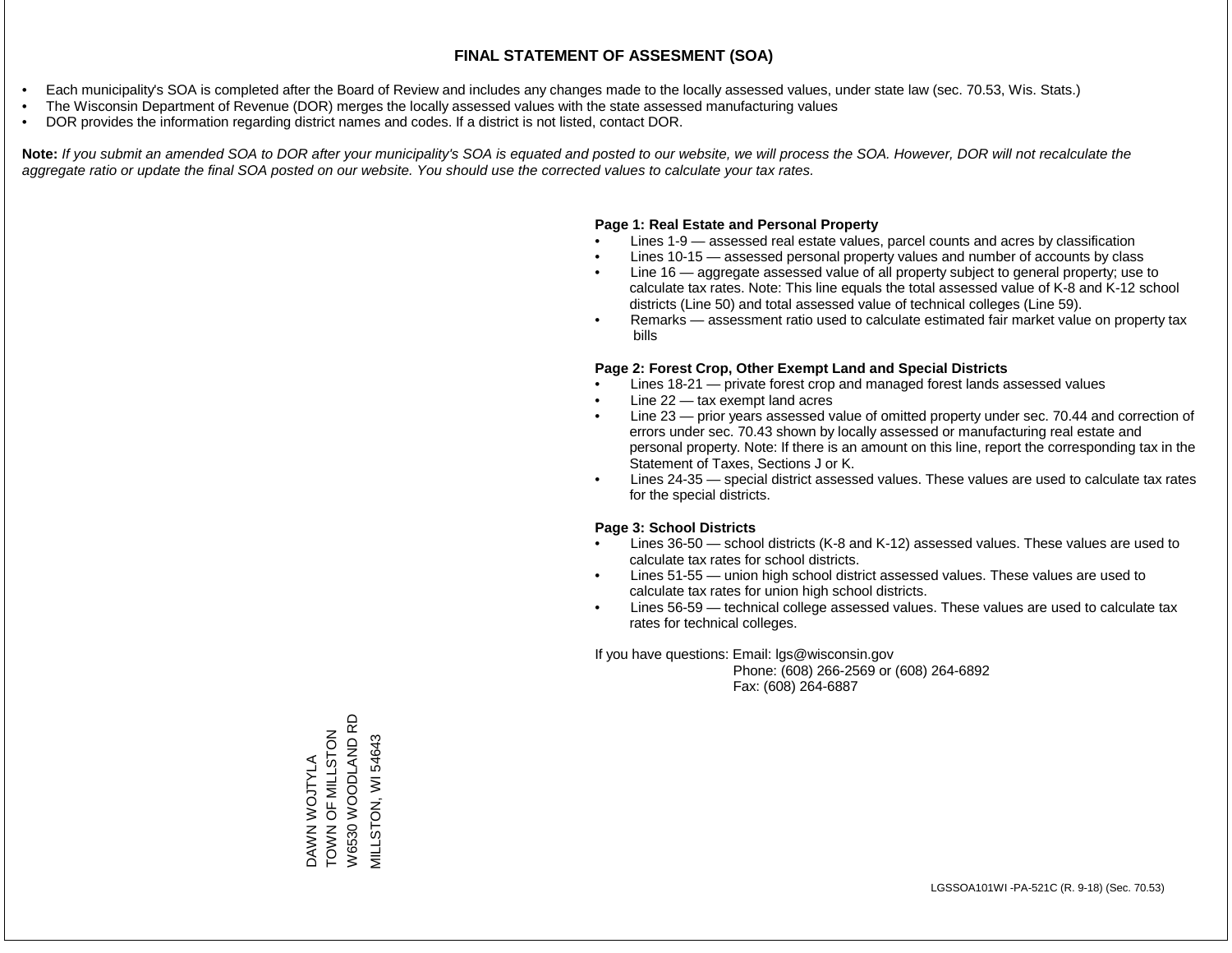# FINAL STATEMENT OF ASSESMENT (SOA)

- Each municipality's SOA is completed after the Board of Review and includes any changes made to the locally assessed values, under state law (sec. 70.53, Wis. Stats.)
- The Wisconsin Department of Revenue (DOR) merges the locally assessed values with the state assessed manufacturing values
- DOR provides the information regarding district names and codes. If a district is not listed, contact DOR.

**Note:** *If you submit an amended SOA to DOR after your municipality's SOA is equated and posted to our website, we will process the SOA. However, DOR will not recalculate the aggregate ratio or update the final SOA posted on our website. You should use the corrected values to calculate your tax rates.*

**Page 1: Real Estate and Personal Property**

- Lines 1-9 — assessed real estate values, parcel counts and acres by classification
- Lines 10-15 — assessed personal property values and number of accounts by class
- Line 16 — aggregate assessed value of all property subject to general property; use to calculate tax rates. Note: This line equals the total assessed value of K-8 and K-12 school districts (Line 50) and total assessed value of technical colleges (Line 59).
- Remarks — assessment ratio used to calculate estimated fair market value on property tax bills

**Page 2: Forest Crop, Other Exempt Land and Special Districts**

- Lines 18-21 — private forest crop and managed forest lands assessed values
- Line 22 — tax exempt land acres
- Line 23 — prior years assessed value of omitted property under sec. 70.44 and correction of errors under sec. 70.43 shown by locally assessed or manufacturing real estate and personal property. Note: If there is an amount on this line, report the corresponding tax in the Statement of Taxes, Sections J or K.
- Lines 24-35 — special district assessed values. These values are used to calculate tax rates for the special districts.

**Page 3: School Districts**

- Lines 36-50 — school districts (K-8 and K-12) assessed values. These values are used to calculate tax rates for school districts.
- Lines 51-55 — union high school district assessed values. These values are used to calculate tax rates for union high school districts.
- Lines 56-59 — technical college assessed values. These values are used to calculate tax rates for technical colleges.

If you have questions: Email: lgs@wisconsin.gov
Phone: (608) 266-2569 or (608) 264-6892
Fax: (608) 264-6887

DAWN WOJTYLA
TOWN OF MILLSTON
W6530 WOODLAND RD
MILLSTON, WI 54643

LGSSOA101WI -PA-521C (R. 9-18) (Sec. 70.53)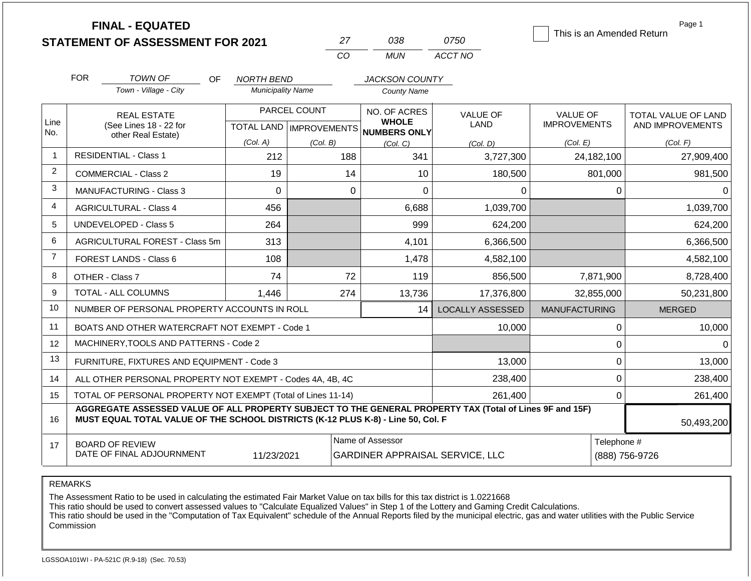# FINAL - EQUATED
# STATEMENT OF ASSESSMENT FOR 2021

| 27 | 038 | 0750 |
|---|---|---|
| CO | MUN | ACCT NO |

☐ This is an Amended Return

Page 1

FOR *TOWN OF* (Town - Village - City) OF *NORTH BEND* (Municipality Name) *JACKSON COUNTY* (County Name)

| Line No. | REAL ESTATE (See Lines 18 - 22 for other Real Estate) | PARCEL COUNT TOTAL LAND (Col. A) | PARCEL COUNT IMPROVEMENTS (Col. B) | NO. OF ACRES WHOLE NUMBERS ONLY (Col. C) | VALUE OF LAND (Col. D) | VALUE OF IMPROVEMENTS (Col. E) | TOTAL VALUE OF LAND AND IMPROVEMENTS (Col. F) |
|---|---|---|---|---|---|---|---|
| 1 | RESIDENTIAL - Class 1 | 212 | 188 | 341 | 3,727,300 | 24,182,100 | 27,909,400 |
| 2 | COMMERCIAL - Class 2 | 19 | 14 | 10 | 180,500 | 801,000 | 981,500 |
| 3 | MANUFACTURING - Class 3 | 0 | 0 | 0 | 0 | 0 | 0 |
| 4 | AGRICULTURAL - Class 4 | 456 | | 6,688 | 1,039,700 | | 1,039,700 |
| 5 | UNDEVELOPED - Class 5 | 264 | | 999 | 624,200 | | 624,200 |
| 6 | AGRICULTURAL FOREST - Class 5m | 313 | | 4,101 | 6,366,500 | | 6,366,500 |
| 7 | FOREST LANDS - Class 6 | 108 | | 1,478 | 4,582,100 | | 4,582,100 |
| 8 | OTHER - Class 7 | 74 | 72 | 119 | 856,500 | 7,871,900 | 8,728,400 |
| 9 | TOTAL - ALL COLUMNS | 1,446 | 274 | 13,736 | 17,376,800 | 32,855,000 | 50,231,800 |
| 10 | NUMBER OF PERSONAL PROPERTY ACCOUNTS IN ROLL | | | 14 | LOCALLY ASSESSED | MANUFACTURING | MERGED |
| 11 | BOATS AND OTHER WATERCRAFT NOT EXEMPT - Code 1 | | | | 10,000 | 0 | 10,000 |
| 12 | MACHINERY,TOOLS AND PATTERNS - Code 2 | | | | | 0 | 0 |
| 13 | FURNITURE, FIXTURES AND EQUIPMENT - Code 3 | | | | 13,000 | 0 | 13,000 |
| 14 | ALL OTHER PERSONAL PROPERTY NOT EXEMPT - Codes 4A, 4B, 4C | | | | 238,400 | 0 | 238,400 |
| 15 | TOTAL OF PERSONAL PROPERTY NOT EXEMPT (Total of Lines 11-14) | | | | 261,400 | 0 | 261,400 |
| 16 | **AGGREGATE ASSESSED VALUE OF ALL PROPERTY SUBJECT TO THE GENERAL PROPERTY TAX (Total of Lines 9F and 15F) MUST EQUAL TOTAL VALUE OF THE SCHOOL DISTRICTS (K-12 PLUS K-8) - Line 50, Col. F** | | | | | | 50,493,200 |
| 17 | BOARD OF REVIEW DATE OF FINAL ADJOURNMENT | 11/23/2021 | Name of Assessor | GARDINER APPRAISAL SERVICE, LLC | | Telephone # | (888) 756-9726 |

REMARKS

The Assessment Ratio to be used in calculating the estimated Fair Market Value on tax bills for this tax district is 1.0221668
This ratio should be used to convert assessed values to "Calculate Equalized Values" in Step 1 of the Lottery and Gaming Credit Calculations.
This ratio should be used in the "Computation of Tax Equivalent" schedule of the Annual Reports filed by the municipal electric, gas and water utilities with the Public Service Commission

LGSSOA101WI - PA-521C (R.9-18) (Sec. 70.53)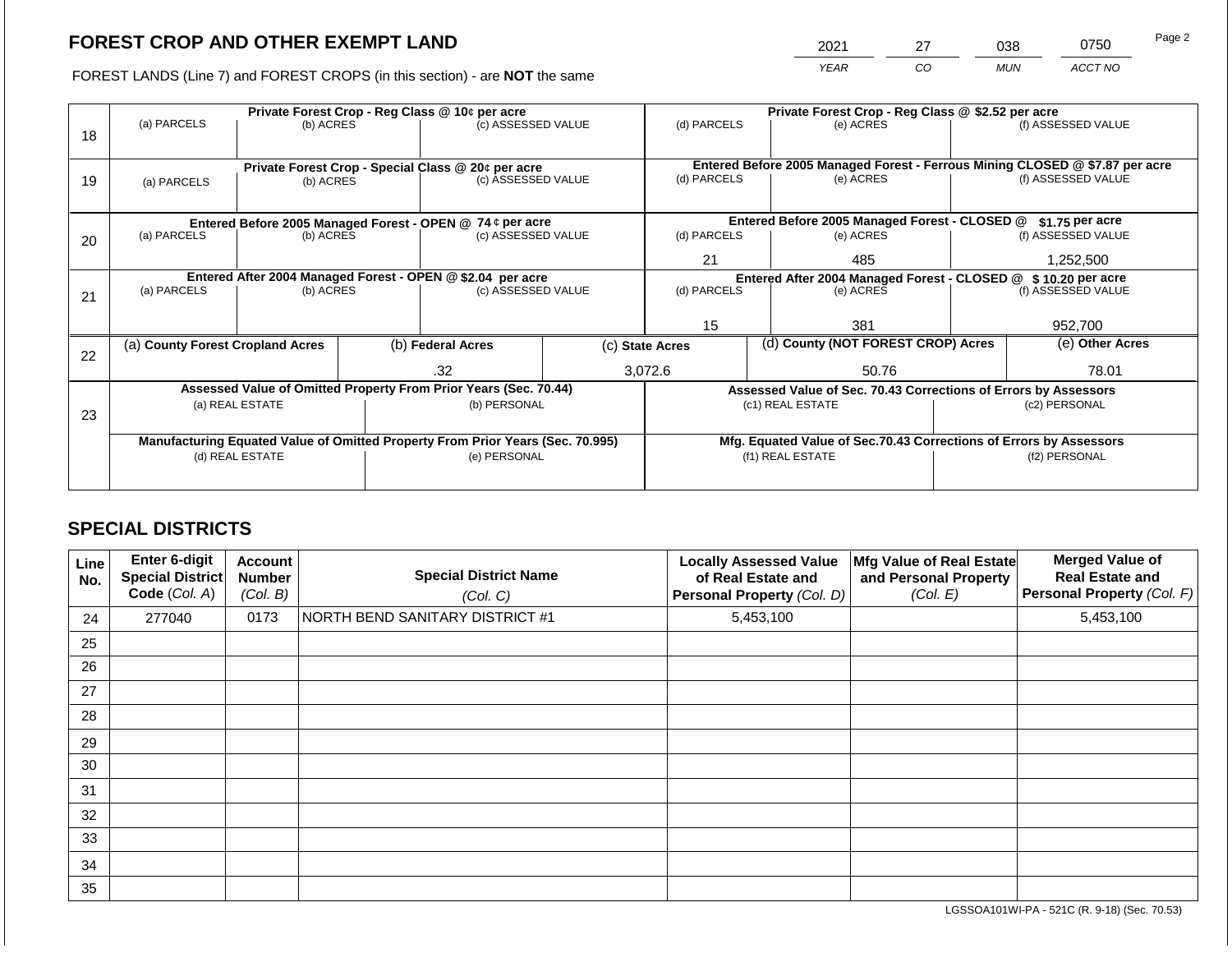# FOREST CROP AND OTHER EXEMPT LAND

| 2021 | 27 | 038 | 0750 |
|---|---|---|---|
| YEAR | CO | MUN | ACCT NO |

FOREST LANDS (Line 7) and FOREST CROPS (in this section) - are **NOT** the same

| Line | Private Forest Crop - Reg Class @ 10¢ per acre | | | Private Forest Crop - Reg Class @ $2.52 per acre | | |
|---|---|---|---|---|---|---|
| 18 | (a) PARCELS | (b) ACRES | (c) ASSESSED VALUE | (d) PARCELS | (e) ACRES | (f) ASSESSED VALUE |
| | | | | | | |
| | **Private Forest Crop - Special Class @ 20¢ per acre** | | | **Entered Before 2005 Managed Forest - Ferrous Mining CLOSED @ $7.87 per acre** | | |
| 19 | (a) PARCELS | (b) ACRES | (c) ASSESSED VALUE | (d) PARCELS | (e) ACRES | (f) ASSESSED VALUE |
| | | | | | | |
| | **Entered Before 2005 Managed Forest - OPEN @ 74 ¢ per acre** | | | **Entered Before 2005 Managed Forest - CLOSED @ $1.75 per acre** | | |
| 20 | (a) PARCELS | (b) ACRES | (c) ASSESSED VALUE | (d) PARCELS | (e) ACRES | (f) ASSESSED VALUE |
| | | | | 21 | 485 | 1,252,500 |
| | **Entered After 2004 Managed Forest - OPEN @ $2.04 per acre** | | | **Entered After 2004 Managed Forest - CLOSED @ $ 10.20 per acre** | | |
| 21 | (a) PARCELS | (b) ACRES | (c) ASSESSED VALUE | (d) PARCELS | (e) ACRES | (f) ASSESSED VALUE |
| | | | | 15 | 381 | 952,700 |

| Line | (a) County Forest Cropland Acres | (b) Federal Acres | (c) State Acres | (d) County (NOT FOREST CROP) Acres | (e) Other Acres |
|---|---|---|---|---|---|
| 22 | | .32 | 3,072.6 | 50.76 | 78.01 |

| Line | Assessed Value of Omitted Property From Prior Years (Sec. 70.44) | | Assessed Value of Sec. 70.43 Corrections of Errors by Assessors | |
|---|---|---|---|---|
| 23 | (a) REAL ESTATE | (b) PERSONAL | (c1) REAL ESTATE | (c2) PERSONAL |
| | | | | |
| | **Manufacturing Equated Value of Omitted Property From Prior Years (Sec. 70.995)** | | **Mfg. Equated Value of Sec.70.43 Corrections of Errors by Assessors** | |
| | (d) REAL ESTATE | (e) PERSONAL | (f1) REAL ESTATE | (f2) PERSONAL |
| | | | | |

## SPECIAL DISTRICTS

| Line No. | Enter 6-digit Special District Code (Col. A) | Account Number (Col. B) | Special District Name (Col. C) | Locally Assessed Value of Real Estate and Personal Property (Col. D) | Mfg Value of Real Estate and Personal Property (Col. E) | Merged Value of Real Estate and Personal Property (Col. F) |
|---|---|---|---|---|---|---|
| 24 | 277040 | 0173 | NORTH BEND SANITARY DISTRICT #1 | 5,453,100 | | 5,453,100 |
| 25 | | | | | | |
| 26 | | | | | | |
| 27 | | | | | | |
| 28 | | | | | | |
| 29 | | | | | | |
| 30 | | | | | | |
| 31 | | | | | | |
| 32 | | | | | | |
| 33 | | | | | | |
| 34 | | | | | | |
| 35 | | | | | | |

LGSSOA101WI-PA - 521C (R. 9-18) (Sec. 70.53)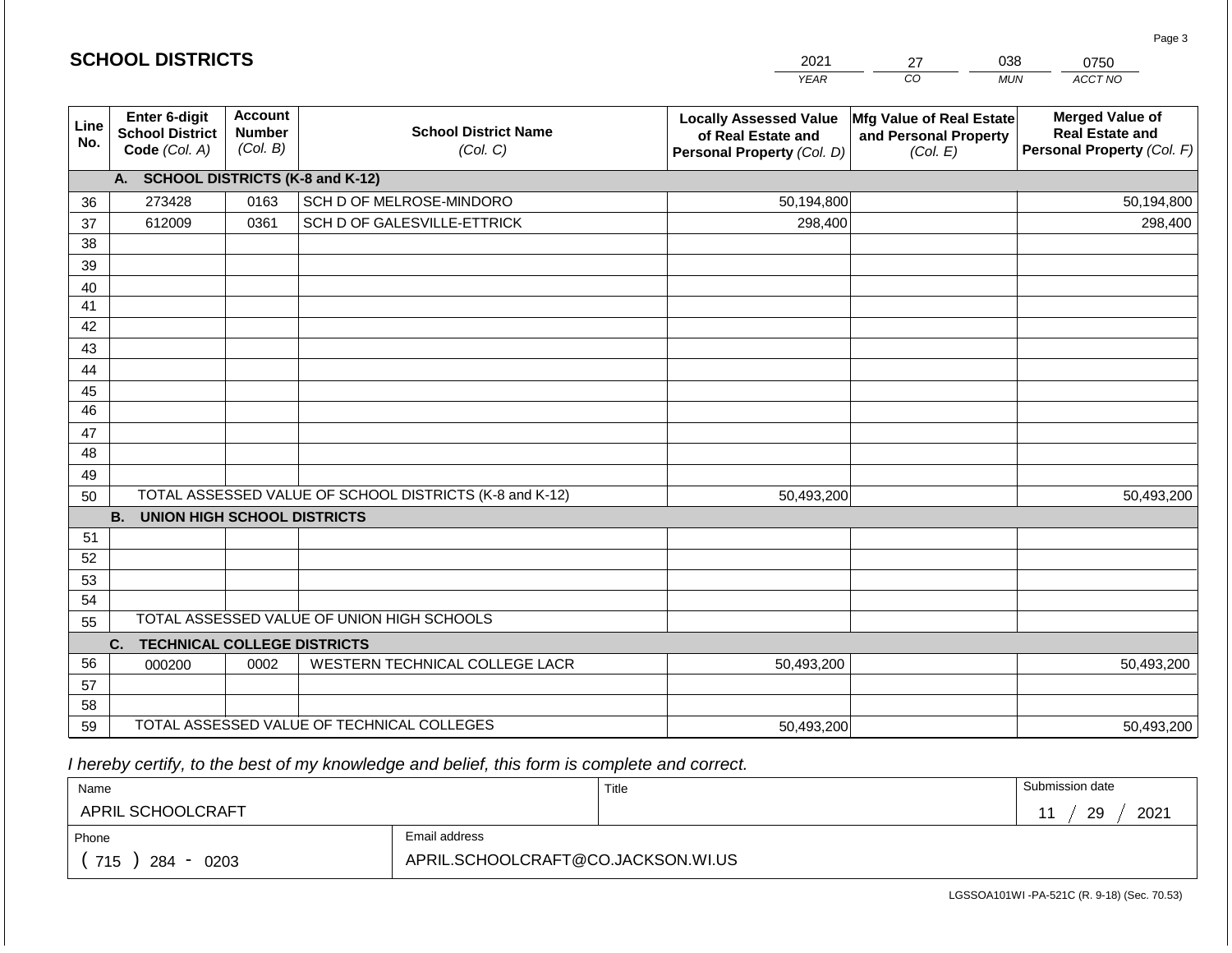## SCHOOL DISTRICTS

| 2021 | 27 | 038 | 0750 |
|---|---|---|---|
| YEAR | CO | MUN | ACCT NO |

| Line No. | Enter 6-digit School District Code (Col. A) | Account Number (Col. B) | School District Name (Col. C) | Locally Assessed Value of Real Estate and Personal Property (Col. D) | Mfg Value of Real Estate and Personal Property (Col. E) | Merged Value of Real Estate and Personal Property (Col. F) |
|---|---|---|---|---|---|---|
| | **A. SCHOOL DISTRICTS (K-8 and K-12)** | | | | | |
| 36 | 273428 | 0163 | SCH D OF MELROSE-MINDORO | 50,194,800 | | 50,194,800 |
| 37 | 612009 | 0361 | SCH D OF GALESVILLE-ETTRICK | 298,400 | | 298,400 |
| 38 | | | | | | |
| 39 | | | | | | |
| 40 | | | | | | |
| 41 | | | | | | |
| 42 | | | | | | |
| 43 | | | | | | |
| 44 | | | | | | |
| 45 | | | | | | |
| 46 | | | | | | |
| 47 | | | | | | |
| 48 | | | | | | |
| 49 | | | | | | |
| 50 | TOTAL ASSESSED VALUE OF SCHOOL DISTRICTS (K-8 and K-12) | | | 50,493,200 | | 50,493,200 |
| | **B. UNION HIGH SCHOOL DISTRICTS** | | | | | |
| 51 | | | | | | |
| 52 | | | | | | |
| 53 | | | | | | |
| 54 | | | | | | |
| 55 | TOTAL ASSESSED VALUE OF UNION HIGH SCHOOLS | | | | | |
| | **C. TECHNICAL COLLEGE DISTRICTS** | | | | | |
| 56 | 000200 | 0002 | WESTERN TECHNICAL COLLEGE LACR | 50,493,200 | | 50,493,200 |
| 57 | | | | | | |
| 58 | | | | | | |
| 59 | TOTAL ASSESSED VALUE OF TECHNICAL COLLEGES | | | 50,493,200 | | 50,493,200 |

*I hereby certify, to the best of my knowledge and belief, this form is complete and correct.*

| Name | Title | Submission date |
|---|---|---|
| APRIL SCHOOLCRAFT | | 11 / 29 / 2021 |
| **Phone** | **Email address** | |
| ( 715 ) 284 - 0203 | APRIL.SCHOOLCRAFT@CO.JACKSON.WI.US | |

LGSSOA101WI -PA-521C (R. 9-18) (Sec. 70.53)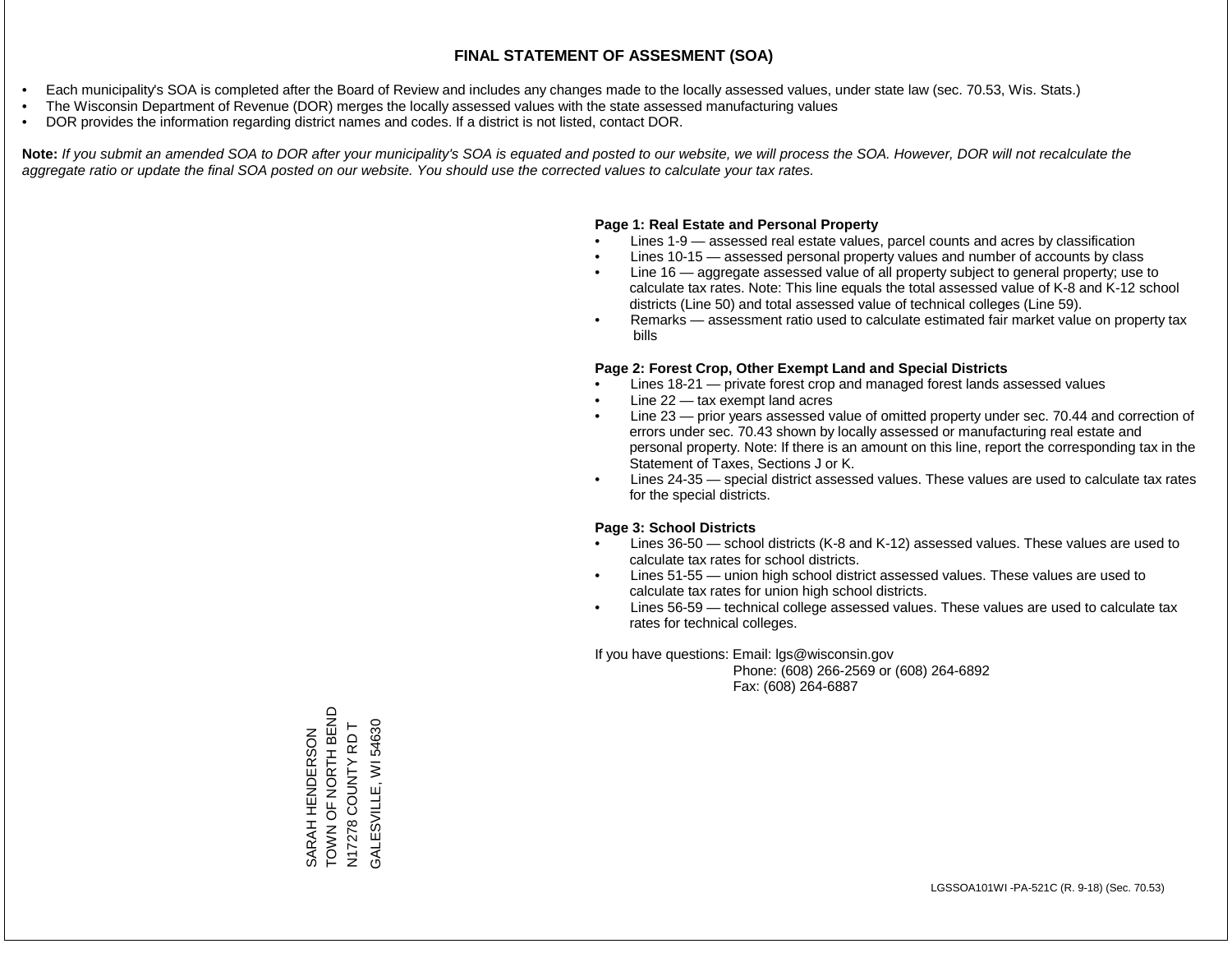# FINAL STATEMENT OF ASSESMENT (SOA)

- Each municipality's SOA is completed after the Board of Review and includes any changes made to the locally assessed values, under state law (sec. 70.53, Wis. Stats.)
- The Wisconsin Department of Revenue (DOR) merges the locally assessed values with the state assessed manufacturing values
- DOR provides the information regarding district names and codes. If a district is not listed, contact DOR.

**Note:** *If you submit an amended SOA to DOR after your municipality's SOA is equated and posted to our website, we will process the SOA. However, DOR will not recalculate the aggregate ratio or update the final SOA posted on our website. You should use the corrected values to calculate your tax rates.*

**Page 1: Real Estate and Personal Property**

- Lines 1-9 — assessed real estate values, parcel counts and acres by classification
- Lines 10-15 — assessed personal property values and number of accounts by class
- Line 16 — aggregate assessed value of all property subject to general property; use to calculate tax rates. Note: This line equals the total assessed value of K-8 and K-12 school districts (Line 50) and total assessed value of technical colleges (Line 59).
- Remarks — assessment ratio used to calculate estimated fair market value on property tax bills

**Page 2: Forest Crop, Other Exempt Land and Special Districts**

- Lines 18-21 — private forest crop and managed forest lands assessed values
- Line 22 — tax exempt land acres
- Line 23 — prior years assessed value of omitted property under sec. 70.44 and correction of errors under sec. 70.43 shown by locally assessed or manufacturing real estate and personal property. Note: If there is an amount on this line, report the corresponding tax in the Statement of Taxes, Sections J or K.
- Lines 24-35 — special district assessed values. These values are used to calculate tax rates for the special districts.

**Page 3: School Districts**

- Lines 36-50 — school districts (K-8 and K-12) assessed values. These values are used to calculate tax rates for school districts.
- Lines 51-55 — union high school district assessed values. These values are used to calculate tax rates for union high school districts.
- Lines 56-59 — technical college assessed values. These values are used to calculate tax rates for technical colleges.

If you have questions: Email: lgs@wisconsin.gov
Phone: (608) 266-2569 or (608) 264-6892
Fax: (608) 264-6887

SARAH HENDERSON
TOWN OF NORTH BEND
N17278 COUNTY RD T
GALESVILLE, WI 54630

LGSSOA101WI -PA-521C (R. 9-18) (Sec. 70.53)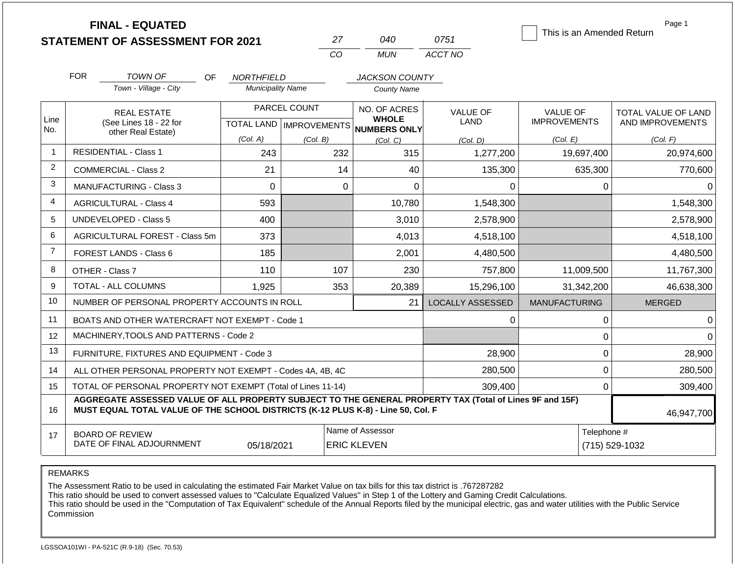# FINAL - EQUATED
## STATEMENT OF ASSESSMENT FOR 2021

| 27 | 040 | 0751 |
|---|---|---|
| CO | MUN | ACCT NO |

☐ This is an Amended Return

Page 1

FOR *TOWN OF* (Town - Village - City) OF *NORTHFIELD* (Municipality Name) *JACKSON COUNTY* (County Name)

| Line No. | REAL ESTATE (See Lines 18 - 22 for other Real Estate) | PARCEL COUNT TOTAL LAND (Col. A) | PARCEL COUNT IMPROVEMENTS (Col. B) | NO. OF ACRES WHOLE NUMBERS ONLY (Col. C) | VALUE OF LAND (Col. D) | VALUE OF IMPROVEMENTS (Col. E) | TOTAL VALUE OF LAND AND IMPROVEMENTS (Col. F) |
|---|---|---|---|---|---|---|---|
| 1 | RESIDENTIAL - Class 1 | 243 | 232 | 315 | 1,277,200 | 19,697,400 | 20,974,600 |
| 2 | COMMERCIAL - Class 2 | 21 | 14 | 40 | 135,300 | 635,300 | 770,600 |
| 3 | MANUFACTURING - Class 3 | 0 | 0 | 0 | 0 | 0 | 0 |
| 4 | AGRICULTURAL - Class 4 | 593 | | 10,780 | 1,548,300 | | 1,548,300 |
| 5 | UNDEVELOPED - Class 5 | 400 | | 3,010 | 2,578,900 | | 2,578,900 |
| 6 | AGRICULTURAL FOREST - Class 5m | 373 | | 4,013 | 4,518,100 | | 4,518,100 |
| 7 | FOREST LANDS - Class 6 | 185 | | 2,001 | 4,480,500 | | 4,480,500 |
| 8 | OTHER - Class 7 | 110 | 107 | 230 | 757,800 | 11,009,500 | 11,767,300 |
| 9 | TOTAL - ALL COLUMNS | 1,925 | 353 | 20,389 | 15,296,100 | 31,342,200 | 46,638,300 |
| 10 | NUMBER OF PERSONAL PROPERTY ACCOUNTS IN ROLL | | | 21 | LOCALLY ASSESSED | MANUFACTURING | MERGED |
| 11 | BOATS AND OTHER WATERCRAFT NOT EXEMPT - Code 1 | | | | 0 | 0 | 0 |
| 12 | MACHINERY,TOOLS AND PATTERNS - Code 2 | | | | | 0 | 0 |
| 13 | FURNITURE, FIXTURES AND EQUIPMENT - Code 3 | | | | 28,900 | 0 | 28,900 |
| 14 | ALL OTHER PERSONAL PROPERTY NOT EXEMPT - Codes 4A, 4B, 4C | | | | 280,500 | 0 | 280,500 |
| 15 | TOTAL OF PERSONAL PROPERTY NOT EXEMPT (Total of Lines 11-14) | | | | 309,400 | 0 | 309,400 |
| 16 | **AGGREGATE ASSESSED VALUE OF ALL PROPERTY SUBJECT TO THE GENERAL PROPERTY TAX (Total of Lines 9F and 15F) MUST EQUAL TOTAL VALUE OF THE SCHOOL DISTRICTS (K-12 PLUS K-8) - Line 50, Col. F** | | | | | | 46,947,700 |
| 17 | BOARD OF REVIEW DATE OF FINAL ADJOURNMENT | 05/18/2021 | | Name of Assessor: ERIC KLEVEN | | | Telephone #: (715) 529-1032 |

REMARKS

The Assessment Ratio to be used in calculating the estimated Fair Market Value on tax bills for this tax district is .767287282
This ratio should be used to convert assessed values to "Calculate Equalized Values" in Step 1 of the Lottery and Gaming Credit Calculations.
This ratio should be used in the "Computation of Tax Equivalent" schedule of the Annual Reports filed by the municipal electric, gas and water utilities with the Public Service Commission

LGSSOA101WI - PA-521C (R.9-18) (Sec. 70.53)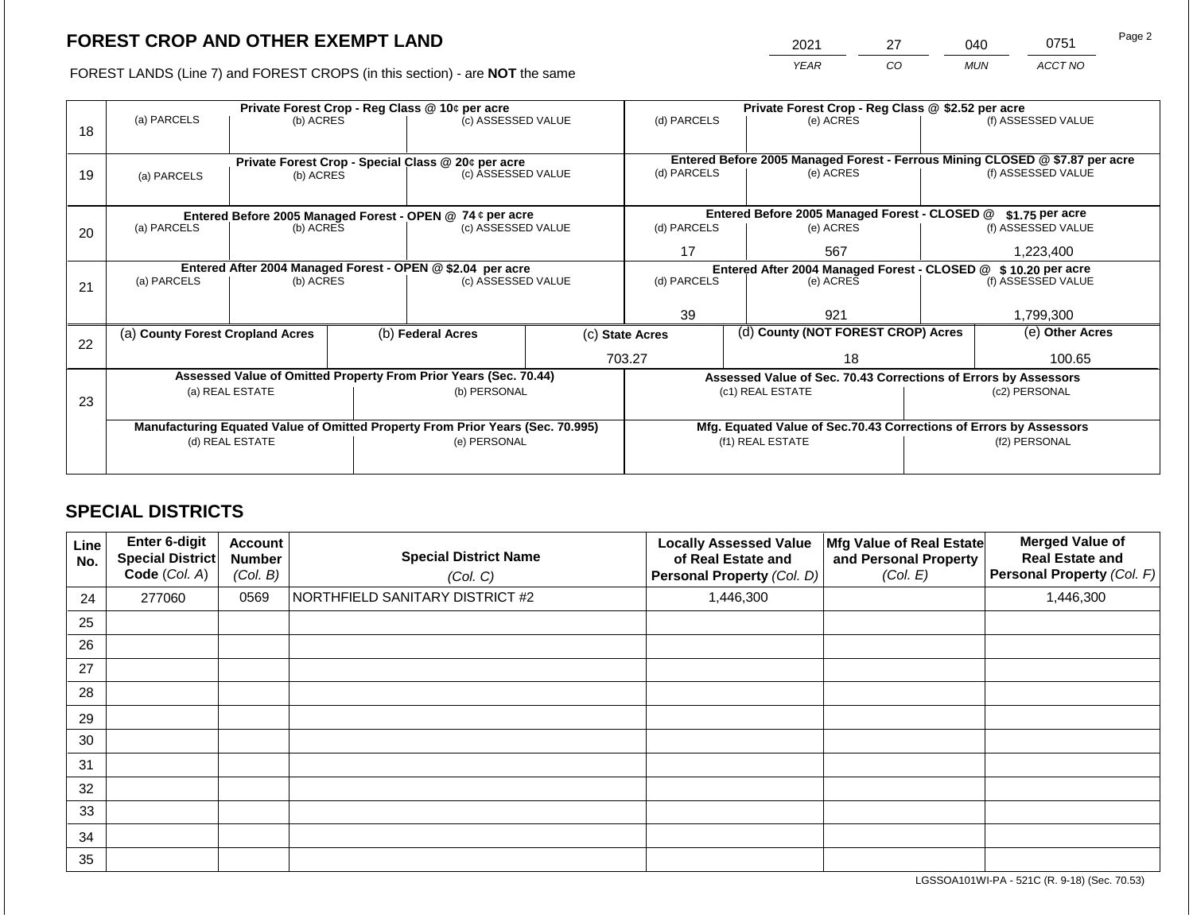# FOREST CROP AND OTHER EXEMPT LAND

| 2021 | 27 | 040 | 0751 |
|---|---|---|---|
| *YEAR* | *CO* | *MUN* | *ACCT NO* |

FOREST LANDS (Line 7) and FOREST CROPS (in this section) - are **NOT** the same

| Line | Private Forest Crop - Reg Class @ 10¢ per acre | | | Private Forest Crop - Reg Class @ $2.52 per acre | | |
|---|---|---|---|---|---|---|
| | (a) PARCELS | (b) ACRES | (c) ASSESSED VALUE | (d) PARCELS | (e) ACRES | (f) ASSESSED VALUE |
| 18 | | | | | | |
| | **Private Forest Crop - Special Class @ 20¢ per acre** | | | **Entered Before 2005 Managed Forest - Ferrous Mining CLOSED @ $7.87 per acre** | | |
| 19 | (a) PARCELS | (b) ACRES | (c) ASSESSED VALUE | (d) PARCELS | (e) ACRES | (f) ASSESSED VALUE |
| | **Entered Before 2005 Managed Forest - OPEN @ 74 ¢ per acre** | | | **Entered Before 2005 Managed Forest - CLOSED @ $1.75 per acre** | | |
| 20 | (a) PARCELS | (b) ACRES | (c) ASSESSED VALUE | (d) PARCELS | (e) ACRES | (f) ASSESSED VALUE |
| | | | | 17 | 567 | 1,223,400 |
| | **Entered After 2004 Managed Forest - OPEN @ $2.04 per acre** | | | **Entered After 2004 Managed Forest - CLOSED @ $ 10.20 per acre** | | |
| 21 | (a) PARCELS | (b) ACRES | (c) ASSESSED VALUE | (d) PARCELS | (e) ACRES | (f) ASSESSED VALUE |
| | | | | 39 | 921 | 1,799,300 |

| Line | (a) County Forest Cropland Acres | (b) Federal Acres | (c) State Acres | (d) County (NOT FOREST CROP) Acres | (e) Other Acres |
|---|---|---|---|---|---|
| 22 | | | 703.27 | 18 | 100.65 |

| Line | Assessed Value of Omitted Property From Prior Years (Sec. 70.44) | | Assessed Value of Sec. 70.43 Corrections of Errors by Assessors | |
|---|---|---|---|---|
| 23 | (a) REAL ESTATE | (b) PERSONAL | (c1) REAL ESTATE | (c2) PERSONAL |
| | | | | |
| | **Manufacturing Equated Value of Omitted Property From Prior Years (Sec. 70.995)** | | **Mfg. Equated Value of Sec.70.43 Corrections of Errors by Assessors** | |
| | (d) REAL ESTATE | (e) PERSONAL | (f1) REAL ESTATE | (f2) PERSONAL |
| | | | | |

## SPECIAL DISTRICTS

| Line No. | Enter 6-digit Special District Code (*Col. A*) | Account Number (*Col. B*) | Special District Name (*Col. C*) | Locally Assessed Value of Real Estate and Personal Property (*Col. D*) | Mfg Value of Real Estate and Personal Property (*Col. E*) | Merged Value of Real Estate and Personal Property (*Col. F*) |
|---|---|---|---|---|---|---|
| 24 | 277060 | 0569 | NORTHFIELD SANITARY DISTRICT #2 | 1,446,300 | | 1,446,300 |
| 25 | | | | | | |
| 26 | | | | | | |
| 27 | | | | | | |
| 28 | | | | | | |
| 29 | | | | | | |
| 30 | | | | | | |
| 31 | | | | | | |
| 32 | | | | | | |
| 33 | | | | | | |
| 34 | | | | | | |
| 35 | | | | | | |

LGSSOA101WI-PA - 521C (R. 9-18) (Sec. 70.53)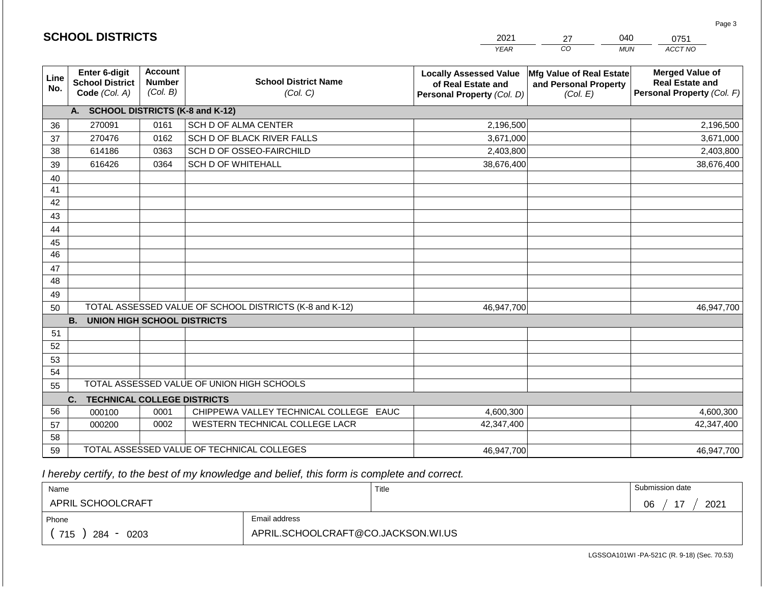# SCHOOL DISTRICTS

| 2021 | 27 | 040 | 0751 |
|---|---|---|---|
| *YEAR* | *CO* | *MUN* | *ACCT NO* |

| Line No. | Enter 6-digit School District Code *(Col. A)* | Account Number *(Col. B)* | School District Name *(Col. C)* | Locally Assessed Value of Real Estate and Personal Property *(Col. D)* | Mfg Value of Real Estate and Personal Property *(Col. E)* | Merged Value of Real Estate and Personal Property *(Col. F)* |
|---|---|---|---|---|---|---|
| | **A. SCHOOL DISTRICTS (K-8 and K-12)** | | | | | |
| 36 | 270091 | 0161 | SCH D OF ALMA CENTER | 2,196,500 | | 2,196,500 |
| 37 | 270476 | 0162 | SCH D OF BLACK RIVER FALLS | 3,671,000 | | 3,671,000 |
| 38 | 614186 | 0363 | SCH D OF OSSEO-FAIRCHILD | 2,403,800 | | 2,403,800 |
| 39 | 616426 | 0364 | SCH D OF WHITEHALL | 38,676,400 | | 38,676,400 |
| 40 | | | | | | |
| 41 | | | | | | |
| 42 | | | | | | |
| 43 | | | | | | |
| 44 | | | | | | |
| 45 | | | | | | |
| 46 | | | | | | |
| 47 | | | | | | |
| 48 | | | | | | |
| 49 | | | | | | |
| 50 | TOTAL ASSESSED VALUE OF SCHOOL DISTRICTS (K-8 and K-12) | | | 46,947,700 | | 46,947,700 |
| | **B. UNION HIGH SCHOOL DISTRICTS** | | | | | |
| 51 | | | | | | |
| 52 | | | | | | |
| 53 | | | | | | |
| 54 | | | | | | |
| 55 | TOTAL ASSESSED VALUE OF UNION HIGH SCHOOLS | | | | | |
| | **C. TECHNICAL COLLEGE DISTRICTS** | | | | | |
| 56 | 000100 | 0001 | CHIPPEWA VALLEY TECHNICAL COLLEGE EAUC | 4,600,300 | | 4,600,300 |
| 57 | 000200 | 0002 | WESTERN TECHNICAL COLLEGE LACR | 42,347,400 | | 42,347,400 |
| 58 | | | | | | |
| 59 | TOTAL ASSESSED VALUE OF TECHNICAL COLLEGES | | | 46,947,700 | | 46,947,700 |

*I hereby certify, to the best of my knowledge and belief, this form is complete and correct.*

| Name | Title | Submission date |
|---|---|---|
| APRIL SCHOOLCRAFT | | 06 / 17 / 2021 |
| **Phone** | **Email address** | |
| ( 715 ) 284 - 0203 | APRIL.SCHOOLCRAFT@CO.JACKSON.WI.US | |

LGSSOA101WI -PA-521C (R. 9-18) (Sec. 70.53)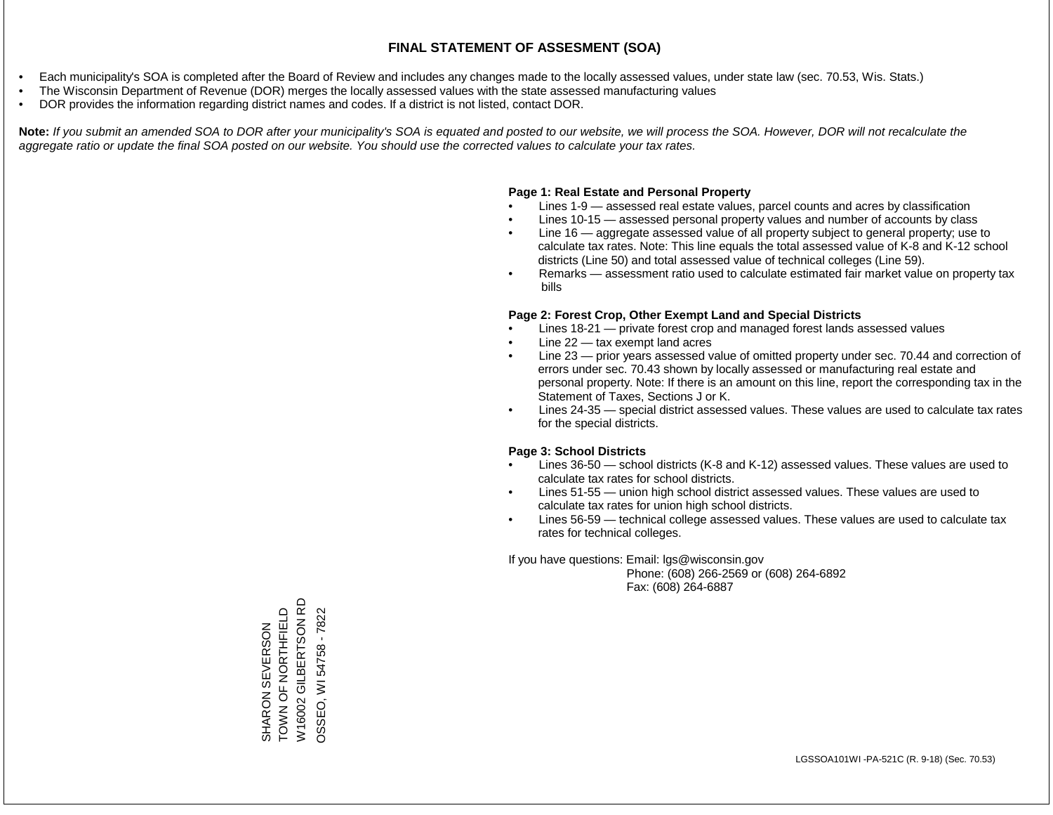# FINAL STATEMENT OF ASSESMENT (SOA)

- Each municipality's SOA is completed after the Board of Review and includes any changes made to the locally assessed values, under state law (sec. 70.53, Wis. Stats.)
- The Wisconsin Department of Revenue (DOR) merges the locally assessed values with the state assessed manufacturing values
- DOR provides the information regarding district names and codes. If a district is not listed, contact DOR.

**Note:** *If you submit an amended SOA to DOR after your municipality's SOA is equated and posted to our website, we will process the SOA. However, DOR will not recalculate the aggregate ratio or update the final SOA posted on our website. You should use the corrected values to calculate your tax rates.*

**Page 1: Real Estate and Personal Property**

- Lines 1-9 — assessed real estate values, parcel counts and acres by classification
- Lines 10-15 — assessed personal property values and number of accounts by class
- Line 16 — aggregate assessed value of all property subject to general property; use to calculate tax rates. Note: This line equals the total assessed value of K-8 and K-12 school districts (Line 50) and total assessed value of technical colleges (Line 59).
- Remarks — assessment ratio used to calculate estimated fair market value on property tax bills

**Page 2: Forest Crop, Other Exempt Land and Special Districts**

- Lines 18-21 — private forest crop and managed forest lands assessed values
- Line 22 — tax exempt land acres
- Line 23 — prior years assessed value of omitted property under sec. 70.44 and correction of errors under sec. 70.43 shown by locally assessed or manufacturing real estate and personal property. Note: If there is an amount on this line, report the corresponding tax in the Statement of Taxes, Sections J or K.
- Lines 24-35 — special district assessed values. These values are used to calculate tax rates for the special districts.

**Page 3: School Districts**

- Lines 36-50 — school districts (K-8 and K-12) assessed values. These values are used to calculate tax rates for school districts.
- Lines 51-55 — union high school district assessed values. These values are used to calculate tax rates for union high school districts.
- Lines 56-59 — technical college assessed values. These values are used to calculate tax rates for technical colleges.

If you have questions: Email: lgs@wisconsin.gov
Phone: (608) 266-2569 or (608) 264-6892
Fax: (608) 264-6887

SHARON SEVERSON
TOWN OF NORTHFIELD
W16002 GILBERTSON RD
OSSEO, WI 54758 - 7822

LGSSOA101WI -PA-521C (R. 9-18) (Sec. 70.53)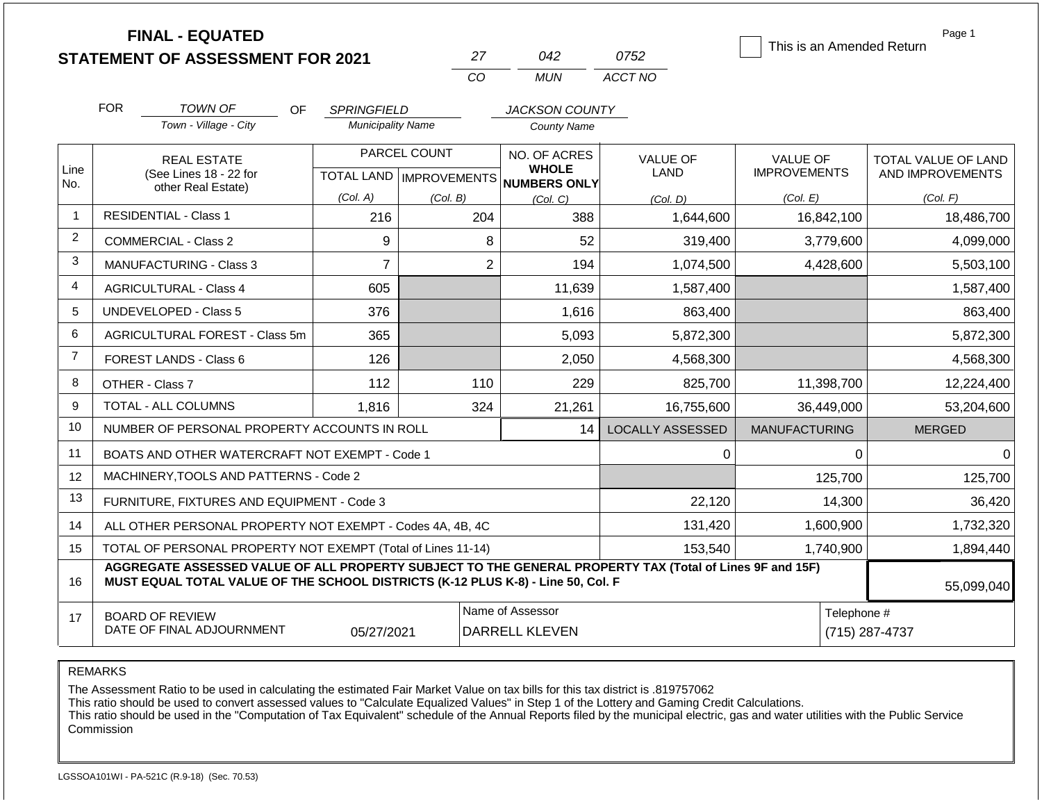# FINAL - EQUATED
# STATEMENT OF ASSESSMENT FOR 2021

| 27 | 042 | 0752 |
|---|---|---|
| CO | MUN | ACCT NO |

☐ This is an Amended Return

Page 1

FOR *TOWN OF* (Town - Village - City) OF *SPRINGFIELD* (Municipality Name) *JACKSON COUNTY* (County Name)

| Line No. | REAL ESTATE (See Lines 18 - 22 for other Real Estate) | PARCEL COUNT TOTAL LAND (Col. A) | PARCEL COUNT IMPROVEMENTS (Col. B) | NO. OF ACRES WHOLE NUMBERS ONLY (Col. C) | VALUE OF LAND (Col. D) | VALUE OF IMPROVEMENTS (Col. E) | TOTAL VALUE OF LAND AND IMPROVEMENTS (Col. F) |
|---|---|---|---|---|---|---|---|
| 1 | RESIDENTIAL - Class 1 | 216 | 204 | 388 | 1,644,600 | 16,842,100 | 18,486,700 |
| 2 | COMMERCIAL - Class 2 | 9 | 8 | 52 | 319,400 | 3,779,600 | 4,099,000 |
| 3 | MANUFACTURING - Class 3 | 7 | 2 | 194 | 1,074,500 | 4,428,600 | 5,503,100 |
| 4 | AGRICULTURAL - Class 4 | 605 | | 11,639 | 1,587,400 | | 1,587,400 |
| 5 | UNDEVELOPED - Class 5 | 376 | | 1,616 | 863,400 | | 863,400 |
| 6 | AGRICULTURAL FOREST - Class 5m | 365 | | 5,093 | 5,872,300 | | 5,872,300 |
| 7 | FOREST LANDS - Class 6 | 126 | | 2,050 | 4,568,300 | | 4,568,300 |
| 8 | OTHER - Class 7 | 112 | 110 | 229 | 825,700 | 11,398,700 | 12,224,400 |
| 9 | TOTAL - ALL COLUMNS | 1,816 | 324 | 21,261 | 16,755,600 | 36,449,000 | 53,204,600 |
| 10 | NUMBER OF PERSONAL PROPERTY ACCOUNTS IN ROLL | | | 14 | LOCALLY ASSESSED | MANUFACTURING | MERGED |
| 11 | BOATS AND OTHER WATERCRAFT NOT EXEMPT - Code 1 | | | | 0 | 0 | 0 |
| 12 | MACHINERY,TOOLS AND PATTERNS - Code 2 | | | | | 125,700 | 125,700 |
| 13 | FURNITURE, FIXTURES AND EQUIPMENT - Code 3 | | | | 22,120 | 14,300 | 36,420 |
| 14 | ALL OTHER PERSONAL PROPERTY NOT EXEMPT - Codes 4A, 4B, 4C | | | | 131,420 | 1,600,900 | 1,732,320 |
| 15 | TOTAL OF PERSONAL PROPERTY NOT EXEMPT (Total of Lines 11-14) | | | | 153,540 | 1,740,900 | 1,894,440 |
| 16 | **AGGREGATE ASSESSED VALUE OF ALL PROPERTY SUBJECT TO THE GENERAL PROPERTY TAX (Total of Lines 9F and 15F) MUST EQUAL TOTAL VALUE OF THE SCHOOL DISTRICTS (K-12 PLUS K-8) - Line 50, Col. F** | | | | | | 55,099,040 |
| 17 | BOARD OF REVIEW DATE OF FINAL ADJOURNMENT | 05/27/2021 | | Name of Assessor: DARRELL KLEVEN | | Telephone #: (715) 287-4737 | |

REMARKS

The Assessment Ratio to be used in calculating the estimated Fair Market Value on tax bills for this tax district is .819757062
This ratio should be used to convert assessed values to "Calculate Equalized Values" in Step 1 of the Lottery and Gaming Credit Calculations.
This ratio should be used in the "Computation of Tax Equivalent" schedule of the Annual Reports filed by the municipal electric, gas and water utilities with the Public Service Commission

LGSSOA101WI - PA-521C (R.9-18) (Sec. 70.53)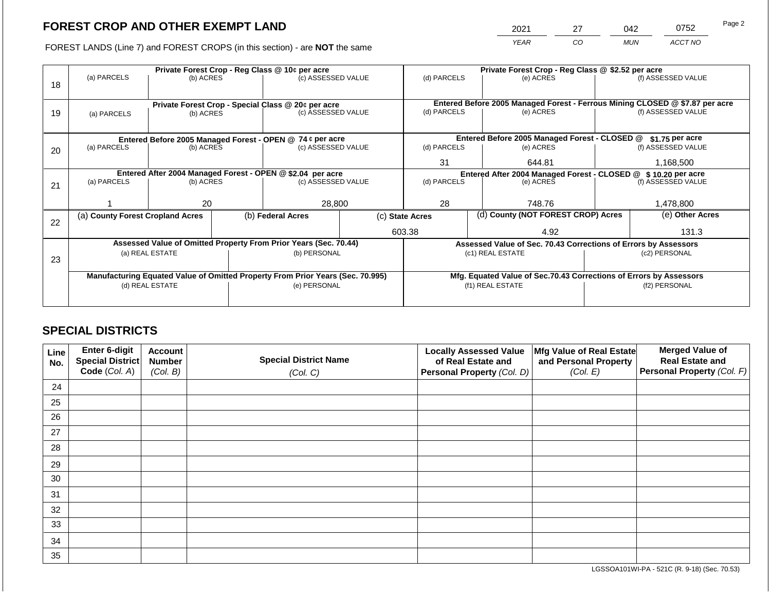# FOREST CROP AND OTHER EXEMPT LAND

| 2021 | 27 | 042 | 0752 |
|---|---|---|---|
| *YEAR* | *CO* | *MUN* | *ACCT NO* |

FOREST LANDS (Line 7) and FOREST CROPS (in this section) - are **NOT** the same

| | Private Forest Crop - Reg Class @ 10¢ per acre | | | Private Forest Crop - Reg Class @ $2.52 per acre | | |
|---|---|---|---|---|---|---|
| 18 | (a) PARCELS | (b) ACRES | (c) ASSESSED VALUE | (d) PARCELS | (e) ACRES | (f) ASSESSED VALUE |
| | | | | | | |
| | **Private Forest Crop - Special Class @ 20¢ per acre** | | | **Entered Before 2005 Managed Forest - Ferrous Mining CLOSED @ $7.87 per acre** | | |
| 19 | (a) PARCELS | (b) ACRES | (c) ASSESSED VALUE | (d) PARCELS | (e) ACRES | (f) ASSESSED VALUE |
| | | | | | | |
| | **Entered Before 2005 Managed Forest - OPEN @ 74 ¢ per acre** | | | **Entered Before 2005 Managed Forest - CLOSED @ $1.75 per acre** | | |
| 20 | (a) PARCELS | (b) ACRES | (c) ASSESSED VALUE | (d) PARCELS | (e) ACRES | (f) ASSESSED VALUE |
| | | | | 31 | 644.81 | 1,168,500 |
| | **Entered After 2004 Managed Forest - OPEN @ $2.04 per acre** | | | **Entered After 2004 Managed Forest - CLOSED @ $ 10.20 per acre** | | |
| 21 | (a) PARCELS | (b) ACRES | (c) ASSESSED VALUE | (d) PARCELS | (e) ACRES | (f) ASSESSED VALUE |
| | 1 | 20 | 28,800 | 28 | 748.76 | 1,478,800 |

| | (a) County Forest Cropland Acres | (b) Federal Acres | (c) State Acres | (d) County (NOT FOREST CROP) Acres | (e) Other Acres |
|---|---|---|---|---|---|
| 22 | | | 603.38 | 4.92 | 131.3 |

| | Assessed Value of Omitted Property From Prior Years (Sec. 70.44) | | Assessed Value of Sec. 70.43 Corrections of Errors by Assessors | |
|---|---|---|---|---|
| 23 | (a) REAL ESTATE | (b) PERSONAL | (c1) REAL ESTATE | (c2) PERSONAL |
| | | | | |
| | **Manufacturing Equated Value of Omitted Property From Prior Years (Sec. 70.995)** | | **Mfg. Equated Value of Sec.70.43 Corrections of Errors by Assessors** | |
| | (d) REAL ESTATE | (e) PERSONAL | (f1) REAL ESTATE | (f2) PERSONAL |
| | | | | |

## SPECIAL DISTRICTS

| Line No. | Enter 6-digit Special District Code (Col. A) | Account Number (Col. B) | Special District Name (Col. C) | Locally Assessed Value of Real Estate and Personal Property (Col. D) | Mfg Value of Real Estate and Personal Property (Col. E) | Merged Value of Real Estate and Personal Property (Col. F) |
|---|---|---|---|---|---|---|
| 24 | | | | | | |
| 25 | | | | | | |
| 26 | | | | | | |
| 27 | | | | | | |
| 28 | | | | | | |
| 29 | | | | | | |
| 30 | | | | | | |
| 31 | | | | | | |
| 32 | | | | | | |
| 33 | | | | | | |
| 34 | | | | | | |
| 35 | | | | | | |

LGSSOA101WI-PA - 521C (R. 9-18) (Sec. 70.53)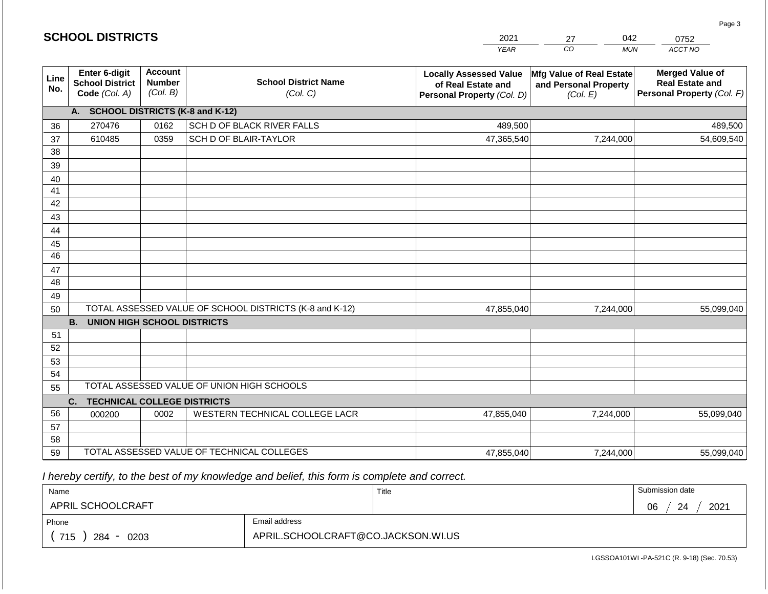## SCHOOL DISTRICTS

| 2021 | 27 | 042 | 0752 |
|---|---|---|---|
| *YEAR* | *CO* | *MUN* | *ACCT NO* |

| Line No. | Enter 6-digit School District Code *(Col. A)* | Account Number *(Col. B)* | School District Name *(Col. C)* | Locally Assessed Value of Real Estate and Personal Property *(Col. D)* | Mfg Value of Real Estate and Personal Property *(Col. E)* | Merged Value of Real Estate and Personal Property *(Col. F)* |
|---|---|---|---|---|---|---|
| | **A. SCHOOL DISTRICTS (K-8 and K-12)** | | | | | |
| 36 | 270476 | 0162 | SCH D OF BLACK RIVER FALLS | 489,500 | | 489,500 |
| 37 | 610485 | 0359 | SCH D OF BLAIR-TAYLOR | 47,365,540 | 7,244,000 | 54,609,540 |
| 38 | | | | | | |
| 39 | | | | | | |
| 40 | | | | | | |
| 41 | | | | | | |
| 42 | | | | | | |
| 43 | | | | | | |
| 44 | | | | | | |
| 45 | | | | | | |
| 46 | | | | | | |
| 47 | | | | | | |
| 48 | | | | | | |
| 49 | | | | | | |
| 50 | TOTAL ASSESSED VALUE OF SCHOOL DISTRICTS (K-8 and K-12) | | | 47,855,040 | 7,244,000 | 55,099,040 |
| | **B. UNION HIGH SCHOOL DISTRICTS** | | | | | |
| 51 | | | | | | |
| 52 | | | | | | |
| 53 | | | | | | |
| 54 | | | | | | |
| 55 | TOTAL ASSESSED VALUE OF UNION HIGH SCHOOLS | | | | | |
| | **C. TECHNICAL COLLEGE DISTRICTS** | | | | | |
| 56 | 000200 | 0002 | WESTERN TECHNICAL COLLEGE LACR | 47,855,040 | 7,244,000 | 55,099,040 |
| 57 | | | | | | |
| 58 | | | | | | |
| 59 | TOTAL ASSESSED VALUE OF TECHNICAL COLLEGES | | | 47,855,040 | 7,244,000 | 55,099,040 |

*I hereby certify, to the best of my knowledge and belief, this form is complete and correct.*

| Name | Title | Submission date |
|---|---|---|
| APRIL SCHOOLCRAFT | | 06 / 24 / 2021 |

| Phone | Email address |
|---|---|
| ( 715 ) 284 - 0203 | APRIL.SCHOOLCRAFT@CO.JACKSON.WI.US |

LGSSOA101WI -PA-521C (R. 9-18) (Sec. 70.53)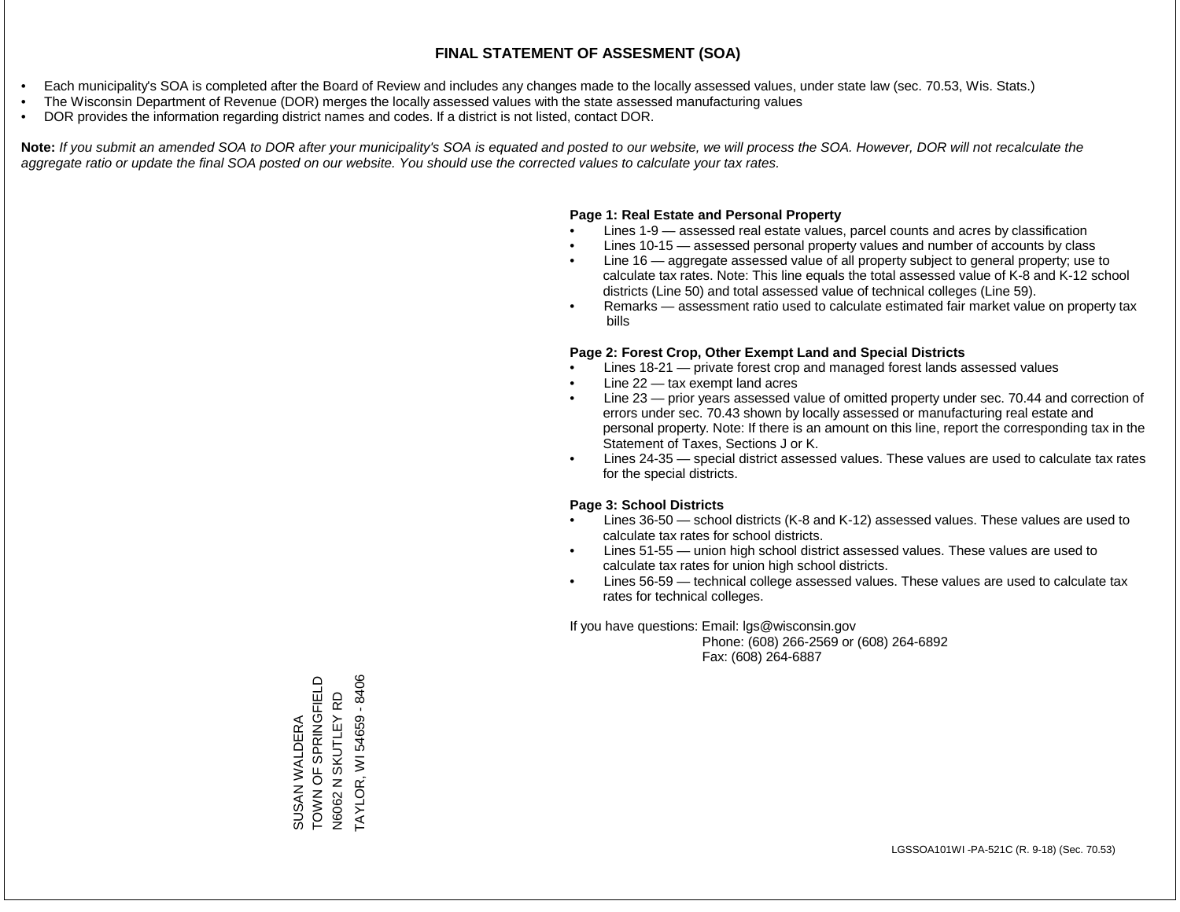# FINAL STATEMENT OF ASSESMENT (SOA)

- Each municipality's SOA is completed after the Board of Review and includes any changes made to the locally assessed values, under state law (sec. 70.53, Wis. Stats.)
- The Wisconsin Department of Revenue (DOR) merges the locally assessed values with the state assessed manufacturing values
- DOR provides the information regarding district names and codes. If a district is not listed, contact DOR.

**Note:** *If you submit an amended SOA to DOR after your municipality's SOA is equated and posted to our website, we will process the SOA. However, DOR will not recalculate the aggregate ratio or update the final SOA posted on our website. You should use the corrected values to calculate your tax rates.*

**Page 1: Real Estate and Personal Property**

- Lines 1-9 — assessed real estate values, parcel counts and acres by classification
- Lines 10-15 — assessed personal property values and number of accounts by class
- Line 16 — aggregate assessed value of all property subject to general property; use to calculate tax rates. Note: This line equals the total assessed value of K-8 and K-12 school districts (Line 50) and total assessed value of technical colleges (Line 59).
- Remarks — assessment ratio used to calculate estimated fair market value on property tax bills

**Page 2: Forest Crop, Other Exempt Land and Special Districts**

- Lines 18-21 — private forest crop and managed forest lands assessed values
- Line 22 — tax exempt land acres
- Line 23 — prior years assessed value of omitted property under sec. 70.44 and correction of errors under sec. 70.43 shown by locally assessed or manufacturing real estate and personal property. Note: If there is an amount on this line, report the corresponding tax in the Statement of Taxes, Sections J or K.
- Lines 24-35 — special district assessed values. These values are used to calculate tax rates for the special districts.

**Page 3: School Districts**

- Lines 36-50 — school districts (K-8 and K-12) assessed values. These values are used to calculate tax rates for school districts.
- Lines 51-55 — union high school district assessed values. These values are used to calculate tax rates for union high school districts.
- Lines 56-59 — technical college assessed values. These values are used to calculate tax rates for technical colleges.

If you have questions: Email: lgs@wisconsin.gov
Phone: (608) 266-2569 or (608) 264-6892
Fax: (608) 264-6887

SUSAN WALDERA
TOWN OF SPRINGFIELD
N6062 N SKUTLEY RD
TAYLOR, WI 54659 - 8406

LGSSOA101WI -PA-521C (R. 9-18) (Sec. 70.53)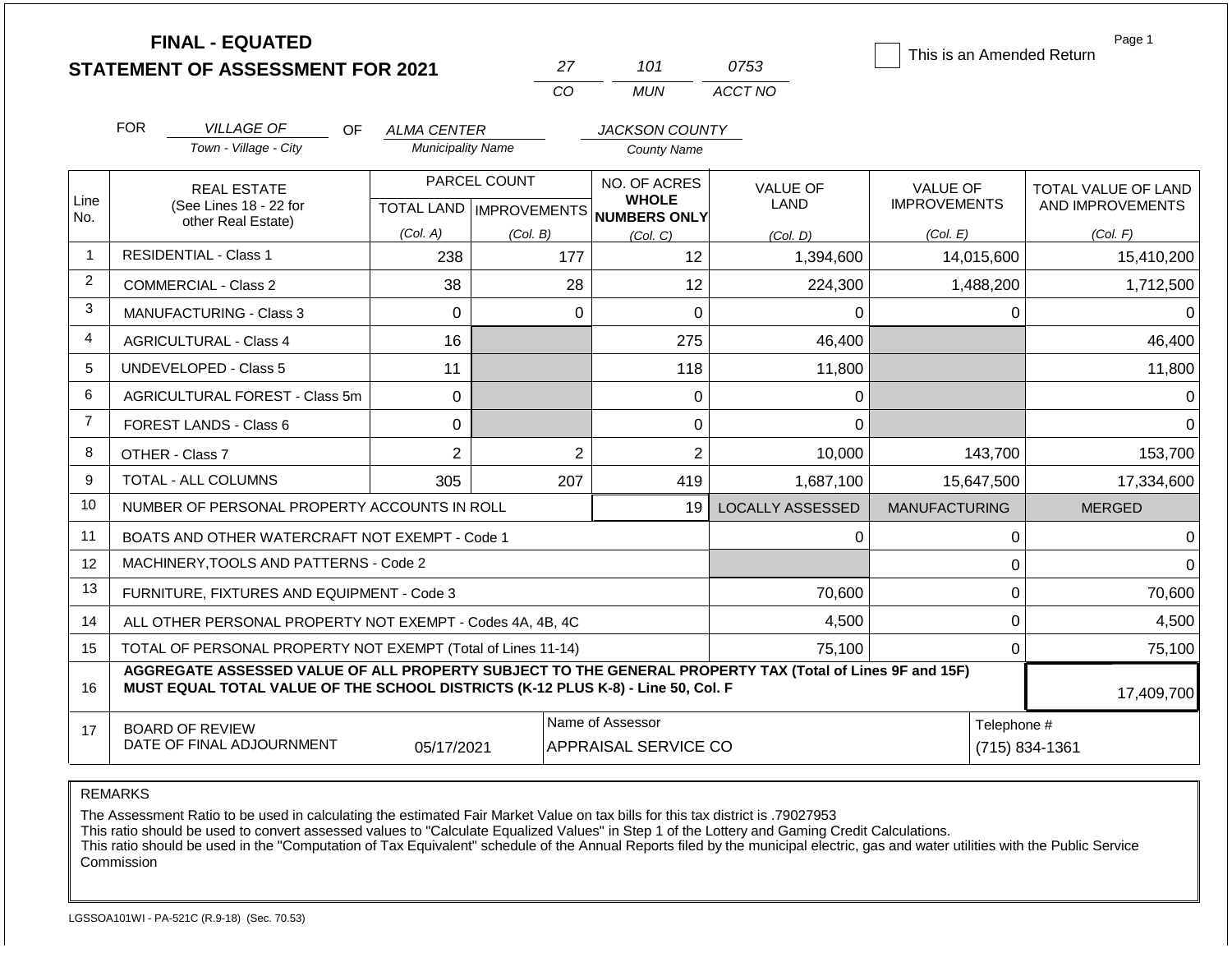# FINAL - EQUATED
## STATEMENT OF ASSESSMENT FOR 2021

| 27 | 101 | 0753 |
|---|---|---|
| CO | MUN | ACCT NO |

☐ This is an Amended Return

FOR *VILLAGE OF* (Town - Village - City) OF *ALMA CENTER* (Municipality Name) *JACKSON COUNTY* (County Name)

| Line No. | REAL ESTATE (See Lines 18 - 22 for other Real Estate) | PARCEL COUNT TOTAL LAND (Col. A) | PARCEL COUNT IMPROVEMENTS (Col. B) | NO. OF ACRES WHOLE NUMBERS ONLY (Col. C) | VALUE OF LAND (Col. D) | VALUE OF IMPROVEMENTS (Col. E) | TOTAL VALUE OF LAND AND IMPROVEMENTS (Col. F) |
|---|---|---|---|---|---|---|---|
| 1 | RESIDENTIAL - Class 1 | 238 | 177 | 12 | 1,394,600 | 14,015,600 | 15,410,200 |
| 2 | COMMERCIAL - Class 2 | 38 | 28 | 12 | 224,300 | 1,488,200 | 1,712,500 |
| 3 | MANUFACTURING - Class 3 | 0 | 0 | 0 | 0 | 0 | 0 |
| 4 | AGRICULTURAL - Class 4 | 16 | | 275 | 46,400 | | 46,400 |
| 5 | UNDEVELOPED - Class 5 | 11 | | 118 | 11,800 | | 11,800 |
| 6 | AGRICULTURAL FOREST - Class 5m | 0 | | 0 | 0 | | 0 |
| 7 | FOREST LANDS - Class 6 | 0 | | 0 | 0 | | 0 |
| 8 | OTHER - Class 7 | 2 | 2 | 2 | 10,000 | 143,700 | 153,700 |
| 9 | TOTAL - ALL COLUMNS | 305 | 207 | 419 | 1,687,100 | 15,647,500 | 17,334,600 |
| 10 | NUMBER OF PERSONAL PROPERTY ACCOUNTS IN ROLL | | | 19 | LOCALLY ASSESSED | MANUFACTURING | MERGED |
| 11 | BOATS AND OTHER WATERCRAFT NOT EXEMPT - Code 1 | | | | 0 | 0 | 0 |
| 12 | MACHINERY,TOOLS AND PATTERNS - Code 2 | | | | | 0 | 0 |
| 13 | FURNITURE, FIXTURES AND EQUIPMENT - Code 3 | | | | 70,600 | 0 | 70,600 |
| 14 | ALL OTHER PERSONAL PROPERTY NOT EXEMPT - Codes 4A, 4B, 4C | | | | 4,500 | 0 | 4,500 |
| 15 | TOTAL OF PERSONAL PROPERTY NOT EXEMPT (Total of Lines 11-14) | | | | 75,100 | 0 | 75,100 |
| 16 | **AGGREGATE ASSESSED VALUE OF ALL PROPERTY SUBJECT TO THE GENERAL PROPERTY TAX (Total of Lines 9F and 15F) MUST EQUAL TOTAL VALUE OF THE SCHOOL DISTRICTS (K-12 PLUS K-8) - Line 50, Col. F** | | | | | | 17,409,700 |
| 17 | BOARD OF REVIEW DATE OF FINAL ADJOURNMENT | 05/17/2021 | | Name of Assessor: APPRAISAL SERVICE CO | | Telephone #: (715) 834-1361 | |

REMARKS

The Assessment Ratio to be used in calculating the estimated Fair Market Value on tax bills for this tax district is .79027953
This ratio should be used to convert assessed values to "Calculate Equalized Values" in Step 1 of the Lottery and Gaming Credit Calculations.
This ratio should be used in the "Computation of Tax Equivalent" schedule of the Annual Reports filed by the municipal electric, gas and water utilities with the Public Service Commission

LGSSOA101WI - PA-521C (R.9-18) (Sec. 70.53)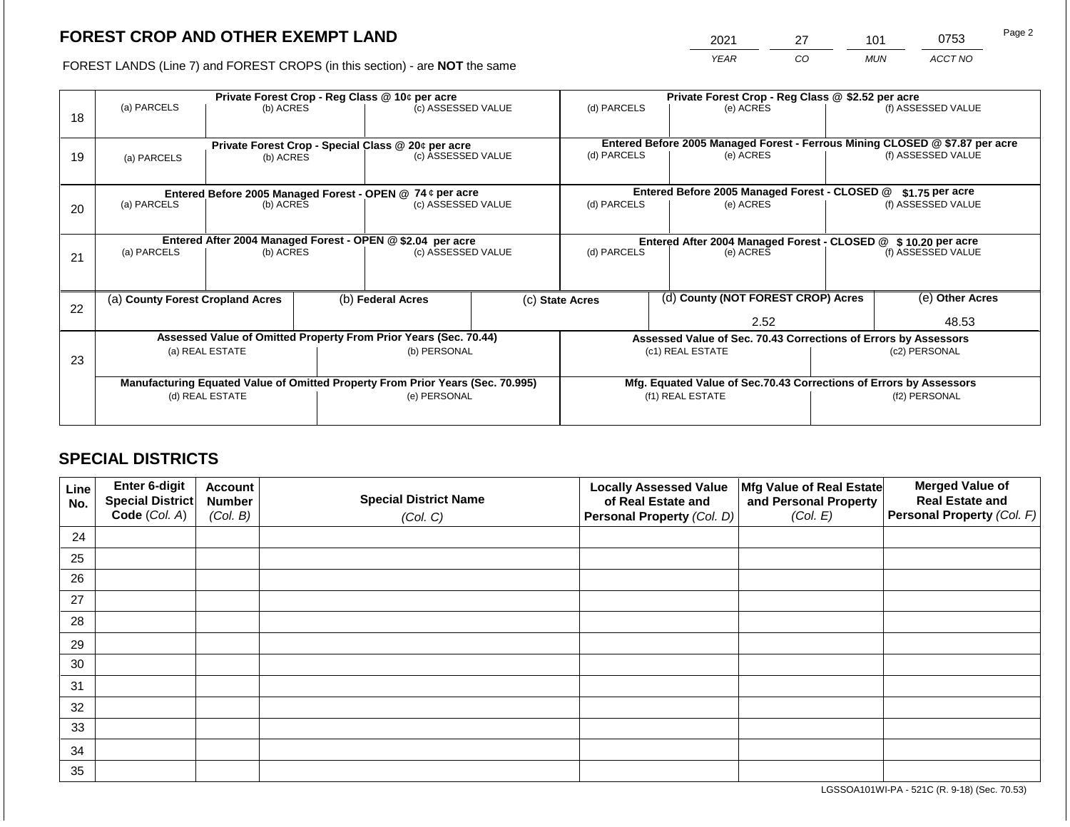# FOREST CROP AND OTHER EXEMPT LAND

FOREST LANDS (Line 7) and FOREST CROPS (in this section) - are **NOT** the same

| YEAR | CO | MUN | ACCT NO |
|---|---|---|---|
| 2021 | 27 | 101 | 0753 |

| Line | Private Forest Crop - Reg Class @ 10¢ per acre | | | Private Forest Crop - Reg Class @ $2.52 per acre | | |
|---|---|---|---|---|---|---|
| | (a) PARCELS | (b) ACRES | (c) ASSESSED VALUE | (d) PARCELS | (e) ACRES | (f) ASSESSED VALUE |
| 18 | | | | | | |
| | **Private Forest Crop - Special Class @ 20¢ per acre** | | | **Entered Before 2005 Managed Forest - Ferrous Mining CLOSED @ $7.87 per acre** | | |
| | (a) PARCELS | (b) ACRES | (c) ASSESSED VALUE | (d) PARCELS | (e) ACRES | (f) ASSESSED VALUE |
| 19 | | | | | | |
| | **Entered Before 2005 Managed Forest - OPEN @ 74 ¢ per acre** | | | **Entered Before 2005 Managed Forest - CLOSED @ $1.75 per acre** | | |
| | (a) PARCELS | (b) ACRES | (c) ASSESSED VALUE | (d) PARCELS | (e) ACRES | (f) ASSESSED VALUE |
| 20 | | | | | | |
| | **Entered After 2004 Managed Forest - OPEN @ $2.04 per acre** | | | **Entered After 2004 Managed Forest - CLOSED @ $ 10.20 per acre** | | |
| | (a) PARCELS | (b) ACRES | (c) ASSESSED VALUE | (d) PARCELS | (e) ACRES | (f) ASSESSED VALUE |
| 21 | | | | | | |

| Line | (a) County Forest Cropland Acres | (b) Federal Acres | (c) State Acres | (d) County (NOT FOREST CROP) Acres | (e) Other Acres |
|---|---|---|---|---|---|
| 22 | | | | 2.52 | 48.53 |

| Line | Assessed Value of Omitted Property From Prior Years (Sec. 70.44) | | Assessed Value of Sec. 70.43 Corrections of Errors by Assessors | |
|---|---|---|---|---|
| | (a) REAL ESTATE | (b) PERSONAL | (c1) REAL ESTATE | (c2) PERSONAL |
| 23 | | | | |
| | **Manufacturing Equated Value of Omitted Property From Prior Years (Sec. 70.995)** | | **Mfg. Equated Value of Sec.70.43 Corrections of Errors by Assessors** | |
| | (d) REAL ESTATE | (e) PERSONAL | (f1) REAL ESTATE | (f2) PERSONAL |
| | | | | |

## SPECIAL DISTRICTS

| Line No. | Enter 6-digit Special District Code (Col. A) | Account Number (Col. B) | Special District Name (Col. C) | Locally Assessed Value of Real Estate and Personal Property (Col. D) | Mfg Value of Real Estate and Personal Property (Col. E) | Merged Value of Real Estate and Personal Property (Col. F) |
|---|---|---|---|---|---|---|
| 24 | | | | | | |
| 25 | | | | | | |
| 26 | | | | | | |
| 27 | | | | | | |
| 28 | | | | | | |
| 29 | | | | | | |
| 30 | | | | | | |
| 31 | | | | | | |
| 32 | | | | | | |
| 33 | | | | | | |
| 34 | | | | | | |
| 35 | | | | | | |

LGSSOA101WI-PA - 521C (R. 9-18) (Sec. 70.53)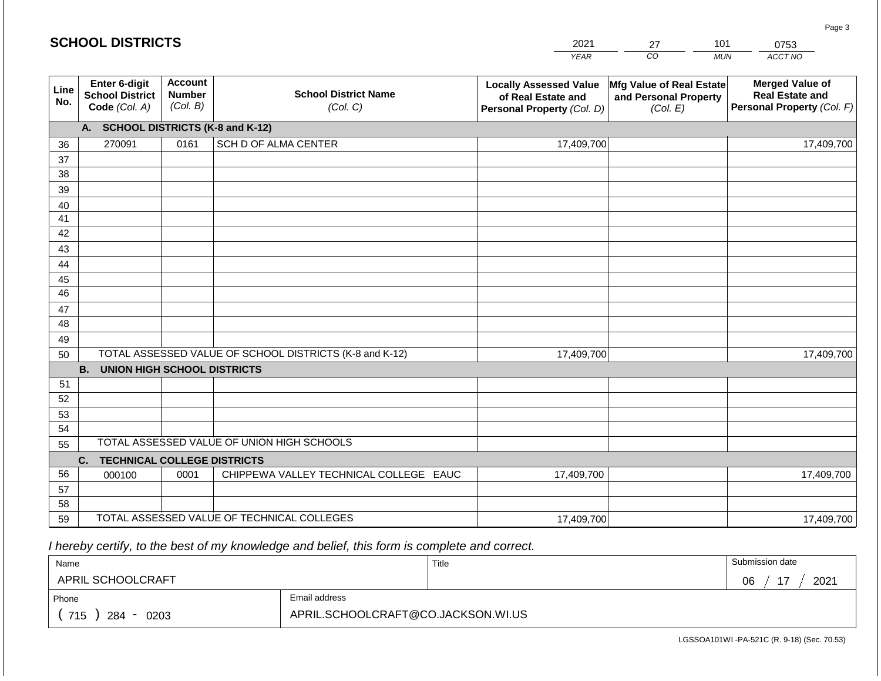## SCHOOL DISTRICTS

| 2021 | 27 | 101 | 0753 |
|---|---|---|---|
| YEAR | CO | MUN | ACCT NO |

| Line No. | Enter 6-digit School District Code (Col. A) | Account Number (Col. B) | School District Name (Col. C) | Locally Assessed Value of Real Estate and Personal Property (Col. D) | Mfg Value of Real Estate and Personal Property (Col. E) | Merged Value of Real Estate and Personal Property (Col. F) |
|---|---|---|---|---|---|---|
| | **A. SCHOOL DISTRICTS (K-8 and K-12)** | | | | | |
| 36 | 270091 | 0161 | SCH D OF ALMA CENTER | 17,409,700 | | 17,409,700 |
| 37 | | | | | | |
| 38 | | | | | | |
| 39 | | | | | | |
| 40 | | | | | | |
| 41 | | | | | | |
| 42 | | | | | | |
| 43 | | | | | | |
| 44 | | | | | | |
| 45 | | | | | | |
| 46 | | | | | | |
| 47 | | | | | | |
| 48 | | | | | | |
| 49 | | | | | | |
| 50 | TOTAL ASSESSED VALUE OF SCHOOL DISTRICTS (K-8 and K-12) | | | 17,409,700 | | 17,409,700 |
| | **B. UNION HIGH SCHOOL DISTRICTS** | | | | | |
| 51 | | | | | | |
| 52 | | | | | | |
| 53 | | | | | | |
| 54 | | | | | | |
| 55 | TOTAL ASSESSED VALUE OF UNION HIGH SCHOOLS | | | | | |
| | **C. TECHNICAL COLLEGE DISTRICTS** | | | | | |
| 56 | 000100 | 0001 | CHIPPEWA VALLEY TECHNICAL COLLEGE EAUC | 17,409,700 | | 17,409,700 |
| 57 | | | | | | |
| 58 | | | | | | |
| 59 | TOTAL ASSESSED VALUE OF TECHNICAL COLLEGES | | | 17,409,700 | | 17,409,700 |

*I hereby certify, to the best of my knowledge and belief, this form is complete and correct.*

| Name | Title | Submission date |
|---|---|---|
| APRIL SCHOOLCRAFT | | 06 / 17 / 2021 |
| Phone | Email address | |
| ( 715 ) 284 - 0203 | APRIL.SCHOOLCRAFT@CO.JACKSON.WI.US | |

LGSSOA101WI -PA-521C (R. 9-18) (Sec. 70.53)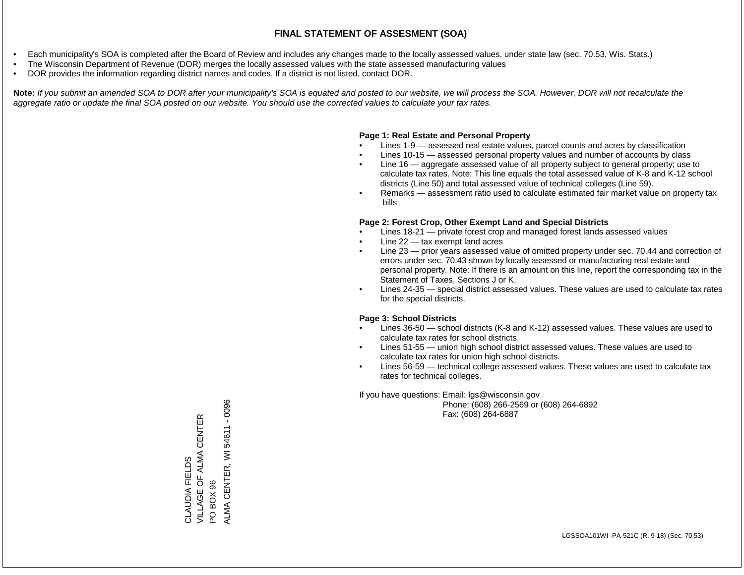# FINAL STATEMENT OF ASSESMENT (SOA)

- Each municipality's SOA is completed after the Board of Review and includes any changes made to the locally assessed values, under state law (sec. 70.53, Wis. Stats.)
- The Wisconsin Department of Revenue (DOR) merges the locally assessed values with the state assessed manufacturing values
- DOR provides the information regarding district names and codes. If a district is not listed, contact DOR.

**Note:** *If you submit an amended SOA to DOR after your municipality's SOA is equated and posted to our website, we will process the SOA. However, DOR will not recalculate the aggregate ratio or update the final SOA posted on our website. You should use the corrected values to calculate your tax rates.*

**Page 1: Real Estate and Personal Property**

- Lines 1-9 — assessed real estate values, parcel counts and acres by classification
- Lines 10-15 — assessed personal property values and number of accounts by class
- Line 16 — aggregate assessed value of all property subject to general property; use to calculate tax rates. Note: This line equals the total assessed value of K-8 and K-12 school districts (Line 50) and total assessed value of technical colleges (Line 59).
- Remarks — assessment ratio used to calculate estimated fair market value on property tax bills

**Page 2: Forest Crop, Other Exempt Land and Special Districts**

- Lines 18-21 — private forest crop and managed forest lands assessed values
- Line 22 — tax exempt land acres
- Line 23 — prior years assessed value of omitted property under sec. 70.44 and correction of errors under sec. 70.43 shown by locally assessed or manufacturing real estate and personal property. Note: If there is an amount on this line, report the corresponding tax in the Statement of Taxes, Sections J or K.
- Lines 24-35 — special district assessed values. These values are used to calculate tax rates for the special districts.

**Page 3: School Districts**

- Lines 36-50 — school districts (K-8 and K-12) assessed values. These values are used to calculate tax rates for school districts.
- Lines 51-55 — union high school district assessed values. These values are used to calculate tax rates for union high school districts.
- Lines 56-59 — technical college assessed values. These values are used to calculate tax rates for technical colleges.

If you have questions: Email: lgs@wisconsin.gov
Phone: (608) 266-2569 or (608) 264-6892
Fax: (608) 264-6887

CLAUDIA FIELDS
VILLAGE OF ALMA CENTER
PO BOX 96
ALMA CENTER, WI 54611 - 0096

LGSSOA101WI -PA-521C (R. 9-18) (Sec. 70.53)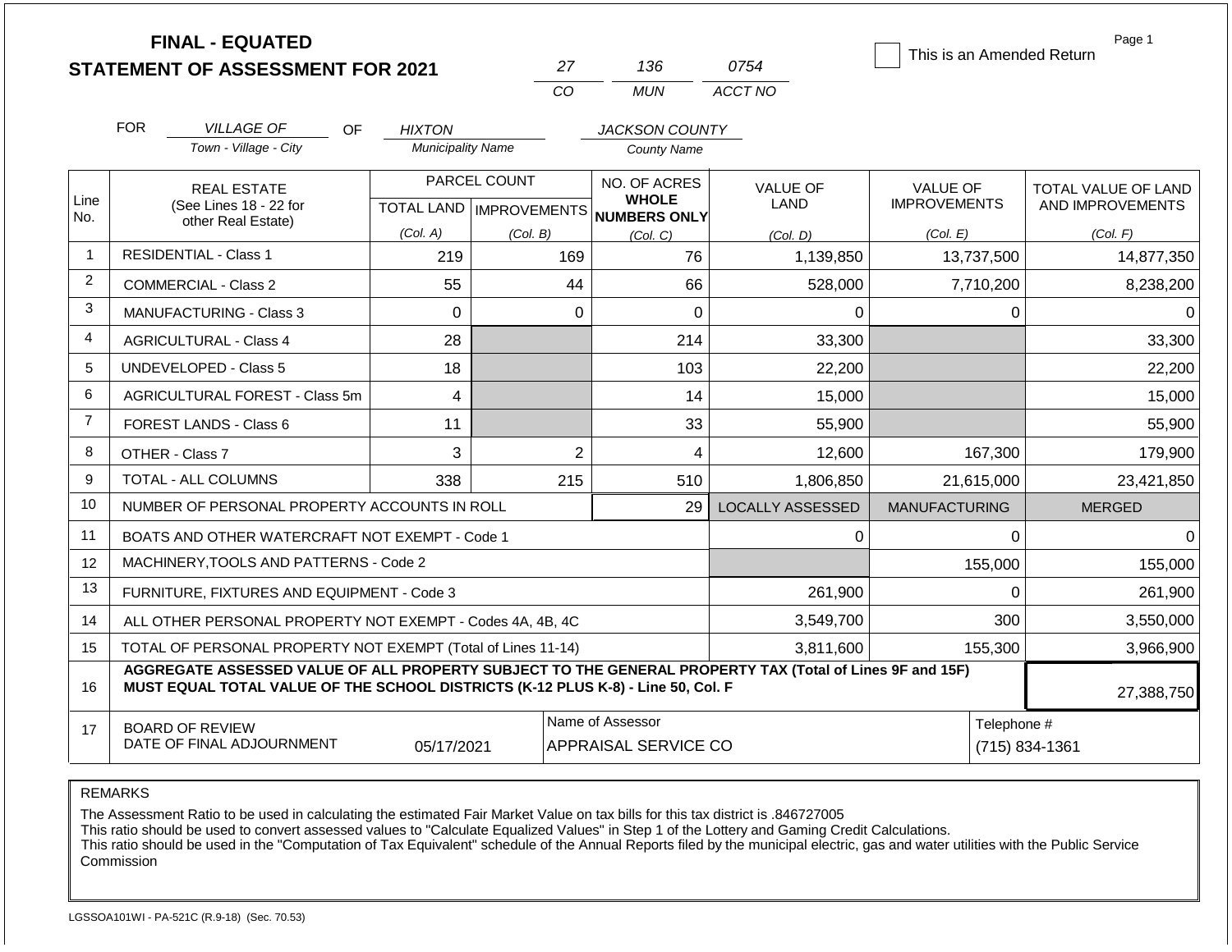**FINAL - EQUATED**
**STATEMENT OF ASSESSMENT FOR 2021**

| 27 | 136 | 0754 |
|---|---|---|
| CO | MUN | ACCT NO |

☐ This is an Amended Return

Page 1

FOR *VILLAGE OF* (Town - Village - City) OF *HIXTON* (Municipality Name) *JACKSON COUNTY* (County Name)

| Line No. | REAL ESTATE (See Lines 18 - 22 for other Real Estate) | PARCEL COUNT TOTAL LAND (Col. A) | PARCEL COUNT IMPROVEMENTS (Col. B) | NO. OF ACRES WHOLE NUMBERS ONLY (Col. C) | VALUE OF LAND (Col. D) | VALUE OF IMPROVEMENTS (Col. E) | TOTAL VALUE OF LAND AND IMPROVEMENTS (Col. F) |
|---|---|---|---|---|---|---|---|
| 1 | RESIDENTIAL - Class 1 | 219 | 169 | 76 | 1,139,850 | 13,737,500 | 14,877,350 |
| 2 | COMMERCIAL - Class 2 | 55 | 44 | 66 | 528,000 | 7,710,200 | 8,238,200 |
| 3 | MANUFACTURING - Class 3 | 0 | 0 | 0 | 0 | 0 | 0 |
| 4 | AGRICULTURAL - Class 4 | 28 | | 214 | 33,300 | | 33,300 |
| 5 | UNDEVELOPED - Class 5 | 18 | | 103 | 22,200 | | 22,200 |
| 6 | AGRICULTURAL FOREST - Class 5m | 4 | | 14 | 15,000 | | 15,000 |
| 7 | FOREST LANDS - Class 6 | 11 | | 33 | 55,900 | | 55,900 |
| 8 | OTHER - Class 7 | 3 | 2 | 4 | 12,600 | 167,300 | 179,900 |
| 9 | TOTAL - ALL COLUMNS | 338 | 215 | 510 | 1,806,850 | 21,615,000 | 23,421,850 |
| 10 | NUMBER OF PERSONAL PROPERTY ACCOUNTS IN ROLL | | | 29 | LOCALLY ASSESSED | MANUFACTURING | MERGED |
| 11 | BOATS AND OTHER WATERCRAFT NOT EXEMPT - Code 1 | | | | 0 | 0 | 0 |
| 12 | MACHINERY,TOOLS AND PATTERNS - Code 2 | | | | | 155,000 | 155,000 |
| 13 | FURNITURE, FIXTURES AND EQUIPMENT - Code 3 | | | | 261,900 | 0 | 261,900 |
| 14 | ALL OTHER PERSONAL PROPERTY NOT EXEMPT - Codes 4A, 4B, 4C | | | | 3,549,700 | 300 | 3,550,000 |
| 15 | TOTAL OF PERSONAL PROPERTY NOT EXEMPT (Total of Lines 11-14) | | | | 3,811,600 | 155,300 | 3,966,900 |
| 16 | **AGGREGATE ASSESSED VALUE OF ALL PROPERTY SUBJECT TO THE GENERAL PROPERTY TAX (Total of Lines 9F and 15F) MUST EQUAL TOTAL VALUE OF THE SCHOOL DISTRICTS (K-12 PLUS K-8) - Line 50, Col. F** | | | | | | 27,388,750 |
| 17 | BOARD OF REVIEW DATE OF FINAL ADJOURNMENT | 05/17/2021 | | Name of Assessor: APPRAISAL SERVICE CO | | | Telephone #: (715) 834-1361 |

REMARKS

The Assessment Ratio to be used in calculating the estimated Fair Market Value on tax bills for this tax district is .846727005
This ratio should be used to convert assessed values to "Calculate Equalized Values" in Step 1 of the Lottery and Gaming Credit Calculations.
This ratio should be used in the "Computation of Tax Equivalent" schedule of the Annual Reports filed by the municipal electric, gas and water utilities with the Public Service Commission

LGSSOA101WI - PA-521C (R.9-18) (Sec. 70.53)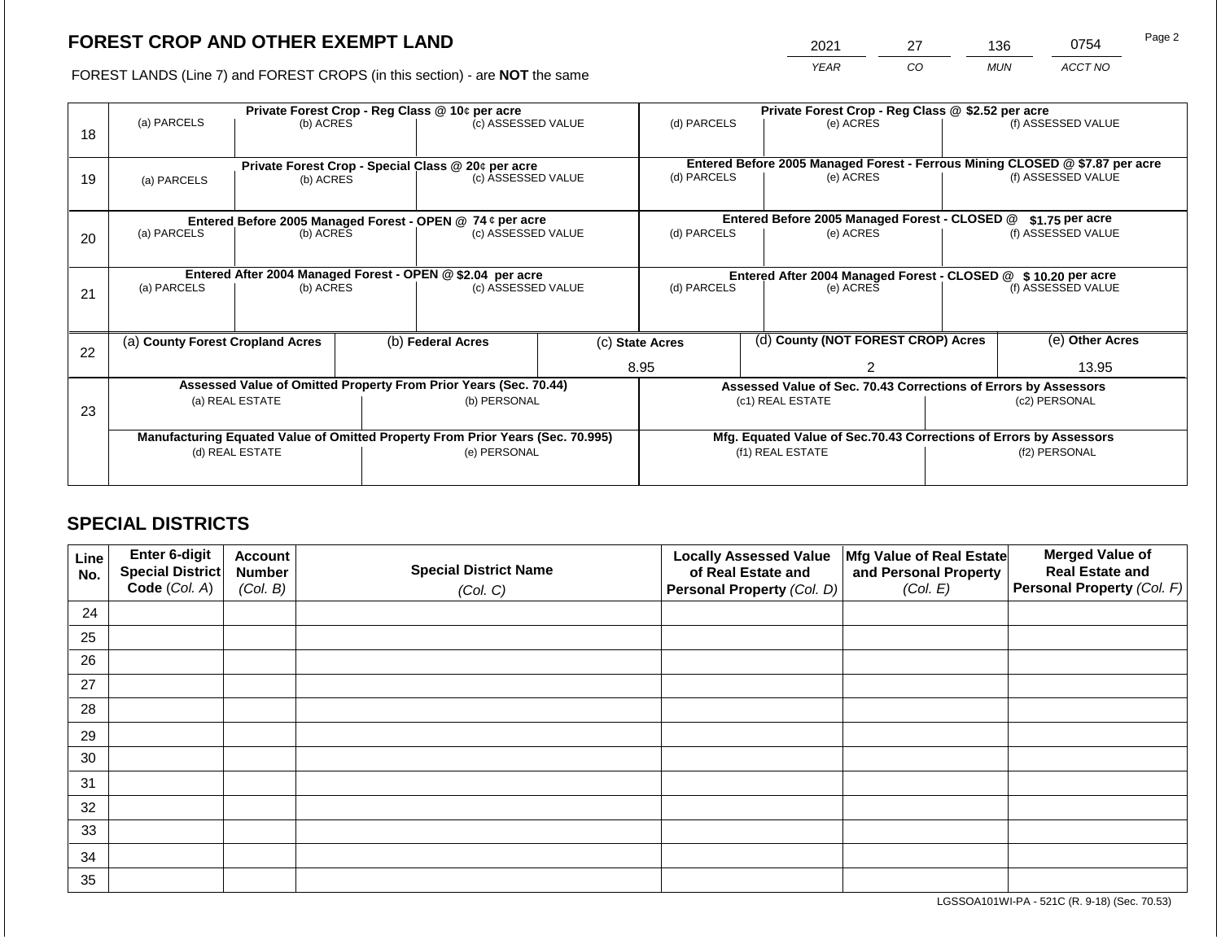# FOREST CROP AND OTHER EXEMPT LAND

FOREST LANDS (Line 7) and FOREST CROPS (in this section) - are **NOT** the same

| 2021 | 27 | 136 | 0754 |
|---|---|---|---|
| *YEAR* | *CO* | *MUN* | *ACCT NO* |

| | Private Forest Crop - Reg Class @ 10¢ per acre | | | Private Forest Crop - Reg Class @ $2.52 per acre | | |
|---|---|---|---|---|---|---|
| 18 | (a) PARCELS | (b) ACRES | (c) ASSESSED VALUE | (d) PARCELS | (e) ACRES | (f) ASSESSED VALUE |
| | | | | | | |
| | **Private Forest Crop - Special Class @ 20¢ per acre** | | | **Entered Before 2005 Managed Forest - Ferrous Mining CLOSED @ $7.87 per acre** | | |
| 19 | (a) PARCELS | (b) ACRES | (c) ASSESSED VALUE | (d) PARCELS | (e) ACRES | (f) ASSESSED VALUE |
| | | | | | | |
| | **Entered Before 2005 Managed Forest - OPEN @ 74 ¢ per acre** | | | **Entered Before 2005 Managed Forest - CLOSED @ $1.75 per acre** | | |
| 20 | (a) PARCELS | (b) ACRES | (c) ASSESSED VALUE | (d) PARCELS | (e) ACRES | (f) ASSESSED VALUE |
| | | | | | | |
| | **Entered After 2004 Managed Forest - OPEN @ $2.04 per acre** | | | **Entered After 2004 Managed Forest - CLOSED @ $ 10.20 per acre** | | |
| 21 | (a) PARCELS | (b) ACRES | (c) ASSESSED VALUE | (d) PARCELS | (e) ACRES | (f) ASSESSED VALUE |
| | | | | | | |

| 22 | (a) **County Forest Cropland Acres** | (b) **Federal Acres** | (c) **State Acres** | (d) **County (NOT FOREST CROP) Acres** | (e) **Other Acres** |
|---|---|---|---|---|---|
| | | | 8.95 | 2 | 13.95 |

| 23 | **Assessed Value of Omitted Property From Prior Years (Sec. 70.44)** | | **Assessed Value of Sec. 70.43 Corrections of Errors by Assessors** | |
|---|---|---|---|---|
| | (a) REAL ESTATE | (b) PERSONAL | (c1) REAL ESTATE | (c2) PERSONAL |
| | | | | |
| | **Manufacturing Equated Value of Omitted Property From Prior Years (Sec. 70.995)** | | **Mfg. Equated Value of Sec.70.43 Corrections of Errors by Assessors** | |
| | (d) REAL ESTATE | (e) PERSONAL | (f1) REAL ESTATE | (f2) PERSONAL |
| | | | | |

## SPECIAL DISTRICTS

| Line No. | Enter 6-digit Special District Code (*Col. A*) | Account Number (*Col. B*) | Special District Name (*Col. C*) | Locally Assessed Value of Real Estate and Personal Property (*Col. D*) | Mfg Value of Real Estate and Personal Property (*Col. E*) | Merged Value of Real Estate and Personal Property (*Col. F*) |
|---|---|---|---|---|---|---|
| 24 | | | | | | |
| 25 | | | | | | |
| 26 | | | | | | |
| 27 | | | | | | |
| 28 | | | | | | |
| 29 | | | | | | |
| 30 | | | | | | |
| 31 | | | | | | |
| 32 | | | | | | |
| 33 | | | | | | |
| 34 | | | | | | |
| 35 | | | | | | |

LGSSOA101WI-PA - 521C (R. 9-18) (Sec. 70.53)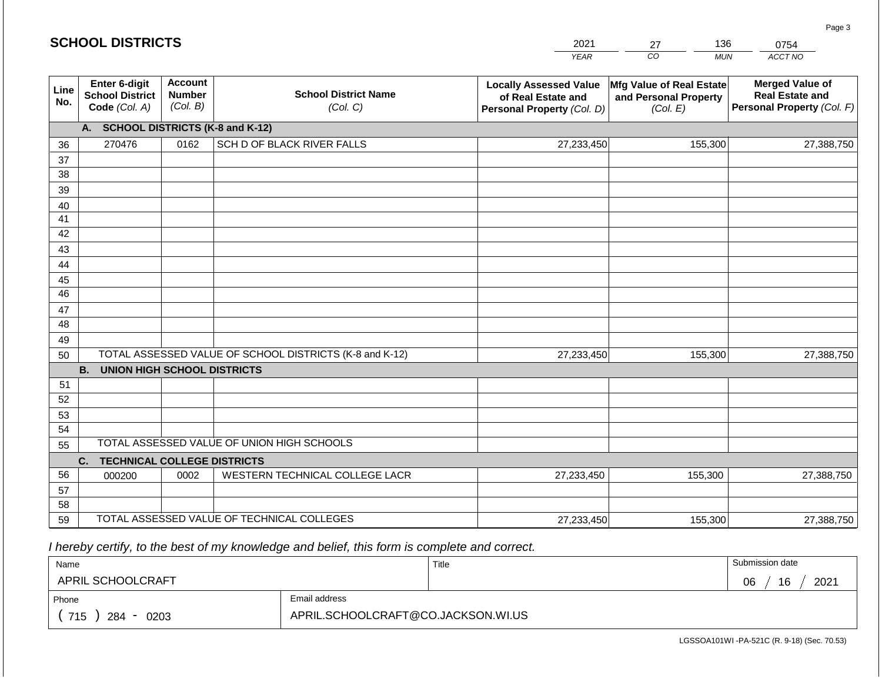# SCHOOL DISTRICTS

| 2021 | 27 | 136 | 0754 |
|---|---|---|---|
| YEAR | CO | MUN | ACCT NO |

| Line No. | Enter 6-digit School District Code (Col. A) | Account Number (Col. B) | School District Name (Col. C) | Locally Assessed Value of Real Estate and Personal Property (Col. D) | Mfg Value of Real Estate and Personal Property (Col. E) | Merged Value of Real Estate and Personal Property (Col. F) |
|---|---|---|---|---|---|---|
| | **A. SCHOOL DISTRICTS (K-8 and K-12)** | | | | | |
| 36 | 270476 | 0162 | SCH D OF BLACK RIVER FALLS | 27,233,450 | 155,300 | 27,388,750 |
| 37 | | | | | | |
| 38 | | | | | | |
| 39 | | | | | | |
| 40 | | | | | | |
| 41 | | | | | | |
| 42 | | | | | | |
| 43 | | | | | | |
| 44 | | | | | | |
| 45 | | | | | | |
| 46 | | | | | | |
| 47 | | | | | | |
| 48 | | | | | | |
| 49 | | | | | | |
| 50 | TOTAL ASSESSED VALUE OF SCHOOL DISTRICTS (K-8 and K-12) | | | 27,233,450 | 155,300 | 27,388,750 |
| | **B. UNION HIGH SCHOOL DISTRICTS** | | | | | |
| 51 | | | | | | |
| 52 | | | | | | |
| 53 | | | | | | |
| 54 | | | | | | |
| 55 | TOTAL ASSESSED VALUE OF UNION HIGH SCHOOLS | | | | | |
| | **C. TECHNICAL COLLEGE DISTRICTS** | | | | | |
| 56 | 000200 | 0002 | WESTERN TECHNICAL COLLEGE LACR | 27,233,450 | 155,300 | 27,388,750 |
| 57 | | | | | | |
| 58 | | | | | | |
| 59 | TOTAL ASSESSED VALUE OF TECHNICAL COLLEGES | | | 27,233,450 | 155,300 | 27,388,750 |

*I hereby certify, to the best of my knowledge and belief, this form is complete and correct.*

| Name | Title | Submission date |
|---|---|---|
| APRIL SCHOOLCRAFT | | 06 / 16 / 2021 |
| **Phone** | **Email address** | |
| ( 715 ) 284 - 0203 | APRIL.SCHOOLCRAFT@CO.JACKSON.WI.US | |

LGSSOA101WI -PA-521C (R. 9-18) (Sec. 70.53)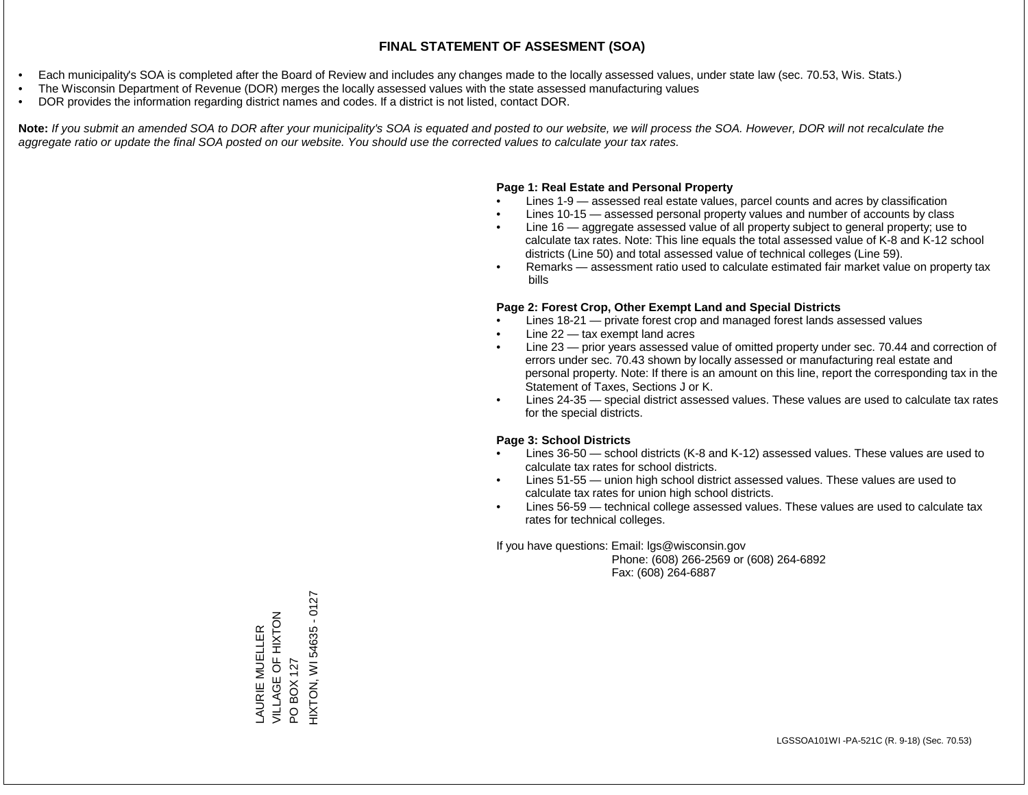# FINAL STATEMENT OF ASSESMENT (SOA)

- Each municipality's SOA is completed after the Board of Review and includes any changes made to the locally assessed values, under state law (sec. 70.53, Wis. Stats.)
- The Wisconsin Department of Revenue (DOR) merges the locally assessed values with the state assessed manufacturing values
- DOR provides the information regarding district names and codes. If a district is not listed, contact DOR.

**Note:** *If you submit an amended SOA to DOR after your municipality's SOA is equated and posted to our website, we will process the SOA. However, DOR will not recalculate the aggregate ratio or update the final SOA posted on our website. You should use the corrected values to calculate your tax rates.*

**Page 1: Real Estate and Personal Property**

- Lines 1-9 — assessed real estate values, parcel counts and acres by classification
- Lines 10-15 — assessed personal property values and number of accounts by class
- Line 16 — aggregate assessed value of all property subject to general property; use to calculate tax rates. Note: This line equals the total assessed value of K-8 and K-12 school districts (Line 50) and total assessed value of technical colleges (Line 59).
- Remarks — assessment ratio used to calculate estimated fair market value on property tax bills

**Page 2: Forest Crop, Other Exempt Land and Special Districts**

- Lines 18-21 — private forest crop and managed forest lands assessed values
- Line 22 — tax exempt land acres
- Line 23 — prior years assessed value of omitted property under sec. 70.44 and correction of errors under sec. 70.43 shown by locally assessed or manufacturing real estate and personal property. Note: If there is an amount on this line, report the corresponding tax in the Statement of Taxes, Sections J or K.
- Lines 24-35 — special district assessed values. These values are used to calculate tax rates for the special districts.

**Page 3: School Districts**

- Lines 36-50 — school districts (K-8 and K-12) assessed values. These values are used to calculate tax rates for school districts.
- Lines 51-55 — union high school district assessed values. These values are used to calculate tax rates for union high school districts.
- Lines 56-59 — technical college assessed values. These values are used to calculate tax rates for technical colleges.

If you have questions: Email: lgs@wisconsin.gov
Phone: (608) 266-2569 or (608) 264-6892
Fax: (608) 264-6887

LAURIE MUELLER
VILLAGE OF HIXTON
PO BOX 127
HIXTON, WI 54635 - 0127

LGSSOA101WI -PA-521C (R. 9-18) (Sec. 70.53)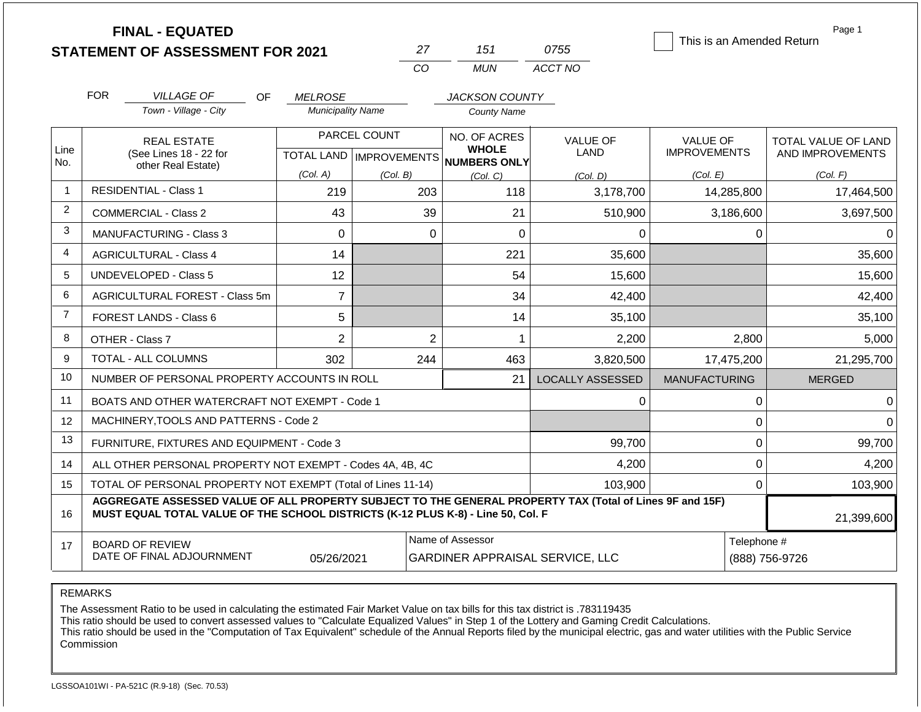# FINAL - EQUATED
# STATEMENT OF ASSESSMENT FOR 2021

| 27 | 151 | 0755 |
|---|---|---|
| CO | MUN | ACCT NO |

☐ This is an Amended Return

Page 1

FOR *VILLAGE OF* (Town - Village - City) OF *MELROSE* (Municipality Name) *JACKSON COUNTY* (County Name)

| Line No. | REAL ESTATE (See Lines 18 - 22 for other Real Estate) | PARCEL COUNT TOTAL LAND (Col. A) | PARCEL COUNT IMPROVEMENTS (Col. B) | NO. OF ACRES WHOLE NUMBERS ONLY (Col. C) | VALUE OF LAND (Col. D) | VALUE OF IMPROVEMENTS (Col. E) | TOTAL VALUE OF LAND AND IMPROVEMENTS (Col. F) |
|---|---|---|---|---|---|---|---|
| 1 | RESIDENTIAL - Class 1 | 219 | 203 | 118 | 3,178,700 | 14,285,800 | 17,464,500 |
| 2 | COMMERCIAL - Class 2 | 43 | 39 | 21 | 510,900 | 3,186,600 | 3,697,500 |
| 3 | MANUFACTURING - Class 3 | 0 | 0 | 0 | 0 | 0 | 0 |
| 4 | AGRICULTURAL - Class 4 | 14 | | 221 | 35,600 | | 35,600 |
| 5 | UNDEVELOPED - Class 5 | 12 | | 54 | 15,600 | | 15,600 |
| 6 | AGRICULTURAL FOREST - Class 5m | 7 | | 34 | 42,400 | | 42,400 |
| 7 | FOREST LANDS - Class 6 | 5 | | 14 | 35,100 | | 35,100 |
| 8 | OTHER - Class 7 | 2 | 2 | 1 | 2,200 | 2,800 | 5,000 |
| 9 | TOTAL - ALL COLUMNS | 302 | 244 | 463 | 3,820,500 | 17,475,200 | 21,295,700 |
| 10 | NUMBER OF PERSONAL PROPERTY ACCOUNTS IN ROLL | | | 21 | LOCALLY ASSESSED | MANUFACTURING | MERGED |
| 11 | BOATS AND OTHER WATERCRAFT NOT EXEMPT - Code 1 | | | | 0 | 0 | 0 |
| 12 | MACHINERY,TOOLS AND PATTERNS - Code 2 | | | | | 0 | 0 |
| 13 | FURNITURE, FIXTURES AND EQUIPMENT - Code 3 | | | | 99,700 | 0 | 99,700 |
| 14 | ALL OTHER PERSONAL PROPERTY NOT EXEMPT - Codes 4A, 4B, 4C | | | | 4,200 | 0 | 4,200 |
| 15 | TOTAL OF PERSONAL PROPERTY NOT EXEMPT (Total of Lines 11-14) | | | | 103,900 | 0 | 103,900 |
| 16 | **AGGREGATE ASSESSED VALUE OF ALL PROPERTY SUBJECT TO THE GENERAL PROPERTY TAX (Total of Lines 9F and 15F) MUST EQUAL TOTAL VALUE OF THE SCHOOL DISTRICTS (K-12 PLUS K-8) - Line 50, Col. F** | | | | | | 21,399,600 |
| 17 | BOARD OF REVIEW DATE OF FINAL ADJOURNMENT | 05/26/2021 | | Name of Assessor: GARDINER APPRAISAL SERVICE, LLC | | | Telephone #: (888) 756-9726 |

REMARKS

The Assessment Ratio to be used in calculating the estimated Fair Market Value on tax bills for this tax district is .783119435
This ratio should be used to convert assessed values to "Calculate Equalized Values" in Step 1 of the Lottery and Gaming Credit Calculations.
This ratio should be used in the "Computation of Tax Equivalent" schedule of the Annual Reports filed by the municipal electric, gas and water utilities with the Public Service Commission

LGSSOA101WI - PA-521C (R.9-18) (Sec. 70.53)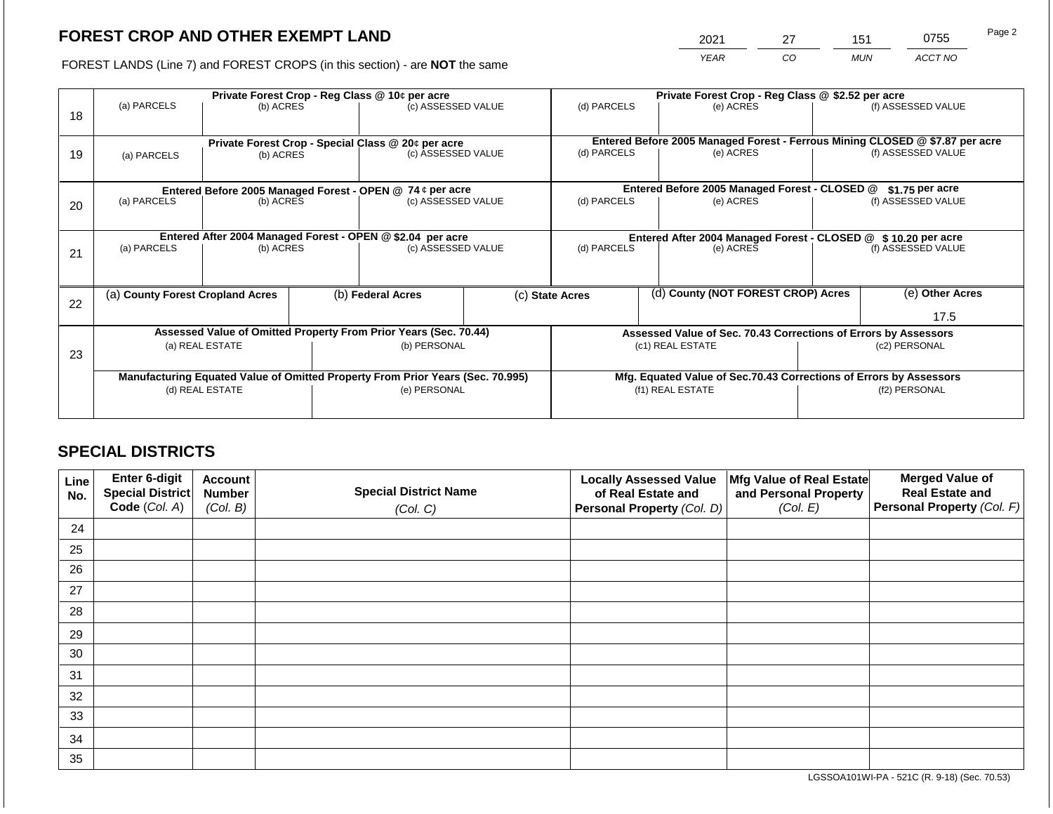## FOREST CROP AND OTHER EXEMPT LAND

FOREST LANDS (Line 7) and FOREST CROPS (in this section) - are **NOT** the same

| 2021 | 27 | 151 | 0755 |
|---|---|---|---|
| *YEAR* | *CO* | *MUN* | *ACCT NO* |

| Line | Private Forest Crop - Reg Class @ 10¢ per acre | | | Private Forest Crop - Reg Class @ $2.52 per acre | | |
|---|---|---|---|---|---|---|
| | (a) PARCELS | (b) ACRES | (c) ASSESSED VALUE | (d) PARCELS | (e) ACRES | (f) ASSESSED VALUE |
| 18 | | | | | | |
| | **Private Forest Crop - Special Class @ 20¢ per acre** | | | **Entered Before 2005 Managed Forest - Ferrous Mining CLOSED @ $7.87 per acre** | | |
| 19 | (a) PARCELS | (b) ACRES | (c) ASSESSED VALUE | (d) PARCELS | (e) ACRES | (f) ASSESSED VALUE |
| | **Entered Before 2005 Managed Forest - OPEN @ 74 ¢ per acre** | | | **Entered Before 2005 Managed Forest - CLOSED @ $1.75 per acre** | | |
| 20 | (a) PARCELS | (b) ACRES | (c) ASSESSED VALUE | (d) PARCELS | (e) ACRES | (f) ASSESSED VALUE |
| | **Entered After 2004 Managed Forest - OPEN @ $2.04 per acre** | | | **Entered After 2004 Managed Forest - CLOSED @ $ 10.20 per acre** | | |
| 21 | (a) PARCELS | (b) ACRES | (c) ASSESSED VALUE | (d) PARCELS | (e) ACRES | (f) ASSESSED VALUE |

| Line | (a) County Forest Cropland Acres | (b) Federal Acres | (c) State Acres | (d) County (NOT FOREST CROP) Acres | (e) Other Acres |
|---|---|---|---|---|---|
| 22 | | | | | 17.5 |

| Line | Assessed Value of Omitted Property From Prior Years (Sec. 70.44) | | Assessed Value of Sec. 70.43 Corrections of Errors by Assessors | |
|---|---|---|---|---|
| 23 | (a) REAL ESTATE | (b) PERSONAL | (c1) REAL ESTATE | (c2) PERSONAL |
| | | | | |
| | **Manufacturing Equated Value of Omitted Property From Prior Years (Sec. 70.995)** | | **Mfg. Equated Value of Sec.70.43 Corrections of Errors by Assessors** | |
| | (d) REAL ESTATE | (e) PERSONAL | (f1) REAL ESTATE | (f2) PERSONAL |
| | | | | |

## SPECIAL DISTRICTS

| Line No. | Enter 6-digit Special District Code (Col. A) | Account Number (Col. B) | Special District Name (Col. C) | Locally Assessed Value of Real Estate and Personal Property (Col. D) | Mfg Value of Real Estate and Personal Property (Col. E) | Merged Value of Real Estate and Personal Property (Col. F) |
|---|---|---|---|---|---|---|
| 24 | | | | | | |
| 25 | | | | | | |
| 26 | | | | | | |
| 27 | | | | | | |
| 28 | | | | | | |
| 29 | | | | | | |
| 30 | | | | | | |
| 31 | | | | | | |
| 32 | | | | | | |
| 33 | | | | | | |
| 34 | | | | | | |
| 35 | | | | | | |

LGSSOA101WI-PA - 521C (R. 9-18) (Sec. 70.53)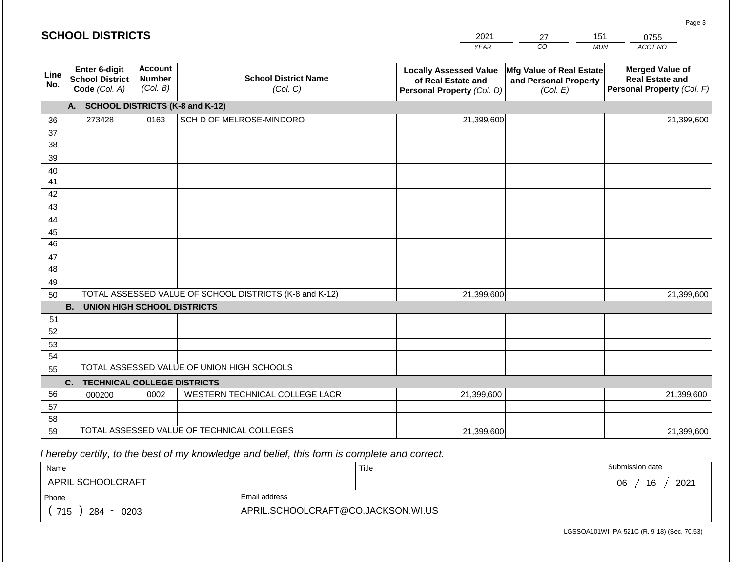## SCHOOL DISTRICTS

| 2021 | 27 | 151 | 0755 |
|---|---|---|---|
| YEAR | CO | MUN | ACCT NO |

| Line No. | Enter 6-digit School District Code (Col. A) | Account Number (Col. B) | School District Name (Col. C) | Locally Assessed Value of Real Estate and Personal Property (Col. D) | Mfg Value of Real Estate and Personal Property (Col. E) | Merged Value of Real Estate and Personal Property (Col. F) |
|---|---|---|---|---|---|---|
| | **A. SCHOOL DISTRICTS (K-8 and K-12)** | | | | | |
| 36 | 273428 | 0163 | SCH D OF MELROSE-MINDORO | 21,399,600 | | 21,399,600 |
| 37 | | | | | | |
| 38 | | | | | | |
| 39 | | | | | | |
| 40 | | | | | | |
| 41 | | | | | | |
| 42 | | | | | | |
| 43 | | | | | | |
| 44 | | | | | | |
| 45 | | | | | | |
| 46 | | | | | | |
| 47 | | | | | | |
| 48 | | | | | | |
| 49 | | | | | | |
| 50 | TOTAL ASSESSED VALUE OF SCHOOL DISTRICTS (K-8 and K-12) | | | 21,399,600 | | 21,399,600 |
| | **B. UNION HIGH SCHOOL DISTRICTS** | | | | | |
| 51 | | | | | | |
| 52 | | | | | | |
| 53 | | | | | | |
| 54 | | | | | | |
| 55 | TOTAL ASSESSED VALUE OF UNION HIGH SCHOOLS | | | | | |
| | **C. TECHNICAL COLLEGE DISTRICTS** | | | | | |
| 56 | 000200 | 0002 | WESTERN TECHNICAL COLLEGE LACR | 21,399,600 | | 21,399,600 |
| 57 | | | | | | |
| 58 | | | | | | |
| 59 | TOTAL ASSESSED VALUE OF TECHNICAL COLLEGES | | | 21,399,600 | | 21,399,600 |

*I hereby certify, to the best of my knowledge and belief, this form is complete and correct.*

| Name | Title | Submission date |
|---|---|---|
| APRIL SCHOOLCRAFT | | 06 / 16 / 2021 |

| Phone | Email address |
|---|---|
| ( 715 ) 284 - 0203 | APRIL.SCHOOLCRAFT@CO.JACKSON.WI.US |

LGSSOA101WI -PA-521C (R. 9-18) (Sec. 70.53)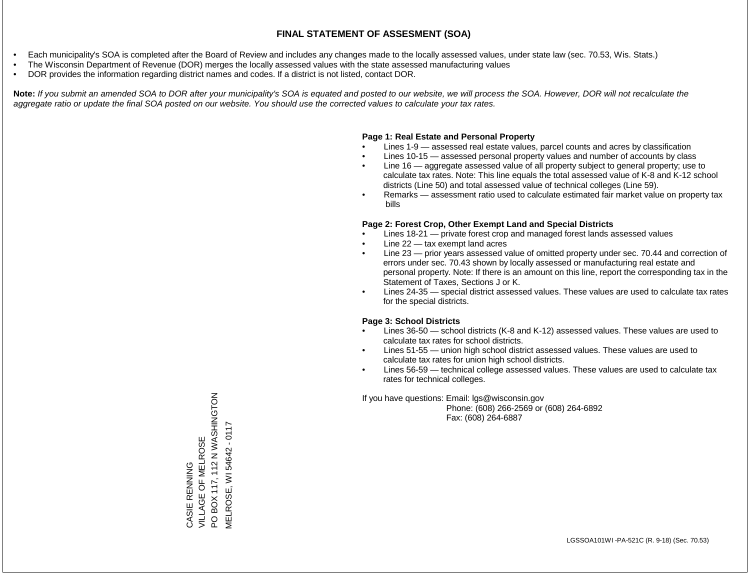# FINAL STATEMENT OF ASSESMENT (SOA)

- Each municipality's SOA is completed after the Board of Review and includes any changes made to the locally assessed values, under state law (sec. 70.53, Wis. Stats.)
- The Wisconsin Department of Revenue (DOR) merges the locally assessed values with the state assessed manufacturing values
- DOR provides the information regarding district names and codes. If a district is not listed, contact DOR.

**Note:** *If you submit an amended SOA to DOR after your municipality's SOA is equated and posted to our website, we will process the SOA. However, DOR will not recalculate the aggregate ratio or update the final SOA posted on our website. You should use the corrected values to calculate your tax rates.*

**Page 1: Real Estate and Personal Property**

- Lines 1-9 — assessed real estate values, parcel counts and acres by classification
- Lines 10-15 — assessed personal property values and number of accounts by class
- Line 16 — aggregate assessed value of all property subject to general property; use to calculate tax rates. Note: This line equals the total assessed value of K-8 and K-12 school districts (Line 50) and total assessed value of technical colleges (Line 59).
- Remarks — assessment ratio used to calculate estimated fair market value on property tax bills

**Page 2: Forest Crop, Other Exempt Land and Special Districts**

- Lines 18-21 — private forest crop and managed forest lands assessed values
- Line 22 — tax exempt land acres
- Line 23 — prior years assessed value of omitted property under sec. 70.44 and correction of errors under sec. 70.43 shown by locally assessed or manufacturing real estate and personal property. Note: If there is an amount on this line, report the corresponding tax in the Statement of Taxes, Sections J or K.
- Lines 24-35 — special district assessed values. These values are used to calculate tax rates for the special districts.

**Page 3: School Districts**

- Lines 36-50 — school districts (K-8 and K-12) assessed values. These values are used to calculate tax rates for school districts.
- Lines 51-55 — union high school district assessed values. These values are used to calculate tax rates for union high school districts.
- Lines 56-59 — technical college assessed values. These values are used to calculate tax rates for technical colleges.

If you have questions: Email: lgs@wisconsin.gov
Phone: (608) 266-2569 or (608) 264-6892
Fax: (608) 264-6887

CASIE RENNING
VILLAGE OF MELROSE
PO BOX 117, 112 N WASHINGTON
MELROSE, WI 54642 - 0117

LGSSOA101WI -PA-521C (R. 9-18) (Sec. 70.53)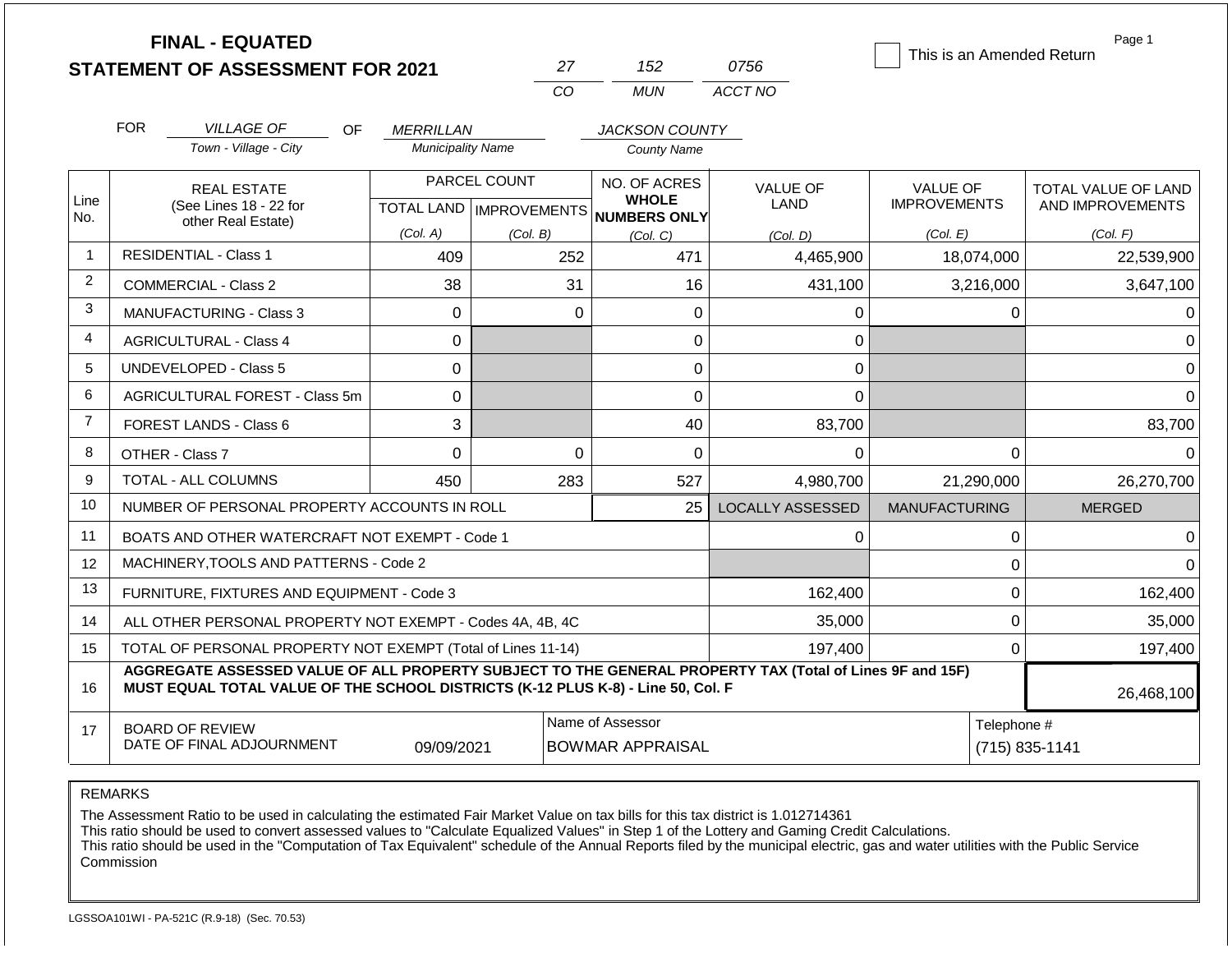# FINAL - EQUATED
# STATEMENT OF ASSESSMENT FOR 2021

| 27 | 152 | 0756 |
|---|---|---|
| CO | MUN | ACCT NO |

☐ This is an Amended Return

Page 1

FOR *VILLAGE OF* (Town - Village - City) OF *MERRILLAN* (Municipality Name) *JACKSON COUNTY* (County Name)

| Line No. | REAL ESTATE (See Lines 18 - 22 for other Real Estate) | PARCEL COUNT TOTAL LAND (Col. A) | PARCEL COUNT IMPROVEMENTS (Col. B) | NO. OF ACRES WHOLE NUMBERS ONLY (Col. C) | VALUE OF LAND (Col. D) | VALUE OF IMPROVEMENTS (Col. E) | TOTAL VALUE OF LAND AND IMPROVEMENTS (Col. F) |
|---|---|---|---|---|---|---|---|
| 1 | RESIDENTIAL - Class 1 | 409 | 252 | 471 | 4,465,900 | 18,074,000 | 22,539,900 |
| 2 | COMMERCIAL - Class 2 | 38 | 31 | 16 | 431,100 | 3,216,000 | 3,647,100 |
| 3 | MANUFACTURING - Class 3 | 0 | 0 | 0 | 0 | 0 | 0 |
| 4 | AGRICULTURAL - Class 4 | 0 | | 0 | 0 | | 0 |
| 5 | UNDEVELOPED - Class 5 | 0 | | 0 | 0 | | 0 |
| 6 | AGRICULTURAL FOREST - Class 5m | 0 | | 0 | 0 | | 0 |
| 7 | FOREST LANDS - Class 6 | 3 | | 40 | 83,700 | | 83,700 |
| 8 | OTHER - Class 7 | 0 | 0 | 0 | 0 | 0 | 0 |
| 9 | TOTAL - ALL COLUMNS | 450 | 283 | 527 | 4,980,700 | 21,290,000 | 26,270,700 |
| 10 | NUMBER OF PERSONAL PROPERTY ACCOUNTS IN ROLL | | | 25 | LOCALLY ASSESSED | MANUFACTURING | MERGED |
| 11 | BOATS AND OTHER WATERCRAFT NOT EXEMPT - Code 1 | | | | 0 | 0 | 0 |
| 12 | MACHINERY,TOOLS AND PATTERNS - Code 2 | | | | | 0 | 0 |
| 13 | FURNITURE, FIXTURES AND EQUIPMENT - Code 3 | | | | 162,400 | 0 | 162,400 |
| 14 | ALL OTHER PERSONAL PROPERTY NOT EXEMPT - Codes 4A, 4B, 4C | | | | 35,000 | 0 | 35,000 |
| 15 | TOTAL OF PERSONAL PROPERTY NOT EXEMPT (Total of Lines 11-14) | | | | 197,400 | 0 | 197,400 |
| 16 | **AGGREGATE ASSESSED VALUE OF ALL PROPERTY SUBJECT TO THE GENERAL PROPERTY TAX (Total of Lines 9F and 15F) MUST EQUAL TOTAL VALUE OF THE SCHOOL DISTRICTS (K-12 PLUS K-8) - Line 50, Col. F** | | | | | | 26,468,100 |
| 17 | BOARD OF REVIEW DATE OF FINAL ADJOURNMENT | 09/09/2021 | Name of Assessor: BOWMAR APPRAISAL | | | Telephone #: (715) 835-1141 | |

REMARKS

The Assessment Ratio to be used in calculating the estimated Fair Market Value on tax bills for this tax district is 1.012714361
This ratio should be used to convert assessed values to "Calculate Equalized Values" in Step 1 of the Lottery and Gaming Credit Calculations.
This ratio should be used in the "Computation of Tax Equivalent" schedule of the Annual Reports filed by the municipal electric, gas and water utilities with the Public Service Commission

LGSSOA101WI - PA-521C (R.9-18) (Sec. 70.53)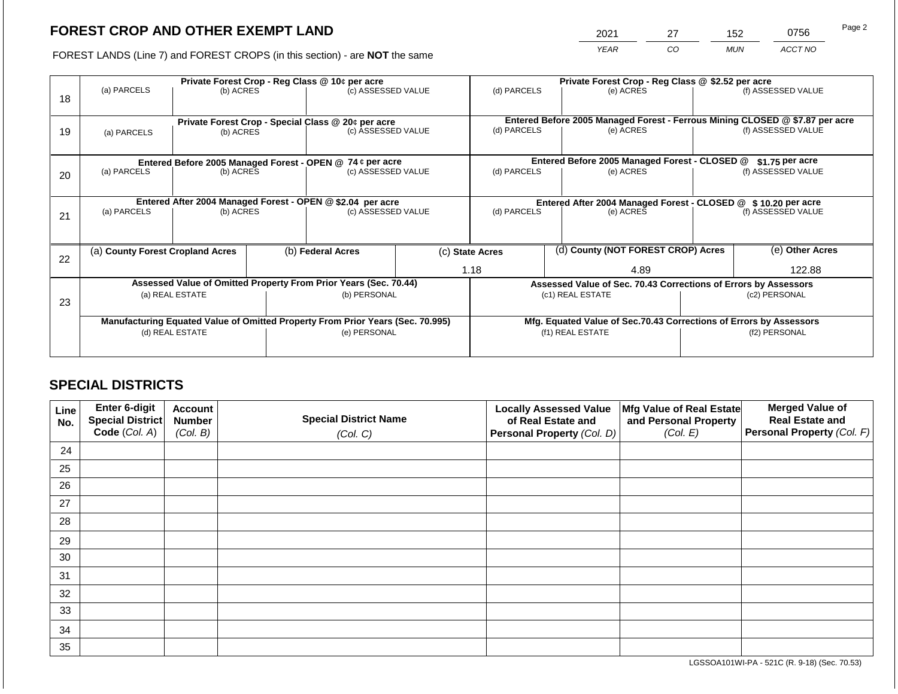# FOREST CROP AND OTHER EXEMPT LAND

FOREST LANDS (Line 7) and FOREST CROPS (in this section) - are **NOT** the same

| YEAR | CO | MUN | ACCT NO |
|---|---|---|---|
| 2021 | 27 | 152 | 0756 |

| Line | Private Forest Crop - Reg Class @ 10¢ per acre | | | Private Forest Crop - Reg Class @ $2.52 per acre | | |
|---|---|---|---|---|---|---|
| | (a) PARCELS | (b) ACRES | (c) ASSESSED VALUE | (d) PARCELS | (e) ACRES | (f) ASSESSED VALUE |
| 18 | | | | | | |
| | **Private Forest Crop - Special Class @ 20¢ per acre** | | | **Entered Before 2005 Managed Forest - Ferrous Mining CLOSED @ $7.87 per acre** | | |
| | (a) PARCELS | (b) ACRES | (c) ASSESSED VALUE | (d) PARCELS | (e) ACRES | (f) ASSESSED VALUE |
| 19 | | | | | | |
| | **Entered Before 2005 Managed Forest - OPEN @ 74 ¢ per acre** | | | **Entered Before 2005 Managed Forest - CLOSED @ $1.75 per acre** | | |
| | (a) PARCELS | (b) ACRES | (c) ASSESSED VALUE | (d) PARCELS | (e) ACRES | (f) ASSESSED VALUE |
| 20 | | | | | | |
| | **Entered After 2004 Managed Forest - OPEN @ $2.04 per acre** | | | **Entered After 2004 Managed Forest - CLOSED @ $ 10.20 per acre** | | |
| | (a) PARCELS | (b) ACRES | (c) ASSESSED VALUE | (d) PARCELS | (e) ACRES | (f) ASSESSED VALUE |
| 21 | | | | | | |

| Line | (a) County Forest Cropland Acres | (b) Federal Acres | (c) State Acres | (d) County (NOT FOREST CROP) Acres | (e) Other Acres |
|---|---|---|---|---|---|
| 22 | | | 1.18 | 4.89 | 122.88 |

| Line | Assessed Value of Omitted Property From Prior Years (Sec. 70.44) | | Assessed Value of Sec. 70.43 Corrections of Errors by Assessors | |
|---|---|---|---|---|
| | (a) REAL ESTATE | (b) PERSONAL | (c1) REAL ESTATE | (c2) PERSONAL |
| 23 | | | | |
| | **Manufacturing Equated Value of Omitted Property From Prior Years (Sec. 70.995)** | | **Mfg. Equated Value of Sec.70.43 Corrections of Errors by Assessors** | |
| | (d) REAL ESTATE | (e) PERSONAL | (f1) REAL ESTATE | (f2) PERSONAL |
| | | | | |

## SPECIAL DISTRICTS

| Line No. | Enter 6-digit Special District Code (Col. A) | Account Number (Col. B) | Special District Name (Col. C) | Locally Assessed Value of Real Estate and Personal Property (Col. D) | Mfg Value of Real Estate and Personal Property (Col. E) | Merged Value of Real Estate and Personal Property (Col. F) |
|---|---|---|---|---|---|---|
| 24 | | | | | | |
| 25 | | | | | | |
| 26 | | | | | | |
| 27 | | | | | | |
| 28 | | | | | | |
| 29 | | | | | | |
| 30 | | | | | | |
| 31 | | | | | | |
| 32 | | | | | | |
| 33 | | | | | | |
| 34 | | | | | | |
| 35 | | | | | | |

LGSSOA101WI-PA - 521C (R. 9-18) (Sec. 70.53)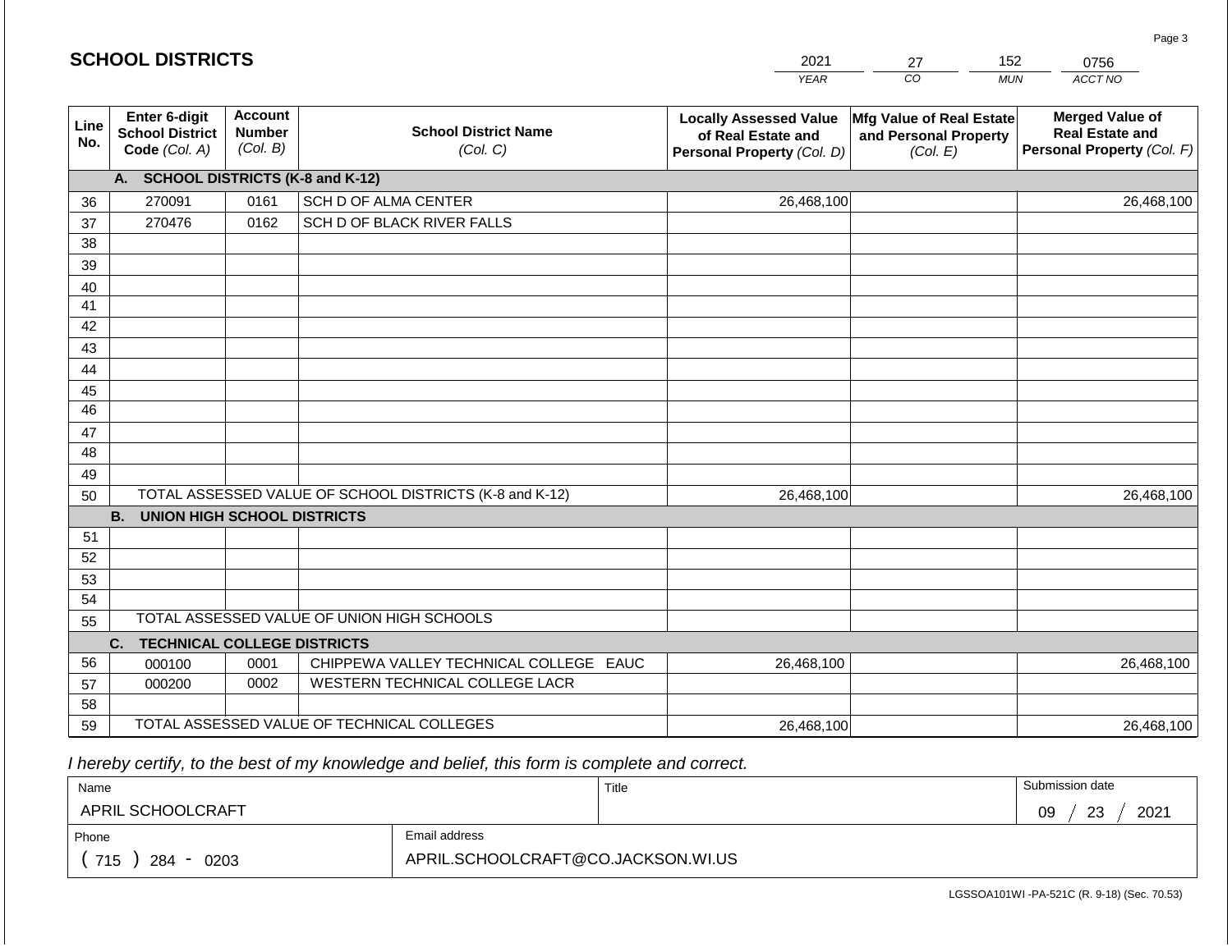# SCHOOL DISTRICTS

| 2021 | 27 | 152 | 0756 |
|---|---|---|---|
| *YEAR* | *CO* | *MUN* | *ACCT NO* |

| Line No. | Enter 6-digit School District Code *(Col. A)* | Account Number *(Col. B)* | School District Name *(Col. C)* | Locally Assessed Value of Real Estate and Personal Property *(Col. D)* | Mfg Value of Real Estate and Personal Property *(Col. E)* | Merged Value of Real Estate and Personal Property *(Col. F)* |
|---|---|---|---|---|---|---|
| | **A. SCHOOL DISTRICTS (K-8 and K-12)** | | | | | |
| 36 | 270091 | 0161 | SCH D OF ALMA CENTER | 26,468,100 | | 26,468,100 |
| 37 | 270476 | 0162 | SCH D OF BLACK RIVER FALLS | | | |
| 38 | | | | | | |
| 39 | | | | | | |
| 40 | | | | | | |
| 41 | | | | | | |
| 42 | | | | | | |
| 43 | | | | | | |
| 44 | | | | | | |
| 45 | | | | | | |
| 46 | | | | | | |
| 47 | | | | | | |
| 48 | | | | | | |
| 49 | | | | | | |
| 50 | TOTAL ASSESSED VALUE OF SCHOOL DISTRICTS (K-8 and K-12) | | | 26,468,100 | | 26,468,100 |
| | **B. UNION HIGH SCHOOL DISTRICTS** | | | | | |
| 51 | | | | | | |
| 52 | | | | | | |
| 53 | | | | | | |
| 54 | | | | | | |
| 55 | TOTAL ASSESSED VALUE OF UNION HIGH SCHOOLS | | | | | |
| | **C. TECHNICAL COLLEGE DISTRICTS** | | | | | |
| 56 | 000100 | 0001 | CHIPPEWA VALLEY TECHNICAL COLLEGE EAUC | 26,468,100 | | 26,468,100 |
| 57 | 000200 | 0002 | WESTERN TECHNICAL COLLEGE LACR | | | |
| 58 | | | | | | |
| 59 | TOTAL ASSESSED VALUE OF TECHNICAL COLLEGES | | | 26,468,100 | | 26,468,100 |

*I hereby certify, to the best of my knowledge and belief, this form is complete and correct.*

| Name | Title | Submission date |
|---|---|---|
| APRIL SCHOOLCRAFT | | 09 / 23 / 2021 |

| Phone | Email address |
|---|---|
| ( 715 ) 284 - 0203 | APRIL.SCHOOLCRAFT@CO.JACKSON.WI.US |

LGSSOA101WI -PA-521C (R. 9-18) (Sec. 70.53)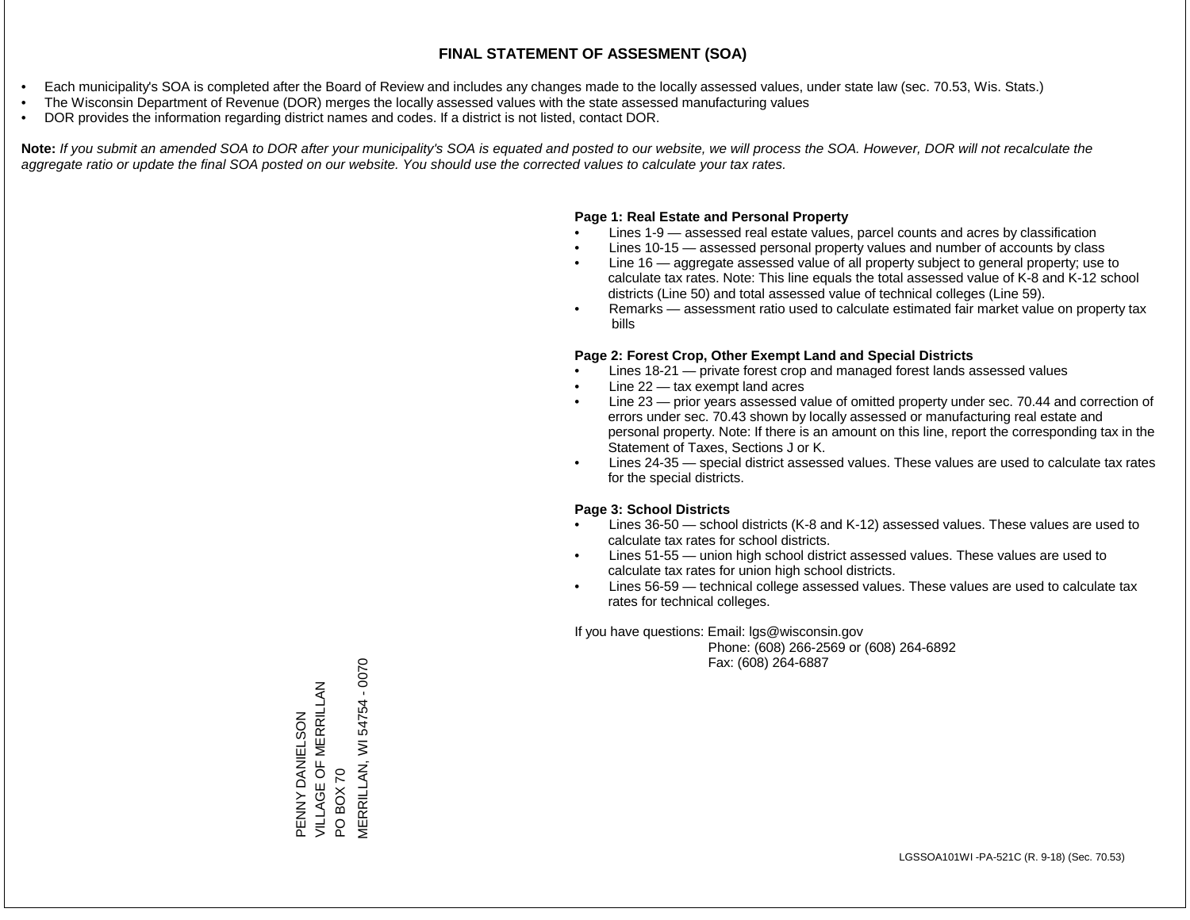# FINAL STATEMENT OF ASSESMENT (SOA)

- Each municipality's SOA is completed after the Board of Review and includes any changes made to the locally assessed values, under state law (sec. 70.53, Wis. Stats.)
- The Wisconsin Department of Revenue (DOR) merges the locally assessed values with the state assessed manufacturing values
- DOR provides the information regarding district names and codes. If a district is not listed, contact DOR.

**Note:** *If you submit an amended SOA to DOR after your municipality's SOA is equated and posted to our website, we will process the SOA. However, DOR will not recalculate the aggregate ratio or update the final SOA posted on our website. You should use the corrected values to calculate your tax rates.*

**Page 1: Real Estate and Personal Property**

- Lines 1-9 — assessed real estate values, parcel counts and acres by classification
- Lines 10-15 — assessed personal property values and number of accounts by class
- Line 16 — aggregate assessed value of all property subject to general property; use to calculate tax rates. Note: This line equals the total assessed value of K-8 and K-12 school districts (Line 50) and total assessed value of technical colleges (Line 59).
- Remarks — assessment ratio used to calculate estimated fair market value on property tax bills

**Page 2: Forest Crop, Other Exempt Land and Special Districts**

- Lines 18-21 — private forest crop and managed forest lands assessed values
- Line 22 — tax exempt land acres
- Line 23 — prior years assessed value of omitted property under sec. 70.44 and correction of errors under sec. 70.43 shown by locally assessed or manufacturing real estate and personal property. Note: If there is an amount on this line, report the corresponding tax in the Statement of Taxes, Sections J or K.
- Lines 24-35 — special district assessed values. These values are used to calculate tax rates for the special districts.

**Page 3: School Districts**

- Lines 36-50 — school districts (K-8 and K-12) assessed values. These values are used to calculate tax rates for school districts.
- Lines 51-55 — union high school district assessed values. These values are used to calculate tax rates for union high school districts.
- Lines 56-59 — technical college assessed values. These values are used to calculate tax rates for technical colleges.

If you have questions: Email: lgs@wisconsin.gov
Phone: (608) 266-2569 or (608) 264-6892
Fax: (608) 264-6887

PENNY DANIELSON
VILLAGE OF MERRILLAN
PO BOX 70
MERRILLAN, WI 54754 - 0070

LGSSOA101WI -PA-521C (R. 9-18) (Sec. 70.53)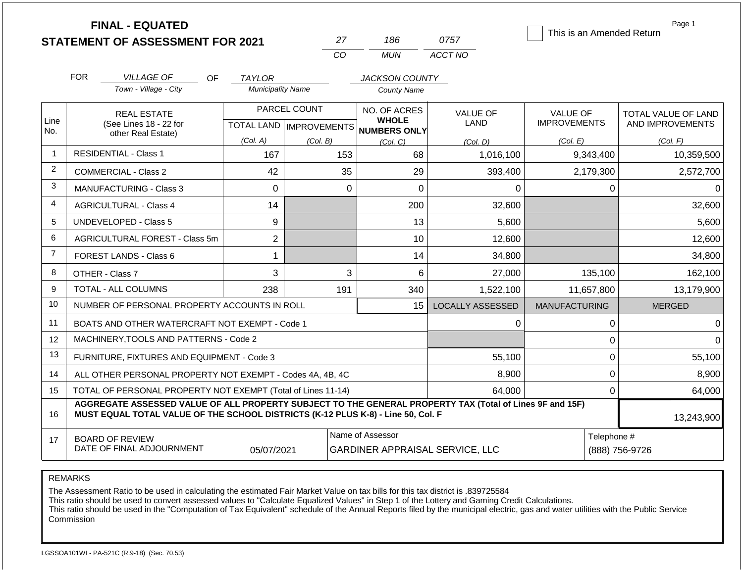# FINAL - EQUATED
## STATEMENT OF ASSESSMENT FOR 2021

| 27 | 186 | 0757 |
|---|---|---|
| CO | MUN | ACCT NO |

☐ This is an Amended Return

Page 1

FOR *VILLAGE OF* (Town - Village - City) OF *TAYLOR* (Municipality Name) *JACKSON COUNTY* (County Name)

| Line No. | REAL ESTATE (See Lines 18 - 22 for other Real Estate) | PARCEL COUNT TOTAL LAND (Col. A) | PARCEL COUNT IMPROVEMENTS (Col. B) | NO. OF ACRES WHOLE NUMBERS ONLY (Col. C) | VALUE OF LAND (Col. D) | VALUE OF IMPROVEMENTS (Col. E) | TOTAL VALUE OF LAND AND IMPROVEMENTS (Col. F) |
|---|---|---|---|---|---|---|---|
| 1 | RESIDENTIAL - Class 1 | 167 | 153 | 68 | 1,016,100 | 9,343,400 | 10,359,500 |
| 2 | COMMERCIAL - Class 2 | 42 | 35 | 29 | 393,400 | 2,179,300 | 2,572,700 |
| 3 | MANUFACTURING - Class 3 | 0 | 0 | 0 | 0 | 0 | 0 |
| 4 | AGRICULTURAL - Class 4 | 14 | | 200 | 32,600 | | 32,600 |
| 5 | UNDEVELOPED - Class 5 | 9 | | 13 | 5,600 | | 5,600 |
| 6 | AGRICULTURAL FOREST - Class 5m | 2 | | 10 | 12,600 | | 12,600 |
| 7 | FOREST LANDS - Class 6 | 1 | | 14 | 34,800 | | 34,800 |
| 8 | OTHER - Class 7 | 3 | 3 | 6 | 27,000 | 135,100 | 162,100 |
| 9 | TOTAL - ALL COLUMNS | 238 | 191 | 340 | 1,522,100 | 11,657,800 | 13,179,900 |
| 10 | NUMBER OF PERSONAL PROPERTY ACCOUNTS IN ROLL | | | 15 | LOCALLY ASSESSED | MANUFACTURING | MERGED |
| 11 | BOATS AND OTHER WATERCRAFT NOT EXEMPT - Code 1 | | | | 0 | 0 | 0 |
| 12 | MACHINERY,TOOLS AND PATTERNS - Code 2 | | | | | 0 | 0 |
| 13 | FURNITURE, FIXTURES AND EQUIPMENT - Code 3 | | | | 55,100 | 0 | 55,100 |
| 14 | ALL OTHER PERSONAL PROPERTY NOT EXEMPT - Codes 4A, 4B, 4C | | | | 8,900 | 0 | 8,900 |
| 15 | TOTAL OF PERSONAL PROPERTY NOT EXEMPT (Total of Lines 11-14) | | | | 64,000 | 0 | 64,000 |
| 16 | **AGGREGATE ASSESSED VALUE OF ALL PROPERTY SUBJECT TO THE GENERAL PROPERTY TAX (Total of Lines 9F and 15F) MUST EQUAL TOTAL VALUE OF THE SCHOOL DISTRICTS (K-12 PLUS K-8) - Line 50, Col. F** | | | | | | 13,243,900 |
| 17 | BOARD OF REVIEW DATE OF FINAL ADJOURNMENT | 05/07/2021 | Name of Assessor: GARDINER APPRAISAL SERVICE, LLC | | | Telephone #: (888) 756-9726 | |

REMARKS

The Assessment Ratio to be used in calculating the estimated Fair Market Value on tax bills for this tax district is .839725584
This ratio should be used to convert assessed values to "Calculate Equalized Values" in Step 1 of the Lottery and Gaming Credit Calculations.
This ratio should be used in the "Computation of Tax Equivalent" schedule of the Annual Reports filed by the municipal electric, gas and water utilities with the Public Service Commission

LGSSOA101WI - PA-521C (R.9-18) (Sec. 70.53)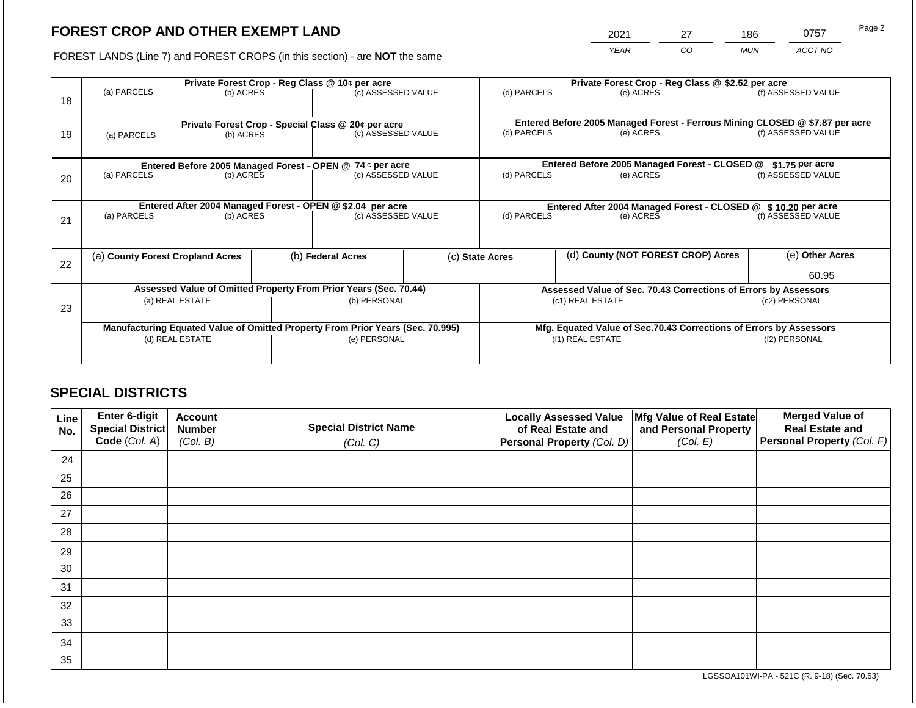# FOREST CROP AND OTHER EXEMPT LAND

FOREST LANDS (Line 7) and FOREST CROPS (in this section) - are **NOT** the same

| 2021 | 27 | 186 | 0757 |
|---|---|---|---|
| *YEAR* | *CO* | *MUN* | *ACCT NO* |

| | Private Forest Crop - Reg Class @ 10¢ per acre | | | Private Forest Crop - Reg Class @ $2.52 per acre | | |
|---|---|---|---|---|---|---|
| 18 | (a) PARCELS | (b) ACRES | (c) ASSESSED VALUE | (d) PARCELS | (e) ACRES | (f) ASSESSED VALUE |
| | **Private Forest Crop - Special Class @ 20¢ per acre** | | | **Entered Before 2005 Managed Forest - Ferrous Mining CLOSED @ $7.87 per acre** | | |
| 19 | (a) PARCELS | (b) ACRES | (c) ASSESSED VALUE | (d) PARCELS | (e) ACRES | (f) ASSESSED VALUE |
| | **Entered Before 2005 Managed Forest - OPEN @ 74 ¢ per acre** | | | **Entered Before 2005 Managed Forest - CLOSED @ $1.75 per acre** | | |
| 20 | (a) PARCELS | (b) ACRES | (c) ASSESSED VALUE | (d) PARCELS | (e) ACRES | (f) ASSESSED VALUE |
| | **Entered After 2004 Managed Forest - OPEN @ $2.04 per acre** | | | **Entered After 2004 Managed Forest - CLOSED @ $ 10.20 per acre** | | |
| 21 | (a) PARCELS | (b) ACRES | (c) ASSESSED VALUE | (d) PARCELS | (e) ACRES | (f) ASSESSED VALUE |

| | (a) County Forest Cropland Acres | (b) Federal Acres | (c) State Acres | (d) County (NOT FOREST CROP) Acres | (e) Other Acres |
|---|---|---|---|---|---|
| 22 | | | | | 60.95 |

| | Assessed Value of Omitted Property From Prior Years (Sec. 70.44) | | Assessed Value of Sec. 70.43 Corrections of Errors by Assessors | |
|---|---|---|---|---|
| 23 | (a) REAL ESTATE | (b) PERSONAL | (c1) REAL ESTATE | (c2) PERSONAL |
| | **Manufacturing Equated Value of Omitted Property From Prior Years (Sec. 70.995)** | | **Mfg. Equated Value of Sec.70.43 Corrections of Errors by Assessors** | |
| | (d) REAL ESTATE | (e) PERSONAL | (f1) REAL ESTATE | (f2) PERSONAL |

## SPECIAL DISTRICTS

| Line No. | Enter 6-digit Special District Code (*Col. A*) | Account Number (*Col. B*) | Special District Name (*Col. C*) | Locally Assessed Value of Real Estate and Personal Property (*Col. D*) | Mfg Value of Real Estate and Personal Property (*Col. E*) | Merged Value of Real Estate and Personal Property (*Col. F*) |
|---|---|---|---|---|---|---|
| 24 | | | | | | |
| 25 | | | | | | |
| 26 | | | | | | |
| 27 | | | | | | |
| 28 | | | | | | |
| 29 | | | | | | |
| 30 | | | | | | |
| 31 | | | | | | |
| 32 | | | | | | |
| 33 | | | | | | |
| 34 | | | | | | |
| 35 | | | | | | |

LGSSOA101WI-PA - 521C (R. 9-18) (Sec. 70.53)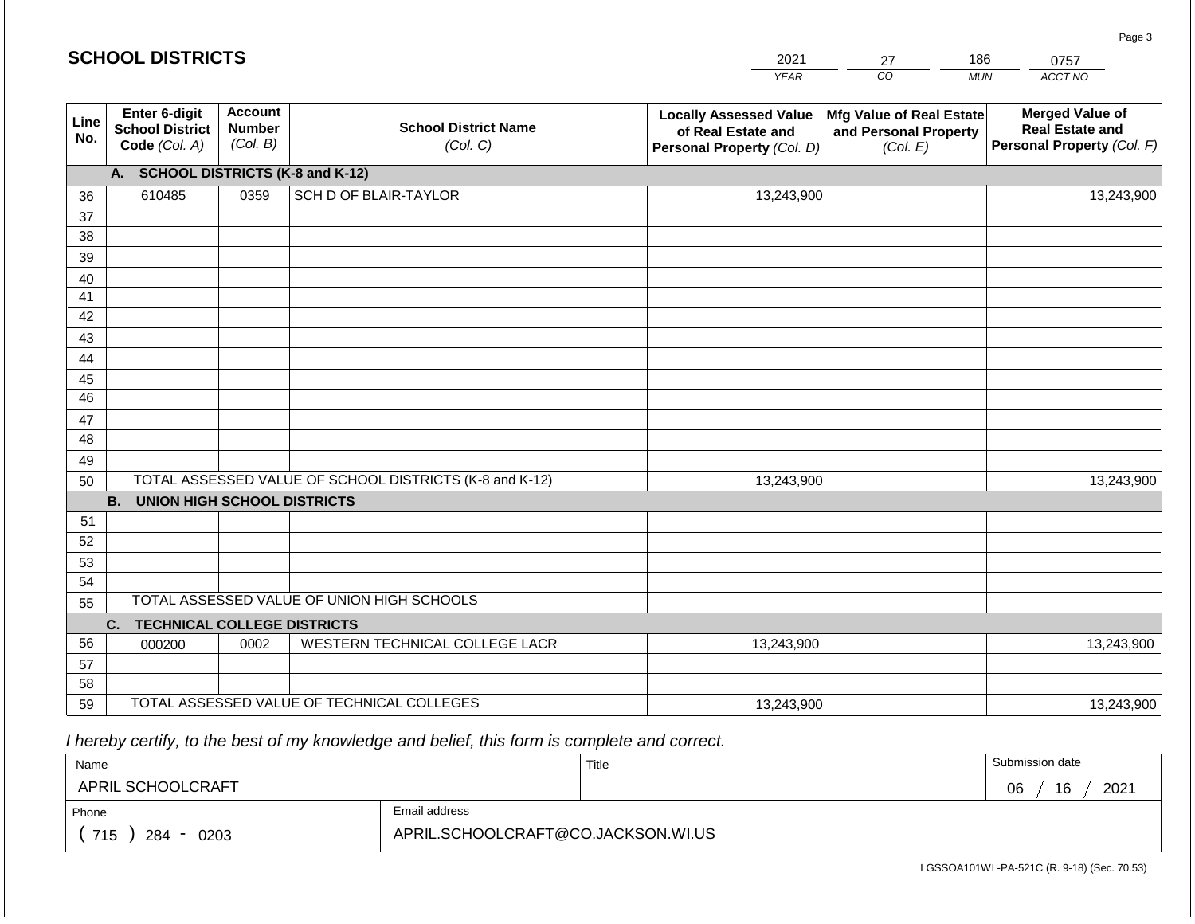## SCHOOL DISTRICTS

| 2021 | 27 | 186 | 0757 |
|---|---|---|---|
| YEAR | CO | MUN | ACCT NO |

| Line No. | Enter 6-digit School District Code (Col. A) | Account Number (Col. B) | School District Name (Col. C) | Locally Assessed Value of Real Estate and Personal Property (Col. D) | Mfg Value of Real Estate and Personal Property (Col. E) | Merged Value of Real Estate and Personal Property (Col. F) |
|---|---|---|---|---|---|---|
| | **A. SCHOOL DISTRICTS (K-8 and K-12)** | | | | | |
| 36 | 610485 | 0359 | SCH D OF BLAIR-TAYLOR | 13,243,900 | | 13,243,900 |
| 37 | | | | | | |
| 38 | | | | | | |
| 39 | | | | | | |
| 40 | | | | | | |
| 41 | | | | | | |
| 42 | | | | | | |
| 43 | | | | | | |
| 44 | | | | | | |
| 45 | | | | | | |
| 46 | | | | | | |
| 47 | | | | | | |
| 48 | | | | | | |
| 49 | | | | | | |
| 50 | | | TOTAL ASSESSED VALUE OF SCHOOL DISTRICTS (K-8 and K-12) | 13,243,900 | | 13,243,900 |
| | **B. UNION HIGH SCHOOL DISTRICTS** | | | | | |
| 51 | | | | | | |
| 52 | | | | | | |
| 53 | | | | | | |
| 54 | | | | | | |
| 55 | | | TOTAL ASSESSED VALUE OF UNION HIGH SCHOOLS | | | |
| | **C. TECHNICAL COLLEGE DISTRICTS** | | | | | |
| 56 | 000200 | 0002 | WESTERN TECHNICAL COLLEGE LACR | 13,243,900 | | 13,243,900 |
| 57 | | | | | | |
| 58 | | | | | | |
| 59 | | | TOTAL ASSESSED VALUE OF TECHNICAL COLLEGES | 13,243,900 | | 13,243,900 |

*I hereby certify, to the best of my knowledge and belief, this form is complete and correct.*

| Name | | Title | Submission date |
|---|---|---|---|
| APRIL SCHOOLCRAFT | | | 06 / 16 / 2021 |
| Phone | Email address | | |
| ( 715 ) 284 - 0203 | APRIL.SCHOOLCRAFT@CO.JACKSON.WI.US | | |

LGSSOA101WI -PA-521C (R. 9-18) (Sec. 70.53)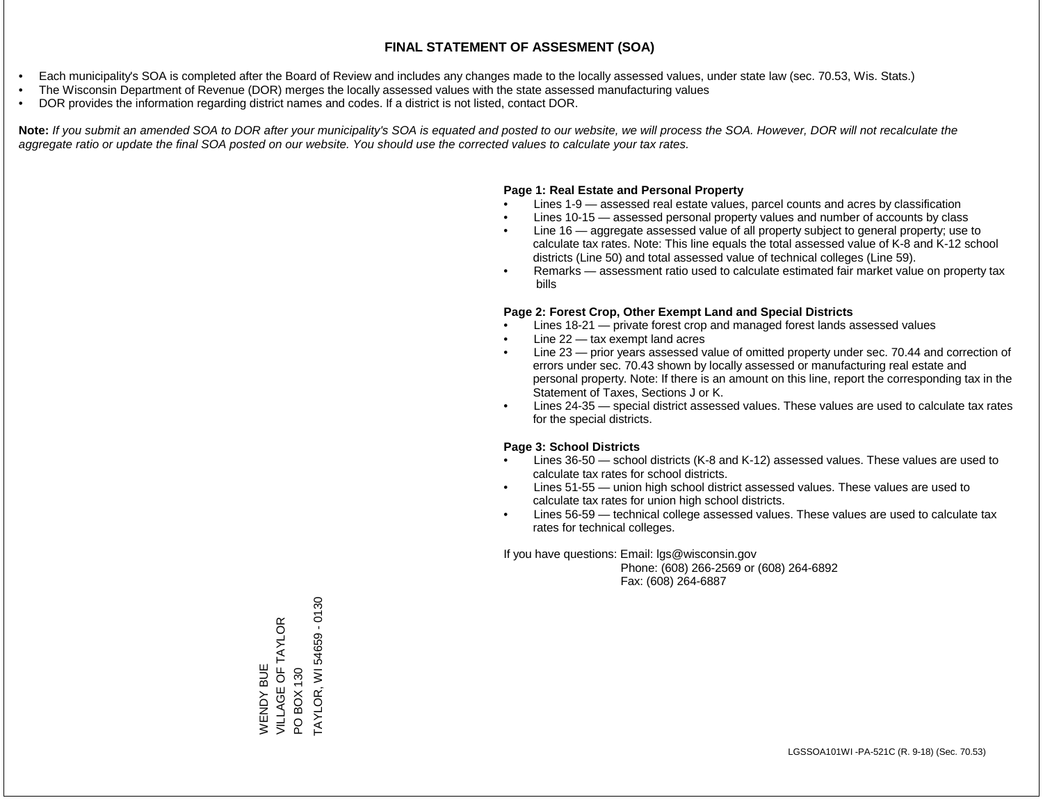# FINAL STATEMENT OF ASSESMENT (SOA)

- Each municipality's SOA is completed after the Board of Review and includes any changes made to the locally assessed values, under state law (sec. 70.53, Wis. Stats.)
- The Wisconsin Department of Revenue (DOR) merges the locally assessed values with the state assessed manufacturing values
- DOR provides the information regarding district names and codes. If a district is not listed, contact DOR.

**Note:** *If you submit an amended SOA to DOR after your municipality's SOA is equated and posted to our website, we will process the SOA. However, DOR will not recalculate the aggregate ratio or update the final SOA posted on our website. You should use the corrected values to calculate your tax rates.*

**Page 1: Real Estate and Personal Property**

- Lines 1-9 — assessed real estate values, parcel counts and acres by classification
- Lines 10-15 — assessed personal property values and number of accounts by class
- Line 16 — aggregate assessed value of all property subject to general property; use to calculate tax rates. Note: This line equals the total assessed value of K-8 and K-12 school districts (Line 50) and total assessed value of technical colleges (Line 59).
- Remarks — assessment ratio used to calculate estimated fair market value on property tax bills

**Page 2: Forest Crop, Other Exempt Land and Special Districts**

- Lines 18-21 — private forest crop and managed forest lands assessed values
- Line 22 — tax exempt land acres
- Line 23 — prior years assessed value of omitted property under sec. 70.44 and correction of errors under sec. 70.43 shown by locally assessed or manufacturing real estate and personal property. Note: If there is an amount on this line, report the corresponding tax in the Statement of Taxes, Sections J or K.
- Lines 24-35 — special district assessed values. These values are used to calculate tax rates for the special districts.

**Page 3: School Districts**

- Lines 36-50 — school districts (K-8 and K-12) assessed values. These values are used to calculate tax rates for school districts.
- Lines 51-55 — union high school district assessed values. These values are used to calculate tax rates for union high school districts.
- Lines 56-59 — technical college assessed values. These values are used to calculate tax rates for technical colleges.

If you have questions: Email: lgs@wisconsin.gov
Phone: (608) 266-2569 or (608) 264-6892
Fax: (608) 264-6887

WENDY BUE
VILLAGE OF TAYLOR
PO BOX 130
TAYLOR, WI 54659 - 0130

LGSSOA101WI -PA-521C (R. 9-18) (Sec. 70.53)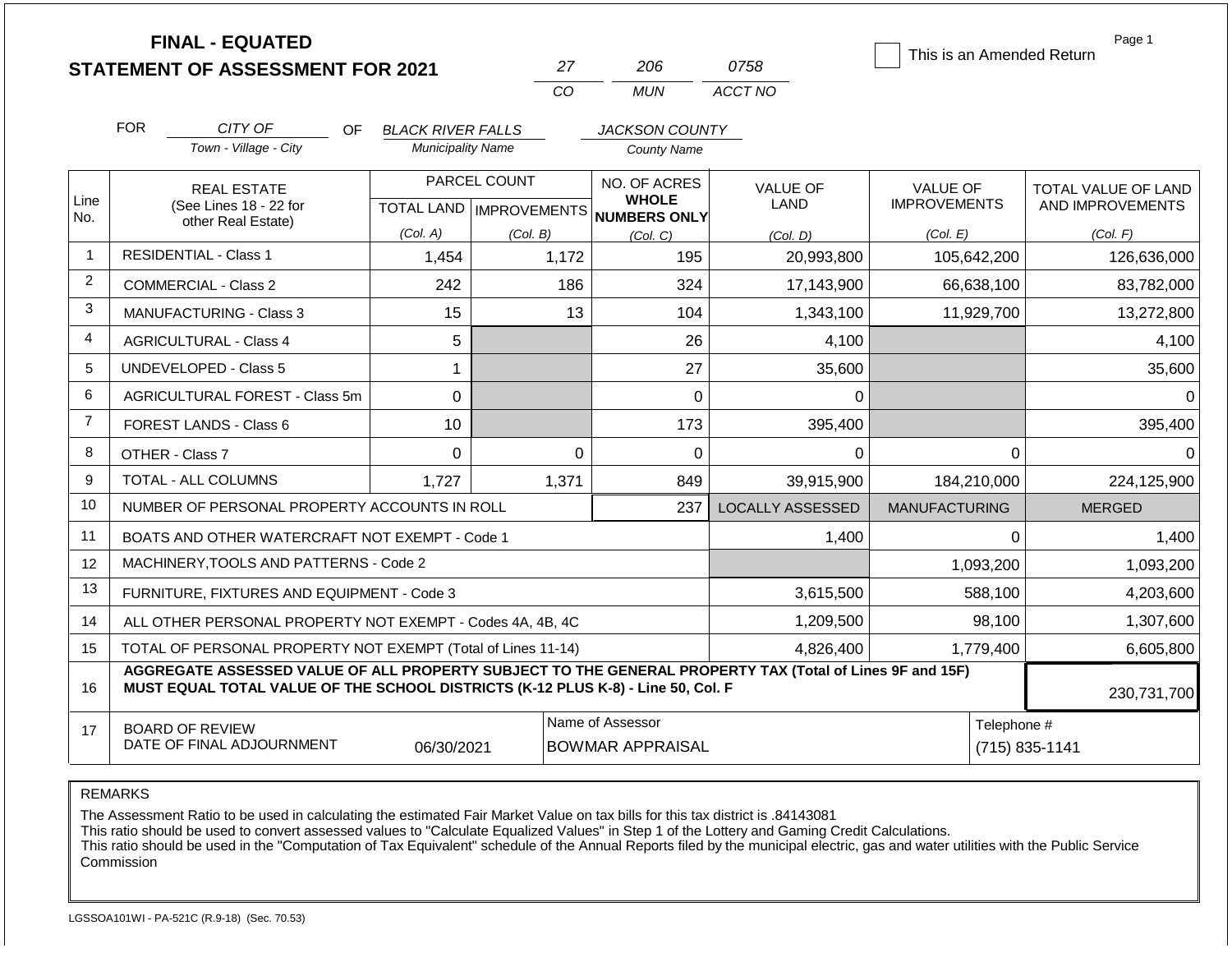# FINAL - EQUATED STATEMENT OF ASSESSMENT FOR 2021

| 27 | 206 | 0758 |
|---|---|---|
| CO | MUN | ACCT NO |

☐ This is an Amended Return

FOR *CITY OF* (Town - Village - City) OF *BLACK RIVER FALLS* (Municipality Name) *JACKSON COUNTY* (County Name)

| Line No. | REAL ESTATE (See Lines 18 - 22 for other Real Estate) | PARCEL COUNT TOTAL LAND (Col. A) | PARCEL COUNT IMPROVEMENTS (Col. B) | NO. OF ACRES WHOLE NUMBERS ONLY (Col. C) | VALUE OF LAND (Col. D) | VALUE OF IMPROVEMENTS (Col. E) | TOTAL VALUE OF LAND AND IMPROVEMENTS (Col. F) |
|---|---|---|---|---|---|---|---|
| 1 | RESIDENTIAL - Class 1 | 1,454 | 1,172 | 195 | 20,993,800 | 105,642,200 | 126,636,000 |
| 2 | COMMERCIAL - Class 2 | 242 | 186 | 324 | 17,143,900 | 66,638,100 | 83,782,000 |
| 3 | MANUFACTURING - Class 3 | 15 | 13 | 104 | 1,343,100 | 11,929,700 | 13,272,800 |
| 4 | AGRICULTURAL - Class 4 | 5 | | 26 | 4,100 | | 4,100 |
| 5 | UNDEVELOPED - Class 5 | 1 | | 27 | 35,600 | | 35,600 |
| 6 | AGRICULTURAL FOREST - Class 5m | 0 | | 0 | 0 | | 0 |
| 7 | FOREST LANDS - Class 6 | 10 | | 173 | 395,400 | | 395,400 |
| 8 | OTHER - Class 7 | 0 | 0 | 0 | 0 | 0 | 0 |
| 9 | TOTAL - ALL COLUMNS | 1,727 | 1,371 | 849 | 39,915,900 | 184,210,000 | 224,125,900 |
| 10 | NUMBER OF PERSONAL PROPERTY ACCOUNTS IN ROLL | | | 237 | LOCALLY ASSESSED | MANUFACTURING | MERGED |
| 11 | BOATS AND OTHER WATERCRAFT NOT EXEMPT - Code 1 | | | | 1,400 | 0 | 1,400 |
| 12 | MACHINERY,TOOLS AND PATTERNS - Code 2 | | | | | 1,093,200 | 1,093,200 |
| 13 | FURNITURE, FIXTURES AND EQUIPMENT - Code 3 | | | | 3,615,500 | 588,100 | 4,203,600 |
| 14 | ALL OTHER PERSONAL PROPERTY NOT EXEMPT - Codes 4A, 4B, 4C | | | | 1,209,500 | 98,100 | 1,307,600 |
| 15 | TOTAL OF PERSONAL PROPERTY NOT EXEMPT (Total of Lines 11-14) | | | | 4,826,400 | 1,779,400 | 6,605,800 |
| 16 | **AGGREGATE ASSESSED VALUE OF ALL PROPERTY SUBJECT TO THE GENERAL PROPERTY TAX (Total of Lines 9F and 15F) MUST EQUAL TOTAL VALUE OF THE SCHOOL DISTRICTS (K-12 PLUS K-8) - Line 50, Col. F** | | | | | | 230,731,700 |
| 17 | BOARD OF REVIEW DATE OF FINAL ADJOURNMENT | 06/30/2021 | Name of Assessor: BOWMAR APPRAISAL | | | Telephone #: (715) 835-1141 | |

REMARKS

The Assessment Ratio to be used in calculating the estimated Fair Market Value on tax bills for this tax district is .84143081
This ratio should be used to convert assessed values to "Calculate Equalized Values" in Step 1 of the Lottery and Gaming Credit Calculations.
This ratio should be used in the "Computation of Tax Equivalent" schedule of the Annual Reports filed by the municipal electric, gas and water utilities with the Public Service Commission

LGSSOA101WI - PA-521C (R.9-18) (Sec. 70.53)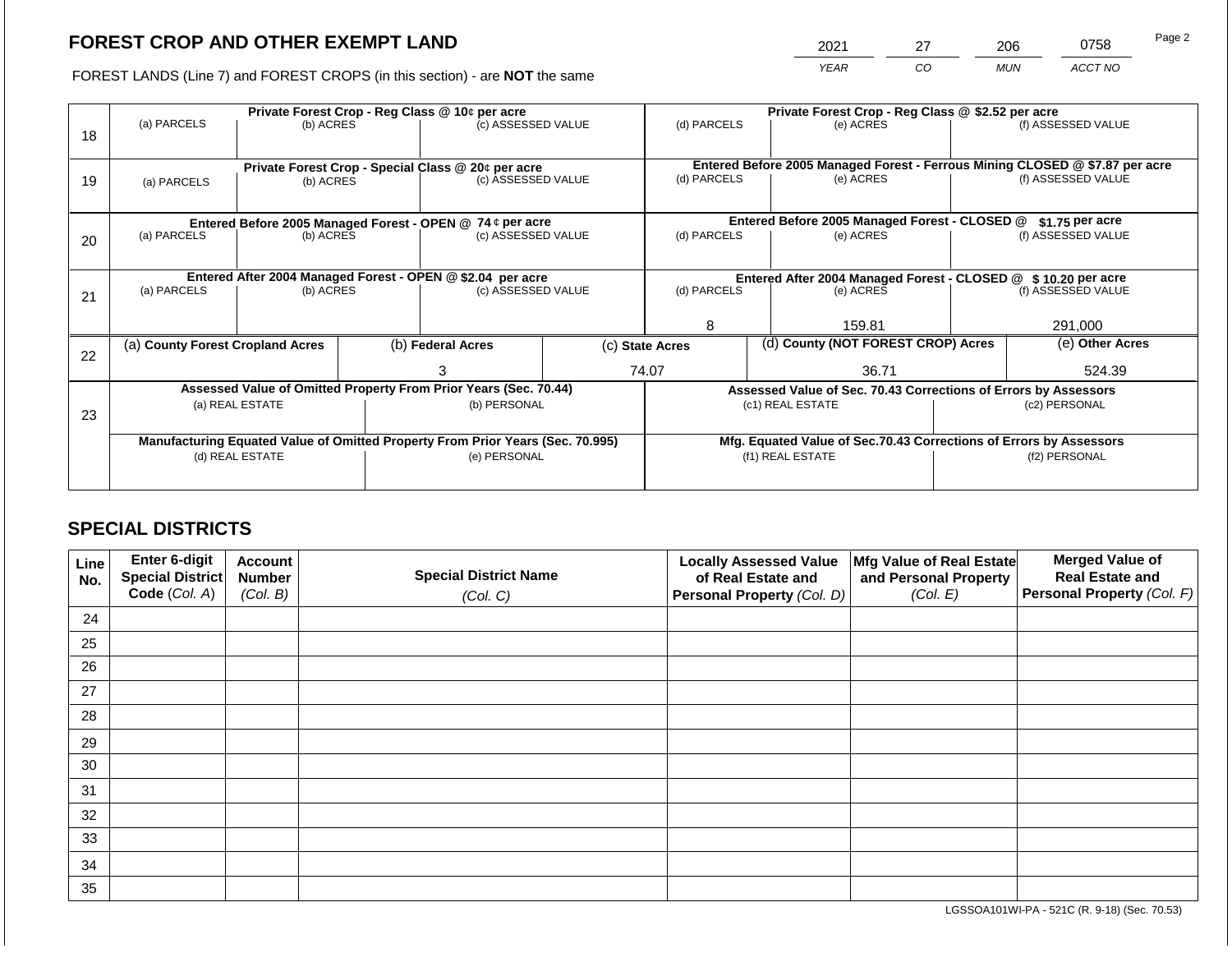# FOREST CROP AND OTHER EXEMPT LAND

| 2021 | 27 | 206 | 0758 |
|---|---|---|---|
| YEAR | CO | MUN | ACCT NO |

FOREST LANDS (Line 7) and FOREST CROPS (in this section) - are **NOT** the same

| Line | Private Forest Crop - Reg Class @ 10¢ per acre | | | Private Forest Crop - Reg Class @ $2.52 per acre | | |
|---|---|---|---|---|---|---|
| 18 | (a) PARCELS | (b) ACRES | (c) ASSESSED VALUE | (d) PARCELS | (e) ACRES | (f) ASSESSED VALUE |
| | | | | | | |
| | **Private Forest Crop - Special Class @ 20¢ per acre** | | | **Entered Before 2005 Managed Forest - Ferrous Mining CLOSED @ $7.87 per acre** | | |
| 19 | (a) PARCELS | (b) ACRES | (c) ASSESSED VALUE | (d) PARCELS | (e) ACRES | (f) ASSESSED VALUE |
| | | | | | | |
| | **Entered Before 2005 Managed Forest - OPEN @ 74 ¢ per acre** | | | **Entered Before 2005 Managed Forest - CLOSED @ $1.75 per acre** | | |
| 20 | (a) PARCELS | (b) ACRES | (c) ASSESSED VALUE | (d) PARCELS | (e) ACRES | (f) ASSESSED VALUE |
| | | | | | | |
| | **Entered After 2004 Managed Forest - OPEN @ $2.04 per acre** | | | **Entered After 2004 Managed Forest - CLOSED @ $ 10.20 per acre** | | |
| 21 | (a) PARCELS | (b) ACRES | (c) ASSESSED VALUE | (d) PARCELS | (e) ACRES | (f) ASSESSED VALUE |
| | | | | 8 | 159.81 | 291,000 |

| Line | (a) County Forest Cropland Acres | (b) Federal Acres | (c) State Acres | (d) County (NOT FOREST CROP) Acres | (e) Other Acres |
|---|---|---|---|---|---|
| 22 | | 3 | 74.07 | 36.71 | 524.39 |

| Line | Assessed Value of Omitted Property From Prior Years (Sec. 70.44) | | Assessed Value of Sec. 70.43 Corrections of Errors by Assessors | |
|---|---|---|---|---|
| 23 | (a) REAL ESTATE | (b) PERSONAL | (c1) REAL ESTATE | (c2) PERSONAL |
| | | | | |
| | **Manufacturing Equated Value of Omitted Property From Prior Years (Sec. 70.995)** | | **Mfg. Equated Value of Sec.70.43 Corrections of Errors by Assessors** | |
| | (d) REAL ESTATE | (e) PERSONAL | (f1) REAL ESTATE | (f2) PERSONAL |
| | | | | |

## SPECIAL DISTRICTS

| Line No. | Enter 6-digit Special District Code (Col. A) | Account Number (Col. B) | Special District Name (Col. C) | Locally Assessed Value of Real Estate and Personal Property (Col. D) | Mfg Value of Real Estate and Personal Property (Col. E) | Merged Value of Real Estate and Personal Property (Col. F) |
|---|---|---|---|---|---|---|
| 24 | | | | | | |
| 25 | | | | | | |
| 26 | | | | | | |
| 27 | | | | | | |
| 28 | | | | | | |
| 29 | | | | | | |
| 30 | | | | | | |
| 31 | | | | | | |
| 32 | | | | | | |
| 33 | | | | | | |
| 34 | | | | | | |
| 35 | | | | | | |

LGSSOA101WI-PA - 521C (R. 9-18) (Sec. 70.53)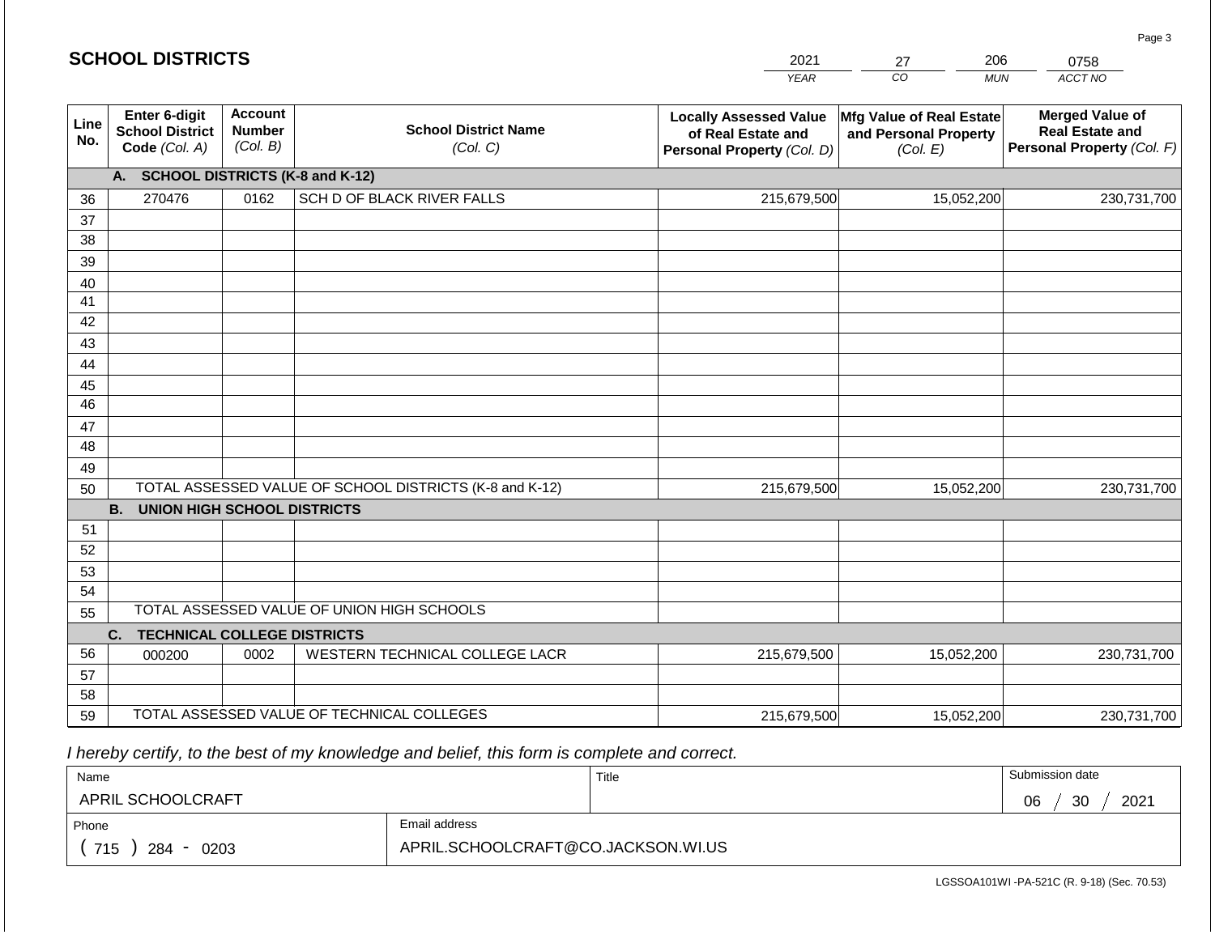## SCHOOL DISTRICTS

| 2021 | 27 | 206 | 0758 |
|---|---|---|---|
| *YEAR* | *CO* | *MUN* | *ACCT NO* |

| Line No. | Enter 6-digit School District Code *(Col. A)* | Account Number *(Col. B)* | School District Name *(Col. C)* | Locally Assessed Value of Real Estate and Personal Property *(Col. D)* | Mfg Value of Real Estate and Personal Property *(Col. E)* | Merged Value of Real Estate and Personal Property *(Col. F)* |
|---|---|---|---|---|---|---|
| | **A. SCHOOL DISTRICTS (K-8 and K-12)** | | | | | |
| 36 | 270476 | 0162 | SCH D OF BLACK RIVER FALLS | 215,679,500 | 15,052,200 | 230,731,700 |
| 37 | | | | | | |
| 38 | | | | | | |
| 39 | | | | | | |
| 40 | | | | | | |
| 41 | | | | | | |
| 42 | | | | | | |
| 43 | | | | | | |
| 44 | | | | | | |
| 45 | | | | | | |
| 46 | | | | | | |
| 47 | | | | | | |
| 48 | | | | | | |
| 49 | | | | | | |
| 50 | TOTAL ASSESSED VALUE OF SCHOOL DISTRICTS (K-8 and K-12) | | | 215,679,500 | 15,052,200 | 230,731,700 |
| | **B. UNION HIGH SCHOOL DISTRICTS** | | | | | |
| 51 | | | | | | |
| 52 | | | | | | |
| 53 | | | | | | |
| 54 | | | | | | |
| 55 | TOTAL ASSESSED VALUE OF UNION HIGH SCHOOLS | | | | | |
| | **C. TECHNICAL COLLEGE DISTRICTS** | | | | | |
| 56 | 000200 | 0002 | WESTERN TECHNICAL COLLEGE LACR | 215,679,500 | 15,052,200 | 230,731,700 |
| 57 | | | | | | |
| 58 | | | | | | |
| 59 | TOTAL ASSESSED VALUE OF TECHNICAL COLLEGES | | | 215,679,500 | 15,052,200 | 230,731,700 |

*I hereby certify, to the best of my knowledge and belief, this form is complete and correct.*

| Name | Title | Submission date |
|---|---|---|
| APRIL SCHOOLCRAFT | | 06 / 30 / 2021 |
| **Phone** | **Email address** | |
| ( 715 ) 284 - 0203 | APRIL.SCHOOLCRAFT@CO.JACKSON.WI.US | |

LGSSOA101WI -PA-521C (R. 9-18) (Sec. 70.53)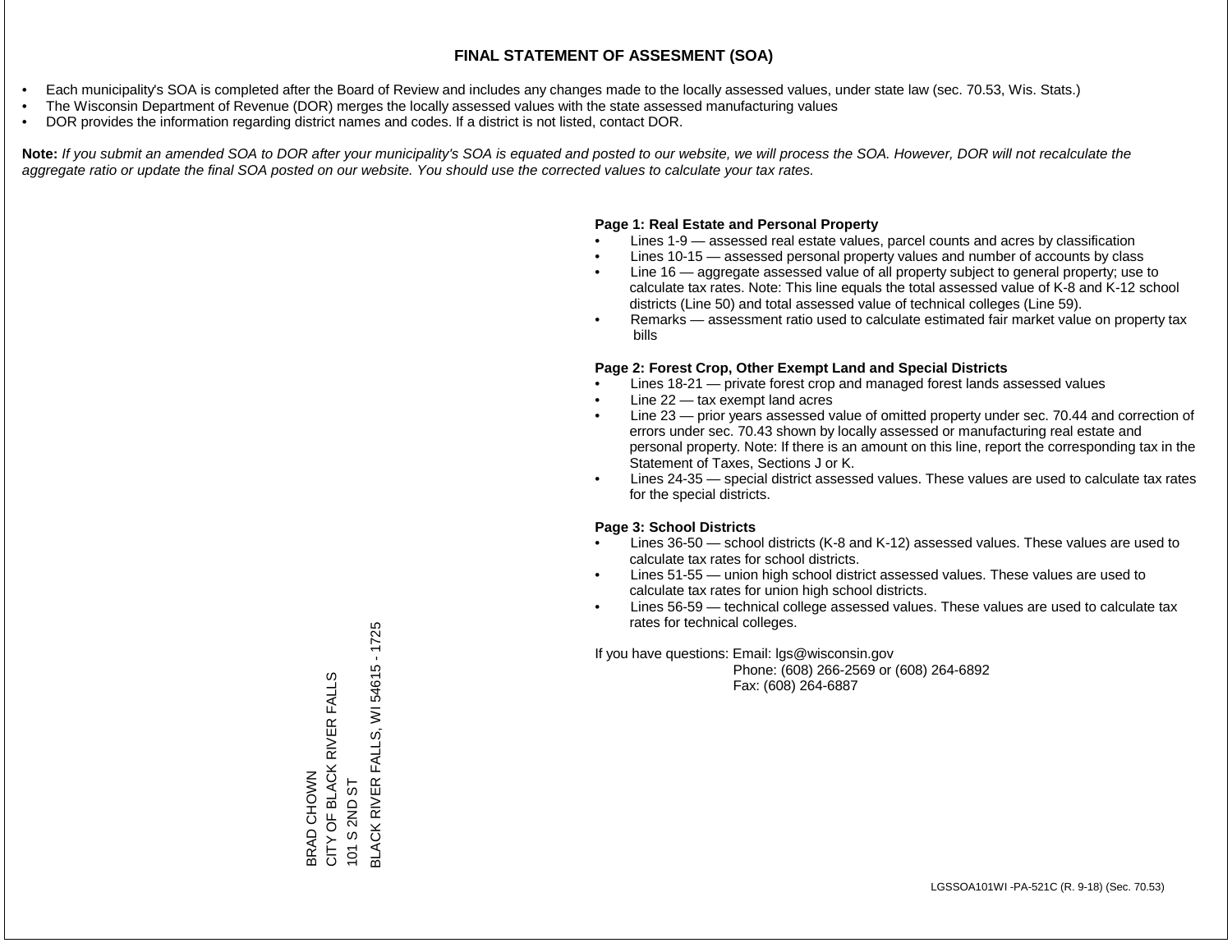# FINAL STATEMENT OF ASSESMENT (SOA)

- Each municipality's SOA is completed after the Board of Review and includes any changes made to the locally assessed values, under state law (sec. 70.53, Wis. Stats.)
- The Wisconsin Department of Revenue (DOR) merges the locally assessed values with the state assessed manufacturing values
- DOR provides the information regarding district names and codes. If a district is not listed, contact DOR.

**Note:** *If you submit an amended SOA to DOR after your municipality's SOA is equated and posted to our website, we will process the SOA. However, DOR will not recalculate the aggregate ratio or update the final SOA posted on our website. You should use the corrected values to calculate your tax rates.*

**Page 1: Real Estate and Personal Property**

- Lines 1-9 — assessed real estate values, parcel counts and acres by classification
- Lines 10-15 — assessed personal property values and number of accounts by class
- Line 16 — aggregate assessed value of all property subject to general property; use to calculate tax rates. Note: This line equals the total assessed value of K-8 and K-12 school districts (Line 50) and total assessed value of technical colleges (Line 59).
- Remarks — assessment ratio used to calculate estimated fair market value on property tax bills

**Page 2: Forest Crop, Other Exempt Land and Special Districts**

- Lines 18-21 — private forest crop and managed forest lands assessed values
- Line 22 — tax exempt land acres
- Line 23 — prior years assessed value of omitted property under sec. 70.44 and correction of errors under sec. 70.43 shown by locally assessed or manufacturing real estate and personal property. Note: If there is an amount on this line, report the corresponding tax in the Statement of Taxes, Sections J or K.
- Lines 24-35 — special district assessed values. These values are used to calculate tax rates for the special districts.

**Page 3: School Districts**

- Lines 36-50 — school districts (K-8 and K-12) assessed values. These values are used to calculate tax rates for school districts.
- Lines 51-55 — union high school district assessed values. These values are used to calculate tax rates for union high school districts.
- Lines 56-59 — technical college assessed values. These values are used to calculate tax rates for technical colleges.

If you have questions: Email: lgs@wisconsin.gov
Phone: (608) 266-2569 or (608) 264-6892
Fax: (608) 264-6887

BRAD CHOWN
CITY OF BLACK RIVER FALLS
101 S 2ND ST
BLACK RIVER FALLS, WI 54615 - 1725

LGSSOA101WI -PA-521C (R. 9-18) (Sec. 70.53)